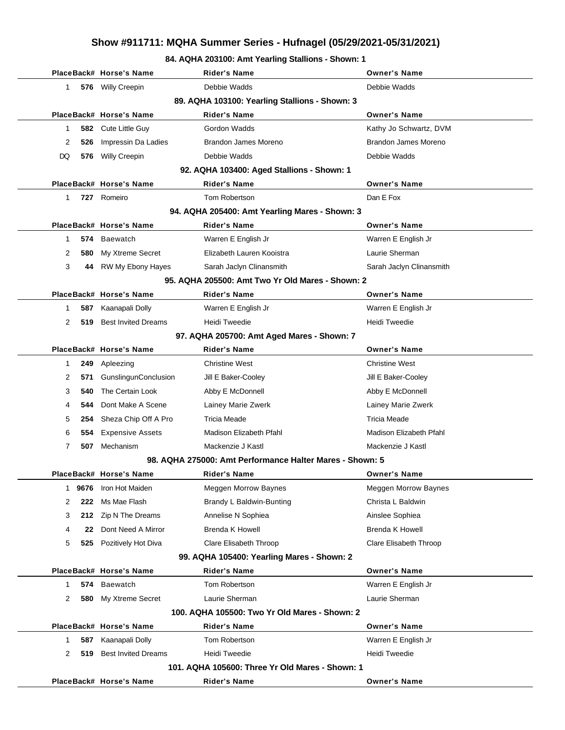# Show #911711: MQHA Summer Series - Hufnagel (05/29/2021-05/31/2021)

### 84. AQHA 203100: Amt Yearling Stallions - Shown: 1

| Place | Back# | Horse's Name | Rider's Name | Owner's Name |
|---|---|---|---|---|
| 1 | 576 | Willy Creepin | Debbie Wadds | Debbie Wadds |

### 89. AQHA 103100: Yearling Stallions - Shown: 3

| Place | Back# | Horse's Name | Rider's Name | Owner's Name |
|---|---|---|---|---|
| 1 | 582 | Cute Little Guy | Gordon Wadds | Kathy Jo Schwartz, DVM |
| 2 | 526 | Impressin Da Ladies | Brandon James Moreno | Brandon James Moreno |
| DQ | 576 | Willy Creepin | Debbie Wadds | Debbie Wadds |

### 92. AQHA 103400: Aged Stallions - Shown: 1

| Place | Back# | Horse's Name | Rider's Name | Owner's Name |
|---|---|---|---|---|
| 1 | 727 | Romeiro | Tom Robertson | Dan E Fox |

### 94. AQHA 205400: Amt Yearling Mares - Shown: 3

| Place | Back# | Horse's Name | Rider's Name | Owner's Name |
|---|---|---|---|---|
| 1 | 574 | Baewatch | Warren E English Jr | Warren E English Jr |
| 2 | 580 | My Xtreme Secret | Elizabeth Lauren Kooistra | Laurie Sherman |
| 3 | 44 | RW My Ebony Hayes | Sarah Jaclyn Clinansmith | Sarah Jaclyn Clinansmith |

### 95. AQHA 205500: Amt Two Yr Old Mares - Shown: 2

| Place | Back# | Horse's Name | Rider's Name | Owner's Name |
|---|---|---|---|---|
| 1 | 587 | Kaanapali Dolly | Warren E English Jr | Warren E English Jr |
| 2 | 519 | Best Invited Dreams | Heidi Tweedie | Heidi Tweedie |

### 97. AQHA 205700: Amt Aged Mares - Shown: 7

| Place | Back# | Horse's Name | Rider's Name | Owner's Name |
|---|---|---|---|---|
| 1 | 249 | Apleezing | Christine West | Christine West |
| 2 | 571 | GunslingunConclusion | Jill E Baker-Cooley | Jill E Baker-Cooley |
| 3 | 540 | The Certain Look | Abby E McDonnell | Abby E McDonnell |
| 4 | 544 | Dont Make A Scene | Lainey Marie Zwerk | Lainey Marie Zwerk |
| 5 | 254 | Sheza Chip Off A Pro | Tricia Meade | Tricia Meade |
| 6 | 554 | Expensive Assets | Madison Elizabeth Pfahl | Madison Elizabeth Pfahl |
| 7 | 507 | Mechanism | Mackenzie J Kastl | Mackenzie J Kastl |

### 98. AQHA 275000: Amt Performance Halter Mares - Shown: 5

| Place | Back# | Horse's Name | Rider's Name | Owner's Name |
|---|---|---|---|---|
| 1 | 9676 | Iron Hot Maiden | Meggen Morrow Baynes | Meggen Morrow Baynes |
| 2 | 222 | Ms Mae Flash | Brandy L Baldwin-Bunting | Christa L Baldwin |
| 3 | 212 | Zip N The Dreams | Annelise N Sophiea | Ainslee Sophiea |
| 4 | 22 | Dont Need A Mirror | Brenda K Howell | Brenda K Howell |
| 5 | 525 | Pozitively Hot Diva | Clare Elisabeth Throop | Clare Elisabeth Throop |

### 99. AQHA 105400: Yearling Mares - Shown: 2

| Place | Back# | Horse's Name | Rider's Name | Owner's Name |
|---|---|---|---|---|
| 1 | 574 | Baewatch | Tom Robertson | Warren E English Jr |
| 2 | 580 | My Xtreme Secret | Laurie Sherman | Laurie Sherman |

### 100. AQHA 105500: Two Yr Old Mares - Shown: 2

| Place | Back# | Horse's Name | Rider's Name | Owner's Name |
|---|---|---|---|---|
| 1 | 587 | Kaanapali Dolly | Tom Robertson | Warren E English Jr |
| 2 | 519 | Best Invited Dreams | Heidi Tweedie | Heidi Tweedie |

### 101. AQHA 105600: Three Yr Old Mares - Shown: 1

| Place | Back# | Horse's Name | Rider's Name | Owner's Name |
|---|---|---|---|---|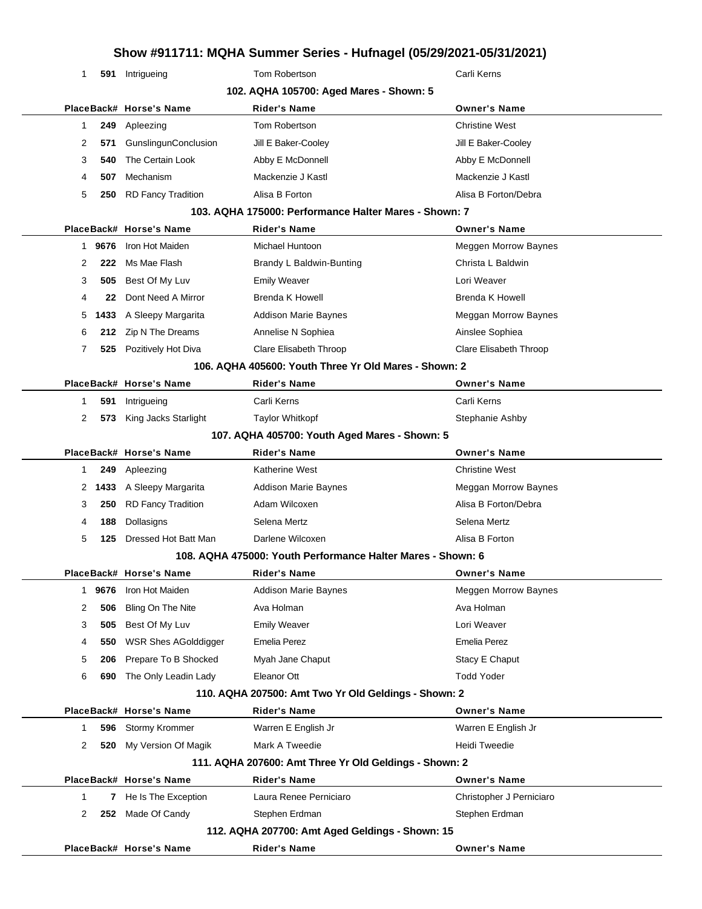# Show #911711: MQHA Summer Series - Hufnagel (05/29/2021-05/31/2021)

| Place | Back# | Horse's Name | Rider's Name | Owner's Name |
|---|---|---|---|---|
| 1 | 591 | Intrigueing | Tom Robertson | Carli Kerns |

### 102. AQHA 105700: Aged Mares - Shown: 5

| Place | Back# | Horse's Name | Rider's Name | Owner's Name |
|---|---|---|---|---|
| 1 | 249 | Apleezing | Tom Robertson | Christine West |
| 2 | 571 | GunslingunConclusion | Jill E Baker-Cooley | Jill E Baker-Cooley |
| 3 | 540 | The Certain Look | Abby E McDonnell | Abby E McDonnell |
| 4 | 507 | Mechanism | Mackenzie J Kastl | Mackenzie J Kastl |
| 5 | 250 | RD Fancy Tradition | Alisa B Forton | Alisa B Forton/Debra |

### 103. AQHA 175000: Performance Halter Mares - Shown: 7

| Place | Back# | Horse's Name | Rider's Name | Owner's Name |
|---|---|---|---|---|
| 1 | 9676 | Iron Hot Maiden | Michael Huntoon | Meggen Morrow Baynes |
| 2 | 222 | Ms Mae Flash | Brandy L Baldwin-Bunting | Christa L Baldwin |
| 3 | 505 | Best Of My Luv | Emily Weaver | Lori Weaver |
| 4 | 22 | Dont Need A Mirror | Brenda K Howell | Brenda K Howell |
| 5 | 1433 | A Sleepy Margarita | Addison Marie Baynes | Meggan Morrow Baynes |
| 6 | 212 | Zip N The Dreams | Annelise N Sophiea | Ainslee Sophiea |
| 7 | 525 | Pozitively Hot Diva | Clare Elisabeth Throop | Clare Elisabeth Throop |

### 106. AQHA 405600: Youth Three Yr Old Mares - Shown: 2

| Place | Back# | Horse's Name | Rider's Name | Owner's Name |
|---|---|---|---|---|
| 1 | 591 | Intrigueing | Carli Kerns | Carli Kerns |
| 2 | 573 | King Jacks Starlight | Taylor Whitkopf | Stephanie Ashby |

### 107. AQHA 405700: Youth Aged Mares - Shown: 5

| Place | Back# | Horse's Name | Rider's Name | Owner's Name |
|---|---|---|---|---|
| 1 | 249 | Apleezing | Katherine West | Christine West |
| 2 | 1433 | A Sleepy Margarita | Addison Marie Baynes | Meggan Morrow Baynes |
| 3 | 250 | RD Fancy Tradition | Adam Wilcoxen | Alisa B Forton/Debra |
| 4 | 188 | Dollasigns | Selena Mertz | Selena Mertz |
| 5 | 125 | Dressed Hot Batt Man | Darlene Wilcoxen | Alisa B Forton |

### 108. AQHA 475000: Youth Performance Halter Mares - Shown: 6

| Place | Back# | Horse's Name | Rider's Name | Owner's Name |
|---|---|---|---|---|
| 1 | 9676 | Iron Hot Maiden | Addison Marie Baynes | Meggen Morrow Baynes |
| 2 | 506 | Bling On The Nite | Ava Holman | Ava Holman |
| 3 | 505 | Best Of My Luv | Emily Weaver | Lori Weaver |
| 4 | 550 | WSR Shes AGolddigger | Emelia Perez | Emelia Perez |
| 5 | 206 | Prepare To B Shocked | Myah Jane Chaput | Stacy E Chaput |
| 6 | 690 | The Only Leadin Lady | Eleanor Ott | Todd Yoder |

### 110. AQHA 207500: Amt Two Yr Old Geldings - Shown: 2

| Place | Back# | Horse's Name | Rider's Name | Owner's Name |
|---|---|---|---|---|
| 1 | 596 | Stormy Krommer | Warren E English Jr | Warren E English Jr |
| 2 | 520 | My Version Of Magik | Mark A Tweedie | Heidi Tweedie |

### 111. AQHA 207600: Amt Three Yr Old Geldings - Shown: 2

| Place | Back# | Horse's Name | Rider's Name | Owner's Name |
|---|---|---|---|---|
| 1 | 7 | He Is The Exception | Laura Renee Perniciaro | Christopher J Perniciaro |
| 2 | 252 | Made Of Candy | Stephen Erdman | Stephen Erdman |

### 112. AQHA 207700: Amt Aged Geldings - Shown: 15

| Place | Back# | Horse's Name | Rider's Name | Owner's Name |
|---|---|---|---|---|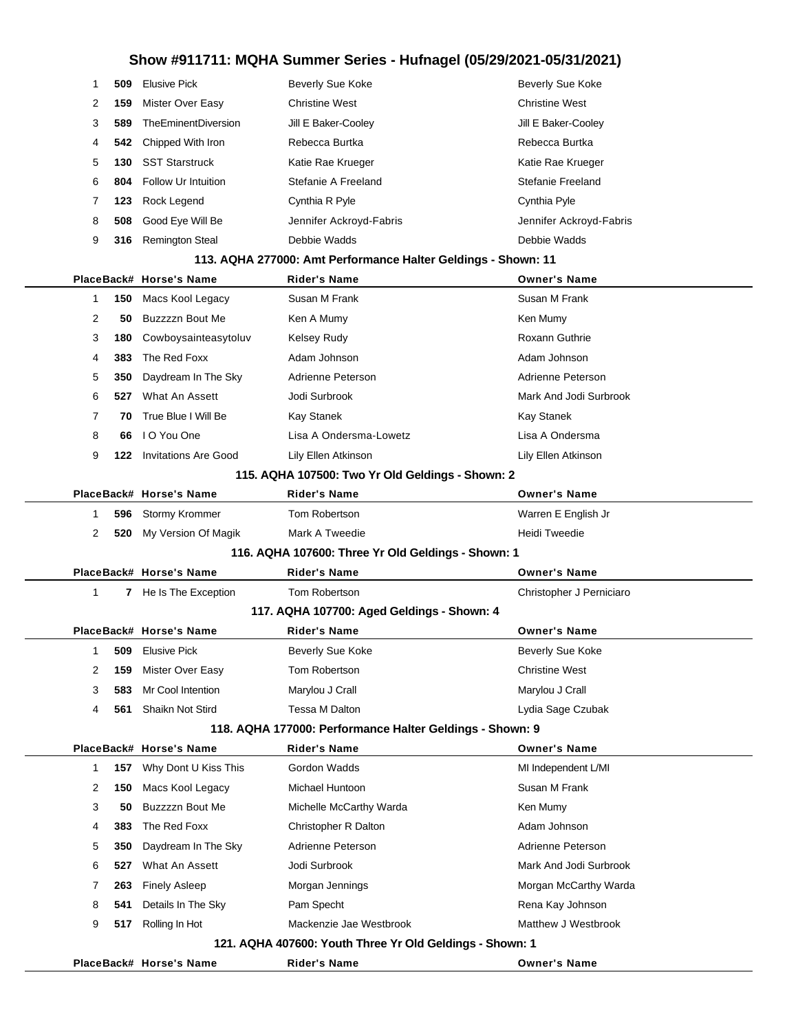# Show #911711: MQHA Summer Series - Hufnagel (05/29/2021-05/31/2021)

| Place | Back# | Horse's Name | Rider's Name | Owner's Name |
|---|---|---|---|---|
| 1 | 509 | Elusive Pick | Beverly Sue Koke | Beverly Sue Koke |
| 2 | 159 | Mister Over Easy | Christine West | Christine West |
| 3 | 589 | TheEminentDiversion | Jill E Baker-Cooley | Jill E Baker-Cooley |
| 4 | 542 | Chipped With Iron | Rebecca Burtka | Rebecca Burtka |
| 5 | 130 | SST Starstruck | Katie Rae Krueger | Katie Rae Krueger |
| 6 | 804 | Follow Ur Intuition | Stefanie A Freeland | Stefanie Freeland |
| 7 | 123 | Rock Legend | Cynthia R Pyle | Cynthia Pyle |
| 8 | 508 | Good Eye Will Be | Jennifer Ackroyd-Fabris | Jennifer Ackroyd-Fabris |
| 9 | 316 | Remington Steal | Debbie Wadds | Debbie Wadds |

### 113. AQHA 277000: Amt Performance Halter Geldings - Shown: 11

| Place | Back# | Horse's Name | Rider's Name | Owner's Name |
|---|---|---|---|---|
| 1 | 150 | Macs Kool Legacy | Susan M Frank | Susan M Frank |
| 2 | 50 | Buzzzzn Bout Me | Ken A Mumy | Ken Mumy |
| 3 | 180 | Cowboysainteasytoluv | Kelsey Rudy | Roxann Guthrie |
| 4 | 383 | The Red Foxx | Adam Johnson | Adam Johnson |
| 5 | 350 | Daydream In The Sky | Adrienne Peterson | Adrienne Peterson |
| 6 | 527 | What An Assett | Jodi Surbrook | Mark And Jodi Surbrook |
| 7 | 70 | True Blue I Will Be | Kay Stanek | Kay Stanek |
| 8 | 66 | I O You One | Lisa A Ondersma-Lowetz | Lisa A Ondersma |
| 9 | 122 | Invitations Are Good | Lily Ellen Atkinson | Lily Ellen Atkinson |

### 115. AQHA 107500: Two Yr Old Geldings - Shown: 2

| Place | Back# | Horse's Name | Rider's Name | Owner's Name |
|---|---|---|---|---|
| 1 | 596 | Stormy Krommer | Tom Robertson | Warren E English Jr |
| 2 | 520 | My Version Of Magik | Mark A Tweedie | Heidi Tweedie |

### 116. AQHA 107600: Three Yr Old Geldings - Shown: 1

| Place | Back# | Horse's Name | Rider's Name | Owner's Name |
|---|---|---|---|---|
| 1 | 7 | He Is The Exception | Tom Robertson | Christopher J Perniciaro |

### 117. AQHA 107700: Aged Geldings - Shown: 4

| Place | Back# | Horse's Name | Rider's Name | Owner's Name |
|---|---|---|---|---|
| 1 | 509 | Elusive Pick | Beverly Sue Koke | Beverly Sue Koke |
| 2 | 159 | Mister Over Easy | Tom Robertson | Christine West |
| 3 | 583 | Mr Cool Intention | Marylou J Crall | Marylou J Crall |
| 4 | 561 | Shaikn Not Stird | Tessa M Dalton | Lydia Sage Czubak |

### 118. AQHA 177000: Performance Halter Geldings - Shown: 9

| Place | Back# | Horse's Name | Rider's Name | Owner's Name |
|---|---|---|---|---|
| 1 | 157 | Why Dont U Kiss This | Gordon Wadds | MI Independent L/MI |
| 2 | 150 | Macs Kool Legacy | Michael Huntoon | Susan M Frank |
| 3 | 50 | Buzzzzn Bout Me | Michelle McCarthy Warda | Ken Mumy |
| 4 | 383 | The Red Foxx | Christopher R Dalton | Adam Johnson |
| 5 | 350 | Daydream In The Sky | Adrienne Peterson | Adrienne Peterson |
| 6 | 527 | What An Assett | Jodi Surbrook | Mark And Jodi Surbrook |
| 7 | 263 | Finely Asleep | Morgan Jennings | Morgan McCarthy Warda |
| 8 | 541 | Details In The Sky | Pam Specht | Rena Kay Johnson |
| 9 | 517 | Rolling In Hot | Mackenzie Jae Westbrook | Matthew J Westbrook |

### 121. AQHA 407600: Youth Three Yr Old Geldings - Shown: 1

| Place | Back# | Horse's Name | Rider's Name | Owner's Name |
|---|---|---|---|---|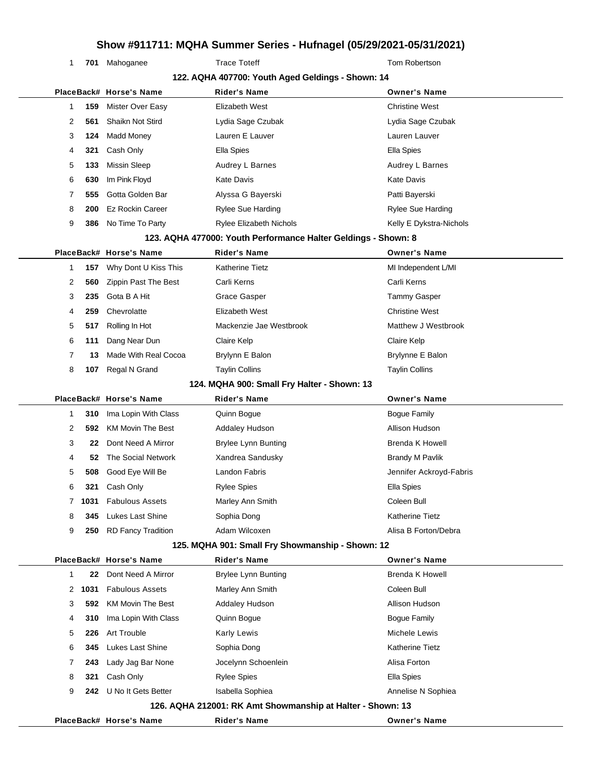# Show #911711: MQHA Summer Series - Hufnagel (05/29/2021-05/31/2021)

| Place | Back# | Horse's Name | Rider's Name | Owner's Name |
|---|---|---|---|---|
| 1 | 701 | Mahoganee | Trace Toteff | Tom Robertson |

### 122. AQHA 407700: Youth Aged Geldings - Shown: 14

| Place | Back# | Horse's Name | Rider's Name | Owner's Name |
|---|---|---|---|---|
| 1 | 159 | Mister Over Easy | Elizabeth West | Christine West |
| 2 | 561 | Shaikn Not Stird | Lydia Sage Czubak | Lydia Sage Czubak |
| 3 | 124 | Madd Money | Lauren E Lauver | Lauren Lauver |
| 4 | 321 | Cash Only | Ella Spies | Ella Spies |
| 5 | 133 | Missin Sleep | Audrey L Barnes | Audrey L Barnes |
| 6 | 630 | Im Pink Floyd | Kate Davis | Kate Davis |
| 7 | 555 | Gotta Golden Bar | Alyssa G Bayerski | Patti Bayerski |
| 8 | 200 | Ez Rockin Career | Rylee Sue Harding | Rylee Sue Harding |
| 9 | 386 | No Time To Party | Rylee Elizabeth Nichols | Kelly E Dykstra-Nichols |

### 123. AQHA 477000: Youth Performance Halter Geldings - Shown: 8

| Place | Back# | Horse's Name | Rider's Name | Owner's Name |
|---|---|---|---|---|
| 1 | 157 | Why Dont U Kiss This | Katherine Tietz | MI Independent L/MI |
| 2 | 560 | Zippin Past The Best | Carli Kerns | Carli Kerns |
| 3 | 235 | Gota B A Hit | Grace Gasper | Tammy Gasper |
| 4 | 259 | Chevrolatte | Elizabeth West | Christine West |
| 5 | 517 | Rolling In Hot | Mackenzie Jae Westbrook | Matthew J Westbrook |
| 6 | 111 | Dang Near Dun | Claire Kelp | Claire Kelp |
| 7 | 13 | Made With Real Cocoa | Brylynn E Balon | Brylynne E Balon |
| 8 | 107 | Regal N Grand | Taylin Collins | Taylin Collins |

### 124. MQHA 900: Small Fry Halter - Shown: 13

| Place | Back# | Horse's Name | Rider's Name | Owner's Name |
|---|---|---|---|---|
| 1 | 310 | Ima Lopin With Class | Quinn Bogue | Bogue Family |
| 2 | 592 | KM Movin The Best | Addaley Hudson | Allison Hudson |
| 3 | 22 | Dont Need A Mirror | Brylee Lynn Bunting | Brenda K Howell |
| 4 | 52 | The Social Network | Xandrea Sandusky | Brandy M Pavlik |
| 5 | 508 | Good Eye Will Be | Landon Fabris | Jennifer Ackroyd-Fabris |
| 6 | 321 | Cash Only | Rylee Spies | Ella Spies |
| 7 | 1031 | Fabulous Assets | Marley Ann Smith | Coleen Bull |
| 8 | 345 | Lukes Last Shine | Sophia Dong | Katherine Tietz |
| 9 | 250 | RD Fancy Tradition | Adam Wilcoxen | Alisa B Forton/Debra |

### 125. MQHA 901: Small Fry Showmanship - Shown: 12

| Place | Back# | Horse's Name | Rider's Name | Owner's Name |
|---|---|---|---|---|
| 1 | 22 | Dont Need A Mirror | Brylee Lynn Bunting | Brenda K Howell |
| 2 | 1031 | Fabulous Assets | Marley Ann Smith | Coleen Bull |
| 3 | 592 | KM Movin The Best | Addaley Hudson | Allison Hudson |
| 4 | 310 | Ima Lopin With Class | Quinn Bogue | Bogue Family |
| 5 | 226 | Art Trouble | Karly Lewis | Michele Lewis |
| 6 | 345 | Lukes Last Shine | Sophia Dong | Katherine Tietz |
| 7 | 243 | Lady Jag Bar None | Jocelynn Schoenlein | Alisa Forton |
| 8 | 321 | Cash Only | Rylee Spies | Ella Spies |
| 9 | 242 | U No It Gets Better | Isabella Sophiea | Annelise N Sophiea |

### 126. AQHA 212001: RK Amt Showmanship at Halter - Shown: 13

| Place | Back# | Horse's Name | Rider's Name | Owner's Name |
|---|---|---|---|---|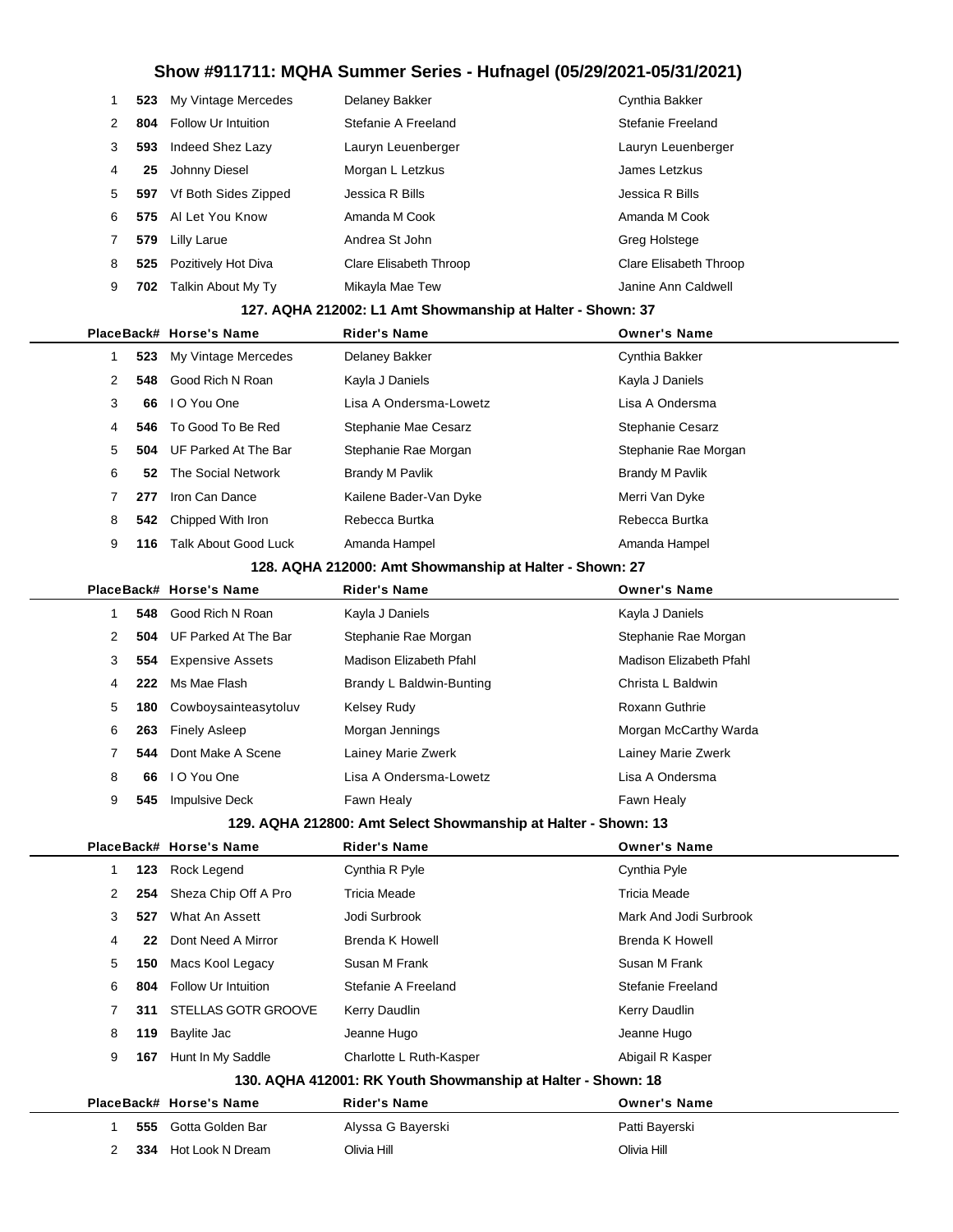| Place | Back# | Horse's Name | Rider's Name | Owner's Name |
|---|---|---|---|---|
| 1 | 523 | My Vintage Mercedes | Delaney Bakker | Cynthia Bakker |
| 2 | 804 | Follow Ur Intuition | Stefanie A Freeland | Stefanie Freeland |
| 3 | 593 | Indeed Shez Lazy | Lauryn Leuenberger | Lauryn Leuenberger |
| 4 | 25 | Johnny Diesel | Morgan L Letzkus | James Letzkus |
| 5 | 597 | Vf Both Sides Zipped | Jessica R Bills | Jessica R Bills |
| 6 | 575 | Al Let You Know | Amanda M Cook | Amanda M Cook |
| 7 | 579 | Lilly Larue | Andrea St John | Greg Holstege |
| 8 | 525 | Pozitively Hot Diva | Clare Elisabeth Throop | Clare Elisabeth Throop |
| 9 | 702 | Talkin About My Ty | Mikayla Mae Tew | Janine Ann Caldwell |

### 127. AQHA 212002: L1 Amt Showmanship at Halter - Shown: 37

| Place | Back# | Horse's Name | Rider's Name | Owner's Name |
|---|---|---|---|---|
| 1 | 523 | My Vintage Mercedes | Delaney Bakker | Cynthia Bakker |
| 2 | 548 | Good Rich N Roan | Kayla J Daniels | Kayla J Daniels |
| 3 | 66 | I O You One | Lisa A Ondersma-Lowetz | Lisa A Ondersma |
| 4 | 546 | To Good To Be Red | Stephanie Mae Cesarz | Stephanie Cesarz |
| 5 | 504 | UF Parked At The Bar | Stephanie Rae Morgan | Stephanie Rae Morgan |
| 6 | 52 | The Social Network | Brandy M Pavlik | Brandy M Pavlik |
| 7 | 277 | Iron Can Dance | Kailene Bader-Van Dyke | Merri Van Dyke |
| 8 | 542 | Chipped With Iron | Rebecca Burtka | Rebecca Burtka |
| 9 | 116 | Talk About Good Luck | Amanda Hampel | Amanda Hampel |

### 128. AQHA 212000: Amt Showmanship at Halter - Shown: 27

| Place | Back# | Horse's Name | Rider's Name | Owner's Name |
|---|---|---|---|---|
| 1 | 548 | Good Rich N Roan | Kayla J Daniels | Kayla J Daniels |
| 2 | 504 | UF Parked At The Bar | Stephanie Rae Morgan | Stephanie Rae Morgan |
| 3 | 554 | Expensive Assets | Madison Elizabeth Pfahl | Madison Elizabeth Pfahl |
| 4 | 222 | Ms Mae Flash | Brandy L Baldwin-Bunting | Christa L Baldwin |
| 5 | 180 | Cowboysainteasytoluv | Kelsey Rudy | Roxann Guthrie |
| 6 | 263 | Finely Asleep | Morgan Jennings | Morgan McCarthy Warda |
| 7 | 544 | Dont Make A Scene | Lainey Marie Zwerk | Lainey Marie Zwerk |
| 8 | 66 | I O You One | Lisa A Ondersma-Lowetz | Lisa A Ondersma |
| 9 | 545 | Impulsive Deck | Fawn Healy | Fawn Healy |

### 129. AQHA 212800: Amt Select Showmanship at Halter - Shown: 13

| Place | Back# | Horse's Name | Rider's Name | Owner's Name |
|---|---|---|---|---|
| 1 | 123 | Rock Legend | Cynthia R Pyle | Cynthia Pyle |
| 2 | 254 | Sheza Chip Off A Pro | Tricia Meade | Tricia Meade |
| 3 | 527 | What An Assett | Jodi Surbrook | Mark And Jodi Surbrook |
| 4 | 22 | Dont Need A Mirror | Brenda K Howell | Brenda K Howell |
| 5 | 150 | Macs Kool Legacy | Susan M Frank | Susan M Frank |
| 6 | 804 | Follow Ur Intuition | Stefanie A Freeland | Stefanie Freeland |
| 7 | 311 | STELLAS GOTR GROOVE | Kerry Daudlin | Kerry Daudlin |
| 8 | 119 | Baylite Jac | Jeanne Hugo | Jeanne Hugo |
| 9 | 167 | Hunt In My Saddle | Charlotte L Ruth-Kasper | Abigail R Kasper |

### 130. AQHA 412001: RK Youth Showmanship at Halter - Shown: 18

| Place | Back# | Horse's Name | Rider's Name | Owner's Name |
|---|---|---|---|---|
| 1 | 555 | Gotta Golden Bar | Alyssa G Bayerski | Patti Bayerski |
| 2 | 334 | Hot Look N Dream | Olivia Hill | Olivia Hill |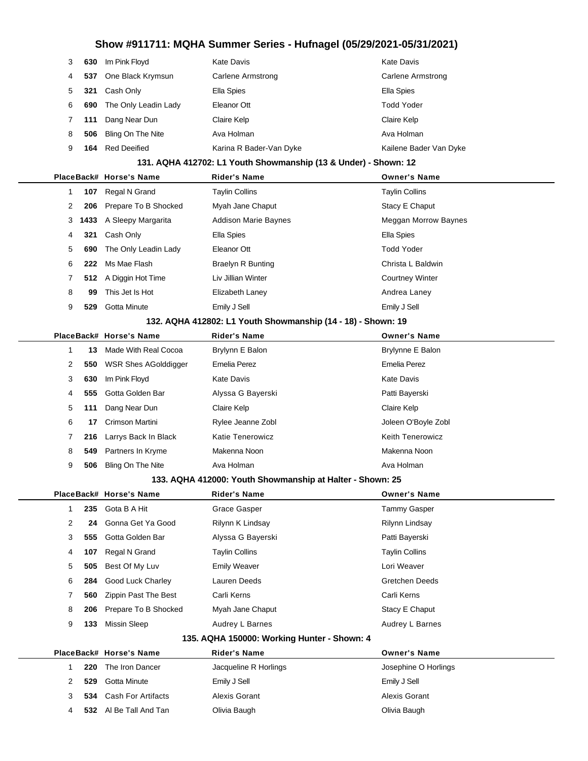| Place | Back# | Horse's Name | Rider's Name | Owner's Name |
|---|---|---|---|---|
| 3 | 630 | Im Pink Floyd | Kate Davis | Kate Davis |
| 4 | 537 | One Black Krymsun | Carlene Armstrong | Carlene Armstrong |
| 5 | 321 | Cash Only | Ella Spies | Ella Spies |
| 6 | 690 | The Only Leadin Lady | Eleanor Ott | Todd Yoder |
| 7 | 111 | Dang Near Dun | Claire Kelp | Claire Kelp |
| 8 | 506 | Bling On The Nite | Ava Holman | Ava Holman |
| 9 | 164 | Red Deeified | Karina R Bader-Van Dyke | Kailene Bader Van Dyke |

### 131. AQHA 412702: L1 Youth Showmanship (13 & Under) - Shown: 12

| Place | Back# | Horse's Name | Rider's Name | Owner's Name |
|---|---|---|---|---|
| 1 | 107 | Regal N Grand | Taylin Collins | Taylin Collins |
| 2 | 206 | Prepare To B Shocked | Myah Jane Chaput | Stacy E Chaput |
| 3 | 1433 | A Sleepy Margarita | Addison Marie Baynes | Meggan Morrow Baynes |
| 4 | 321 | Cash Only | Ella Spies | Ella Spies |
| 5 | 690 | The Only Leadin Lady | Eleanor Ott | Todd Yoder |
| 6 | 222 | Ms Mae Flash | Braelyn R Bunting | Christa L Baldwin |
| 7 | 512 | A Diggin Hot Time | Liv Jillian Winter | Courtney Winter |
| 8 | 99 | This Jet Is Hot | Elizabeth Laney | Andrea Laney |
| 9 | 529 | Gotta Minute | Emily J Sell | Emily J Sell |

### 132. AQHA 412802: L1 Youth Showmanship (14 - 18) - Shown: 19

| Place | Back# | Horse's Name | Rider's Name | Owner's Name |
|---|---|---|---|---|
| 1 | 13 | Made With Real Cocoa | Brylynn E Balon | Brylynne E Balon |
| 2 | 550 | WSR Shes AGolddigger | Emelia Perez | Emelia Perez |
| 3 | 630 | Im Pink Floyd | Kate Davis | Kate Davis |
| 4 | 555 | Gotta Golden Bar | Alyssa G Bayerski | Patti Bayerski |
| 5 | 111 | Dang Near Dun | Claire Kelp | Claire Kelp |
| 6 | 17 | Crimson Martini | Rylee Jeanne Zobl | Joleen O'Boyle Zobl |
| 7 | 216 | Larrys Back In Black | Katie Tenerowicz | Keith Tenerowicz |
| 8 | 549 | Partners In Kryme | Makenna Noon | Makenna Noon |
| 9 | 506 | Bling On The Nite | Ava Holman | Ava Holman |

### 133. AQHA 412000: Youth Showmanship at Halter - Shown: 25

| Place | Back# | Horse's Name | Rider's Name | Owner's Name |
|---|---|---|---|---|
| 1 | 235 | Gota B A Hit | Grace Gasper | Tammy Gasper |
| 2 | 24 | Gonna Get Ya Good | Rilynn K Lindsay | Rilynn Lindsay |
| 3 | 555 | Gotta Golden Bar | Alyssa G Bayerski | Patti Bayerski |
| 4 | 107 | Regal N Grand | Taylin Collins | Taylin Collins |
| 5 | 505 | Best Of My Luv | Emily Weaver | Lori Weaver |
| 6 | 284 | Good Luck Charley | Lauren Deeds | Gretchen Deeds |
| 7 | 560 | Zippin Past The Best | Carli Kerns | Carli Kerns |
| 8 | 206 | Prepare To B Shocked | Myah Jane Chaput | Stacy E Chaput |
| 9 | 133 | Missin Sleep | Audrey L Barnes | Audrey L Barnes |

### 135. AQHA 150000: Working Hunter - Shown: 4

| Place | Back# | Horse's Name | Rider's Name | Owner's Name |
|---|---|---|---|---|
| 1 | 220 | The Iron Dancer | Jacqueline R Horlings | Josephine O Horlings |
| 2 | 529 | Gotta Minute | Emily J Sell | Emily J Sell |
| 3 | 534 | Cash For Artifacts | Alexis Gorant | Alexis Gorant |
| 4 | 532 | Al Be Tall And Tan | Olivia Baugh | Olivia Baugh |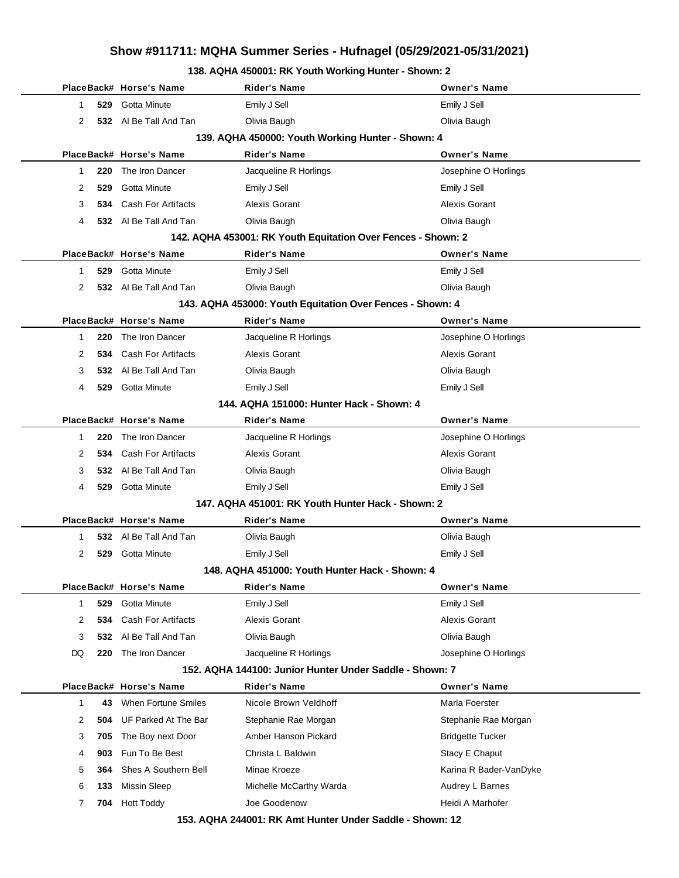## Show #911711: MQHA Summer Series - Hufnagel (05/29/2021-05/31/2021)

### 138. AQHA 450001: RK Youth Working Hunter - Shown: 2

| Place | Back# | Horse's Name | Rider's Name | Owner's Name |
|---|---|---|---|---|
| 1 | 529 | Gotta Minute | Emily J Sell | Emily J Sell |
| 2 | 532 | Al Be Tall And Tan | Olivia Baugh | Olivia Baugh |

### 139. AQHA 450000: Youth Working Hunter - Shown: 4

| Place | Back# | Horse's Name | Rider's Name | Owner's Name |
|---|---|---|---|---|
| 1 | 220 | The Iron Dancer | Jacqueline R Horlings | Josephine O Horlings |
| 2 | 529 | Gotta Minute | Emily J Sell | Emily J Sell |
| 3 | 534 | Cash For Artifacts | Alexis Gorant | Alexis Gorant |
| 4 | 532 | Al Be Tall And Tan | Olivia Baugh | Olivia Baugh |

### 142. AQHA 453001: RK Youth Equitation Over Fences - Shown: 2

| Place | Back# | Horse's Name | Rider's Name | Owner's Name |
|---|---|---|---|---|
| 1 | 529 | Gotta Minute | Emily J Sell | Emily J Sell |
| 2 | 532 | Al Be Tall And Tan | Olivia Baugh | Olivia Baugh |

### 143. AQHA 453000: Youth Equitation Over Fences - Shown: 4

| Place | Back# | Horse's Name | Rider's Name | Owner's Name |
|---|---|---|---|---|
| 1 | 220 | The Iron Dancer | Jacqueline R Horlings | Josephine O Horlings |
| 2 | 534 | Cash For Artifacts | Alexis Gorant | Alexis Gorant |
| 3 | 532 | Al Be Tall And Tan | Olivia Baugh | Olivia Baugh |
| 4 | 529 | Gotta Minute | Emily J Sell | Emily J Sell |

### 144. AQHA 151000: Hunter Hack - Shown: 4

| Place | Back# | Horse's Name | Rider's Name | Owner's Name |
|---|---|---|---|---|
| 1 | 220 | The Iron Dancer | Jacqueline R Horlings | Josephine O Horlings |
| 2 | 534 | Cash For Artifacts | Alexis Gorant | Alexis Gorant |
| 3 | 532 | Al Be Tall And Tan | Olivia Baugh | Olivia Baugh |
| 4 | 529 | Gotta Minute | Emily J Sell | Emily J Sell |

### 147. AQHA 451001: RK Youth Hunter Hack - Shown: 2

| Place | Back# | Horse's Name | Rider's Name | Owner's Name |
|---|---|---|---|---|
| 1 | 532 | Al Be Tall And Tan | Olivia Baugh | Olivia Baugh |
| 2 | 529 | Gotta Minute | Emily J Sell | Emily J Sell |

### 148. AQHA 451000: Youth Hunter Hack - Shown: 4

| Place | Back# | Horse's Name | Rider's Name | Owner's Name |
|---|---|---|---|---|
| 1 | 529 | Gotta Minute | Emily J Sell | Emily J Sell |
| 2 | 534 | Cash For Artifacts | Alexis Gorant | Alexis Gorant |
| 3 | 532 | Al Be Tall And Tan | Olivia Baugh | Olivia Baugh |
| DQ | 220 | The Iron Dancer | Jacqueline R Horlings | Josephine O Horlings |

### 152. AQHA 144100: Junior Hunter Under Saddle - Shown: 7

| Place | Back# | Horse's Name | Rider's Name | Owner's Name |
|---|---|---|---|---|
| 1 | 43 | When Fortune Smiles | Nicole Brown Veldhoff | Marla Foerster |
| 2 | 504 | UF Parked At The Bar | Stephanie Rae Morgan | Stephanie Rae Morgan |
| 3 | 705 | The Boy next Door | Amber Hanson Pickard | Bridgette Tucker |
| 4 | 903 | Fun To Be Best | Christa L Baldwin | Stacy E Chaput |
| 5 | 364 | Shes A Southern Bell | Minae Kroeze | Karina R Bader-VanDyke |
| 6 | 133 | Missin Sleep | Michelle McCarthy Warda | Audrey L Barnes |
| 7 | 704 | Hott Toddy | Joe Goodenow | Heidi A Marhofer |

### 153. AQHA 244001: RK Amt Hunter Under Saddle - Shown: 12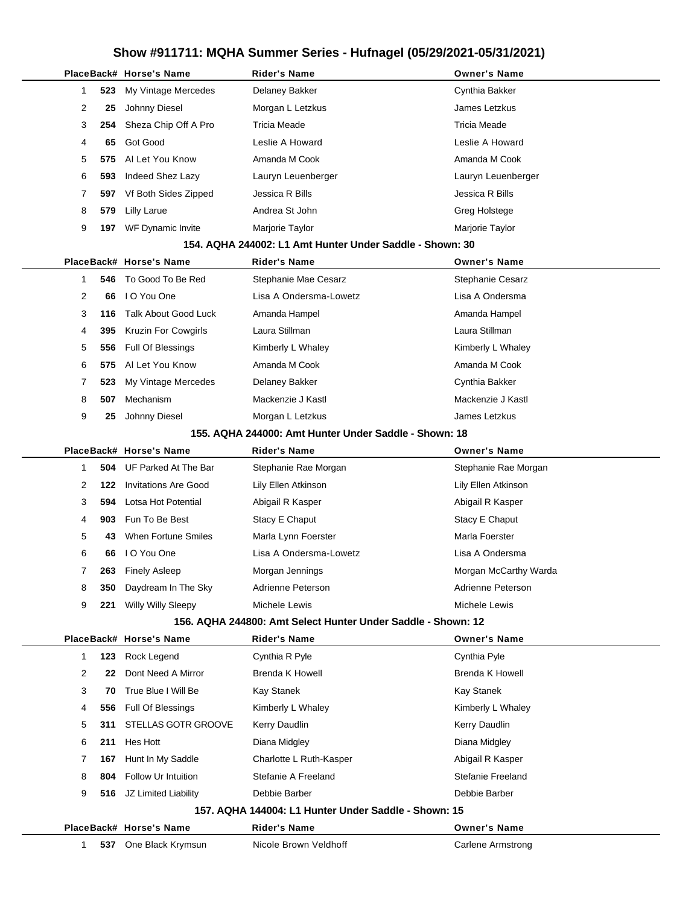# Show #911711: MQHA Summer Series - Hufnagel (05/29/2021-05/31/2021)

| Place | Back# | Horse's Name | Rider's Name | Owner's Name |
|---|---|---|---|---|
| 1 | 523 | My Vintage Mercedes | Delaney Bakker | Cynthia Bakker |
| 2 | 25 | Johnny Diesel | Morgan L Letzkus | James Letzkus |
| 3 | 254 | Sheza Chip Off A Pro | Tricia Meade | Tricia Meade |
| 4 | 65 | Got Good | Leslie A Howard | Leslie A Howard |
| 5 | 575 | Al Let You Know | Amanda M Cook | Amanda M Cook |
| 6 | 593 | Indeed Shez Lazy | Lauryn Leuenberger | Lauryn Leuenberger |
| 7 | 597 | Vf Both Sides Zipped | Jessica R Bills | Jessica R Bills |
| 8 | 579 | Lilly Larue | Andrea St John | Greg Holstege |
| 9 | 197 | WF Dynamic Invite | Marjorie Taylor | Marjorie Taylor |

## 154. AQHA 244002: L1 Amt Hunter Under Saddle - Shown: 30

| Place | Back# | Horse's Name | Rider's Name | Owner's Name |
|---|---|---|---|---|
| 1 | 546 | To Good To Be Red | Stephanie Mae Cesarz | Stephanie Cesarz |
| 2 | 66 | I O You One | Lisa A Ondersma-Lowetz | Lisa A Ondersma |
| 3 | 116 | Talk About Good Luck | Amanda Hampel | Amanda Hampel |
| 4 | 395 | Kruzin For Cowgirls | Laura Stillman | Laura Stillman |
| 5 | 556 | Full Of Blessings | Kimberly L Whaley | Kimberly L Whaley |
| 6 | 575 | Al Let You Know | Amanda M Cook | Amanda M Cook |
| 7 | 523 | My Vintage Mercedes | Delaney Bakker | Cynthia Bakker |
| 8 | 507 | Mechanism | Mackenzie J Kastl | Mackenzie J Kastl |
| 9 | 25 | Johnny Diesel | Morgan L Letzkus | James Letzkus |

## 155. AQHA 244000: Amt Hunter Under Saddle - Shown: 18

| Place | Back# | Horse's Name | Rider's Name | Owner's Name |
|---|---|---|---|---|
| 1 | 504 | UF Parked At The Bar | Stephanie Rae Morgan | Stephanie Rae Morgan |
| 2 | 122 | Invitations Are Good | Lily Ellen Atkinson | Lily Ellen Atkinson |
| 3 | 594 | Lotsa Hot Potential | Abigail R Kasper | Abigail R Kasper |
| 4 | 903 | Fun To Be Best | Stacy E Chaput | Stacy E Chaput |
| 5 | 43 | When Fortune Smiles | Marla Lynn Foerster | Marla Foerster |
| 6 | 66 | I O You One | Lisa A Ondersma-Lowetz | Lisa A Ondersma |
| 7 | 263 | Finely Asleep | Morgan Jennings | Morgan McCarthy Warda |
| 8 | 350 | Daydream In The Sky | Adrienne Peterson | Adrienne Peterson |
| 9 | 221 | Willy Willy Sleepy | Michele Lewis | Michele Lewis |

## 156. AQHA 244800: Amt Select Hunter Under Saddle - Shown: 12

| Place | Back# | Horse's Name | Rider's Name | Owner's Name |
|---|---|---|---|---|
| 1 | 123 | Rock Legend | Cynthia R Pyle | Cynthia Pyle |
| 2 | 22 | Dont Need A Mirror | Brenda K Howell | Brenda K Howell |
| 3 | 70 | True Blue I Will Be | Kay Stanek | Kay Stanek |
| 4 | 556 | Full Of Blessings | Kimberly L Whaley | Kimberly L Whaley |
| 5 | 311 | STELLAS GOTR GROOVE | Kerry Daudlin | Kerry Daudlin |
| 6 | 211 | Hes Hott | Diana Midgley | Diana Midgley |
| 7 | 167 | Hunt In My Saddle | Charlotte L Ruth-Kasper | Abigail R Kasper |
| 8 | 804 | Follow Ur Intuition | Stefanie A Freeland | Stefanie Freeland |
| 9 | 516 | JZ Limited Liability | Debbie Barber | Debbie Barber |

## 157. AQHA 144004: L1 Hunter Under Saddle - Shown: 15

| Place | Back# | Horse's Name | Rider's Name | Owner's Name |
|---|---|---|---|---|
| 1 | 537 | One Black Krymsun | Nicole Brown Veldhoff | Carlene Armstrong |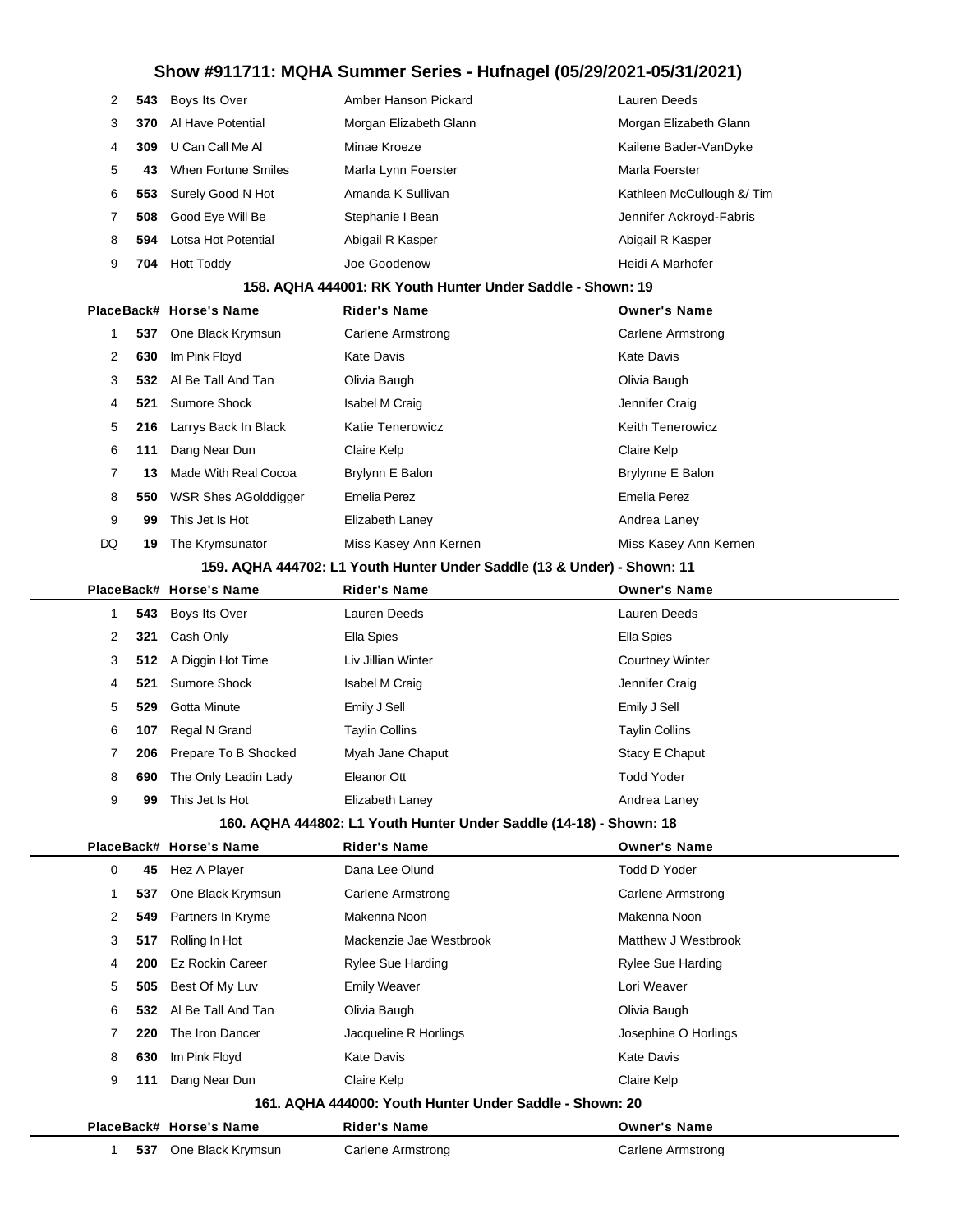| Place | Back# | Horse's Name | Rider's Name | Owner's Name |
|---|---|---|---|---|
| 2 | **543** | Boys Its Over | Amber Hanson Pickard | Lauren Deeds |
| 3 | **370** | Al Have Potential | Morgan Elizabeth Glann | Morgan Elizabeth Glann |
| 4 | **309** | U Can Call Me Al | Minae Kroeze | Kailene Bader-VanDyke |
| 5 | **43** | When Fortune Smiles | Marla Lynn Foerster | Marla Foerster |
| 6 | **553** | Surely Good N Hot | Amanda K Sullivan | Kathleen McCullough &/ Tim |
| 7 | **508** | Good Eye Will Be | Stephanie I Bean | Jennifer Ackroyd-Fabris |
| 8 | **594** | Lotsa Hot Potential | Abigail R Kasper | Abigail R Kasper |
| 9 | **704** | Hott Toddy | Joe Goodenow | Heidi A Marhofer |

### 158. AQHA 444001: RK Youth Hunter Under Saddle - Shown: 19

| Place | Back# | Horse's Name | Rider's Name | Owner's Name |
|---|---|---|---|---|
| 1 | **537** | One Black Krymsun | Carlene Armstrong | Carlene Armstrong |
| 2 | **630** | Im Pink Floyd | Kate Davis | Kate Davis |
| 3 | **532** | Al Be Tall And Tan | Olivia Baugh | Olivia Baugh |
| 4 | **521** | Sumore Shock | Isabel M Craig | Jennifer Craig |
| 5 | **216** | Larrys Back In Black | Katie Tenerowicz | Keith Tenerowicz |
| 6 | **111** | Dang Near Dun | Claire Kelp | Claire Kelp |
| 7 | **13** | Made With Real Cocoa | Brylynn E Balon | Brylynne E Balon |
| 8 | **550** | WSR Shes AGolddigger | Emelia Perez | Emelia Perez |
| 9 | **99** | This Jet Is Hot | Elizabeth Laney | Andrea Laney |
| DQ | **19** | The Krymsunator | Miss Kasey Ann Kernen | Miss Kasey Ann Kernen |

### 159. AQHA 444702: L1 Youth Hunter Under Saddle (13 & Under) - Shown: 11

| Place | Back# | Horse's Name | Rider's Name | Owner's Name |
|---|---|---|---|---|
| 1 | **543** | Boys Its Over | Lauren Deeds | Lauren Deeds |
| 2 | **321** | Cash Only | Ella Spies | Ella Spies |
| 3 | **512** | A Diggin Hot Time | Liv Jillian Winter | Courtney Winter |
| 4 | **521** | Sumore Shock | Isabel M Craig | Jennifer Craig |
| 5 | **529** | Gotta Minute | Emily J Sell | Emily J Sell |
| 6 | **107** | Regal N Grand | Taylin Collins | Taylin Collins |
| 7 | **206** | Prepare To B Shocked | Myah Jane Chaput | Stacy E Chaput |
| 8 | **690** | The Only Leadin Lady | Eleanor Ott | Todd Yoder |
| 9 | **99** | This Jet Is Hot | Elizabeth Laney | Andrea Laney |

### 160. AQHA 444802: L1 Youth Hunter Under Saddle (14-18) - Shown: 18

| Place | Back# | Horse's Name | Rider's Name | Owner's Name |
|---|---|---|---|---|
| 0 | **45** | Hez A Player | Dana Lee Olund | Todd D Yoder |
| 1 | **537** | One Black Krymsun | Carlene Armstrong | Carlene Armstrong |
| 2 | **549** | Partners In Kryme | Makenna Noon | Makenna Noon |
| 3 | **517** | Rolling In Hot | Mackenzie Jae Westbrook | Matthew J Westbrook |
| 4 | **200** | Ez Rockin Career | Rylee Sue Harding | Rylee Sue Harding |
| 5 | **505** | Best Of My Luv | Emily Weaver | Lori Weaver |
| 6 | **532** | Al Be Tall And Tan | Olivia Baugh | Olivia Baugh |
| 7 | **220** | The Iron Dancer | Jacqueline R Horlings | Josephine O Horlings |
| 8 | **630** | Im Pink Floyd | Kate Davis | Kate Davis |
| 9 | **111** | Dang Near Dun | Claire Kelp | Claire Kelp |

### 161. AQHA 444000: Youth Hunter Under Saddle - Shown: 20

| Place | Back# | Horse's Name | Rider's Name | Owner's Name |
|---|---|---|---|---|
| 1 | **537** | One Black Krymsun | Carlene Armstrong | Carlene Armstrong |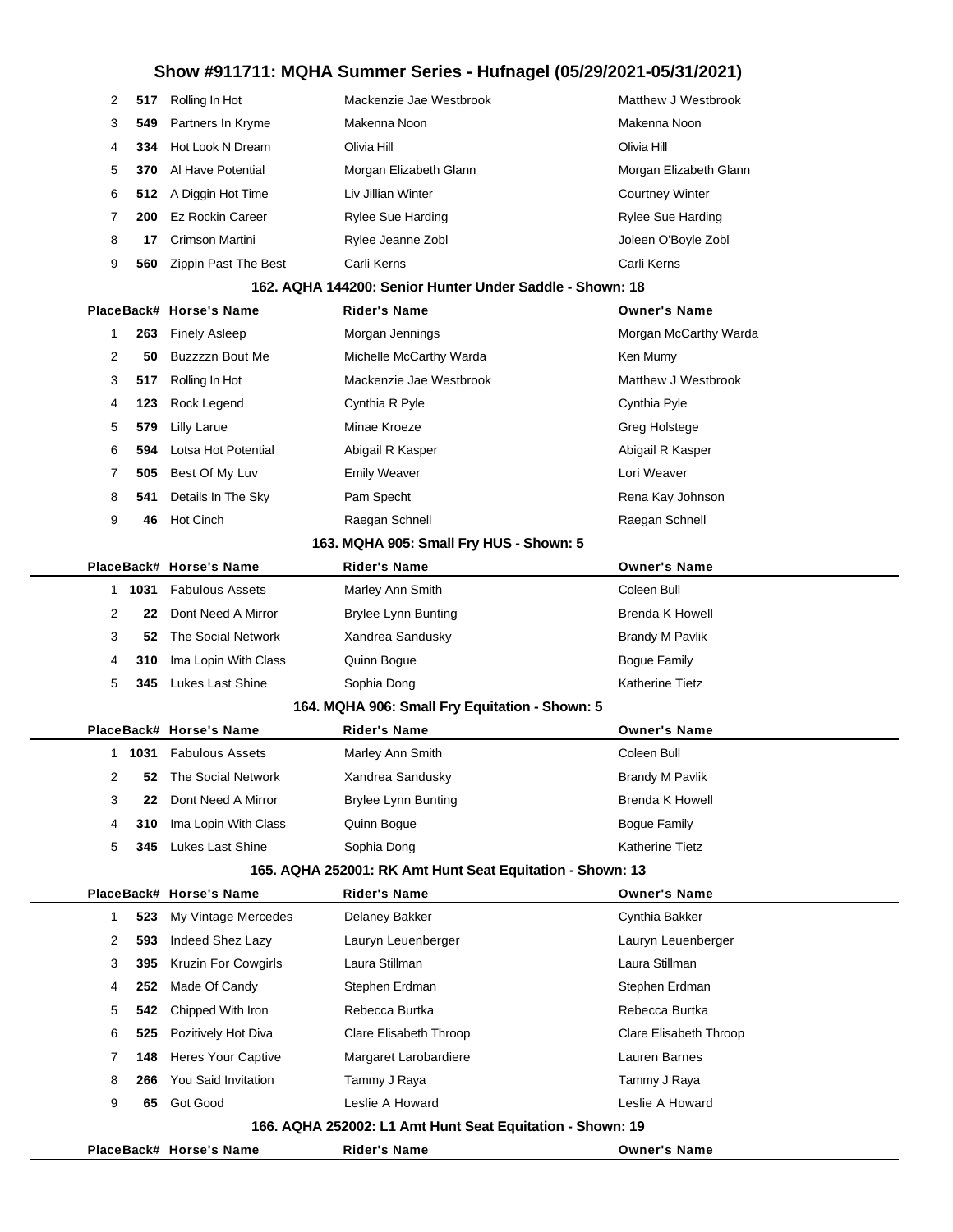| Place | Back# | Horse's Name | Rider's Name | Owner's Name |
|---|---|---|---|---|
| 2 | 517 | Rolling In Hot | Mackenzie Jae Westbrook | Matthew J Westbrook |
| 3 | 549 | Partners In Kryme | Makenna Noon | Makenna Noon |
| 4 | 334 | Hot Look N Dream | Olivia Hill | Olivia Hill |
| 5 | 370 | Al Have Potential | Morgan Elizabeth Glann | Morgan Elizabeth Glann |
| 6 | 512 | A Diggin Hot Time | Liv Jillian Winter | Courtney Winter |
| 7 | 200 | Ez Rockin Career | Rylee Sue Harding | Rylee Sue Harding |
| 8 | 17 | Crimson Martini | Rylee Jeanne Zobl | Joleen O'Boyle Zobl |
| 9 | 560 | Zippin Past The Best | Carli Kerns | Carli Kerns |

### 162. AQHA 144200: Senior Hunter Under Saddle - Shown: 18

| Place | Back# | Horse's Name | Rider's Name | Owner's Name |
|---|---|---|---|---|
| 1 | 263 | Finely Asleep | Morgan Jennings | Morgan McCarthy Warda |
| 2 | 50 | Buzzzzn Bout Me | Michelle McCarthy Warda | Ken Mumy |
| 3 | 517 | Rolling In Hot | Mackenzie Jae Westbrook | Matthew J Westbrook |
| 4 | 123 | Rock Legend | Cynthia R Pyle | Cynthia Pyle |
| 5 | 579 | Lilly Larue | Minae Kroeze | Greg Holstege |
| 6 | 594 | Lotsa Hot Potential | Abigail R Kasper | Abigail R Kasper |
| 7 | 505 | Best Of My Luv | Emily Weaver | Lori Weaver |
| 8 | 541 | Details In The Sky | Pam Specht | Rena Kay Johnson |
| 9 | 46 | Hot Cinch | Raegan Schnell | Raegan Schnell |

### 163. MQHA 905: Small Fry HUS - Shown: 5

| Place | Back# | Horse's Name | Rider's Name | Owner's Name |
|---|---|---|---|---|
| 1 | 1031 | Fabulous Assets | Marley Ann Smith | Coleen Bull |
| 2 | 22 | Dont Need A Mirror | Brylee Lynn Bunting | Brenda K Howell |
| 3 | 52 | The Social Network | Xandrea Sandusky | Brandy M Pavlik |
| 4 | 310 | Ima Lopin With Class | Quinn Bogue | Bogue Family |
| 5 | 345 | Lukes Last Shine | Sophia Dong | Katherine Tietz |

### 164. MQHA 906: Small Fry Equitation - Shown: 5

| Place | Back# | Horse's Name | Rider's Name | Owner's Name |
|---|---|---|---|---|
| 1 | 1031 | Fabulous Assets | Marley Ann Smith | Coleen Bull |
| 2 | 52 | The Social Network | Xandrea Sandusky | Brandy M Pavlik |
| 3 | 22 | Dont Need A Mirror | Brylee Lynn Bunting | Brenda K Howell |
| 4 | 310 | Ima Lopin With Class | Quinn Bogue | Bogue Family |
| 5 | 345 | Lukes Last Shine | Sophia Dong | Katherine Tietz |

### 165. AQHA 252001: RK Amt Hunt Seat Equitation - Shown: 13

| Place | Back# | Horse's Name | Rider's Name | Owner's Name |
|---|---|---|---|---|
| 1 | 523 | My Vintage Mercedes | Delaney Bakker | Cynthia Bakker |
| 2 | 593 | Indeed Shez Lazy | Lauryn Leuenberger | Lauryn Leuenberger |
| 3 | 395 | Kruzin For Cowgirls | Laura Stillman | Laura Stillman |
| 4 | 252 | Made Of Candy | Stephen Erdman | Stephen Erdman |
| 5 | 542 | Chipped With Iron | Rebecca Burtka | Rebecca Burtka |
| 6 | 525 | Pozitively Hot Diva | Clare Elisabeth Throop | Clare Elisabeth Throop |
| 7 | 148 | Heres Your Captive | Margaret Larobardiere | Lauren Barnes |
| 8 | 266 | You Said Invitation | Tammy J Raya | Tammy J Raya |
| 9 | 65 | Got Good | Leslie A Howard | Leslie A Howard |

### 166. AQHA 252002: L1 Amt Hunt Seat Equitation - Shown: 19

| Place | Back# | Horse's Name | Rider's Name | Owner's Name |
|---|---|---|---|---|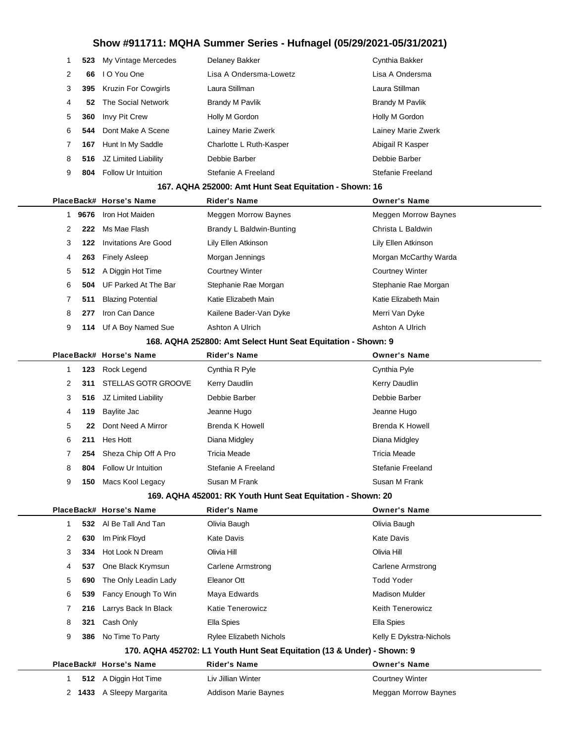# Show #911711: MQHA Summer Series - Hufnagel (05/29/2021-05/31/2021)

| Place | Back# | Horse's Name | Rider's Name | Owner's Name |
|---|---|---|---|---|
| 1 | 523 | My Vintage Mercedes | Delaney Bakker | Cynthia Bakker |
| 2 | 66 | I O You One | Lisa A Ondersma-Lowetz | Lisa A Ondersma |
| 3 | 395 | Kruzin For Cowgirls | Laura Stillman | Laura Stillman |
| 4 | 52 | The Social Network | Brandy M Pavlik | Brandy M Pavlik |
| 5 | 360 | Invy Pit Crew | Holly M Gordon | Holly M Gordon |
| 6 | 544 | Dont Make A Scene | Lainey Marie Zwerk | Lainey Marie Zwerk |
| 7 | 167 | Hunt In My Saddle | Charlotte L Ruth-Kasper | Abigail R Kasper |
| 8 | 516 | JZ Limited Liability | Debbie Barber | Debbie Barber |
| 9 | 804 | Follow Ur Intuition | Stefanie A Freeland | Stefanie Freeland |

### 167. AQHA 252000: Amt Hunt Seat Equitation - Shown: 16

| Place | Back# | Horse's Name | Rider's Name | Owner's Name |
|---|---|---|---|---|
| 1 | 9676 | Iron Hot Maiden | Meggen Morrow Baynes | Meggen Morrow Baynes |
| 2 | 222 | Ms Mae Flash | Brandy L Baldwin-Bunting | Christa L Baldwin |
| 3 | 122 | Invitations Are Good | Lily Ellen Atkinson | Lily Ellen Atkinson |
| 4 | 263 | Finely Asleep | Morgan Jennings | Morgan McCarthy Warda |
| 5 | 512 | A Diggin Hot Time | Courtney Winter | Courtney Winter |
| 6 | 504 | UF Parked At The Bar | Stephanie Rae Morgan | Stephanie Rae Morgan |
| 7 | 511 | Blazing Potential | Katie Elizabeth Main | Katie Elizabeth Main |
| 8 | 277 | Iron Can Dance | Kailene Bader-Van Dyke | Merri Van Dyke |
| 9 | 114 | Uf A Boy Named Sue | Ashton A Ulrich | Ashton A Ulrich |

### 168. AQHA 252800: Amt Select Hunt Seat Equitation - Shown: 9

| Place | Back# | Horse's Name | Rider's Name | Owner's Name |
|---|---|---|---|---|
| 1 | 123 | Rock Legend | Cynthia R Pyle | Cynthia Pyle |
| 2 | 311 | STELLAS GOTR GROOVE | Kerry Daudlin | Kerry Daudlin |
| 3 | 516 | JZ Limited Liability | Debbie Barber | Debbie Barber |
| 4 | 119 | Baylite Jac | Jeanne Hugo | Jeanne Hugo |
| 5 | 22 | Dont Need A Mirror | Brenda K Howell | Brenda K Howell |
| 6 | 211 | Hes Hott | Diana Midgley | Diana Midgley |
| 7 | 254 | Sheza Chip Off A Pro | Tricia Meade | Tricia Meade |
| 8 | 804 | Follow Ur Intuition | Stefanie A Freeland | Stefanie Freeland |
| 9 | 150 | Macs Kool Legacy | Susan M Frank | Susan M Frank |

### 169. AQHA 452001: RK Youth Hunt Seat Equitation - Shown: 20

| Place | Back# | Horse's Name | Rider's Name | Owner's Name |
|---|---|---|---|---|
| 1 | 532 | Al Be Tall And Tan | Olivia Baugh | Olivia Baugh |
| 2 | 630 | Im Pink Floyd | Kate Davis | Kate Davis |
| 3 | 334 | Hot Look N Dream | Olivia Hill | Olivia Hill |
| 4 | 537 | One Black Krymsun | Carlene Armstrong | Carlene Armstrong |
| 5 | 690 | The Only Leadin Lady | Eleanor Ott | Todd Yoder |
| 6 | 539 | Fancy Enough To Win | Maya Edwards | Madison Mulder |
| 7 | 216 | Larrys Back In Black | Katie Tenerowicz | Keith Tenerowicz |
| 8 | 321 | Cash Only | Ella Spies | Ella Spies |
| 9 | 386 | No Time To Party | Rylee Elizabeth Nichols | Kelly E Dykstra-Nichols |

### 170. AQHA 452702: L1 Youth Hunt Seat Equitation (13 & Under) - Shown: 9

| Place | Back# | Horse's Name | Rider's Name | Owner's Name |
|---|---|---|---|---|
| 1 | 512 | A Diggin Hot Time | Liv Jillian Winter | Courtney Winter |
| 2 | 1433 | A Sleepy Margarita | Addison Marie Baynes | Meggan Morrow Baynes |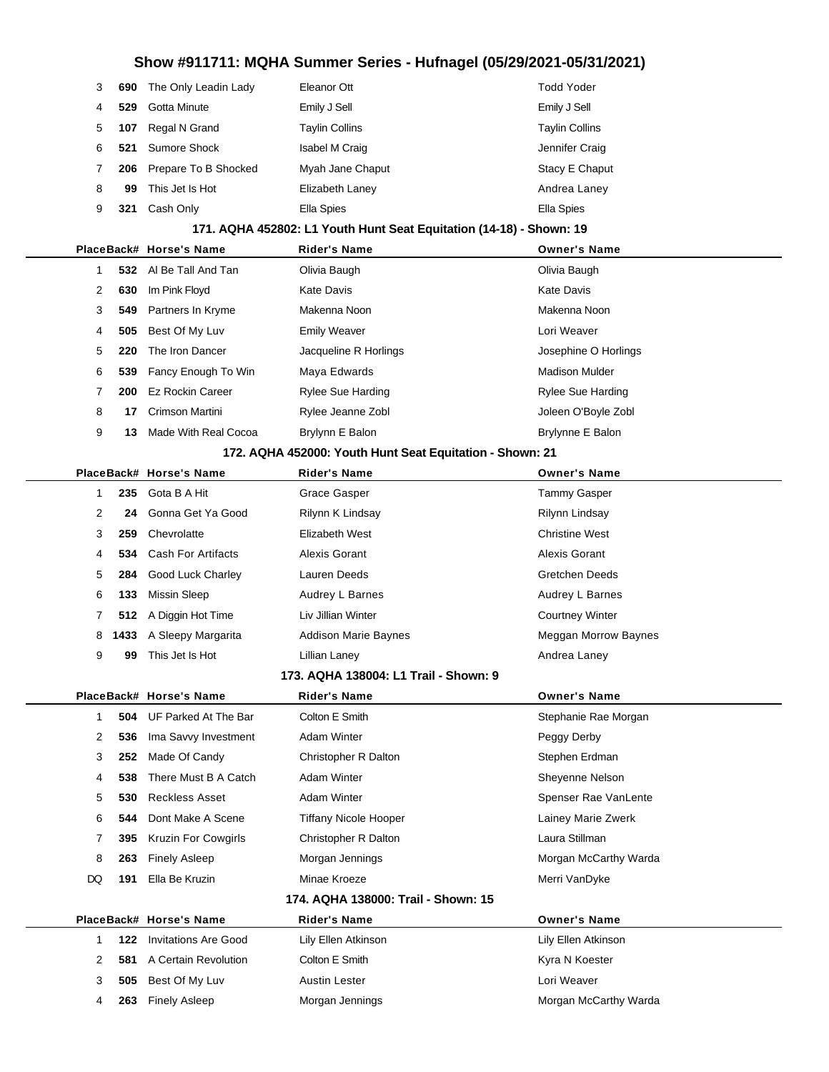| Place | Back# | Horse's Name | Rider's Name | Owner's Name |
|---|---|---|---|---|
| 3 | 690 | The Only Leadin Lady | Eleanor Ott | Todd Yoder |
| 4 | 529 | Gotta Minute | Emily J Sell | Emily J Sell |
| 5 | 107 | Regal N Grand | Taylin Collins | Taylin Collins |
| 6 | 521 | Sumore Shock | Isabel M Craig | Jennifer Craig |
| 7 | 206 | Prepare To B Shocked | Myah Jane Chaput | Stacy E Chaput |
| 8 | 99 | This Jet Is Hot | Elizabeth Laney | Andrea Laney |
| 9 | 321 | Cash Only | Ella Spies | Ella Spies |

## 171. AQHA 452802: L1 Youth Hunt Seat Equitation (14-18) - Shown: 19

| Place | Back# | Horse's Name | Rider's Name | Owner's Name |
|---|---|---|---|---|
| 1 | 532 | Al Be Tall And Tan | Olivia Baugh | Olivia Baugh |
| 2 | 630 | Im Pink Floyd | Kate Davis | Kate Davis |
| 3 | 549 | Partners In Kryme | Makenna Noon | Makenna Noon |
| 4 | 505 | Best Of My Luv | Emily Weaver | Lori Weaver |
| 5 | 220 | The Iron Dancer | Jacqueline R Horlings | Josephine O Horlings |
| 6 | 539 | Fancy Enough To Win | Maya Edwards | Madison Mulder |
| 7 | 200 | Ez Rockin Career | Rylee Sue Harding | Rylee Sue Harding |
| 8 | 17 | Crimson Martini | Rylee Jeanne Zobl | Joleen O'Boyle Zobl |
| 9 | 13 | Made With Real Cocoa | Brylynn E Balon | Brylynne E Balon |

## 172. AQHA 452000: Youth Hunt Seat Equitation - Shown: 21

| Place | Back# | Horse's Name | Rider's Name | Owner's Name |
|---|---|---|---|---|
| 1 | 235 | Gota B A Hit | Grace Gasper | Tammy Gasper |
| 2 | 24 | Gonna Get Ya Good | Rilynn K Lindsay | Rilynn Lindsay |
| 3 | 259 | Chevrolatte | Elizabeth West | Christine West |
| 4 | 534 | Cash For Artifacts | Alexis Gorant | Alexis Gorant |
| 5 | 284 | Good Luck Charley | Lauren Deeds | Gretchen Deeds |
| 6 | 133 | Missin Sleep | Audrey L Barnes | Audrey L Barnes |
| 7 | 512 | A Diggin Hot Time | Liv Jillian Winter | Courtney Winter |
| 8 | 1433 | A Sleepy Margarita | Addison Marie Baynes | Meggan Morrow Baynes |
| 9 | 99 | This Jet Is Hot | Lillian Laney | Andrea Laney |

## 173. AQHA 138004: L1 Trail - Shown: 9

| Place | Back# | Horse's Name | Rider's Name | Owner's Name |
|---|---|---|---|---|
| 1 | 504 | UF Parked At The Bar | Colton E Smith | Stephanie Rae Morgan |
| 2 | 536 | Ima Savvy Investment | Adam Winter | Peggy Derby |
| 3 | 252 | Made Of Candy | Christopher R Dalton | Stephen Erdman |
| 4 | 538 | There Must B A Catch | Adam Winter | Sheyenne Nelson |
| 5 | 530 | Reckless Asset | Adam Winter | Spenser Rae VanLente |
| 6 | 544 | Dont Make A Scene | Tiffany Nicole Hooper | Lainey Marie Zwerk |
| 7 | 395 | Kruzin For Cowgirls | Christopher R Dalton | Laura Stillman |
| 8 | 263 | Finely Asleep | Morgan Jennings | Morgan McCarthy Warda |
| DQ | 191 | Ella Be Kruzin | Minae Kroeze | Merri VanDyke |

## 174. AQHA 138000: Trail - Shown: 15

| Place | Back# | Horse's Name | Rider's Name | Owner's Name |
|---|---|---|---|---|
| 1 | 122 | Invitations Are Good | Lily Ellen Atkinson | Lily Ellen Atkinson |
| 2 | 581 | A Certain Revolution | Colton E Smith | Kyra N Koester |
| 3 | 505 | Best Of My Luv | Austin Lester | Lori Weaver |
| 4 | 263 | Finely Asleep | Morgan Jennings | Morgan McCarthy Warda |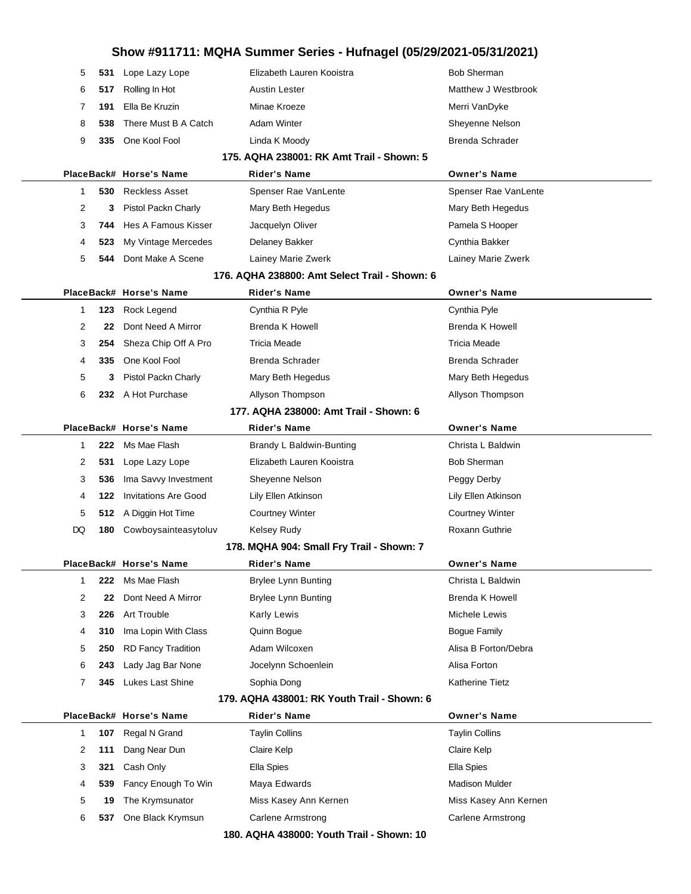| Place | Back# | Horse's Name | Rider's Name | Owner's Name |
|---|---|---|---|---|
| 5 | 531 | Lope Lazy Lope | Elizabeth Lauren Kooistra | Bob Sherman |
| 6 | 517 | Rolling In Hot | Austin Lester | Matthew J Westbrook |
| 7 | 191 | Ella Be Kruzin | Minae Kroeze | Merri VanDyke |
| 8 | 538 | There Must B A Catch | Adam Winter | Sheyenne Nelson |
| 9 | 335 | One Kool Fool | Linda K Moody | Brenda Schrader |

### 175. AQHA 238001: RK Amt Trail - Shown: 5

| Place | Back# | Horse's Name | Rider's Name | Owner's Name |
|---|---|---|---|---|
| 1 | 530 | Reckless Asset | Spenser Rae VanLente | Spenser Rae VanLente |
| 2 | 3 | Pistol Packn Charly | Mary Beth Hegedus | Mary Beth Hegedus |
| 3 | 744 | Hes A Famous Kisser | Jacquelyn Oliver | Pamela S Hooper |
| 4 | 523 | My Vintage Mercedes | Delaney Bakker | Cynthia Bakker |
| 5 | 544 | Dont Make A Scene | Lainey Marie Zwerk | Lainey Marie Zwerk |

### 176. AQHA 238800: Amt Select Trail - Shown: 6

| Place | Back# | Horse's Name | Rider's Name | Owner's Name |
|---|---|---|---|---|
| 1 | 123 | Rock Legend | Cynthia R Pyle | Cynthia Pyle |
| 2 | 22 | Dont Need A Mirror | Brenda K Howell | Brenda K Howell |
| 3 | 254 | Sheza Chip Off A Pro | Tricia Meade | Tricia Meade |
| 4 | 335 | One Kool Fool | Brenda Schrader | Brenda Schrader |
| 5 | 3 | Pistol Packn Charly | Mary Beth Hegedus | Mary Beth Hegedus |
| 6 | 232 | A Hot Purchase | Allyson Thompson | Allyson Thompson |

### 177. AQHA 238000: Amt Trail - Shown: 6

| Place | Back# | Horse's Name | Rider's Name | Owner's Name |
|---|---|---|---|---|
| 1 | 222 | Ms Mae Flash | Brandy L Baldwin-Bunting | Christa L Baldwin |
| 2 | 531 | Lope Lazy Lope | Elizabeth Lauren Kooistra | Bob Sherman |
| 3 | 536 | Ima Savvy Investment | Sheyenne Nelson | Peggy Derby |
| 4 | 122 | Invitations Are Good | Lily Ellen Atkinson | Lily Ellen Atkinson |
| 5 | 512 | A Diggin Hot Time | Courtney Winter | Courtney Winter |
| DQ | 180 | Cowboysainteasytoluv | Kelsey Rudy | Roxann Guthrie |

### 178. MQHA 904: Small Fry Trail - Shown: 7

| Place | Back# | Horse's Name | Rider's Name | Owner's Name |
|---|---|---|---|---|
| 1 | 222 | Ms Mae Flash | Brylee Lynn Bunting | Christa L Baldwin |
| 2 | 22 | Dont Need A Mirror | Brylee Lynn Bunting | Brenda K Howell |
| 3 | 226 | Art Trouble | Karly Lewis | Michele Lewis |
| 4 | 310 | Ima Lopin With Class | Quinn Bogue | Bogue Family |
| 5 | 250 | RD Fancy Tradition | Adam Wilcoxen | Alisa B Forton/Debra |
| 6 | 243 | Lady Jag Bar None | Jocelynn Schoenlein | Alisa Forton |
| 7 | 345 | Lukes Last Shine | Sophia Dong | Katherine Tietz |

### 179. AQHA 438001: RK Youth Trail - Shown: 6

| Place | Back# | Horse's Name | Rider's Name | Owner's Name |
|---|---|---|---|---|
| 1 | 107 | Regal N Grand | Taylin Collins | Taylin Collins |
| 2 | 111 | Dang Near Dun | Claire Kelp | Claire Kelp |
| 3 | 321 | Cash Only | Ella Spies | Ella Spies |
| 4 | 539 | Fancy Enough To Win | Maya Edwards | Madison Mulder |
| 5 | 19 | The Krymsunator | Miss Kasey Ann Kernen | Miss Kasey Ann Kernen |
| 6 | 537 | One Black Krymsun | Carlene Armstrong | Carlene Armstrong |

### 180. AQHA 438000: Youth Trail - Shown: 10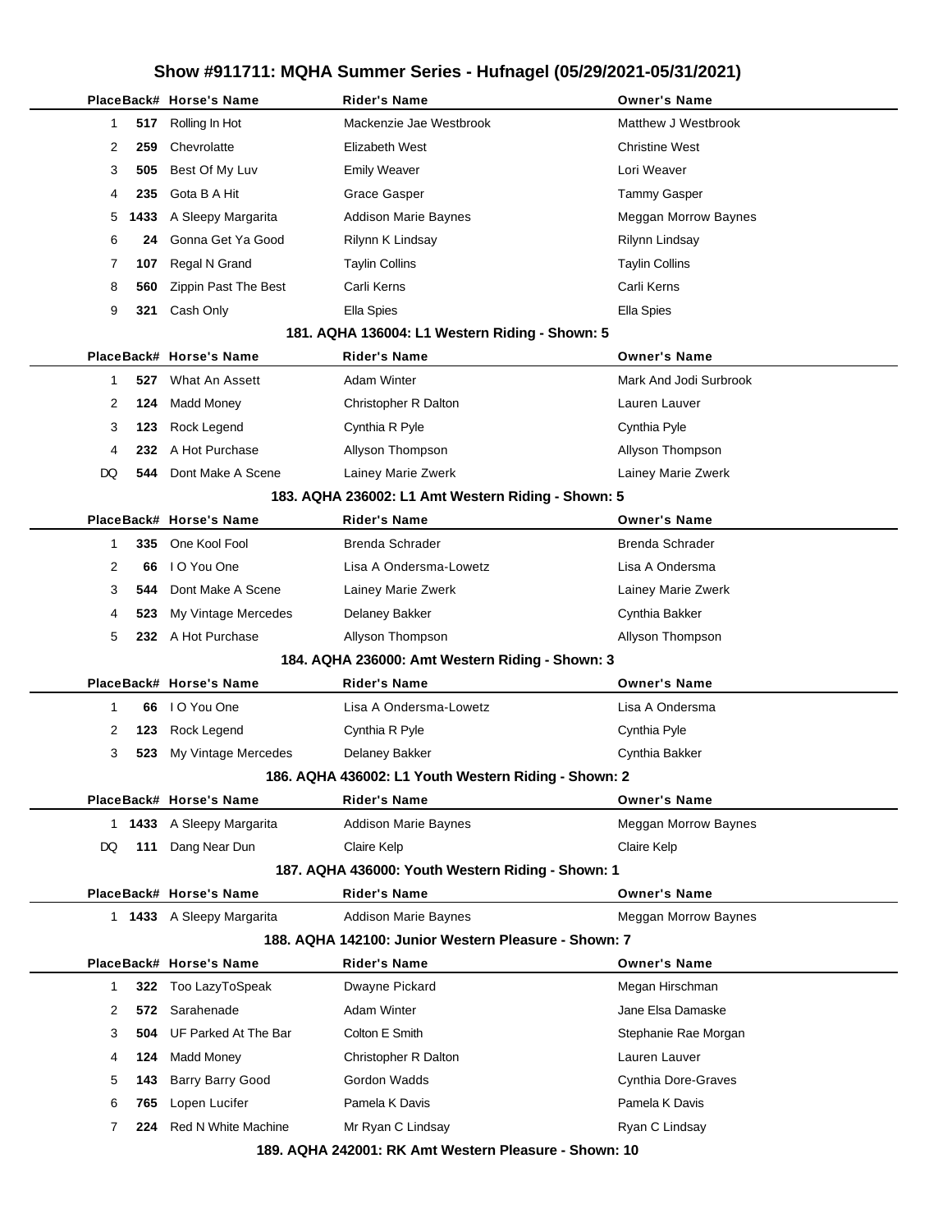# Show #911711: MQHA Summer Series - Hufnagel (05/29/2021-05/31/2021)

| Place | Back# | Horse's Name | Rider's Name | Owner's Name |
|---|---|---|---|---|
| 1 | 517 | Rolling In Hot | Mackenzie Jae Westbrook | Matthew J Westbrook |
| 2 | 259 | Chevrolatte | Elizabeth West | Christine West |
| 3 | 505 | Best Of My Luv | Emily Weaver | Lori Weaver |
| 4 | 235 | Gota B A Hit | Grace Gasper | Tammy Gasper |
| 5 | 1433 | A Sleepy Margarita | Addison Marie Baynes | Meggan Morrow Baynes |
| 6 | 24 | Gonna Get Ya Good | Rilynn K Lindsay | Rilynn Lindsay |
| 7 | 107 | Regal N Grand | Taylin Collins | Taylin Collins |
| 8 | 560 | Zippin Past The Best | Carli Kerns | Carli Kerns |
| 9 | 321 | Cash Only | Ella Spies | Ella Spies |

## 181. AQHA 136004: L1 Western Riding - Shown: 5

| Place | Back# | Horse's Name | Rider's Name | Owner's Name |
|---|---|---|---|---|
| 1 | 527 | What An Assett | Adam Winter | Mark And Jodi Surbrook |
| 2 | 124 | Madd Money | Christopher R Dalton | Lauren Lauver |
| 3 | 123 | Rock Legend | Cynthia R Pyle | Cynthia Pyle |
| 4 | 232 | A Hot Purchase | Allyson Thompson | Allyson Thompson |
| DQ | 544 | Dont Make A Scene | Lainey Marie Zwerk | Lainey Marie Zwerk |

## 183. AQHA 236002: L1 Amt Western Riding - Shown: 5

| Place | Back# | Horse's Name | Rider's Name | Owner's Name |
|---|---|---|---|---|
| 1 | 335 | One Kool Fool | Brenda Schrader | Brenda Schrader |
| 2 | 66 | I O You One | Lisa A Ondersma-Lowetz | Lisa A Ondersma |
| 3 | 544 | Dont Make A Scene | Lainey Marie Zwerk | Lainey Marie Zwerk |
| 4 | 523 | My Vintage Mercedes | Delaney Bakker | Cynthia Bakker |
| 5 | 232 | A Hot Purchase | Allyson Thompson | Allyson Thompson |

## 184. AQHA 236000: Amt Western Riding - Shown: 3

| Place | Back# | Horse's Name | Rider's Name | Owner's Name |
|---|---|---|---|---|
| 1 | 66 | I O You One | Lisa A Ondersma-Lowetz | Lisa A Ondersma |
| 2 | 123 | Rock Legend | Cynthia R Pyle | Cynthia Pyle |
| 3 | 523 | My Vintage Mercedes | Delaney Bakker | Cynthia Bakker |

## 186. AQHA 436002: L1 Youth Western Riding - Shown: 2

| Place | Back# | Horse's Name | Rider's Name | Owner's Name |
|---|---|---|---|---|
| 1 | 1433 | A Sleepy Margarita | Addison Marie Baynes | Meggan Morrow Baynes |
| DQ | 111 | Dang Near Dun | Claire Kelp | Claire Kelp |

## 187. AQHA 436000: Youth Western Riding - Shown: 1

| Place | Back# | Horse's Name | Rider's Name | Owner's Name |
|---|---|---|---|---|
| 1 | 1433 | A Sleepy Margarita | Addison Marie Baynes | Meggan Morrow Baynes |

## 188. AQHA 142100: Junior Western Pleasure - Shown: 7

| Place | Back# | Horse's Name | Rider's Name | Owner's Name |
|---|---|---|---|---|
| 1 | 322 | Too LazyToSpeak | Dwayne Pickard | Megan Hirschman |
| 2 | 572 | Sarahenade | Adam Winter | Jane Elsa Damaske |
| 3 | 504 | UF Parked At The Bar | Colton E Smith | Stephanie Rae Morgan |
| 4 | 124 | Madd Money | Christopher R Dalton | Lauren Lauver |
| 5 | 143 | Barry Barry Good | Gordon Wadds | Cynthia Dore-Graves |
| 6 | 765 | Lopen Lucifer | Pamela K Davis | Pamela K Davis |
| 7 | 224 | Red N White Machine | Mr Ryan C Lindsay | Ryan C Lindsay |

## 189. AQHA 242001: RK Amt Western Pleasure - Shown: 10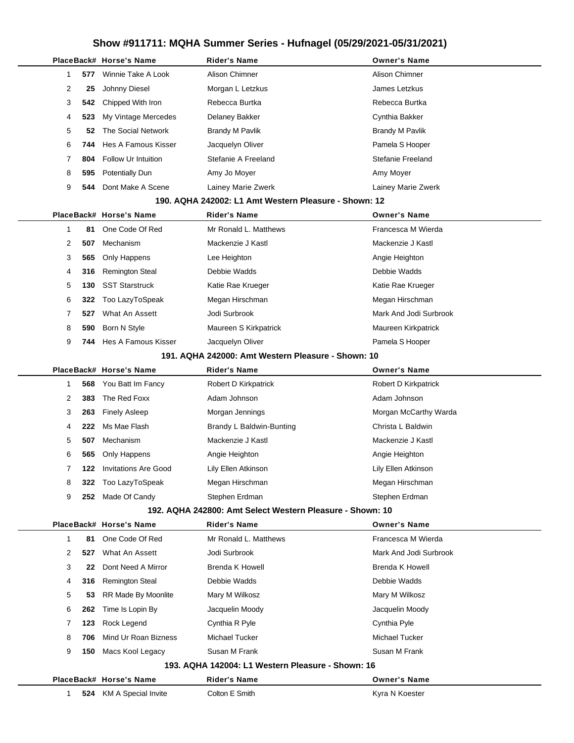# Show #911711: MQHA Summer Series - Hufnagel (05/29/2021-05/31/2021)

| Place | Back# | Horse's Name | Rider's Name | Owner's Name |
|---|---|---|---|---|
| 1 | 577 | Winnie Take A Look | Alison Chimner | Alison Chimner |
| 2 | 25 | Johnny Diesel | Morgan L Letzkus | James Letzkus |
| 3 | 542 | Chipped With Iron | Rebecca Burtka | Rebecca Burtka |
| 4 | 523 | My Vintage Mercedes | Delaney Bakker | Cynthia Bakker |
| 5 | 52 | The Social Network | Brandy M Pavlik | Brandy M Pavlik |
| 6 | 744 | Hes A Famous Kisser | Jacquelyn Oliver | Pamela S Hooper |
| 7 | 804 | Follow Ur Intuition | Stefanie A Freeland | Stefanie Freeland |
| 8 | 595 | Potentially Dun | Amy Jo Moyer | Amy Moyer |
| 9 | 544 | Dont Make A Scene | Lainey Marie Zwerk | Lainey Marie Zwerk |

### 190. AQHA 242002: L1 Amt Western Pleasure - Shown: 12

| Place | Back# | Horse's Name | Rider's Name | Owner's Name |
|---|---|---|---|---|
| 1 | 81 | One Code Of Red | Mr Ronald L. Matthews | Francesca M Wierda |
| 2 | 507 | Mechanism | Mackenzie J Kastl | Mackenzie J Kastl |
| 3 | 565 | Only Happens | Lee Heighton | Angie Heighton |
| 4 | 316 | Remington Steal | Debbie Wadds | Debbie Wadds |
| 5 | 130 | SST Starstruck | Katie Rae Krueger | Katie Rae Krueger |
| 6 | 322 | Too LazyToSpeak | Megan Hirschman | Megan Hirschman |
| 7 | 527 | What An Assett | Jodi Surbrook | Mark And Jodi Surbrook |
| 8 | 590 | Born N Style | Maureen S Kirkpatrick | Maureen Kirkpatrick |
| 9 | 744 | Hes A Famous Kisser | Jacquelyn Oliver | Pamela S Hooper |

### 191. AQHA 242000: Amt Western Pleasure - Shown: 10

| Place | Back# | Horse's Name | Rider's Name | Owner's Name |
|---|---|---|---|---|
| 1 | 568 | You Batt Im Fancy | Robert D Kirkpatrick | Robert D Kirkpatrick |
| 2 | 383 | The Red Foxx | Adam Johnson | Adam Johnson |
| 3 | 263 | Finely Asleep | Morgan Jennings | Morgan McCarthy Warda |
| 4 | 222 | Ms Mae Flash | Brandy L Baldwin-Bunting | Christa L Baldwin |
| 5 | 507 | Mechanism | Mackenzie J Kastl | Mackenzie J Kastl |
| 6 | 565 | Only Happens | Angie Heighton | Angie Heighton |
| 7 | 122 | Invitations Are Good | Lily Ellen Atkinson | Lily Ellen Atkinson |
| 8 | 322 | Too LazyToSpeak | Megan Hirschman | Megan Hirschman |
| 9 | 252 | Made Of Candy | Stephen Erdman | Stephen Erdman |

### 192. AQHA 242800: Amt Select Western Pleasure - Shown: 10

| Place | Back# | Horse's Name | Rider's Name | Owner's Name |
|---|---|---|---|---|
| 1 | 81 | One Code Of Red | Mr Ronald L. Matthews | Francesca M Wierda |
| 2 | 527 | What An Assett | Jodi Surbrook | Mark And Jodi Surbrook |
| 3 | 22 | Dont Need A Mirror | Brenda K Howell | Brenda K Howell |
| 4 | 316 | Remington Steal | Debbie Wadds | Debbie Wadds |
| 5 | 53 | RR Made By Moonlite | Mary M Wilkosz | Mary M Wilkosz |
| 6 | 262 | Time Is Lopin By | Jacquelin Moody | Jacquelin Moody |
| 7 | 123 | Rock Legend | Cynthia R Pyle | Cynthia Pyle |
| 8 | 706 | Mind Ur Roan Bizness | Michael Tucker | Michael Tucker |
| 9 | 150 | Macs Kool Legacy | Susan M Frank | Susan M Frank |

### 193. AQHA 142004: L1 Western Pleasure - Shown: 16

| Place | Back# | Horse's Name | Rider's Name | Owner's Name |
|---|---|---|---|---|
| 1 | 524 | KM A Special Invite | Colton E Smith | Kyra N Koester |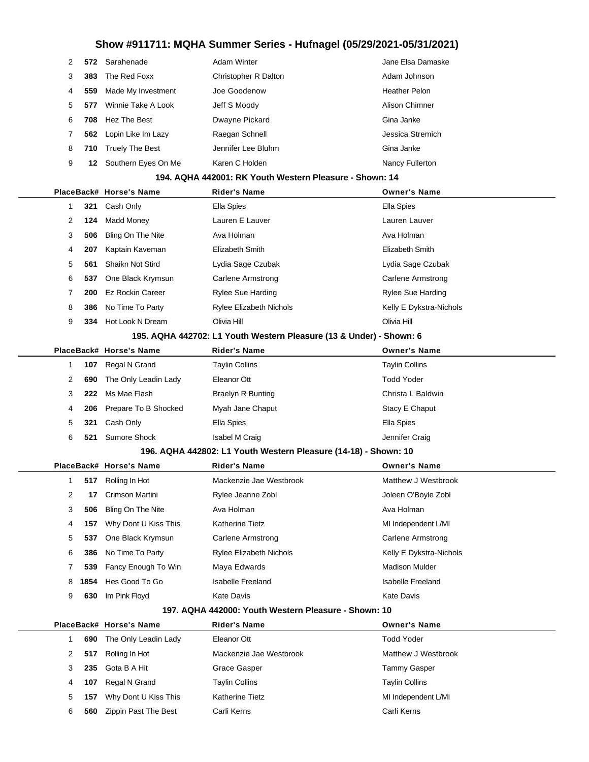# Show #911711: MQHA Summer Series - Hufnagel (05/29/2021-05/31/2021)

| Place | Back# | Horse's Name | Rider's Name | Owner's Name |
|---|---|---|---|---|
| 2 | 572 | Sarahenade | Adam Winter | Jane Elsa Damaske |
| 3 | 383 | The Red Foxx | Christopher R Dalton | Adam Johnson |
| 4 | 559 | Made My Investment | Joe Goodenow | Heather Pelon |
| 5 | 577 | Winnie Take A Look | Jeff S Moody | Alison Chimner |
| 6 | 708 | Hez The Best | Dwayne Pickard | Gina Janke |
| 7 | 562 | Lopin Like Im Lazy | Raegan Schnell | Jessica Stremich |
| 8 | 710 | Truely The Best | Jennifer Lee Bluhm | Gina Janke |
| 9 | 12 | Southern Eyes On Me | Karen C Holden | Nancy Fullerton |

### 194. AQHA 442001: RK Youth Western Pleasure - Shown: 14

| Place | Back# | Horse's Name | Rider's Name | Owner's Name |
|---|---|---|---|---|
| 1 | 321 | Cash Only | Ella Spies | Ella Spies |
| 2 | 124 | Madd Money | Lauren E Lauver | Lauren Lauver |
| 3 | 506 | Bling On The Nite | Ava Holman | Ava Holman |
| 4 | 207 | Kaptain Kaveman | Elizabeth Smith | Elizabeth Smith |
| 5 | 561 | Shaikn Not Stird | Lydia Sage Czubak | Lydia Sage Czubak |
| 6 | 537 | One Black Krymsun | Carlene Armstrong | Carlene Armstrong |
| 7 | 200 | Ez Rockin Career | Rylee Sue Harding | Rylee Sue Harding |
| 8 | 386 | No Time To Party | Rylee Elizabeth Nichols | Kelly E Dykstra-Nichols |
| 9 | 334 | Hot Look N Dream | Olivia Hill | Olivia Hill |

### 195. AQHA 442702: L1 Youth Western Pleasure (13 & Under) - Shown: 6

| Place | Back# | Horse's Name | Rider's Name | Owner's Name |
|---|---|---|---|---|
| 1 | 107 | Regal N Grand | Taylin Collins | Taylin Collins |
| 2 | 690 | The Only Leadin Lady | Eleanor Ott | Todd Yoder |
| 3 | 222 | Ms Mae Flash | Braelyn R Bunting | Christa L Baldwin |
| 4 | 206 | Prepare To B Shocked | Myah Jane Chaput | Stacy E Chaput |
| 5 | 321 | Cash Only | Ella Spies | Ella Spies |
| 6 | 521 | Sumore Shock | Isabel M Craig | Jennifer Craig |

### 196. AQHA 442802: L1 Youth Western Pleasure (14-18) - Shown: 10

| Place | Back# | Horse's Name | Rider's Name | Owner's Name |
|---|---|---|---|---|
| 1 | 517 | Rolling In Hot | Mackenzie Jae Westbrook | Matthew J Westbrook |
| 2 | 17 | Crimson Martini | Rylee Jeanne Zobl | Joleen O'Boyle Zobl |
| 3 | 506 | Bling On The Nite | Ava Holman | Ava Holman |
| 4 | 157 | Why Dont U Kiss This | Katherine Tietz | MI Independent L/MI |
| 5 | 537 | One Black Krymsun | Carlene Armstrong | Carlene Armstrong |
| 6 | 386 | No Time To Party | Rylee Elizabeth Nichols | Kelly E Dykstra-Nichols |
| 7 | 539 | Fancy Enough To Win | Maya Edwards | Madison Mulder |
| 8 | 1854 | Hes Good To Go | Isabelle Freeland | Isabelle Freeland |
| 9 | 630 | Im Pink Floyd | Kate Davis | Kate Davis |

### 197. AQHA 442000: Youth Western Pleasure - Shown: 10

| Place | Back# | Horse's Name | Rider's Name | Owner's Name |
|---|---|---|---|---|
| 1 | 690 | The Only Leadin Lady | Eleanor Ott | Todd Yoder |
| 2 | 517 | Rolling In Hot | Mackenzie Jae Westbrook | Matthew J Westbrook |
| 3 | 235 | Gota B A Hit | Grace Gasper | Tammy Gasper |
| 4 | 107 | Regal N Grand | Taylin Collins | Taylin Collins |
| 5 | 157 | Why Dont U Kiss This | Katherine Tietz | MI Independent L/MI |
| 6 | 560 | Zippin Past The Best | Carli Kerns | Carli Kerns |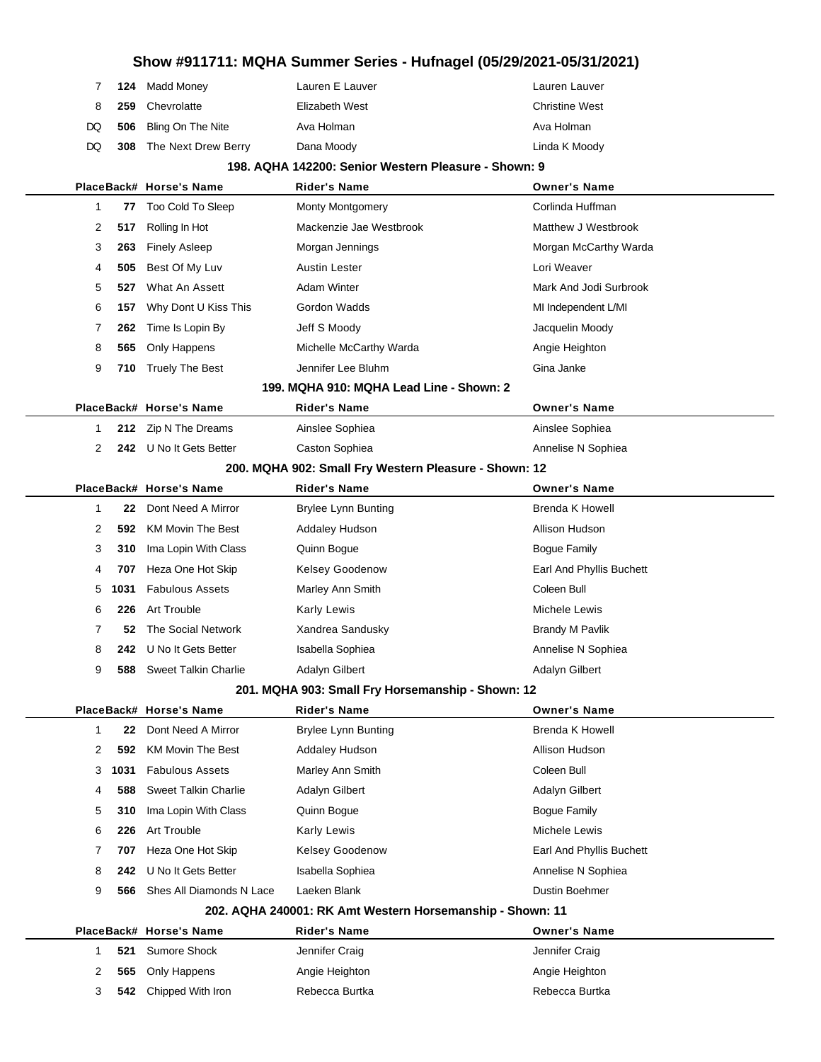# Show #911711: MQHA Summer Series - Hufnagel (05/29/2021-05/31/2021)

| Place | Back# | Horse's Name | Rider's Name | Owner's Name |
|---|---|---|---|---|
| 7 | 124 | Madd Money | Lauren E Lauver | Lauren Lauver |
| 8 | 259 | Chevrolatte | Elizabeth West | Christine West |
| DQ | 506 | Bling On The Nite | Ava Holman | Ava Holman |
| DQ | 308 | The Next Drew Berry | Dana Moody | Linda K Moody |

### 198. AQHA 142200: Senior Western Pleasure - Shown: 9

| Place | Back# | Horse's Name | Rider's Name | Owner's Name |
|---|---|---|---|---|
| 1 | 77 | Too Cold To Sleep | Monty Montgomery | Corlinda Huffman |
| 2 | 517 | Rolling In Hot | Mackenzie Jae Westbrook | Matthew J Westbrook |
| 3 | 263 | Finely Asleep | Morgan Jennings | Morgan McCarthy Warda |
| 4 | 505 | Best Of My Luv | Austin Lester | Lori Weaver |
| 5 | 527 | What An Assett | Adam Winter | Mark And Jodi Surbrook |
| 6 | 157 | Why Dont U Kiss This | Gordon Wadds | MI Independent L/MI |
| 7 | 262 | Time Is Lopin By | Jeff S Moody | Jacquelin Moody |
| 8 | 565 | Only Happens | Michelle McCarthy Warda | Angie Heighton |
| 9 | 710 | Truely The Best | Jennifer Lee Bluhm | Gina Janke |

### 199. MQHA 910: MQHA Lead Line - Shown: 2

| Place | Back# | Horse's Name | Rider's Name | Owner's Name |
|---|---|---|---|---|
| 1 | 212 | Zip N The Dreams | Ainslee Sophiea | Ainslee Sophiea |
| 2 | 242 | U No It Gets Better | Caston Sophiea | Annelise N Sophiea |

### 200. MQHA 902: Small Fry Western Pleasure - Shown: 12

| Place | Back# | Horse's Name | Rider's Name | Owner's Name |
|---|---|---|---|---|
| 1 | 22 | Dont Need A Mirror | Brylee Lynn Bunting | Brenda K Howell |
| 2 | 592 | KM Movin The Best | Addaley Hudson | Allison Hudson |
| 3 | 310 | Ima Lopin With Class | Quinn Bogue | Bogue Family |
| 4 | 707 | Heza One Hot Skip | Kelsey Goodenow | Earl And Phyllis Buchett |
| 5 | 1031 | Fabulous Assets | Marley Ann Smith | Coleen Bull |
| 6 | 226 | Art Trouble | Karly Lewis | Michele Lewis |
| 7 | 52 | The Social Network | Xandrea Sandusky | Brandy M Pavlik |
| 8 | 242 | U No It Gets Better | Isabella Sophiea | Annelise N Sophiea |
| 9 | 588 | Sweet Talkin Charlie | Adalyn Gilbert | Adalyn Gilbert |

### 201. MQHA 903: Small Fry Horsemanship - Shown: 12

| Place | Back# | Horse's Name | Rider's Name | Owner's Name |
|---|---|---|---|---|
| 1 | 22 | Dont Need A Mirror | Brylee Lynn Bunting | Brenda K Howell |
| 2 | 592 | KM Movin The Best | Addaley Hudson | Allison Hudson |
| 3 | 1031 | Fabulous Assets | Marley Ann Smith | Coleen Bull |
| 4 | 588 | Sweet Talkin Charlie | Adalyn Gilbert | Adalyn Gilbert |
| 5 | 310 | Ima Lopin With Class | Quinn Bogue | Bogue Family |
| 6 | 226 | Art Trouble | Karly Lewis | Michele Lewis |
| 7 | 707 | Heza One Hot Skip | Kelsey Goodenow | Earl And Phyllis Buchett |
| 8 | 242 | U No It Gets Better | Isabella Sophiea | Annelise N Sophiea |
| 9 | 566 | Shes All Diamonds N Lace | Laeken Blank | Dustin Boehmer |

### 202. AQHA 240001: RK Amt Western Horsemanship - Shown: 11

| Place | Back# | Horse's Name | Rider's Name | Owner's Name |
|---|---|---|---|---|
| 1 | 521 | Sumore Shock | Jennifer Craig | Jennifer Craig |
| 2 | 565 | Only Happens | Angie Heighton | Angie Heighton |
| 3 | 542 | Chipped With Iron | Rebecca Burtka | Rebecca Burtka |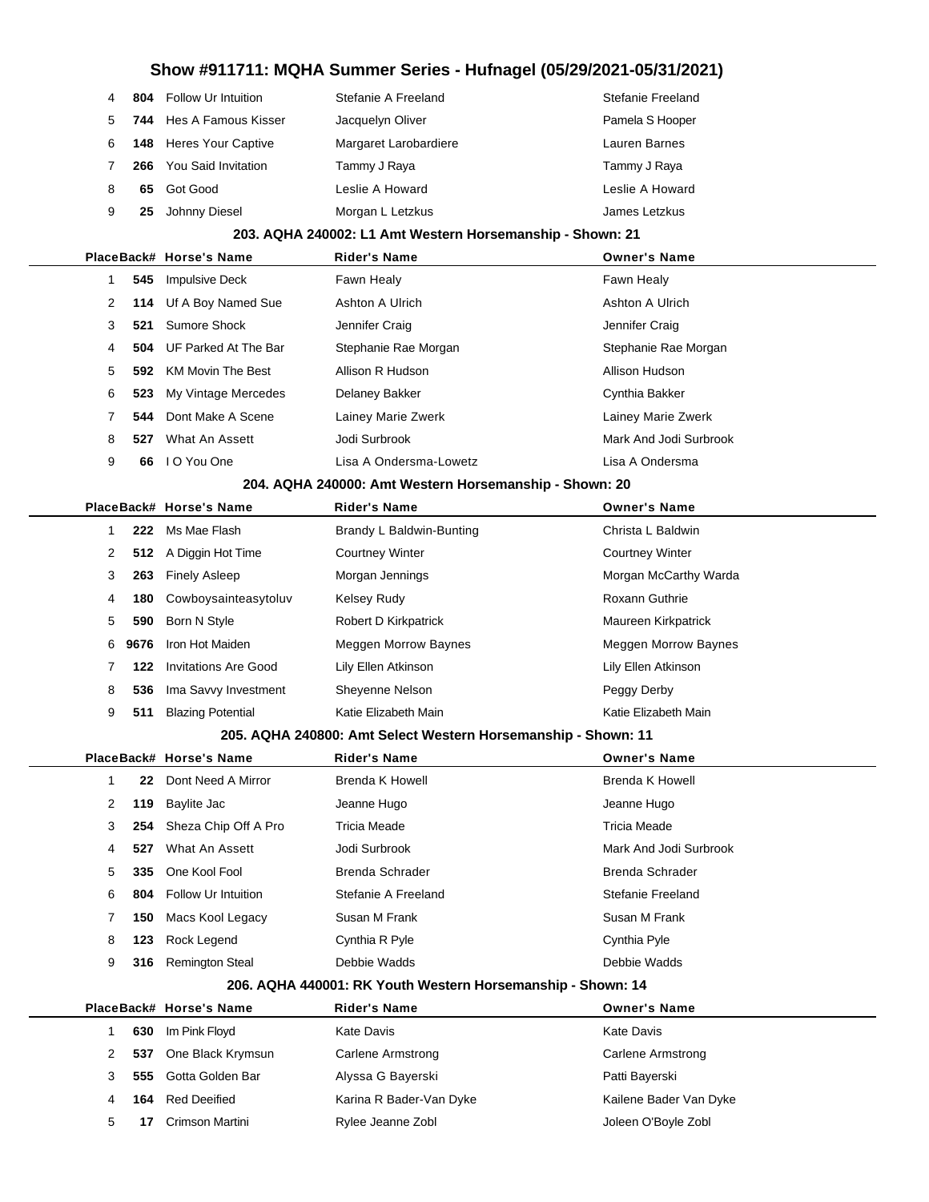# Show #911711: MQHA Summer Series - Hufnagel (05/29/2021-05/31/2021)

| Place | Back# | Horse's Name | Rider's Name | Owner's Name |
|---|---|---|---|---|
| 4 | 804 | Follow Ur Intuition | Stefanie A Freeland | Stefanie Freeland |
| 5 | 744 | Hes A Famous Kisser | Jacquelyn Oliver | Pamela S Hooper |
| 6 | 148 | Heres Your Captive | Margaret Larobardiere | Lauren Barnes |
| 7 | 266 | You Said Invitation | Tammy J Raya | Tammy J Raya |
| 8 | 65 | Got Good | Leslie A Howard | Leslie A Howard |
| 9 | 25 | Johnny Diesel | Morgan L Letzkus | James Letzkus |

### 203. AQHA 240002: L1 Amt Western Horsemanship - Shown: 21

| Place | Back# | Horse's Name | Rider's Name | Owner's Name |
|---|---|---|---|---|
| 1 | 545 | Impulsive Deck | Fawn Healy | Fawn Healy |
| 2 | 114 | Uf A Boy Named Sue | Ashton A Ulrich | Ashton A Ulrich |
| 3 | 521 | Sumore Shock | Jennifer Craig | Jennifer Craig |
| 4 | 504 | UF Parked At The Bar | Stephanie Rae Morgan | Stephanie Rae Morgan |
| 5 | 592 | KM Movin The Best | Allison R Hudson | Allison Hudson |
| 6 | 523 | My Vintage Mercedes | Delaney Bakker | Cynthia Bakker |
| 7 | 544 | Dont Make A Scene | Lainey Marie Zwerk | Lainey Marie Zwerk |
| 8 | 527 | What An Assett | Jodi Surbrook | Mark And Jodi Surbrook |
| 9 | 66 | I O You One | Lisa A Ondersma-Lowetz | Lisa A Ondersma |

### 204. AQHA 240000: Amt Western Horsemanship - Shown: 20

| Place | Back# | Horse's Name | Rider's Name | Owner's Name |
|---|---|---|---|---|
| 1 | 222 | Ms Mae Flash | Brandy L Baldwin-Bunting | Christa L Baldwin |
| 2 | 512 | A Diggin Hot Time | Courtney Winter | Courtney Winter |
| 3 | 263 | Finely Asleep | Morgan Jennings | Morgan McCarthy Warda |
| 4 | 180 | Cowboysainteasytoluv | Kelsey Rudy | Roxann Guthrie |
| 5 | 590 | Born N Style | Robert D Kirkpatrick | Maureen Kirkpatrick |
| 6 | 9676 | Iron Hot Maiden | Meggen Morrow Baynes | Meggen Morrow Baynes |
| 7 | 122 | Invitations Are Good | Lily Ellen Atkinson | Lily Ellen Atkinson |
| 8 | 536 | Ima Savvy Investment | Sheyenne Nelson | Peggy Derby |
| 9 | 511 | Blazing Potential | Katie Elizabeth Main | Katie Elizabeth Main |

### 205. AQHA 240800: Amt Select Western Horsemanship - Shown: 11

| Place | Back# | Horse's Name | Rider's Name | Owner's Name |
|---|---|---|---|---|
| 1 | 22 | Dont Need A Mirror | Brenda K Howell | Brenda K Howell |
| 2 | 119 | Baylite Jac | Jeanne Hugo | Jeanne Hugo |
| 3 | 254 | Sheza Chip Off A Pro | Tricia Meade | Tricia Meade |
| 4 | 527 | What An Assett | Jodi Surbrook | Mark And Jodi Surbrook |
| 5 | 335 | One Kool Fool | Brenda Schrader | Brenda Schrader |
| 6 | 804 | Follow Ur Intuition | Stefanie A Freeland | Stefanie Freeland |
| 7 | 150 | Macs Kool Legacy | Susan M Frank | Susan M Frank |
| 8 | 123 | Rock Legend | Cynthia R Pyle | Cynthia Pyle |
| 9 | 316 | Remington Steal | Debbie Wadds | Debbie Wadds |

### 206. AQHA 440001: RK Youth Western Horsemanship - Shown: 14

| Place | Back# | Horse's Name | Rider's Name | Owner's Name |
|---|---|---|---|---|
| 1 | 630 | Im Pink Floyd | Kate Davis | Kate Davis |
| 2 | 537 | One Black Krymsun | Carlene Armstrong | Carlene Armstrong |
| 3 | 555 | Gotta Golden Bar | Alyssa G Bayerski | Patti Bayerski |
| 4 | 164 | Red Deeified | Karina R Bader-Van Dyke | Kailene Bader Van Dyke |
| 5 | 17 | Crimson Martini | Rylee Jeanne Zobl | Joleen O'Boyle Zobl |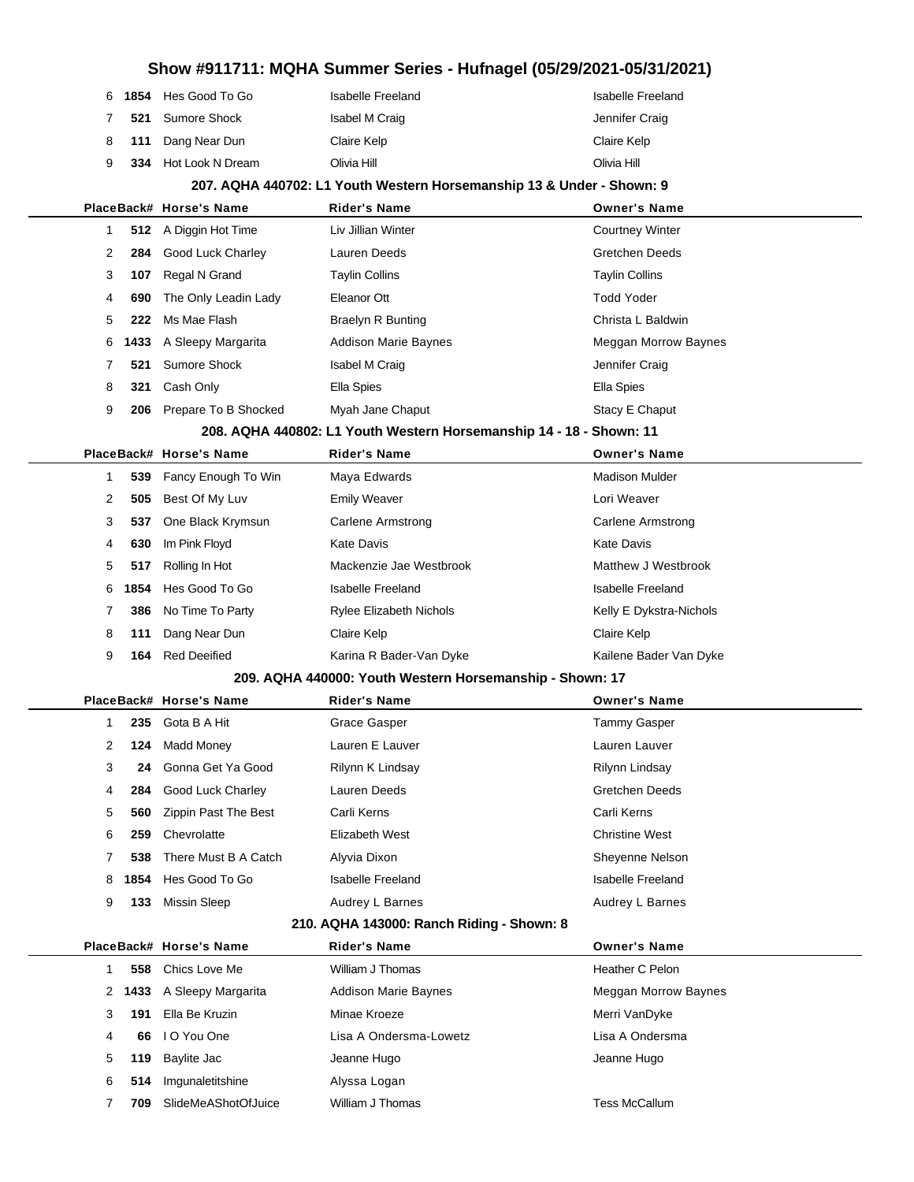# Show #911711: MQHA Summer Series - Hufnagel (05/29/2021-05/31/2021)

| Place | Back# | Horse's Name | Rider's Name | Owner's Name |
|---|---|---|---|---|
| 6 | 1854 | Hes Good To Go | Isabelle Freeland | Isabelle Freeland |
| 7 | 521 | Sumore Shock | Isabel M Craig | Jennifer Craig |
| 8 | 111 | Dang Near Dun | Claire Kelp | Claire Kelp |
| 9 | 334 | Hot Look N Dream | Olivia Hill | Olivia Hill |

### 207. AQHA 440702: L1 Youth Western Horsemanship 13 & Under - Shown: 9

| Place | Back# | Horse's Name | Rider's Name | Owner's Name |
|---|---|---|---|---|
| 1 | 512 | A Diggin Hot Time | Liv Jillian Winter | Courtney Winter |
| 2 | 284 | Good Luck Charley | Lauren Deeds | Gretchen Deeds |
| 3 | 107 | Regal N Grand | Taylin Collins | Taylin Collins |
| 4 | 690 | The Only Leadin Lady | Eleanor Ott | Todd Yoder |
| 5 | 222 | Ms Mae Flash | Braelyn R Bunting | Christa L Baldwin |
| 6 | 1433 | A Sleepy Margarita | Addison Marie Baynes | Meggan Morrow Baynes |
| 7 | 521 | Sumore Shock | Isabel M Craig | Jennifer Craig |
| 8 | 321 | Cash Only | Ella Spies | Ella Spies |
| 9 | 206 | Prepare To B Shocked | Myah Jane Chaput | Stacy E Chaput |

### 208. AQHA 440802: L1 Youth Western Horsemanship 14 - 18 - Shown: 11

| Place | Back# | Horse's Name | Rider's Name | Owner's Name |
|---|---|---|---|---|
| 1 | 539 | Fancy Enough To Win | Maya Edwards | Madison Mulder |
| 2 | 505 | Best Of My Luv | Emily Weaver | Lori Weaver |
| 3 | 537 | One Black Krymsun | Carlene Armstrong | Carlene Armstrong |
| 4 | 630 | Im Pink Floyd | Kate Davis | Kate Davis |
| 5 | 517 | Rolling In Hot | Mackenzie Jae Westbrook | Matthew J Westbrook |
| 6 | 1854 | Hes Good To Go | Isabelle Freeland | Isabelle Freeland |
| 7 | 386 | No Time To Party | Rylee Elizabeth Nichols | Kelly E Dykstra-Nichols |
| 8 | 111 | Dang Near Dun | Claire Kelp | Claire Kelp |
| 9 | 164 | Red Deeified | Karina R Bader-Van Dyke | Kailene Bader Van Dyke |

### 209. AQHA 440000: Youth Western Horsemanship - Shown: 17

| Place | Back# | Horse's Name | Rider's Name | Owner's Name |
|---|---|---|---|---|
| 1 | 235 | Gota B A Hit | Grace Gasper | Tammy Gasper |
| 2 | 124 | Madd Money | Lauren E Lauver | Lauren Lauver |
| 3 | 24 | Gonna Get Ya Good | Rilynn K Lindsay | Rilynn Lindsay |
| 4 | 284 | Good Luck Charley | Lauren Deeds | Gretchen Deeds |
| 5 | 560 | Zippin Past The Best | Carli Kerns | Carli Kerns |
| 6 | 259 | Chevrolatte | Elizabeth West | Christine West |
| 7 | 538 | There Must B A Catch | Alyvia Dixon | Sheyenne Nelson |
| 8 | 1854 | Hes Good To Go | Isabelle Freeland | Isabelle Freeland |
| 9 | 133 | Missin Sleep | Audrey L Barnes | Audrey L Barnes |

### 210. AQHA 143000: Ranch Riding - Shown: 8

| Place | Back# | Horse's Name | Rider's Name | Owner's Name |
|---|---|---|---|---|
| 1 | 558 | Chics Love Me | William J Thomas | Heather C Pelon |
| 2 | 1433 | A Sleepy Margarita | Addison Marie Baynes | Meggan Morrow Baynes |
| 3 | 191 | Ella Be Kruzin | Minae Kroeze | Merri VanDyke |
| 4 | 66 | I O You One | Lisa A Ondersma-Lowetz | Lisa A Ondersma |
| 5 | 119 | Baylite Jac | Jeanne Hugo | Jeanne Hugo |
| 6 | 514 | Imgunaletitshine | Alyssa Logan | |
| 7 | 709 | SlideMeAShotOfJuice | William J Thomas | Tess McCallum |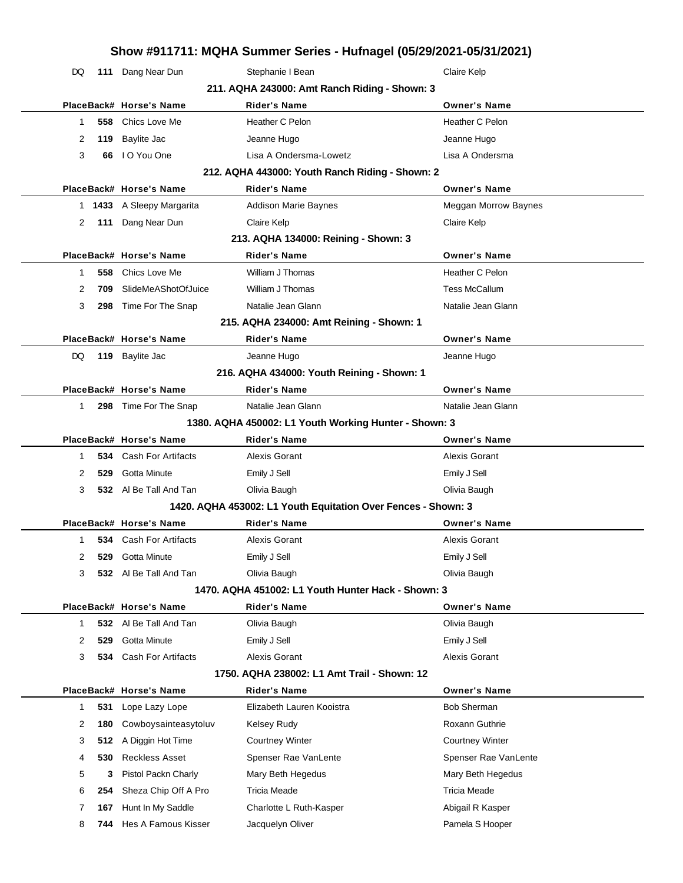# Show #911711: MQHA Summer Series - Hufnagel (05/29/2021-05/31/2021)

| DQ | 111 | Dang Near Dun | Stephanie I Bean | Claire Kelp |
|---|---|---|---|---|

### 211. AQHA 243000: Amt Ranch Riding - Shown: 3

| Place | Back# | Horse's Name | Rider's Name | Owner's Name |
|---|---|---|---|---|
| 1 | 558 | Chics Love Me | Heather C Pelon | Heather C Pelon |
| 2 | 119 | Baylite Jac | Jeanne Hugo | Jeanne Hugo |
| 3 | 66 | I O You One | Lisa A Ondersma-Lowetz | Lisa A Ondersma |

### 212. AQHA 443000: Youth Ranch Riding - Shown: 2

| Place | Back# | Horse's Name | Rider's Name | Owner's Name |
|---|---|---|---|---|
| 1 | 1433 | A Sleepy Margarita | Addison Marie Baynes | Meggan Morrow Baynes |
| 2 | 111 | Dang Near Dun | Claire Kelp | Claire Kelp |

### 213. AQHA 134000: Reining - Shown: 3

| Place | Back# | Horse's Name | Rider's Name | Owner's Name |
|---|---|---|---|---|
| 1 | 558 | Chics Love Me | William J Thomas | Heather C Pelon |
| 2 | 709 | SlideMeAShotOfJuice | William J Thomas | Tess McCallum |
| 3 | 298 | Time For The Snap | Natalie Jean Glann | Natalie Jean Glann |

### 215. AQHA 234000: Amt Reining - Shown: 1

| Place | Back# | Horse's Name | Rider's Name | Owner's Name |
|---|---|---|---|---|
| DQ | 119 | Baylite Jac | Jeanne Hugo | Jeanne Hugo |

### 216. AQHA 434000: Youth Reining - Shown: 1

| Place | Back# | Horse's Name | Rider's Name | Owner's Name |
|---|---|---|---|---|
| 1 | 298 | Time For The Snap | Natalie Jean Glann | Natalie Jean Glann |

### 1380. AQHA 450002: L1 Youth Working Hunter - Shown: 3

| Place | Back# | Horse's Name | Rider's Name | Owner's Name |
|---|---|---|---|---|
| 1 | 534 | Cash For Artifacts | Alexis Gorant | Alexis Gorant |
| 2 | 529 | Gotta Minute | Emily J Sell | Emily J Sell |
| 3 | 532 | Al Be Tall And Tan | Olivia Baugh | Olivia Baugh |

### 1420. AQHA 453002: L1 Youth Equitation Over Fences - Shown: 3

| Place | Back# | Horse's Name | Rider's Name | Owner's Name |
|---|---|---|---|---|
| 1 | 534 | Cash For Artifacts | Alexis Gorant | Alexis Gorant |
| 2 | 529 | Gotta Minute | Emily J Sell | Emily J Sell |
| 3 | 532 | Al Be Tall And Tan | Olivia Baugh | Olivia Baugh |

### 1470. AQHA 451002: L1 Youth Hunter Hack - Shown: 3

| Place | Back# | Horse's Name | Rider's Name | Owner's Name |
|---|---|---|---|---|
| 1 | 532 | Al Be Tall And Tan | Olivia Baugh | Olivia Baugh |
| 2 | 529 | Gotta Minute | Emily J Sell | Emily J Sell |
| 3 | 534 | Cash For Artifacts | Alexis Gorant | Alexis Gorant |

### 1750. AQHA 238002: L1 Amt Trail - Shown: 12

| Place | Back# | Horse's Name | Rider's Name | Owner's Name |
|---|---|---|---|---|
| 1 | 531 | Lope Lazy Lope | Elizabeth Lauren Kooistra | Bob Sherman |
| 2 | 180 | Cowboysainteasytoluv | Kelsey Rudy | Roxann Guthrie |
| 3 | 512 | A Diggin Hot Time | Courtney Winter | Courtney Winter |
| 4 | 530 | Reckless Asset | Spenser Rae VanLente | Spenser Rae VanLente |
| 5 | 3 | Pistol Packn Charly | Mary Beth Hegedus | Mary Beth Hegedus |
| 6 | 254 | Sheza Chip Off A Pro | Tricia Meade | Tricia Meade |
| 7 | 167 | Hunt In My Saddle | Charlotte L Ruth-Kasper | Abigail R Kasper |
| 8 | 744 | Hes A Famous Kisser | Jacquelyn Oliver | Pamela S Hooper |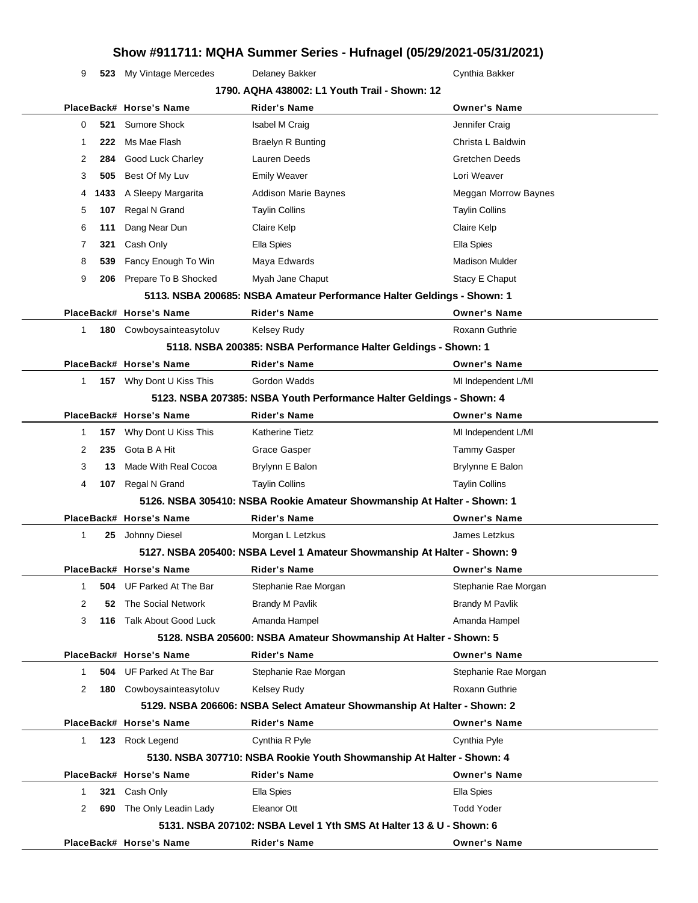# Show #911711: MQHA Summer Series - Hufnagel (05/29/2021-05/31/2021)

| Place | Back# | Horse's Name | Rider's Name | Owner's Name |
|---|---|---|---|---|
| 9 | 523 | My Vintage Mercedes | Delaney Bakker | Cynthia Bakker |

### 1790. AQHA 438002: L1 Youth Trail - Shown: 12

| Place | Back# | Horse's Name | Rider's Name | Owner's Name |
|---|---|---|---|---|
| 0 | 521 | Sumore Shock | Isabel M Craig | Jennifer Craig |
| 1 | 222 | Ms Mae Flash | Braelyn R Bunting | Christa L Baldwin |
| 2 | 284 | Good Luck Charley | Lauren Deeds | Gretchen Deeds |
| 3 | 505 | Best Of My Luv | Emily Weaver | Lori Weaver |
| 4 | 1433 | A Sleepy Margarita | Addison Marie Baynes | Meggan Morrow Baynes |
| 5 | 107 | Regal N Grand | Taylin Collins | Taylin Collins |
| 6 | 111 | Dang Near Dun | Claire Kelp | Claire Kelp |
| 7 | 321 | Cash Only | Ella Spies | Ella Spies |
| 8 | 539 | Fancy Enough To Win | Maya Edwards | Madison Mulder |
| 9 | 206 | Prepare To B Shocked | Myah Jane Chaput | Stacy E Chaput |

### 5113. NSBA 200685: NSBA Amateur Performance Halter Geldings - Shown: 1

| Place | Back# | Horse's Name | Rider's Name | Owner's Name |
|---|---|---|---|---|
| 1 | 180 | Cowboysainteasytoluv | Kelsey Rudy | Roxann Guthrie |

### 5118. NSBA 200385: NSBA Performance Halter Geldings - Shown: 1

| Place | Back# | Horse's Name | Rider's Name | Owner's Name |
|---|---|---|---|---|
| 1 | 157 | Why Dont U Kiss This | Gordon Wadds | MI Independent L/MI |

### 5123. NSBA 207385: NSBA Youth Performance Halter Geldings - Shown: 4

| Place | Back# | Horse's Name | Rider's Name | Owner's Name |
|---|---|---|---|---|
| 1 | 157 | Why Dont U Kiss This | Katherine Tietz | MI Independent L/MI |
| 2 | 235 | Gota B A Hit | Grace Gasper | Tammy Gasper |
| 3 | 13 | Made With Real Cocoa | Brylynn E Balon | Brylynne E Balon |
| 4 | 107 | Regal N Grand | Taylin Collins | Taylin Collins |

### 5126. NSBA 305410: NSBA Rookie Amateur Showmanship At Halter - Shown: 1

| Place | Back# | Horse's Name | Rider's Name | Owner's Name |
|---|---|---|---|---|
| 1 | 25 | Johnny Diesel | Morgan L Letzkus | James Letzkus |

### 5127. NSBA 205400: NSBA Level 1 Amateur Showmanship At Halter - Shown: 9

| Place | Back# | Horse's Name | Rider's Name | Owner's Name |
|---|---|---|---|---|
| 1 | 504 | UF Parked At The Bar | Stephanie Rae Morgan | Stephanie Rae Morgan |
| 2 | 52 | The Social Network | Brandy M Pavlik | Brandy M Pavlik |
| 3 | 116 | Talk About Good Luck | Amanda Hampel | Amanda Hampel |

### 5128. NSBA 205600: NSBA Amateur Showmanship At Halter - Shown: 5

| Place | Back# | Horse's Name | Rider's Name | Owner's Name |
|---|---|---|---|---|
| 1 | 504 | UF Parked At The Bar | Stephanie Rae Morgan | Stephanie Rae Morgan |
| 2 | 180 | Cowboysainteasytoluv | Kelsey Rudy | Roxann Guthrie |

### 5129. NSBA 206606: NSBA Select Amateur Showmanship At Halter - Shown: 2

| Place | Back# | Horse's Name | Rider's Name | Owner's Name |
|---|---|---|---|---|
| 1 | 123 | Rock Legend | Cynthia R Pyle | Cynthia Pyle |

### 5130. NSBA 307710: NSBA Rookie Youth Showmanship At Halter - Shown: 4

| Place | Back# | Horse's Name | Rider's Name | Owner's Name |
|---|---|---|---|---|
| 1 | 321 | Cash Only | Ella Spies | Ella Spies |
| 2 | 690 | The Only Leadin Lady | Eleanor Ott | Todd Yoder |

### 5131. NSBA 207102: NSBA Level 1 Yth SMS At Halter 13 & U - Shown: 6

| Place | Back# | Horse's Name | Rider's Name | Owner's Name |
|---|---|---|---|---|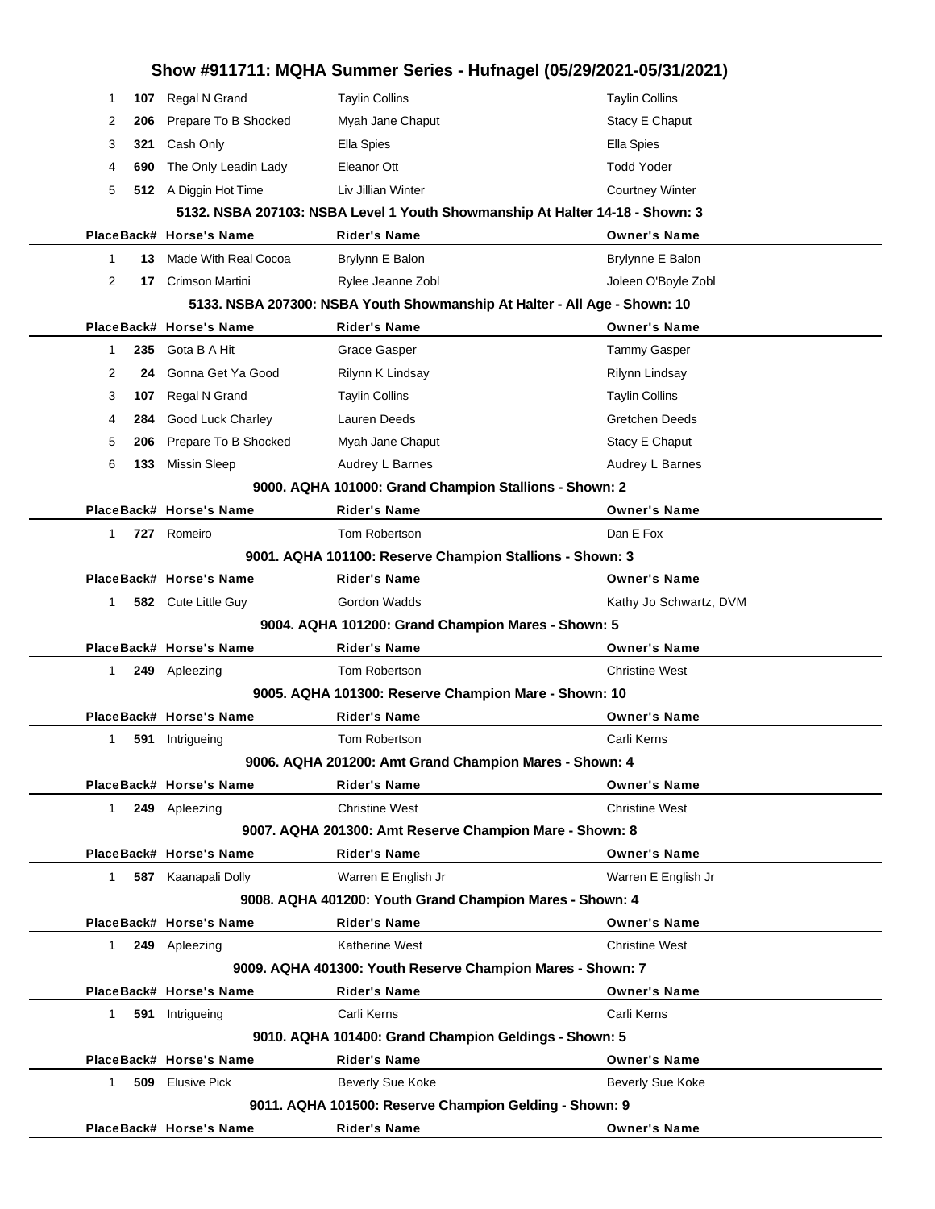# Show #911711: MQHA Summer Series - Hufnagel (05/29/2021-05/31/2021)

| | | | | |
|---|---|---|---|---|
| 1 | 107 | Regal N Grand | Taylin Collins | Taylin Collins |
| 2 | 206 | Prepare To B Shocked | Myah Jane Chaput | Stacy E Chaput |
| 3 | 321 | Cash Only | Ella Spies | Ella Spies |
| 4 | 690 | The Only Leadin Lady | Eleanor Ott | Todd Yoder |
| 5 | 512 | A Diggin Hot Time | Liv Jillian Winter | Courtney Winter |

### 5132. NSBA 207103: NSBA Level 1 Youth Showmanship At Halter 14-18 - Shown: 3

| Place | Back# | Horse's Name | Rider's Name | Owner's Name |
|---|---|---|---|---|
| 1 | 13 | Made With Real Cocoa | Brylynn E Balon | Brylynne E Balon |
| 2 | 17 | Crimson Martini | Rylee Jeanne Zobl | Joleen O'Boyle Zobl |

### 5133. NSBA 207300: NSBA Youth Showmanship At Halter - All Age - Shown: 10

| Place | Back# | Horse's Name | Rider's Name | Owner's Name |
|---|---|---|---|---|
| 1 | 235 | Gota B A Hit | Grace Gasper | Tammy Gasper |
| 2 | 24 | Gonna Get Ya Good | Rilynn K Lindsay | Rilynn Lindsay |
| 3 | 107 | Regal N Grand | Taylin Collins | Taylin Collins |
| 4 | 284 | Good Luck Charley | Lauren Deeds | Gretchen Deeds |
| 5 | 206 | Prepare To B Shocked | Myah Jane Chaput | Stacy E Chaput |
| 6 | 133 | Missin Sleep | Audrey L Barnes | Audrey L Barnes |

### 9000. AQHA 101000: Grand Champion Stallions - Shown: 2

| Place | Back# | Horse's Name | Rider's Name | Owner's Name |
|---|---|---|---|---|
| 1 | 727 | Romeiro | Tom Robertson | Dan E Fox |

### 9001. AQHA 101100: Reserve Champion Stallions - Shown: 3

| Place | Back# | Horse's Name | Rider's Name | Owner's Name |
|---|---|---|---|---|
| 1 | 582 | Cute Little Guy | Gordon Wadds | Kathy Jo Schwartz, DVM |

### 9004. AQHA 101200: Grand Champion Mares - Shown: 5

| Place | Back# | Horse's Name | Rider's Name | Owner's Name |
|---|---|---|---|---|
| 1 | 249 | Apleezing | Tom Robertson | Christine West |

### 9005. AQHA 101300: Reserve Champion Mare - Shown: 10

| Place | Back# | Horse's Name | Rider's Name | Owner's Name |
|---|---|---|---|---|
| 1 | 591 | Intrigueing | Tom Robertson | Carli Kerns |

### 9006. AQHA 201200: Amt Grand Champion Mares - Shown: 4

| Place | Back# | Horse's Name | Rider's Name | Owner's Name |
|---|---|---|---|---|
| 1 | 249 | Apleezing | Christine West | Christine West |

### 9007. AQHA 201300: Amt Reserve Champion Mare - Shown: 8

| Place | Back# | Horse's Name | Rider's Name | Owner's Name |
|---|---|---|---|---|
| 1 | 587 | Kaanapali Dolly | Warren E English Jr | Warren E English Jr |

### 9008. AQHA 401200: Youth Grand Champion Mares - Shown: 4

| Place | Back# | Horse's Name | Rider's Name | Owner's Name |
|---|---|---|---|---|
| 1 | 249 | Apleezing | Katherine West | Christine West |

### 9009. AQHA 401300: Youth Reserve Champion Mares - Shown: 7

| Place | Back# | Horse's Name | Rider's Name | Owner's Name |
|---|---|---|---|---|
| 1 | 591 | Intrigueing | Carli Kerns | Carli Kerns |

### 9010. AQHA 101400: Grand Champion Geldings - Shown: 5

| Place | Back# | Horse's Name | Rider's Name | Owner's Name |
|---|---|---|---|---|
| 1 | 509 | Elusive Pick | Beverly Sue Koke | Beverly Sue Koke |

### 9011. AQHA 101500: Reserve Champion Gelding - Shown: 9

| Place | Back# | Horse's Name | Rider's Name | Owner's Name |
|---|---|---|---|---|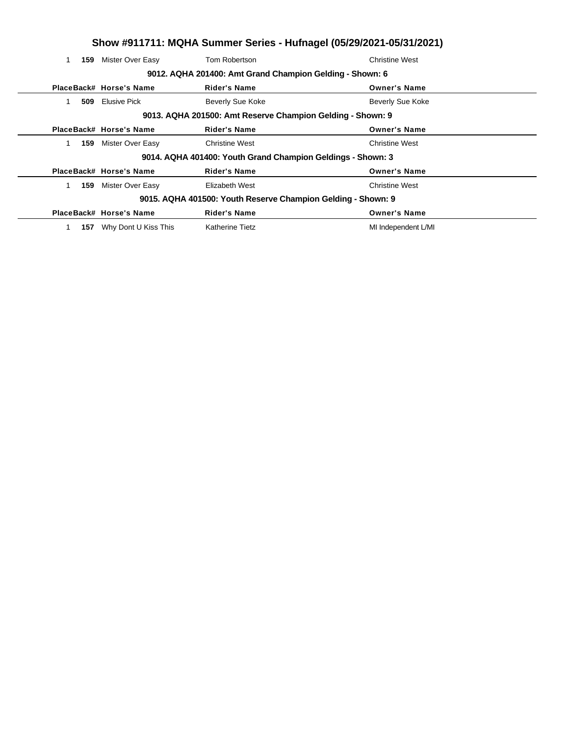# Show #911711: MQHA Summer Series - Hufnagel (05/29/2021-05/31/2021)

| Place | Back# | Horse's Name | Rider's Name | Owner's Name |
|---|---|---|---|---|
| 1 | **159** | Mister Over Easy | Tom Robertson | Christine West |

### 9012. AQHA 201400: Amt Grand Champion Gelding - Shown: 6

| Place | Back# | Horse's Name | Rider's Name | Owner's Name |
|---|---|---|---|---|
| 1 | **509** | Elusive Pick | Beverly Sue Koke | Beverly Sue Koke |

### 9013. AQHA 201500: Amt Reserve Champion Gelding - Shown: 9

| Place | Back# | Horse's Name | Rider's Name | Owner's Name |
|---|---|---|---|---|
| 1 | **159** | Mister Over Easy | Christine West | Christine West |

### 9014. AQHA 401400: Youth Grand Champion Geldings - Shown: 3

| Place | Back# | Horse's Name | Rider's Name | Owner's Name |
|---|---|---|---|---|
| 1 | **159** | Mister Over Easy | Elizabeth West | Christine West |

### 9015. AQHA 401500: Youth Reserve Champion Gelding - Shown: 9

| Place | Back# | Horse's Name | Rider's Name | Owner's Name |
|---|---|---|---|---|
| 1 | **157** | Why Dont U Kiss This | Katherine Tietz | MI Independent L/MI |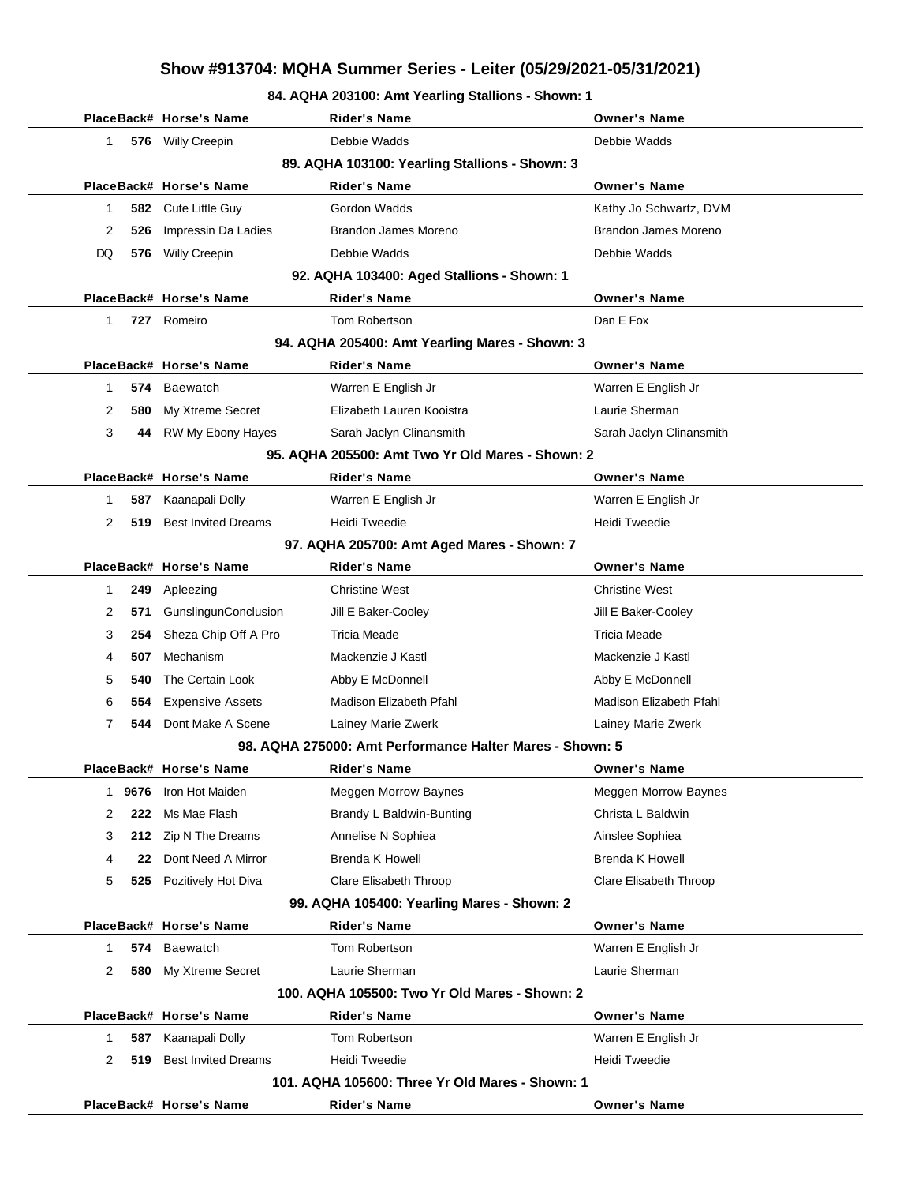## Show #913704: MQHA Summer Series - Leiter (05/29/2021-05/31/2021)

### 84. AQHA 203100: Amt Yearling Stallions - Shown: 1

| Place | Back# | Horse's Name | Rider's Name | Owner's Name |
|---|---|---|---|---|
| 1 | 576 | Willy Creepin | Debbie Wadds | Debbie Wadds |

### 89. AQHA 103100: Yearling Stallions - Shown: 3

| Place | Back# | Horse's Name | Rider's Name | Owner's Name |
|---|---|---|---|---|
| 1 | 582 | Cute Little Guy | Gordon Wadds | Kathy Jo Schwartz, DVM |
| 2 | 526 | Impressin Da Ladies | Brandon James Moreno | Brandon James Moreno |
| DQ | 576 | Willy Creepin | Debbie Wadds | Debbie Wadds |

### 92. AQHA 103400: Aged Stallions - Shown: 1

| Place | Back# | Horse's Name | Rider's Name | Owner's Name |
|---|---|---|---|---|
| 1 | 727 | Romeiro | Tom Robertson | Dan E Fox |

### 94. AQHA 205400: Amt Yearling Mares - Shown: 3

| Place | Back# | Horse's Name | Rider's Name | Owner's Name |
|---|---|---|---|---|
| 1 | 574 | Baewatch | Warren E English Jr | Warren E English Jr |
| 2 | 580 | My Xtreme Secret | Elizabeth Lauren Kooistra | Laurie Sherman |
| 3 | 44 | RW My Ebony Hayes | Sarah Jaclyn Clinansmith | Sarah Jaclyn Clinansmith |

### 95. AQHA 205500: Amt Two Yr Old Mares - Shown: 2

| Place | Back# | Horse's Name | Rider's Name | Owner's Name |
|---|---|---|---|---|
| 1 | 587 | Kaanapali Dolly | Warren E English Jr | Warren E English Jr |
| 2 | 519 | Best Invited Dreams | Heidi Tweedie | Heidi Tweedie |

### 97. AQHA 205700: Amt Aged Mares - Shown: 7

| Place | Back# | Horse's Name | Rider's Name | Owner's Name |
|---|---|---|---|---|
| 1 | 249 | Apleezing | Christine West | Christine West |
| 2 | 571 | GunslingunConclusion | Jill E Baker-Cooley | Jill E Baker-Cooley |
| 3 | 254 | Sheza Chip Off A Pro | Tricia Meade | Tricia Meade |
| 4 | 507 | Mechanism | Mackenzie J Kastl | Mackenzie J Kastl |
| 5 | 540 | The Certain Look | Abby E McDonnell | Abby E McDonnell |
| 6 | 554 | Expensive Assets | Madison Elizabeth Pfahl | Madison Elizabeth Pfahl |
| 7 | 544 | Dont Make A Scene | Lainey Marie Zwerk | Lainey Marie Zwerk |

### 98. AQHA 275000: Amt Performance Halter Mares - Shown: 5

| Place | Back# | Horse's Name | Rider's Name | Owner's Name |
|---|---|---|---|---|
| 1 | 9676 | Iron Hot Maiden | Meggen Morrow Baynes | Meggen Morrow Baynes |
| 2 | 222 | Ms Mae Flash | Brandy L Baldwin-Bunting | Christa L Baldwin |
| 3 | 212 | Zip N The Dreams | Annelise N Sophiea | Ainslee Sophiea |
| 4 | 22 | Dont Need A Mirror | Brenda K Howell | Brenda K Howell |
| 5 | 525 | Pozitively Hot Diva | Clare Elisabeth Throop | Clare Elisabeth Throop |

### 99. AQHA 105400: Yearling Mares - Shown: 2

| Place | Back# | Horse's Name | Rider's Name | Owner's Name |
|---|---|---|---|---|
| 1 | 574 | Baewatch | Tom Robertson | Warren E English Jr |
| 2 | 580 | My Xtreme Secret | Laurie Sherman | Laurie Sherman |

### 100. AQHA 105500: Two Yr Old Mares - Shown: 2

| Place | Back# | Horse's Name | Rider's Name | Owner's Name |
|---|---|---|---|---|
| 1 | 587 | Kaanapali Dolly | Tom Robertson | Warren E English Jr |
| 2 | 519 | Best Invited Dreams | Heidi Tweedie | Heidi Tweedie |

### 101. AQHA 105600: Three Yr Old Mares - Shown: 1

| Place | Back# | Horse's Name | Rider's Name | Owner's Name |
|---|---|---|---|---|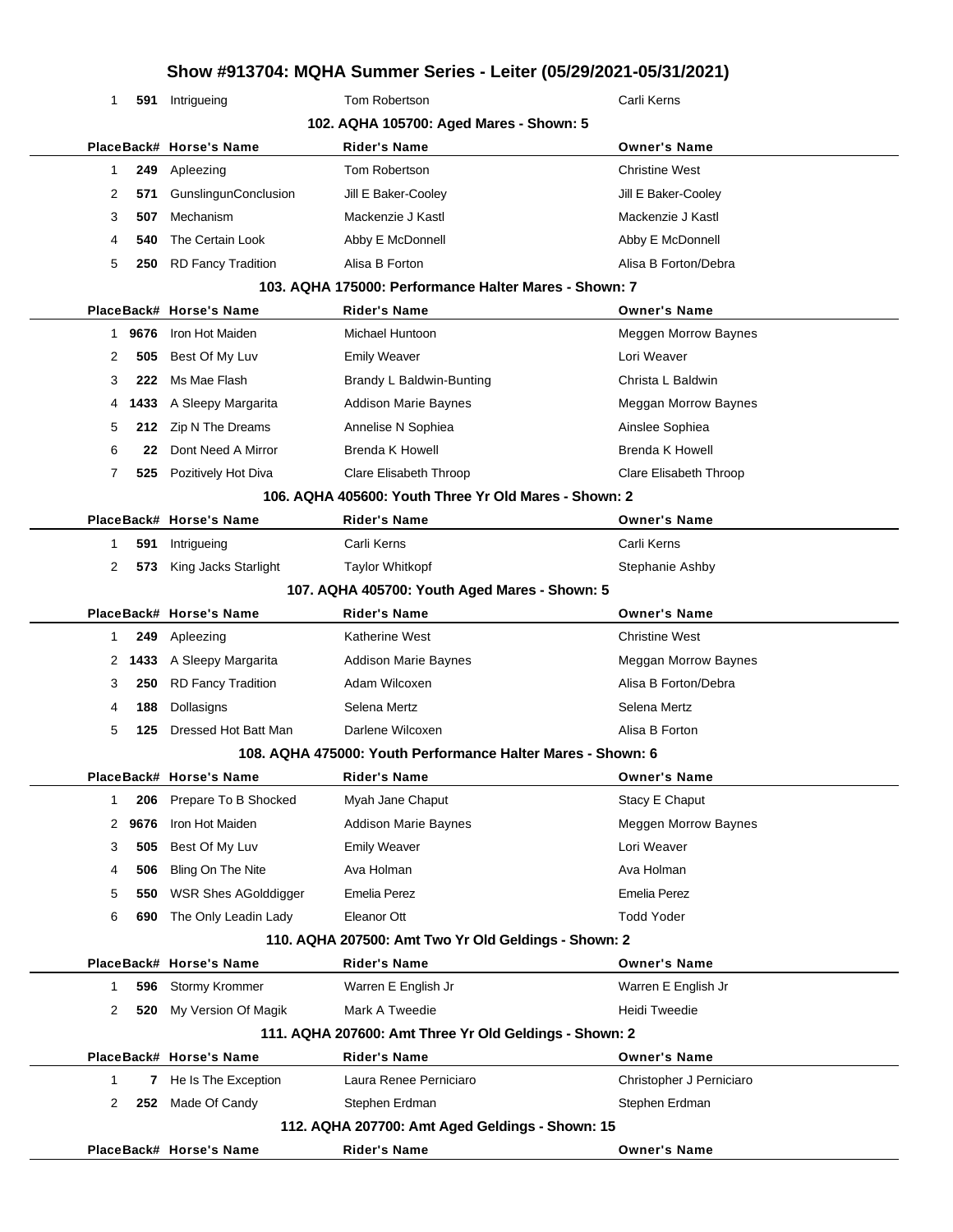## Show #913704: MQHA Summer Series - Leiter (05/29/2021-05/31/2021)

| Place | Back# | Horse's Name | Rider's Name | Owner's Name |
|---|---|---|---|---|
| 1 | 591 | Intrigueing | Tom Robertson | Carli Kerns |

### 102. AQHA 105700: Aged Mares - Shown: 5

| Place | Back# | Horse's Name | Rider's Name | Owner's Name |
|---|---|---|---|---|
| 1 | 249 | Apleezing | Tom Robertson | Christine West |
| 2 | 571 | GunslingunConclusion | Jill E Baker-Cooley | Jill E Baker-Cooley |
| 3 | 507 | Mechanism | Mackenzie J Kastl | Mackenzie J Kastl |
| 4 | 540 | The Certain Look | Abby E McDonnell | Abby E McDonnell |
| 5 | 250 | RD Fancy Tradition | Alisa B Forton | Alisa B Forton/Debra |

### 103. AQHA 175000: Performance Halter Mares - Shown: 7

| Place | Back# | Horse's Name | Rider's Name | Owner's Name |
|---|---|---|---|---|
| 1 | 9676 | Iron Hot Maiden | Michael Huntoon | Meggen Morrow Baynes |
| 2 | 505 | Best Of My Luv | Emily Weaver | Lori Weaver |
| 3 | 222 | Ms Mae Flash | Brandy L Baldwin-Bunting | Christa L Baldwin |
| 4 | 1433 | A Sleepy Margarita | Addison Marie Baynes | Meggan Morrow Baynes |
| 5 | 212 | Zip N The Dreams | Annelise N Sophiea | Ainslee Sophiea |
| 6 | 22 | Dont Need A Mirror | Brenda K Howell | Brenda K Howell |
| 7 | 525 | Pozitively Hot Diva | Clare Elisabeth Throop | Clare Elisabeth Throop |

### 106. AQHA 405600: Youth Three Yr Old Mares - Shown: 2

| Place | Back# | Horse's Name | Rider's Name | Owner's Name |
|---|---|---|---|---|
| 1 | 591 | Intrigueing | Carli Kerns | Carli Kerns |
| 2 | 573 | King Jacks Starlight | Taylor Whitkopf | Stephanie Ashby |

### 107. AQHA 405700: Youth Aged Mares - Shown: 5

| Place | Back# | Horse's Name | Rider's Name | Owner's Name |
|---|---|---|---|---|
| 1 | 249 | Apleezing | Katherine West | Christine West |
| 2 | 1433 | A Sleepy Margarita | Addison Marie Baynes | Meggan Morrow Baynes |
| 3 | 250 | RD Fancy Tradition | Adam Wilcoxen | Alisa B Forton/Debra |
| 4 | 188 | Dollasigns | Selena Mertz | Selena Mertz |
| 5 | 125 | Dressed Hot Batt Man | Darlene Wilcoxen | Alisa B Forton |

### 108. AQHA 475000: Youth Performance Halter Mares - Shown: 6

| Place | Back# | Horse's Name | Rider's Name | Owner's Name |
|---|---|---|---|---|
| 1 | 206 | Prepare To B Shocked | Myah Jane Chaput | Stacy E Chaput |
| 2 | 9676 | Iron Hot Maiden | Addison Marie Baynes | Meggen Morrow Baynes |
| 3 | 505 | Best Of My Luv | Emily Weaver | Lori Weaver |
| 4 | 506 | Bling On The Nite | Ava Holman | Ava Holman |
| 5 | 550 | WSR Shes AGolddigger | Emelia Perez | Emelia Perez |
| 6 | 690 | The Only Leadin Lady | Eleanor Ott | Todd Yoder |

### 110. AQHA 207500: Amt Two Yr Old Geldings - Shown: 2

| Place | Back# | Horse's Name | Rider's Name | Owner's Name |
|---|---|---|---|---|
| 1 | 596 | Stormy Krommer | Warren E English Jr | Warren E English Jr |
| 2 | 520 | My Version Of Magik | Mark A Tweedie | Heidi Tweedie |

### 111. AQHA 207600: Amt Three Yr Old Geldings - Shown: 2

| Place | Back# | Horse's Name | Rider's Name | Owner's Name |
|---|---|---|---|---|
| 1 | 7 | He Is The Exception | Laura Renee Perniciaro | Christopher J Perniciaro |
| 2 | 252 | Made Of Candy | Stephen Erdman | Stephen Erdman |

### 112. AQHA 207700: Amt Aged Geldings - Shown: 15

| Place | Back# | Horse's Name | Rider's Name | Owner's Name |
|---|---|---|---|---|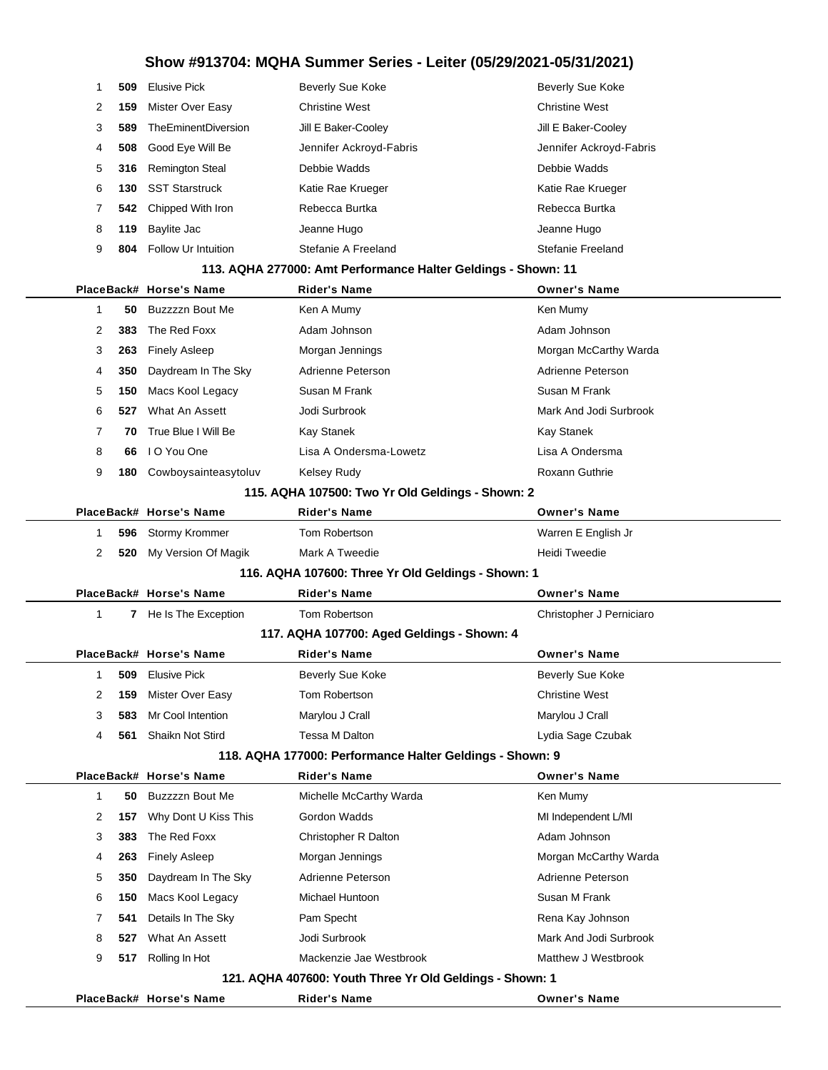## Show #913704: MQHA Summer Series - Leiter (05/29/2021-05/31/2021)

| Place | Back# | Horse's Name | Rider's Name | Owner's Name |
|---|---|---|---|---|
| 1 | 509 | Elusive Pick | Beverly Sue Koke | Beverly Sue Koke |
| 2 | 159 | Mister Over Easy | Christine West | Christine West |
| 3 | 589 | TheEminentDiversion | Jill E Baker-Cooley | Jill E Baker-Cooley |
| 4 | 508 | Good Eye Will Be | Jennifer Ackroyd-Fabris | Jennifer Ackroyd-Fabris |
| 5 | 316 | Remington Steal | Debbie Wadds | Debbie Wadds |
| 6 | 130 | SST Starstruck | Katie Rae Krueger | Katie Rae Krueger |
| 7 | 542 | Chipped With Iron | Rebecca Burtka | Rebecca Burtka |
| 8 | 119 | Baylite Jac | Jeanne Hugo | Jeanne Hugo |
| 9 | 804 | Follow Ur Intuition | Stefanie A Freeland | Stefanie Freeland |

### 113. AQHA 277000: Amt Performance Halter Geldings - Shown: 11

| Place | Back# | Horse's Name | Rider's Name | Owner's Name |
|---|---|---|---|---|
| 1 | 50 | Buzzzzn Bout Me | Ken A Mumy | Ken Mumy |
| 2 | 383 | The Red Foxx | Adam Johnson | Adam Johnson |
| 3 | 263 | Finely Asleep | Morgan Jennings | Morgan McCarthy Warda |
| 4 | 350 | Daydream In The Sky | Adrienne Peterson | Adrienne Peterson |
| 5 | 150 | Macs Kool Legacy | Susan M Frank | Susan M Frank |
| 6 | 527 | What An Assett | Jodi Surbrook | Mark And Jodi Surbrook |
| 7 | 70 | True Blue I Will Be | Kay Stanek | Kay Stanek |
| 8 | 66 | I O You One | Lisa A Ondersma-Lowetz | Lisa A Ondersma |
| 9 | 180 | Cowboysainteasytoluv | Kelsey Rudy | Roxann Guthrie |

### 115. AQHA 107500: Two Yr Old Geldings - Shown: 2

| Place | Back# | Horse's Name | Rider's Name | Owner's Name |
|---|---|---|---|---|
| 1 | 596 | Stormy Krommer | Tom Robertson | Warren E English Jr |
| 2 | 520 | My Version Of Magik | Mark A Tweedie | Heidi Tweedie |

### 116. AQHA 107600: Three Yr Old Geldings - Shown: 1

| Place | Back# | Horse's Name | Rider's Name | Owner's Name |
|---|---|---|---|---|
| 1 | 7 | He Is The Exception | Tom Robertson | Christopher J Perniciaro |

### 117. AQHA 107700: Aged Geldings - Shown: 4

| Place | Back# | Horse's Name | Rider's Name | Owner's Name |
|---|---|---|---|---|
| 1 | 509 | Elusive Pick | Beverly Sue Koke | Beverly Sue Koke |
| 2 | 159 | Mister Over Easy | Tom Robertson | Christine West |
| 3 | 583 | Mr Cool Intention | Marylou J Crall | Marylou J Crall |
| 4 | 561 | Shaikn Not Stird | Tessa M Dalton | Lydia Sage Czubak |

### 118. AQHA 177000: Performance Halter Geldings - Shown: 9

| Place | Back# | Horse's Name | Rider's Name | Owner's Name |
|---|---|---|---|---|
| 1 | 50 | Buzzzzn Bout Me | Michelle McCarthy Warda | Ken Mumy |
| 2 | 157 | Why Dont U Kiss This | Gordon Wadds | MI Independent L/MI |
| 3 | 383 | The Red Foxx | Christopher R Dalton | Adam Johnson |
| 4 | 263 | Finely Asleep | Morgan Jennings | Morgan McCarthy Warda |
| 5 | 350 | Daydream In The Sky | Adrienne Peterson | Adrienne Peterson |
| 6 | 150 | Macs Kool Legacy | Michael Huntoon | Susan M Frank |
| 7 | 541 | Details In The Sky | Pam Specht | Rena Kay Johnson |
| 8 | 527 | What An Assett | Jodi Surbrook | Mark And Jodi Surbrook |
| 9 | 517 | Rolling In Hot | Mackenzie Jae Westbrook | Matthew J Westbrook |

### 121. AQHA 407600: Youth Three Yr Old Geldings - Shown: 1

| Place | Back# | Horse's Name | Rider's Name | Owner's Name |
|---|---|---|---|---|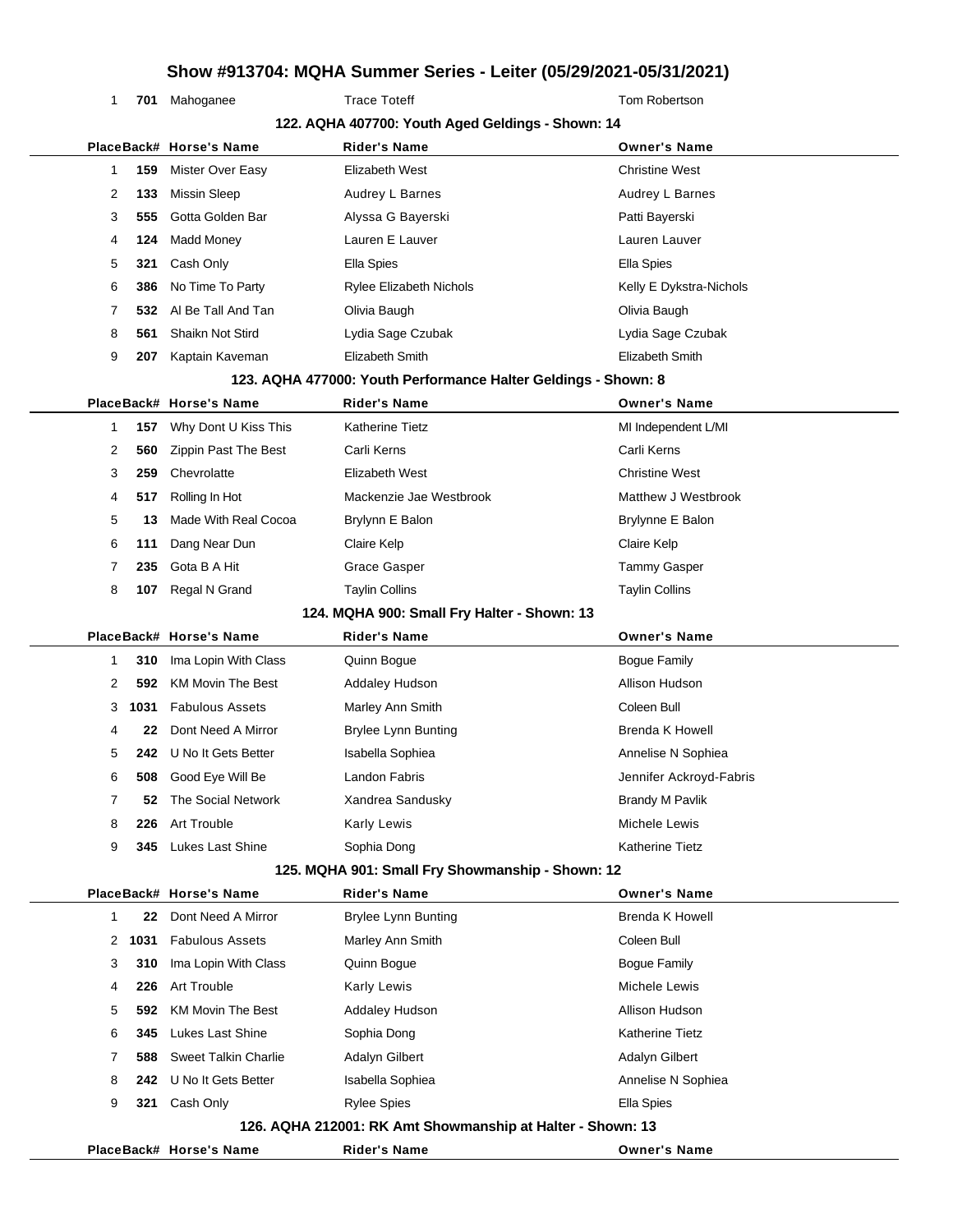# Show #913704: MQHA Summer Series - Leiter (05/29/2021-05/31/2021)

| Place | Back# | Horse's Name | Rider's Name | Owner's Name |
|---|---|---|---|---|
| 1 | 701 | Mahoganee | Trace Toteff | Tom Robertson |

## 122. AQHA 407700: Youth Aged Geldings - Shown: 14

| Place | Back# | Horse's Name | Rider's Name | Owner's Name |
|---|---|---|---|---|
| 1 | 159 | Mister Over Easy | Elizabeth West | Christine West |
| 2 | 133 | Missin Sleep | Audrey L Barnes | Audrey L Barnes |
| 3 | 555 | Gotta Golden Bar | Alyssa G Bayerski | Patti Bayerski |
| 4 | 124 | Madd Money | Lauren E Lauver | Lauren Lauver |
| 5 | 321 | Cash Only | Ella Spies | Ella Spies |
| 6 | 386 | No Time To Party | Rylee Elizabeth Nichols | Kelly E Dykstra-Nichols |
| 7 | 532 | Al Be Tall And Tan | Olivia Baugh | Olivia Baugh |
| 8 | 561 | Shaikn Not Stird | Lydia Sage Czubak | Lydia Sage Czubak |
| 9 | 207 | Kaptain Kaveman | Elizabeth Smith | Elizabeth Smith |

## 123. AQHA 477000: Youth Performance Halter Geldings - Shown: 8

| Place | Back# | Horse's Name | Rider's Name | Owner's Name |
|---|---|---|---|---|
| 1 | 157 | Why Dont U Kiss This | Katherine Tietz | MI Independent L/MI |
| 2 | 560 | Zippin Past The Best | Carli Kerns | Carli Kerns |
| 3 | 259 | Chevrolatte | Elizabeth West | Christine West |
| 4 | 517 | Rolling In Hot | Mackenzie Jae Westbrook | Matthew J Westbrook |
| 5 | 13 | Made With Real Cocoa | Brylynn E Balon | Brylynne E Balon |
| 6 | 111 | Dang Near Dun | Claire Kelp | Claire Kelp |
| 7 | 235 | Gota B A Hit | Grace Gasper | Tammy Gasper |
| 8 | 107 | Regal N Grand | Taylin Collins | Taylin Collins |

## 124. MQHA 900: Small Fry Halter - Shown: 13

| Place | Back# | Horse's Name | Rider's Name | Owner's Name |
|---|---|---|---|---|
| 1 | 310 | Ima Lopin With Class | Quinn Bogue | Bogue Family |
| 2 | 592 | KM Movin The Best | Addaley Hudson | Allison Hudson |
| 3 | 1031 | Fabulous Assets | Marley Ann Smith | Coleen Bull |
| 4 | 22 | Dont Need A Mirror | Brylee Lynn Bunting | Brenda K Howell |
| 5 | 242 | U No It Gets Better | Isabella Sophiea | Annelise N Sophiea |
| 6 | 508 | Good Eye Will Be | Landon Fabris | Jennifer Ackroyd-Fabris |
| 7 | 52 | The Social Network | Xandrea Sandusky | Brandy M Pavlik |
| 8 | 226 | Art Trouble | Karly Lewis | Michele Lewis |
| 9 | 345 | Lukes Last Shine | Sophia Dong | Katherine Tietz |

## 125. MQHA 901: Small Fry Showmanship - Shown: 12

| Place | Back# | Horse's Name | Rider's Name | Owner's Name |
|---|---|---|---|---|
| 1 | 22 | Dont Need A Mirror | Brylee Lynn Bunting | Brenda K Howell |
| 2 | 1031 | Fabulous Assets | Marley Ann Smith | Coleen Bull |
| 3 | 310 | Ima Lopin With Class | Quinn Bogue | Bogue Family |
| 4 | 226 | Art Trouble | Karly Lewis | Michele Lewis |
| 5 | 592 | KM Movin The Best | Addaley Hudson | Allison Hudson |
| 6 | 345 | Lukes Last Shine | Sophia Dong | Katherine Tietz |
| 7 | 588 | Sweet Talkin Charlie | Adalyn Gilbert | Adalyn Gilbert |
| 8 | 242 | U No It Gets Better | Isabella Sophiea | Annelise N Sophiea |
| 9 | 321 | Cash Only | Rylee Spies | Ella Spies |

## 126. AQHA 212001: RK Amt Showmanship at Halter - Shown: 13

| Place | Back# | Horse's Name | Rider's Name | Owner's Name |
|---|---|---|---|---|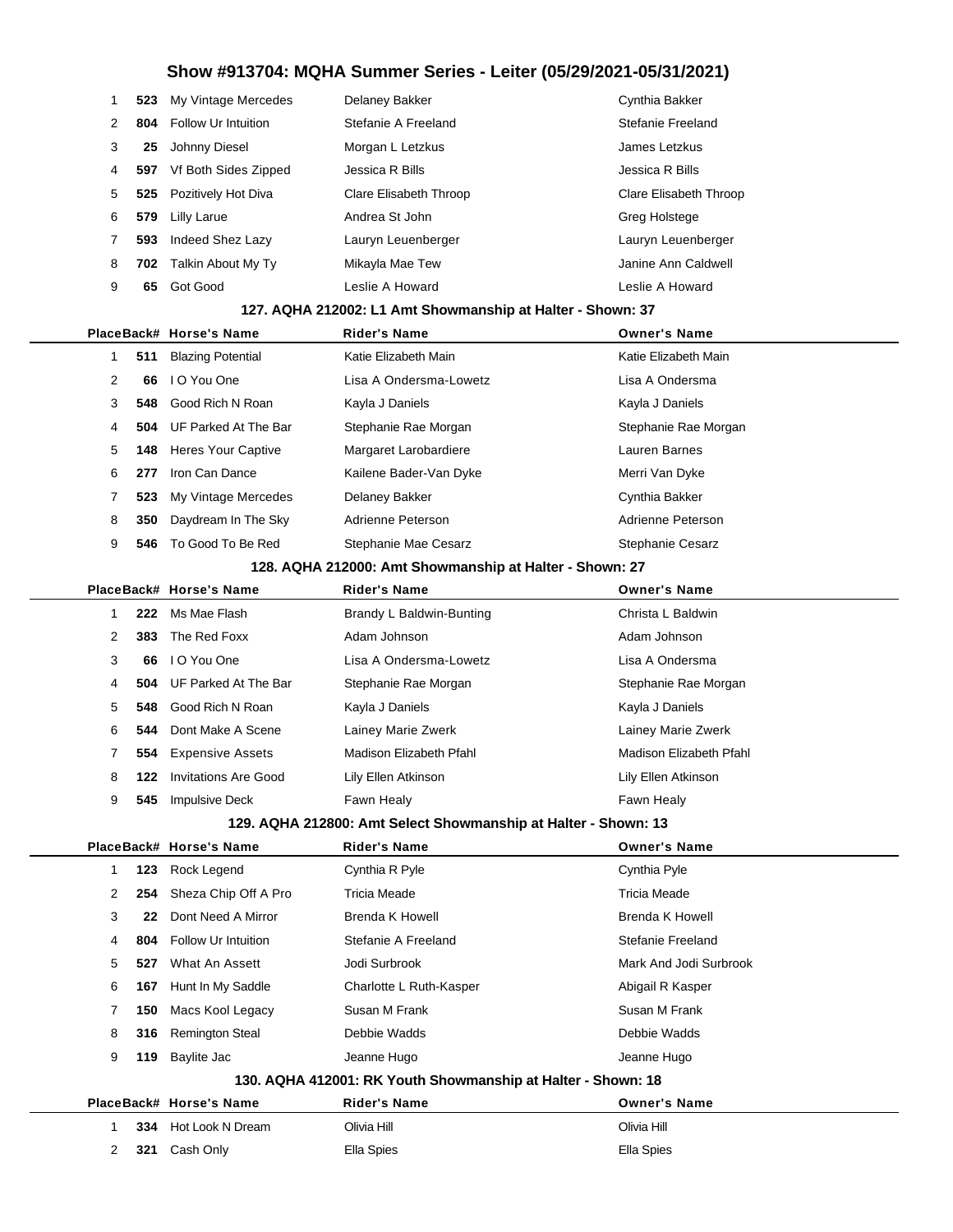# Show #913704: MQHA Summer Series - Leiter (05/29/2021-05/31/2021)

| Place | Back# | Horse's Name | Rider's Name | Owner's Name |
|---|---|---|---|---|
| 1 | 523 | My Vintage Mercedes | Delaney Bakker | Cynthia Bakker |
| 2 | 804 | Follow Ur Intuition | Stefanie A Freeland | Stefanie Freeland |
| 3 | 25 | Johnny Diesel | Morgan L Letzkus | James Letzkus |
| 4 | 597 | Vf Both Sides Zipped | Jessica R Bills | Jessica R Bills |
| 5 | 525 | Pozitively Hot Diva | Clare Elisabeth Throop | Clare Elisabeth Throop |
| 6 | 579 | Lilly Larue | Andrea St John | Greg Holstege |
| 7 | 593 | Indeed Shez Lazy | Lauryn Leuenberger | Lauryn Leuenberger |
| 8 | 702 | Talkin About My Ty | Mikayla Mae Tew | Janine Ann Caldwell |
| 9 | 65 | Got Good | Leslie A Howard | Leslie A Howard |

### 127. AQHA 212002: L1 Amt Showmanship at Halter - Shown: 37

| Place | Back# | Horse's Name | Rider's Name | Owner's Name |
|---|---|---|---|---|
| 1 | 511 | Blazing Potential | Katie Elizabeth Main | Katie Elizabeth Main |
| 2 | 66 | I O You One | Lisa A Ondersma-Lowetz | Lisa A Ondersma |
| 3 | 548 | Good Rich N Roan | Kayla J Daniels | Kayla J Daniels |
| 4 | 504 | UF Parked At The Bar | Stephanie Rae Morgan | Stephanie Rae Morgan |
| 5 | 148 | Heres Your Captive | Margaret Larobardiere | Lauren Barnes |
| 6 | 277 | Iron Can Dance | Kailene Bader-Van Dyke | Merri Van Dyke |
| 7 | 523 | My Vintage Mercedes | Delaney Bakker | Cynthia Bakker |
| 8 | 350 | Daydream In The Sky | Adrienne Peterson | Adrienne Peterson |
| 9 | 546 | To Good To Be Red | Stephanie Mae Cesarz | Stephanie Cesarz |

### 128. AQHA 212000: Amt Showmanship at Halter - Shown: 27

| Place | Back# | Horse's Name | Rider's Name | Owner's Name |
|---|---|---|---|---|
| 1 | 222 | Ms Mae Flash | Brandy L Baldwin-Bunting | Christa L Baldwin |
| 2 | 383 | The Red Foxx | Adam Johnson | Adam Johnson |
| 3 | 66 | I O You One | Lisa A Ondersma-Lowetz | Lisa A Ondersma |
| 4 | 504 | UF Parked At The Bar | Stephanie Rae Morgan | Stephanie Rae Morgan |
| 5 | 548 | Good Rich N Roan | Kayla J Daniels | Kayla J Daniels |
| 6 | 544 | Dont Make A Scene | Lainey Marie Zwerk | Lainey Marie Zwerk |
| 7 | 554 | Expensive Assets | Madison Elizabeth Pfahl | Madison Elizabeth Pfahl |
| 8 | 122 | Invitations Are Good | Lily Ellen Atkinson | Lily Ellen Atkinson |
| 9 | 545 | Impulsive Deck | Fawn Healy | Fawn Healy |

### 129. AQHA 212800: Amt Select Showmanship at Halter - Shown: 13

| Place | Back# | Horse's Name | Rider's Name | Owner's Name |
|---|---|---|---|---|
| 1 | 123 | Rock Legend | Cynthia R Pyle | Cynthia Pyle |
| 2 | 254 | Sheza Chip Off A Pro | Tricia Meade | Tricia Meade |
| 3 | 22 | Dont Need A Mirror | Brenda K Howell | Brenda K Howell |
| 4 | 804 | Follow Ur Intuition | Stefanie A Freeland | Stefanie Freeland |
| 5 | 527 | What An Assett | Jodi Surbrook | Mark And Jodi Surbrook |
| 6 | 167 | Hunt In My Saddle | Charlotte L Ruth-Kasper | Abigail R Kasper |
| 7 | 150 | Macs Kool Legacy | Susan M Frank | Susan M Frank |
| 8 | 316 | Remington Steal | Debbie Wadds | Debbie Wadds |
| 9 | 119 | Baylite Jac | Jeanne Hugo | Jeanne Hugo |

### 130. AQHA 412001: RK Youth Showmanship at Halter - Shown: 18

| Place | Back# | Horse's Name | Rider's Name | Owner's Name |
|---|---|---|---|---|
| 1 | 334 | Hot Look N Dream | Olivia Hill | Olivia Hill |
| 2 | 321 | Cash Only | Ella Spies | Ella Spies |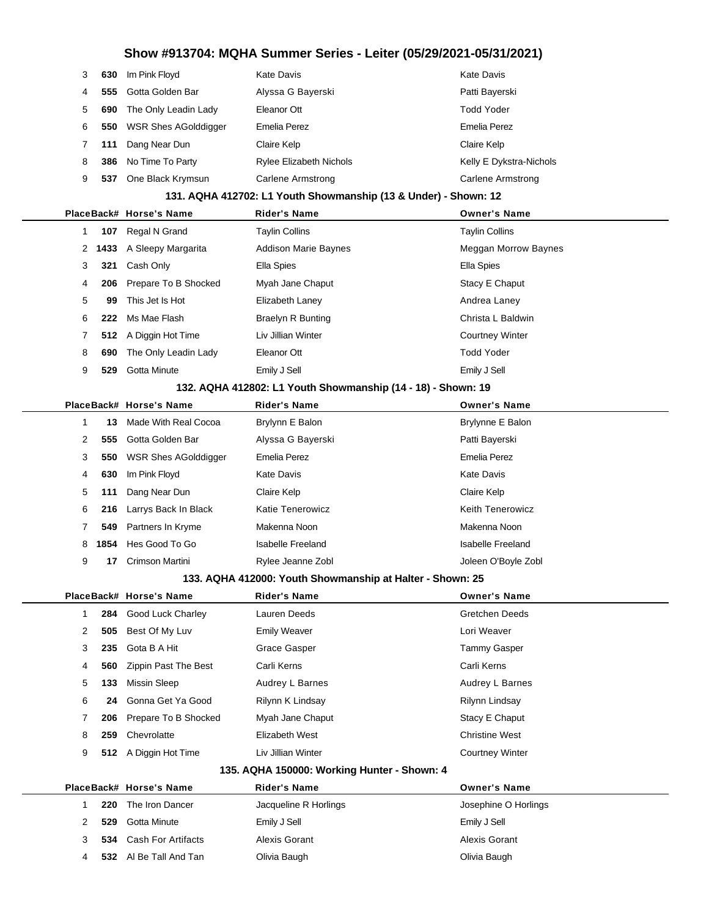| Place | Back# | Horse's Name | Rider's Name | Owner's Name |
|---|---|---|---|---|
| 3 | 630 | Im Pink Floyd | Kate Davis | Kate Davis |
| 4 | 555 | Gotta Golden Bar | Alyssa G Bayerski | Patti Bayerski |
| 5 | 690 | The Only Leadin Lady | Eleanor Ott | Todd Yoder |
| 6 | 550 | WSR Shes AGolddigger | Emelia Perez | Emelia Perez |
| 7 | 111 | Dang Near Dun | Claire Kelp | Claire Kelp |
| 8 | 386 | No Time To Party | Rylee Elizabeth Nichols | Kelly E Dykstra-Nichols |
| 9 | 537 | One Black Krymsun | Carlene Armstrong | Carlene Armstrong |

### 131. AQHA 412702: L1 Youth Showmanship (13 & Under) - Shown: 12

| Place | Back# | Horse's Name | Rider's Name | Owner's Name |
|---|---|---|---|---|
| 1 | 107 | Regal N Grand | Taylin Collins | Taylin Collins |
| 2 | 1433 | A Sleepy Margarita | Addison Marie Baynes | Meggan Morrow Baynes |
| 3 | 321 | Cash Only | Ella Spies | Ella Spies |
| 4 | 206 | Prepare To B Shocked | Myah Jane Chaput | Stacy E Chaput |
| 5 | 99 | This Jet Is Hot | Elizabeth Laney | Andrea Laney |
| 6 | 222 | Ms Mae Flash | Braelyn R Bunting | Christa L Baldwin |
| 7 | 512 | A Diggin Hot Time | Liv Jillian Winter | Courtney Winter |
| 8 | 690 | The Only Leadin Lady | Eleanor Ott | Todd Yoder |
| 9 | 529 | Gotta Minute | Emily J Sell | Emily J Sell |

### 132. AQHA 412802: L1 Youth Showmanship (14 - 18) - Shown: 19

| Place | Back# | Horse's Name | Rider's Name | Owner's Name |
|---|---|---|---|---|
| 1 | 13 | Made With Real Cocoa | Brylynn E Balon | Brylynne E Balon |
| 2 | 555 | Gotta Golden Bar | Alyssa G Bayerski | Patti Bayerski |
| 3 | 550 | WSR Shes AGolddigger | Emelia Perez | Emelia Perez |
| 4 | 630 | Im Pink Floyd | Kate Davis | Kate Davis |
| 5 | 111 | Dang Near Dun | Claire Kelp | Claire Kelp |
| 6 | 216 | Larrys Back In Black | Katie Tenerowicz | Keith Tenerowicz |
| 7 | 549 | Partners In Kryme | Makenna Noon | Makenna Noon |
| 8 | 1854 | Hes Good To Go | Isabelle Freeland | Isabelle Freeland |
| 9 | 17 | Crimson Martini | Rylee Jeanne Zobl | Joleen O'Boyle Zobl |

### 133. AQHA 412000: Youth Showmanship at Halter - Shown: 25

| Place | Back# | Horse's Name | Rider's Name | Owner's Name |
|---|---|---|---|---|
| 1 | 284 | Good Luck Charley | Lauren Deeds | Gretchen Deeds |
| 2 | 505 | Best Of My Luv | Emily Weaver | Lori Weaver |
| 3 | 235 | Gota B A Hit | Grace Gasper | Tammy Gasper |
| 4 | 560 | Zippin Past The Best | Carli Kerns | Carli Kerns |
| 5 | 133 | Missin Sleep | Audrey L Barnes | Audrey L Barnes |
| 6 | 24 | Gonna Get Ya Good | Rilynn K Lindsay | Rilynn Lindsay |
| 7 | 206 | Prepare To B Shocked | Myah Jane Chaput | Stacy E Chaput |
| 8 | 259 | Chevrolatte | Elizabeth West | Christine West |
| 9 | 512 | A Diggin Hot Time | Liv Jillian Winter | Courtney Winter |

### 135. AQHA 150000: Working Hunter - Shown: 4

| Place | Back# | Horse's Name | Rider's Name | Owner's Name |
|---|---|---|---|---|
| 1 | 220 | The Iron Dancer | Jacqueline R Horlings | Josephine O Horlings |
| 2 | 529 | Gotta Minute | Emily J Sell | Emily J Sell |
| 3 | 534 | Cash For Artifacts | Alexis Gorant | Alexis Gorant |
| 4 | 532 | Al Be Tall And Tan | Olivia Baugh | Olivia Baugh |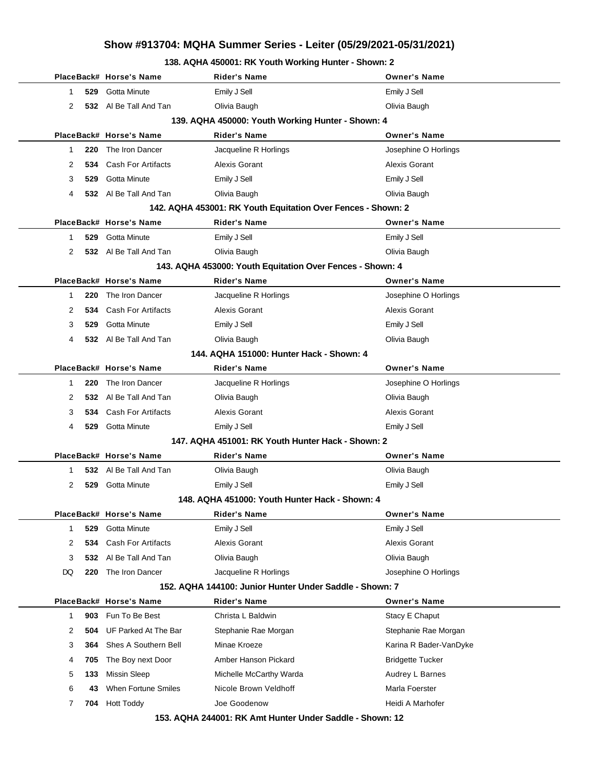# Show #913704: MQHA Summer Series - Leiter (05/29/2021-05/31/2021)

### 138. AQHA 450001: RK Youth Working Hunter - Shown: 2

| Place | Back# | Horse's Name | Rider's Name | Owner's Name |
|---|---|---|---|---|
| 1 | 529 | Gotta Minute | Emily J Sell | Emily J Sell |
| 2 | 532 | Al Be Tall And Tan | Olivia Baugh | Olivia Baugh |

### 139. AQHA 450000: Youth Working Hunter - Shown: 4

| Place | Back# | Horse's Name | Rider's Name | Owner's Name |
|---|---|---|---|---|
| 1 | 220 | The Iron Dancer | Jacqueline R Horlings | Josephine O Horlings |
| 2 | 534 | Cash For Artifacts | Alexis Gorant | Alexis Gorant |
| 3 | 529 | Gotta Minute | Emily J Sell | Emily J Sell |
| 4 | 532 | Al Be Tall And Tan | Olivia Baugh | Olivia Baugh |

### 142. AQHA 453001: RK Youth Equitation Over Fences - Shown: 2

| Place | Back# | Horse's Name | Rider's Name | Owner's Name |
|---|---|---|---|---|
| 1 | 529 | Gotta Minute | Emily J Sell | Emily J Sell |
| 2 | 532 | Al Be Tall And Tan | Olivia Baugh | Olivia Baugh |

### 143. AQHA 453000: Youth Equitation Over Fences - Shown: 4

| Place | Back# | Horse's Name | Rider's Name | Owner's Name |
|---|---|---|---|---|
| 1 | 220 | The Iron Dancer | Jacqueline R Horlings | Josephine O Horlings |
| 2 | 534 | Cash For Artifacts | Alexis Gorant | Alexis Gorant |
| 3 | 529 | Gotta Minute | Emily J Sell | Emily J Sell |
| 4 | 532 | Al Be Tall And Tan | Olivia Baugh | Olivia Baugh |

### 144. AQHA 151000: Hunter Hack - Shown: 4

| Place | Back# | Horse's Name | Rider's Name | Owner's Name |
|---|---|---|---|---|
| 1 | 220 | The Iron Dancer | Jacqueline R Horlings | Josephine O Horlings |
| 2 | 532 | Al Be Tall And Tan | Olivia Baugh | Olivia Baugh |
| 3 | 534 | Cash For Artifacts | Alexis Gorant | Alexis Gorant |
| 4 | 529 | Gotta Minute | Emily J Sell | Emily J Sell |

### 147. AQHA 451001: RK Youth Hunter Hack - Shown: 2

| Place | Back# | Horse's Name | Rider's Name | Owner's Name |
|---|---|---|---|---|
| 1 | 532 | Al Be Tall And Tan | Olivia Baugh | Olivia Baugh |
| 2 | 529 | Gotta Minute | Emily J Sell | Emily J Sell |

### 148. AQHA 451000: Youth Hunter Hack - Shown: 4

| Place | Back# | Horse's Name | Rider's Name | Owner's Name |
|---|---|---|---|---|
| 1 | 529 | Gotta Minute | Emily J Sell | Emily J Sell |
| 2 | 534 | Cash For Artifacts | Alexis Gorant | Alexis Gorant |
| 3 | 532 | Al Be Tall And Tan | Olivia Baugh | Olivia Baugh |
| DQ | 220 | The Iron Dancer | Jacqueline R Horlings | Josephine O Horlings |

### 152. AQHA 144100: Junior Hunter Under Saddle - Shown: 7

| Place | Back# | Horse's Name | Rider's Name | Owner's Name |
|---|---|---|---|---|
| 1 | 903 | Fun To Be Best | Christa L Baldwin | Stacy E Chaput |
| 2 | 504 | UF Parked At The Bar | Stephanie Rae Morgan | Stephanie Rae Morgan |
| 3 | 364 | Shes A Southern Bell | Minae Kroeze | Karina R Bader-VanDyke |
| 4 | 705 | The Boy next Door | Amber Hanson Pickard | Bridgette Tucker |
| 5 | 133 | Missin Sleep | Michelle McCarthy Warda | Audrey L Barnes |
| 6 | 43 | When Fortune Smiles | Nicole Brown Veldhoff | Marla Foerster |
| 7 | 704 | Hott Toddy | Joe Goodenow | Heidi A Marhofer |

### 153. AQHA 244001: RK Amt Hunter Under Saddle - Shown: 12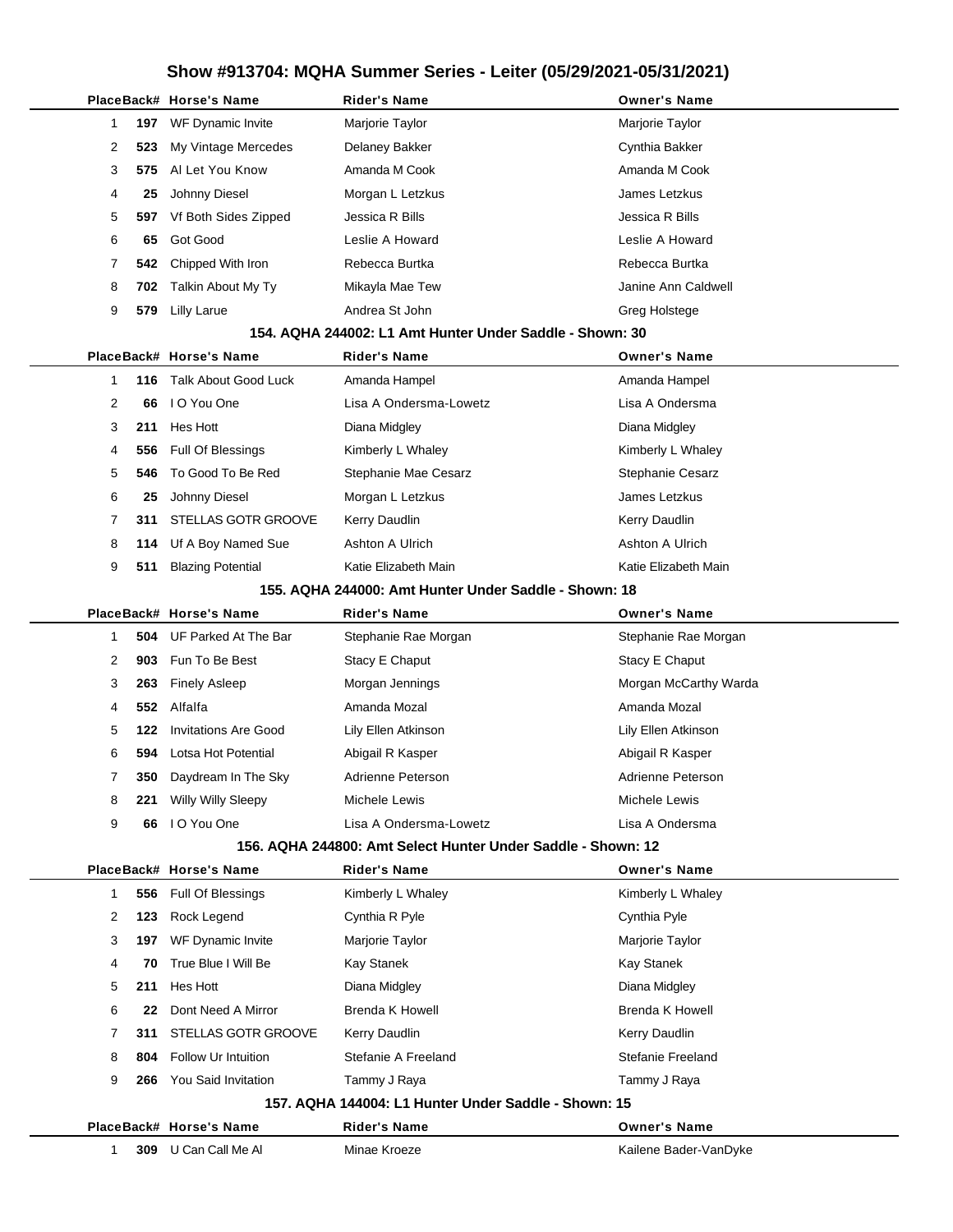# Show #913704: MQHA Summer Series - Leiter (05/29/2021-05/31/2021)

| Place | Back# | Horse's Name | Rider's Name | Owner's Name |
|---|---|---|---|---|
| 1 | 197 | WF Dynamic Invite | Marjorie Taylor | Marjorie Taylor |
| 2 | 523 | My Vintage Mercedes | Delaney Bakker | Cynthia Bakker |
| 3 | 575 | Al Let You Know | Amanda M Cook | Amanda M Cook |
| 4 | 25 | Johnny Diesel | Morgan L Letzkus | James Letzkus |
| 5 | 597 | Vf Both Sides Zipped | Jessica R Bills | Jessica R Bills |
| 6 | 65 | Got Good | Leslie A Howard | Leslie A Howard |
| 7 | 542 | Chipped With Iron | Rebecca Burtka | Rebecca Burtka |
| 8 | 702 | Talkin About My Ty | Mikayla Mae Tew | Janine Ann Caldwell |
| 9 | 579 | Lilly Larue | Andrea St John | Greg Holstege |

### 154. AQHA 244002: L1 Amt Hunter Under Saddle - Shown: 30

| Place | Back# | Horse's Name | Rider's Name | Owner's Name |
|---|---|---|---|---|
| 1 | 116 | Talk About Good Luck | Amanda Hampel | Amanda Hampel |
| 2 | 66 | I O You One | Lisa A Ondersma-Lowetz | Lisa A Ondersma |
| 3 | 211 | Hes Hott | Diana Midgley | Diana Midgley |
| 4 | 556 | Full Of Blessings | Kimberly L Whaley | Kimberly L Whaley |
| 5 | 546 | To Good To Be Red | Stephanie Mae Cesarz | Stephanie Cesarz |
| 6 | 25 | Johnny Diesel | Morgan L Letzkus | James Letzkus |
| 7 | 311 | STELLAS GOTR GROOVE | Kerry Daudlin | Kerry Daudlin |
| 8 | 114 | Uf A Boy Named Sue | Ashton A Ulrich | Ashton A Ulrich |
| 9 | 511 | Blazing Potential | Katie Elizabeth Main | Katie Elizabeth Main |

### 155. AQHA 244000: Amt Hunter Under Saddle - Shown: 18

| Place | Back# | Horse's Name | Rider's Name | Owner's Name |
|---|---|---|---|---|
| 1 | 504 | UF Parked At The Bar | Stephanie Rae Morgan | Stephanie Rae Morgan |
| 2 | 903 | Fun To Be Best | Stacy E Chaput | Stacy E Chaput |
| 3 | 263 | Finely Asleep | Morgan Jennings | Morgan McCarthy Warda |
| 4 | 552 | Alfalfa | Amanda Mozal | Amanda Mozal |
| 5 | 122 | Invitations Are Good | Lily Ellen Atkinson | Lily Ellen Atkinson |
| 6 | 594 | Lotsa Hot Potential | Abigail R Kasper | Abigail R Kasper |
| 7 | 350 | Daydream In The Sky | Adrienne Peterson | Adrienne Peterson |
| 8 | 221 | Willy Willy Sleepy | Michele Lewis | Michele Lewis |
| 9 | 66 | I O You One | Lisa A Ondersma-Lowetz | Lisa A Ondersma |

### 156. AQHA 244800: Amt Select Hunter Under Saddle - Shown: 12

| Place | Back# | Horse's Name | Rider's Name | Owner's Name |
|---|---|---|---|---|
| 1 | 556 | Full Of Blessings | Kimberly L Whaley | Kimberly L Whaley |
| 2 | 123 | Rock Legend | Cynthia R Pyle | Cynthia Pyle |
| 3 | 197 | WF Dynamic Invite | Marjorie Taylor | Marjorie Taylor |
| 4 | 70 | True Blue I Will Be | Kay Stanek | Kay Stanek |
| 5 | 211 | Hes Hott | Diana Midgley | Diana Midgley |
| 6 | 22 | Dont Need A Mirror | Brenda K Howell | Brenda K Howell |
| 7 | 311 | STELLAS GOTR GROOVE | Kerry Daudlin | Kerry Daudlin |
| 8 | 804 | Follow Ur Intuition | Stefanie A Freeland | Stefanie Freeland |
| 9 | 266 | You Said Invitation | Tammy J Raya | Tammy J Raya |

### 157. AQHA 144004: L1 Hunter Under Saddle - Shown: 15

| Place | Back# | Horse's Name | Rider's Name | Owner's Name |
|---|---|---|---|---|
| 1 | 309 | U Can Call Me Al | Minae Kroeze | Kailene Bader-VanDyke |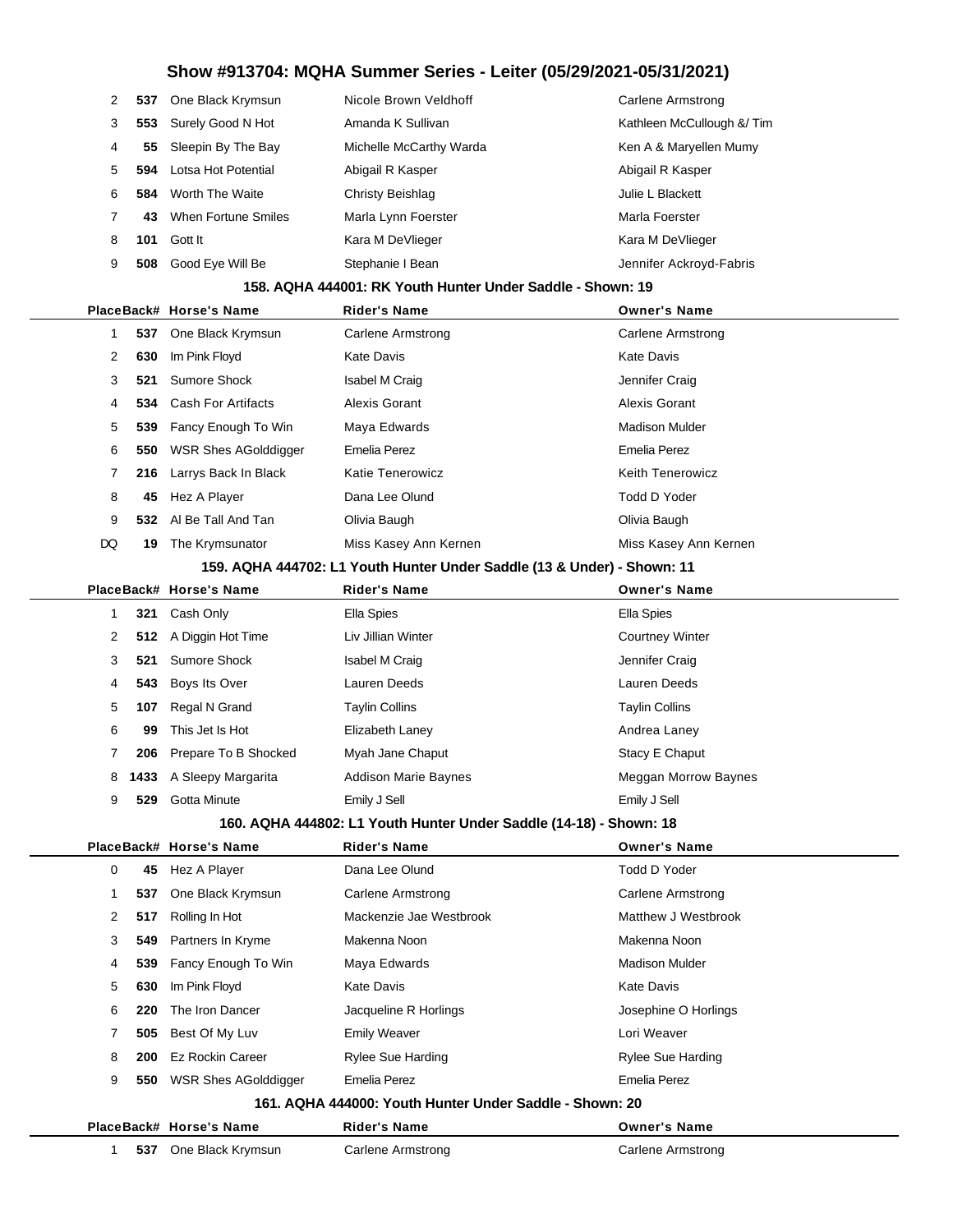| Place | Back# | Horse's Name | Rider's Name | Owner's Name |
|---|---|---|---|---|
| 2 | 537 | One Black Krymsun | Nicole Brown Veldhoff | Carlene Armstrong |
| 3 | 553 | Surely Good N Hot | Amanda K Sullivan | Kathleen McCullough &/ Tim |
| 4 | 55 | Sleepin By The Bay | Michelle McCarthy Warda | Ken A & Maryellen Mumy |
| 5 | 594 | Lotsa Hot Potential | Abigail R Kasper | Abigail R Kasper |
| 6 | 584 | Worth The Waite | Christy Beishlag | Julie L Blackett |
| 7 | 43 | When Fortune Smiles | Marla Lynn Foerster | Marla Foerster |
| 8 | 101 | Gott It | Kara M DeVlieger | Kara M DeVlieger |
| 9 | 508 | Good Eye Will Be | Stephanie I Bean | Jennifer Ackroyd-Fabris |

### 158. AQHA 444001: RK Youth Hunter Under Saddle - Shown: 19

| Place | Back# | Horse's Name | Rider's Name | Owner's Name |
|---|---|---|---|---|
| 1 | 537 | One Black Krymsun | Carlene Armstrong | Carlene Armstrong |
| 2 | 630 | Im Pink Floyd | Kate Davis | Kate Davis |
| 3 | 521 | Sumore Shock | Isabel M Craig | Jennifer Craig |
| 4 | 534 | Cash For Artifacts | Alexis Gorant | Alexis Gorant |
| 5 | 539 | Fancy Enough To Win | Maya Edwards | Madison Mulder |
| 6 | 550 | WSR Shes AGolddigger | Emelia Perez | Emelia Perez |
| 7 | 216 | Larrys Back In Black | Katie Tenerowicz | Keith Tenerowicz |
| 8 | 45 | Hez A Player | Dana Lee Olund | Todd D Yoder |
| 9 | 532 | Al Be Tall And Tan | Olivia Baugh | Olivia Baugh |
| DQ | 19 | The Krymsunator | Miss Kasey Ann Kernen | Miss Kasey Ann Kernen |

### 159. AQHA 444702: L1 Youth Hunter Under Saddle (13 & Under) - Shown: 11

| Place | Back# | Horse's Name | Rider's Name | Owner's Name |
|---|---|---|---|---|
| 1 | 321 | Cash Only | Ella Spies | Ella Spies |
| 2 | 512 | A Diggin Hot Time | Liv Jillian Winter | Courtney Winter |
| 3 | 521 | Sumore Shock | Isabel M Craig | Jennifer Craig |
| 4 | 543 | Boys Its Over | Lauren Deeds | Lauren Deeds |
| 5 | 107 | Regal N Grand | Taylin Collins | Taylin Collins |
| 6 | 99 | This Jet Is Hot | Elizabeth Laney | Andrea Laney |
| 7 | 206 | Prepare To B Shocked | Myah Jane Chaput | Stacy E Chaput |
| 8 | 1433 | A Sleepy Margarita | Addison Marie Baynes | Meggan Morrow Baynes |
| 9 | 529 | Gotta Minute | Emily J Sell | Emily J Sell |

### 160. AQHA 444802: L1 Youth Hunter Under Saddle (14-18) - Shown: 18

| Place | Back# | Horse's Name | Rider's Name | Owner's Name |
|---|---|---|---|---|
| 0 | 45 | Hez A Player | Dana Lee Olund | Todd D Yoder |
| 1 | 537 | One Black Krymsun | Carlene Armstrong | Carlene Armstrong |
| 2 | 517 | Rolling In Hot | Mackenzie Jae Westbrook | Matthew J Westbrook |
| 3 | 549 | Partners In Kryme | Makenna Noon | Makenna Noon |
| 4 | 539 | Fancy Enough To Win | Maya Edwards | Madison Mulder |
| 5 | 630 | Im Pink Floyd | Kate Davis | Kate Davis |
| 6 | 220 | The Iron Dancer | Jacqueline R Horlings | Josephine O Horlings |
| 7 | 505 | Best Of My Luv | Emily Weaver | Lori Weaver |
| 8 | 200 | Ez Rockin Career | Rylee Sue Harding | Rylee Sue Harding |
| 9 | 550 | WSR Shes AGolddigger | Emelia Perez | Emelia Perez |

### 161. AQHA 444000: Youth Hunter Under Saddle - Shown: 20

| Place | Back# | Horse's Name | Rider's Name | Owner's Name |
|---|---|---|---|---|
| 1 | 537 | One Black Krymsun | Carlene Armstrong | Carlene Armstrong |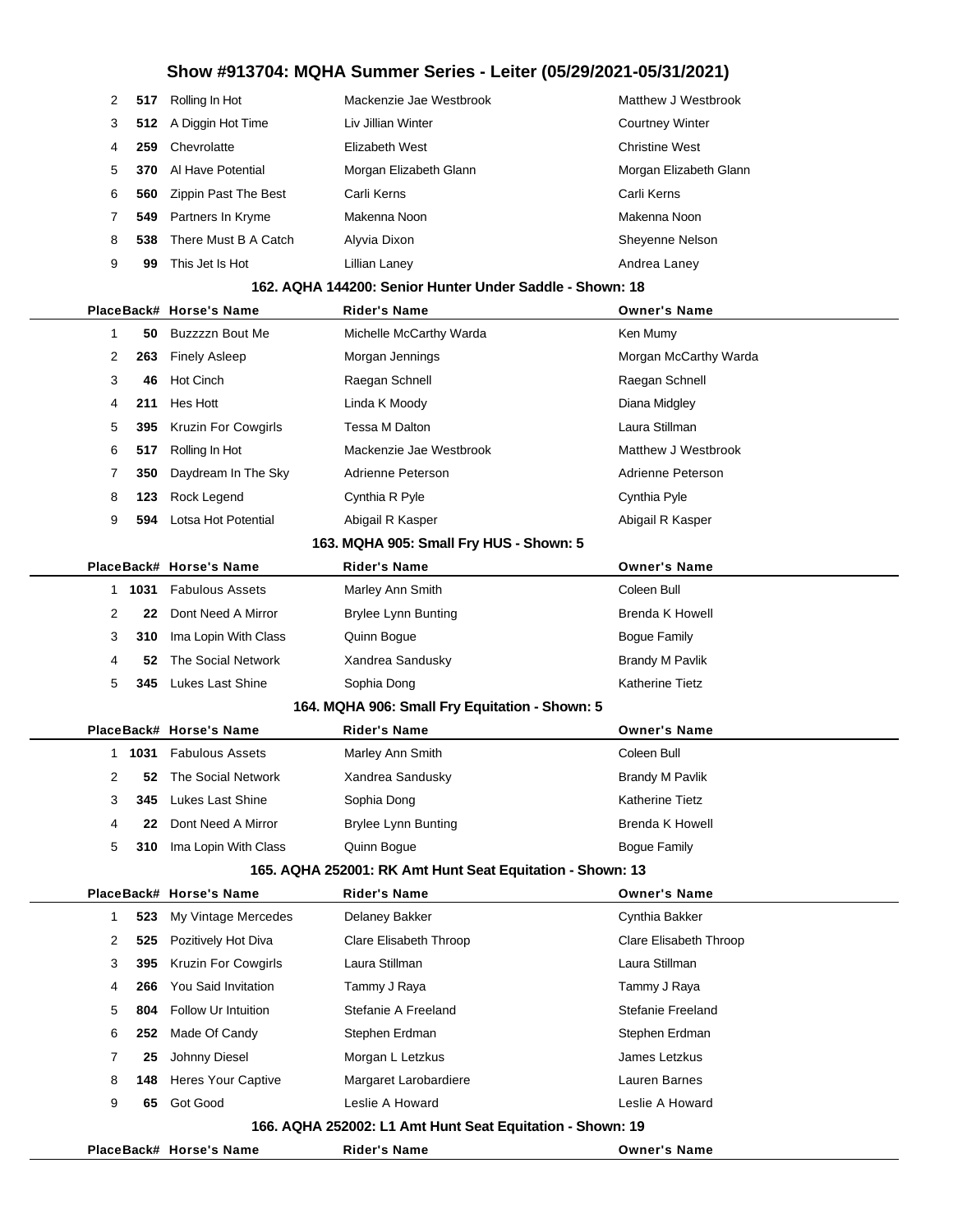| Place | Back# | Horse's Name | Rider's Name | Owner's Name |
|---|---|---|---|---|
| 2 | 517 | Rolling In Hot | Mackenzie Jae Westbrook | Matthew J Westbrook |
| 3 | 512 | A Diggin Hot Time | Liv Jillian Winter | Courtney Winter |
| 4 | 259 | Chevrolatte | Elizabeth West | Christine West |
| 5 | 370 | Al Have Potential | Morgan Elizabeth Glann | Morgan Elizabeth Glann |
| 6 | 560 | Zippin Past The Best | Carli Kerns | Carli Kerns |
| 7 | 549 | Partners In Kryme | Makenna Noon | Makenna Noon |
| 8 | 538 | There Must B A Catch | Alyvia Dixon | Sheyenne Nelson |
| 9 | 99 | This Jet Is Hot | Lillian Laney | Andrea Laney |

### 162. AQHA 144200: Senior Hunter Under Saddle - Shown: 18

| Place | Back# | Horse's Name | Rider's Name | Owner's Name |
|---|---|---|---|---|
| 1 | 50 | Buzzzzn Bout Me | Michelle McCarthy Warda | Ken Mumy |
| 2 | 263 | Finely Asleep | Morgan Jennings | Morgan McCarthy Warda |
| 3 | 46 | Hot Cinch | Raegan Schnell | Raegan Schnell |
| 4 | 211 | Hes Hott | Linda K Moody | Diana Midgley |
| 5 | 395 | Kruzin For Cowgirls | Tessa M Dalton | Laura Stillman |
| 6 | 517 | Rolling In Hot | Mackenzie Jae Westbrook | Matthew J Westbrook |
| 7 | 350 | Daydream In The Sky | Adrienne Peterson | Adrienne Peterson |
| 8 | 123 | Rock Legend | Cynthia R Pyle | Cynthia Pyle |
| 9 | 594 | Lotsa Hot Potential | Abigail R Kasper | Abigail R Kasper |

### 163. MQHA 905: Small Fry HUS - Shown: 5

| Place | Back# | Horse's Name | Rider's Name | Owner's Name |
|---|---|---|---|---|
| 1 | 1031 | Fabulous Assets | Marley Ann Smith | Coleen Bull |
| 2 | 22 | Dont Need A Mirror | Brylee Lynn Bunting | Brenda K Howell |
| 3 | 310 | Ima Lopin With Class | Quinn Bogue | Bogue Family |
| 4 | 52 | The Social Network | Xandrea Sandusky | Brandy M Pavlik |
| 5 | 345 | Lukes Last Shine | Sophia Dong | Katherine Tietz |

### 164. MQHA 906: Small Fry Equitation - Shown: 5

| Place | Back# | Horse's Name | Rider's Name | Owner's Name |
|---|---|---|---|---|
| 1 | 1031 | Fabulous Assets | Marley Ann Smith | Coleen Bull |
| 2 | 52 | The Social Network | Xandrea Sandusky | Brandy M Pavlik |
| 3 | 345 | Lukes Last Shine | Sophia Dong | Katherine Tietz |
| 4 | 22 | Dont Need A Mirror | Brylee Lynn Bunting | Brenda K Howell |
| 5 | 310 | Ima Lopin With Class | Quinn Bogue | Bogue Family |

### 165. AQHA 252001: RK Amt Hunt Seat Equitation - Shown: 13

| Place | Back# | Horse's Name | Rider's Name | Owner's Name |
|---|---|---|---|---|
| 1 | 523 | My Vintage Mercedes | Delaney Bakker | Cynthia Bakker |
| 2 | 525 | Pozitively Hot Diva | Clare Elisabeth Throop | Clare Elisabeth Throop |
| 3 | 395 | Kruzin For Cowgirls | Laura Stillman | Laura Stillman |
| 4 | 266 | You Said Invitation | Tammy J Raya | Tammy J Raya |
| 5 | 804 | Follow Ur Intuition | Stefanie A Freeland | Stefanie Freeland |
| 6 | 252 | Made Of Candy | Stephen Erdman | Stephen Erdman |
| 7 | 25 | Johnny Diesel | Morgan L Letzkus | James Letzkus |
| 8 | 148 | Heres Your Captive | Margaret Larobardiere | Lauren Barnes |
| 9 | 65 | Got Good | Leslie A Howard | Leslie A Howard |

### 166. AQHA 252002: L1 Amt Hunt Seat Equitation - Shown: 19

| Place | Back# | Horse's Name | Rider's Name | Owner's Name |
|---|---|---|---|---|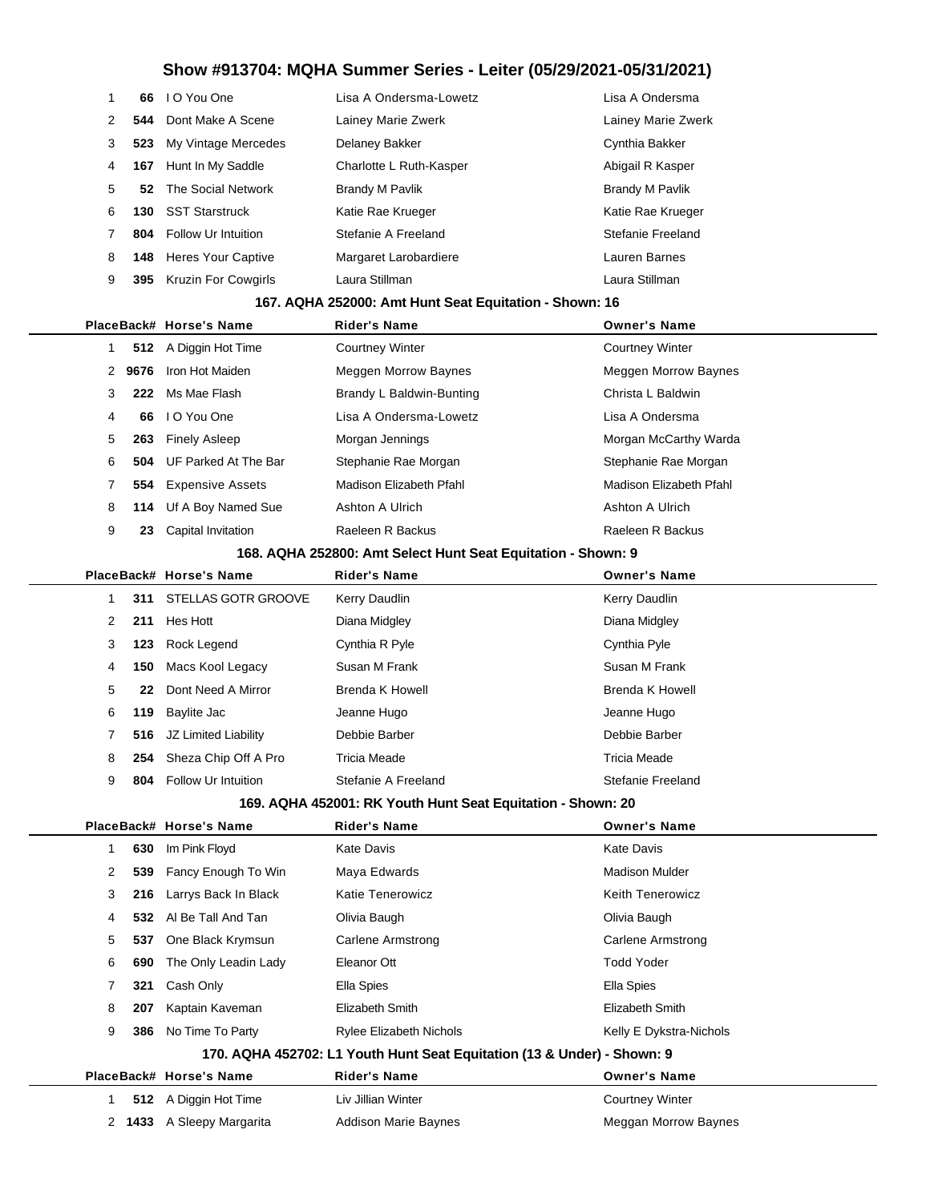## Show #913704: MQHA Summer Series - Leiter (05/29/2021-05/31/2021)

| Place | Back# | Horse's Name | Rider's Name | Owner's Name |
|---|---|---|---|---|
| 1 | 66 | I O You One | Lisa A Ondersma-Lowetz | Lisa A Ondersma |
| 2 | 544 | Dont Make A Scene | Lainey Marie Zwerk | Lainey Marie Zwerk |
| 3 | 523 | My Vintage Mercedes | Delaney Bakker | Cynthia Bakker |
| 4 | 167 | Hunt In My Saddle | Charlotte L Ruth-Kasper | Abigail R Kasper |
| 5 | 52 | The Social Network | Brandy M Pavlik | Brandy M Pavlik |
| 6 | 130 | SST Starstruck | Katie Rae Krueger | Katie Rae Krueger |
| 7 | 804 | Follow Ur Intuition | Stefanie A Freeland | Stefanie Freeland |
| 8 | 148 | Heres Your Captive | Margaret Larobardiere | Lauren Barnes |
| 9 | 395 | Kruzin For Cowgirls | Laura Stillman | Laura Stillman |

### 167. AQHA 252000: Amt Hunt Seat Equitation - Shown: 16

| Place | Back# | Horse's Name | Rider's Name | Owner's Name |
|---|---|---|---|---|
| 1 | 512 | A Diggin Hot Time | Courtney Winter | Courtney Winter |
| 2 | 9676 | Iron Hot Maiden | Meggen Morrow Baynes | Meggen Morrow Baynes |
| 3 | 222 | Ms Mae Flash | Brandy L Baldwin-Bunting | Christa L Baldwin |
| 4 | 66 | I O You One | Lisa A Ondersma-Lowetz | Lisa A Ondersma |
| 5 | 263 | Finely Asleep | Morgan Jennings | Morgan McCarthy Warda |
| 6 | 504 | UF Parked At The Bar | Stephanie Rae Morgan | Stephanie Rae Morgan |
| 7 | 554 | Expensive Assets | Madison Elizabeth Pfahl | Madison Elizabeth Pfahl |
| 8 | 114 | Uf A Boy Named Sue | Ashton A Ulrich | Ashton A Ulrich |
| 9 | 23 | Capital Invitation | Raeleen R Backus | Raeleen R Backus |

### 168. AQHA 252800: Amt Select Hunt Seat Equitation - Shown: 9

| Place | Back# | Horse's Name | Rider's Name | Owner's Name |
|---|---|---|---|---|
| 1 | 311 | STELLAS GOTR GROOVE | Kerry Daudlin | Kerry Daudlin |
| 2 | 211 | Hes Hott | Diana Midgley | Diana Midgley |
| 3 | 123 | Rock Legend | Cynthia R Pyle | Cynthia Pyle |
| 4 | 150 | Macs Kool Legacy | Susan M Frank | Susan M Frank |
| 5 | 22 | Dont Need A Mirror | Brenda K Howell | Brenda K Howell |
| 6 | 119 | Baylite Jac | Jeanne Hugo | Jeanne Hugo |
| 7 | 516 | JZ Limited Liability | Debbie Barber | Debbie Barber |
| 8 | 254 | Sheza Chip Off A Pro | Tricia Meade | Tricia Meade |
| 9 | 804 | Follow Ur Intuition | Stefanie A Freeland | Stefanie Freeland |

### 169. AQHA 452001: RK Youth Hunt Seat Equitation - Shown: 20

| Place | Back# | Horse's Name | Rider's Name | Owner's Name |
|---|---|---|---|---|
| 1 | 630 | Im Pink Floyd | Kate Davis | Kate Davis |
| 2 | 539 | Fancy Enough To Win | Maya Edwards | Madison Mulder |
| 3 | 216 | Larrys Back In Black | Katie Tenerowicz | Keith Tenerowicz |
| 4 | 532 | Al Be Tall And Tan | Olivia Baugh | Olivia Baugh |
| 5 | 537 | One Black Krymsun | Carlene Armstrong | Carlene Armstrong |
| 6 | 690 | The Only Leadin Lady | Eleanor Ott | Todd Yoder |
| 7 | 321 | Cash Only | Ella Spies | Ella Spies |
| 8 | 207 | Kaptain Kaveman | Elizabeth Smith | Elizabeth Smith |
| 9 | 386 | No Time To Party | Rylee Elizabeth Nichols | Kelly E Dykstra-Nichols |

### 170. AQHA 452702: L1 Youth Hunt Seat Equitation (13 & Under) - Shown: 9

| Place | Back# | Horse's Name | Rider's Name | Owner's Name |
|---|---|---|---|---|
| 1 | 512 | A Diggin Hot Time | Liv Jillian Winter | Courtney Winter |
| 2 | 1433 | A Sleepy Margarita | Addison Marie Baynes | Meggan Morrow Baynes |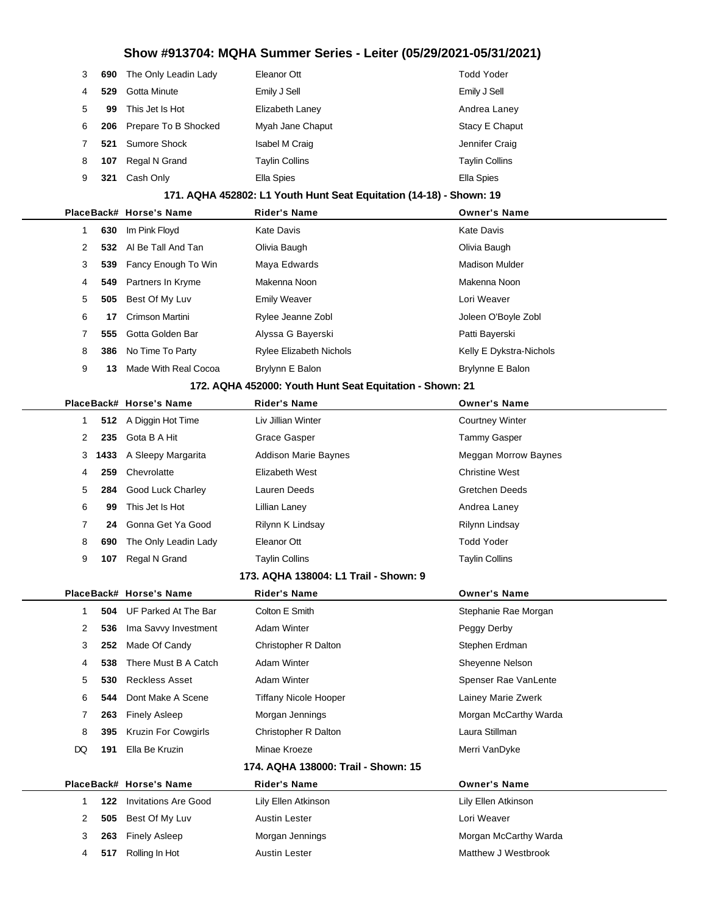# Show #913704: MQHA Summer Series - Leiter (05/29/2021-05/31/2021)

| Place | Back# | Horse's Name | Rider's Name | Owner's Name |
|---|---|---|---|---|
| 3 | **690** | The Only Leadin Lady | Eleanor Ott | Todd Yoder |
| 4 | **529** | Gotta Minute | Emily J Sell | Emily J Sell |
| 5 | **99** | This Jet Is Hot | Elizabeth Laney | Andrea Laney |
| 6 | **206** | Prepare To B Shocked | Myah Jane Chaput | Stacy E Chaput |
| 7 | **521** | Sumore Shock | Isabel M Craig | Jennifer Craig |
| 8 | **107** | Regal N Grand | Taylin Collins | Taylin Collins |
| 9 | **321** | Cash Only | Ella Spies | Ella Spies |

### 171. AQHA 452802: L1 Youth Hunt Seat Equitation (14-18) - Shown: 19

| Place | Back# | Horse's Name | Rider's Name | Owner's Name |
|---|---|---|---|---|
| 1 | **630** | Im Pink Floyd | Kate Davis | Kate Davis |
| 2 | **532** | Al Be Tall And Tan | Olivia Baugh | Olivia Baugh |
| 3 | **539** | Fancy Enough To Win | Maya Edwards | Madison Mulder |
| 4 | **549** | Partners In Kryme | Makenna Noon | Makenna Noon |
| 5 | **505** | Best Of My Luv | Emily Weaver | Lori Weaver |
| 6 | **17** | Crimson Martini | Rylee Jeanne Zobl | Joleen O'Boyle Zobl |
| 7 | **555** | Gotta Golden Bar | Alyssa G Bayerski | Patti Bayerski |
| 8 | **386** | No Time To Party | Rylee Elizabeth Nichols | Kelly E Dykstra-Nichols |
| 9 | **13** | Made With Real Cocoa | Brylynn E Balon | Brylynne E Balon |

### 172. AQHA 452000: Youth Hunt Seat Equitation - Shown: 21

| Place | Back# | Horse's Name | Rider's Name | Owner's Name |
|---|---|---|---|---|
| 1 | **512** | A Diggin Hot Time | Liv Jillian Winter | Courtney Winter |
| 2 | **235** | Gota B A Hit | Grace Gasper | Tammy Gasper |
| 3 | **1433** | A Sleepy Margarita | Addison Marie Baynes | Meggan Morrow Baynes |
| 4 | **259** | Chevrolatte | Elizabeth West | Christine West |
| 5 | **284** | Good Luck Charley | Lauren Deeds | Gretchen Deeds |
| 6 | **99** | This Jet Is Hot | Lillian Laney | Andrea Laney |
| 7 | **24** | Gonna Get Ya Good | Rilynn K Lindsay | Rilynn Lindsay |
| 8 | **690** | The Only Leadin Lady | Eleanor Ott | Todd Yoder |
| 9 | **107** | Regal N Grand | Taylin Collins | Taylin Collins |

### 173. AQHA 138004: L1 Trail - Shown: 9

| Place | Back# | Horse's Name | Rider's Name | Owner's Name |
|---|---|---|---|---|
| 1 | **504** | UF Parked At The Bar | Colton E Smith | Stephanie Rae Morgan |
| 2 | **536** | Ima Savvy Investment | Adam Winter | Peggy Derby |
| 3 | **252** | Made Of Candy | Christopher R Dalton | Stephen Erdman |
| 4 | **538** | There Must B A Catch | Adam Winter | Sheyenne Nelson |
| 5 | **530** | Reckless Asset | Adam Winter | Spenser Rae VanLente |
| 6 | **544** | Dont Make A Scene | Tiffany Nicole Hooper | Lainey Marie Zwerk |
| 7 | **263** | Finely Asleep | Morgan Jennings | Morgan McCarthy Warda |
| 8 | **395** | Kruzin For Cowgirls | Christopher R Dalton | Laura Stillman |
| DQ | **191** | Ella Be Kruzin | Minae Kroeze | Merri VanDyke |

### 174. AQHA 138000: Trail - Shown: 15

| Place | Back# | Horse's Name | Rider's Name | Owner's Name |
|---|---|---|---|---|
| 1 | **122** | Invitations Are Good | Lily Ellen Atkinson | Lily Ellen Atkinson |
| 2 | **505** | Best Of My Luv | Austin Lester | Lori Weaver |
| 3 | **263** | Finely Asleep | Morgan Jennings | Morgan McCarthy Warda |
| 4 | **517** | Rolling In Hot | Austin Lester | Matthew J Westbrook |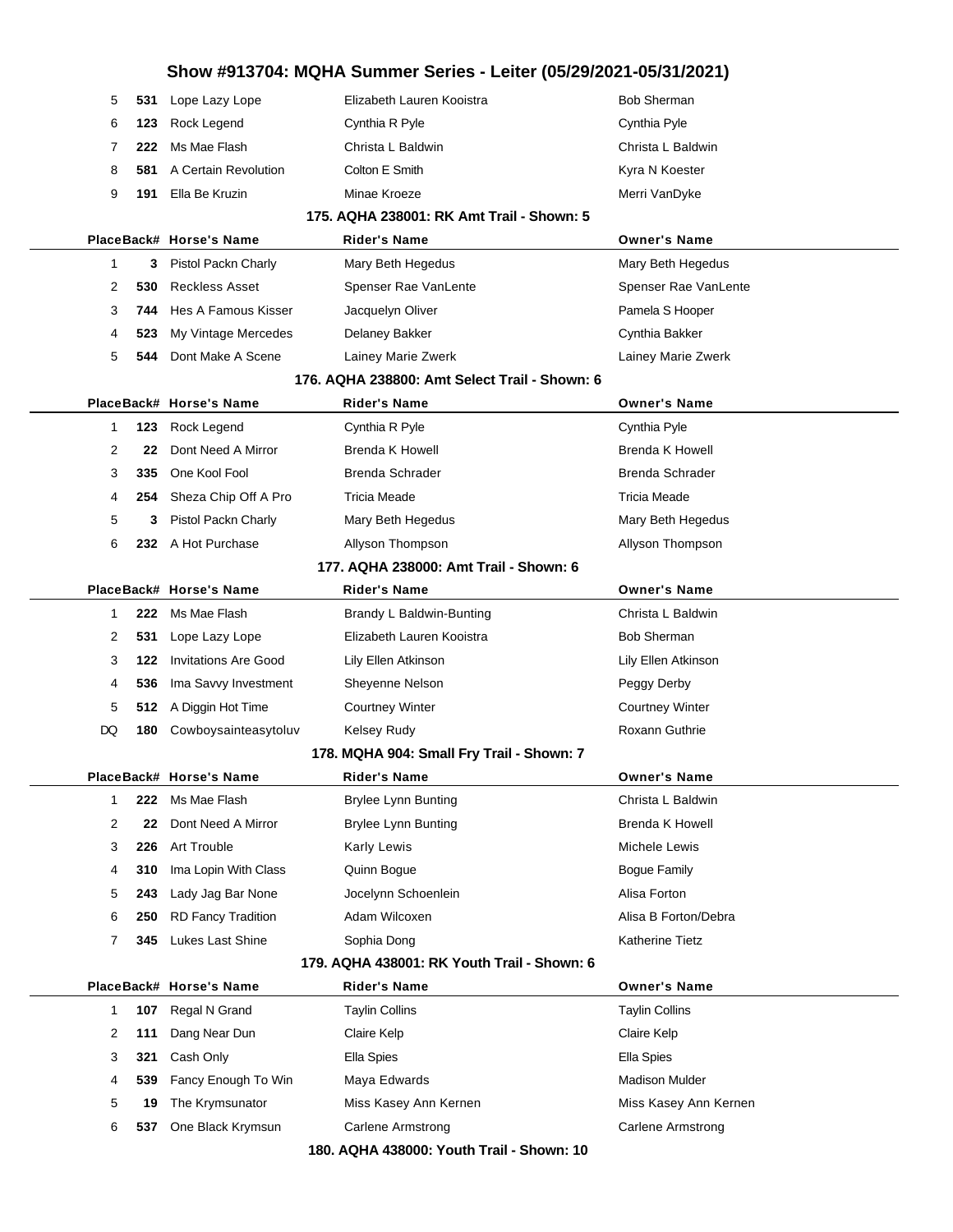| Place | Back# | Horse's Name | Rider's Name | Owner's Name |
|---|---|---|---|---|
| 5 | 531 | Lope Lazy Lope | Elizabeth Lauren Kooistra | Bob Sherman |
| 6 | 123 | Rock Legend | Cynthia R Pyle | Cynthia Pyle |
| 7 | 222 | Ms Mae Flash | Christa L Baldwin | Christa L Baldwin |
| 8 | 581 | A Certain Revolution | Colton E Smith | Kyra N Koester |
| 9 | 191 | Ella Be Kruzin | Minae Kroeze | Merri VanDyke |

### 175. AQHA 238001: RK Amt Trail - Shown: 5

| Place | Back# | Horse's Name | Rider's Name | Owner's Name |
|---|---|---|---|---|
| 1 | 3 | Pistol Packn Charly | Mary Beth Hegedus | Mary Beth Hegedus |
| 2 | 530 | Reckless Asset | Spenser Rae VanLente | Spenser Rae VanLente |
| 3 | 744 | Hes A Famous Kisser | Jacquelyn Oliver | Pamela S Hooper |
| 4 | 523 | My Vintage Mercedes | Delaney Bakker | Cynthia Bakker |
| 5 | 544 | Dont Make A Scene | Lainey Marie Zwerk | Lainey Marie Zwerk |

### 176. AQHA 238800: Amt Select Trail - Shown: 6

| Place | Back# | Horse's Name | Rider's Name | Owner's Name |
|---|---|---|---|---|
| 1 | 123 | Rock Legend | Cynthia R Pyle | Cynthia Pyle |
| 2 | 22 | Dont Need A Mirror | Brenda K Howell | Brenda K Howell |
| 3 | 335 | One Kool Fool | Brenda Schrader | Brenda Schrader |
| 4 | 254 | Sheza Chip Off A Pro | Tricia Meade | Tricia Meade |
| 5 | 3 | Pistol Packn Charly | Mary Beth Hegedus | Mary Beth Hegedus |
| 6 | 232 | A Hot Purchase | Allyson Thompson | Allyson Thompson |

### 177. AQHA 238000: Amt Trail - Shown: 6

| Place | Back# | Horse's Name | Rider's Name | Owner's Name |
|---|---|---|---|---|
| 1 | 222 | Ms Mae Flash | Brandy L Baldwin-Bunting | Christa L Baldwin |
| 2 | 531 | Lope Lazy Lope | Elizabeth Lauren Kooistra | Bob Sherman |
| 3 | 122 | Invitations Are Good | Lily Ellen Atkinson | Lily Ellen Atkinson |
| 4 | 536 | Ima Savvy Investment | Sheyenne Nelson | Peggy Derby |
| 5 | 512 | A Diggin Hot Time | Courtney Winter | Courtney Winter |
| DQ | 180 | Cowboysainteasytoluv | Kelsey Rudy | Roxann Guthrie |

### 178. MQHA 904: Small Fry Trail - Shown: 7

| Place | Back# | Horse's Name | Rider's Name | Owner's Name |
|---|---|---|---|---|
| 1 | 222 | Ms Mae Flash | Brylee Lynn Bunting | Christa L Baldwin |
| 2 | 22 | Dont Need A Mirror | Brylee Lynn Bunting | Brenda K Howell |
| 3 | 226 | Art Trouble | Karly Lewis | Michele Lewis |
| 4 | 310 | Ima Lopin With Class | Quinn Bogue | Bogue Family |
| 5 | 243 | Lady Jag Bar None | Jocelynn Schoenlein | Alisa Forton |
| 6 | 250 | RD Fancy Tradition | Adam Wilcoxen | Alisa B Forton/Debra |
| 7 | 345 | Lukes Last Shine | Sophia Dong | Katherine Tietz |

### 179. AQHA 438001: RK Youth Trail - Shown: 6

| Place | Back# | Horse's Name | Rider's Name | Owner's Name |
|---|---|---|---|---|
| 1 | 107 | Regal N Grand | Taylin Collins | Taylin Collins |
| 2 | 111 | Dang Near Dun | Claire Kelp | Claire Kelp |
| 3 | 321 | Cash Only | Ella Spies | Ella Spies |
| 4 | 539 | Fancy Enough To Win | Maya Edwards | Madison Mulder |
| 5 | 19 | The Krymsunator | Miss Kasey Ann Kernen | Miss Kasey Ann Kernen |
| 6 | 537 | One Black Krymsun | Carlene Armstrong | Carlene Armstrong |

### 180. AQHA 438000: Youth Trail - Shown: 10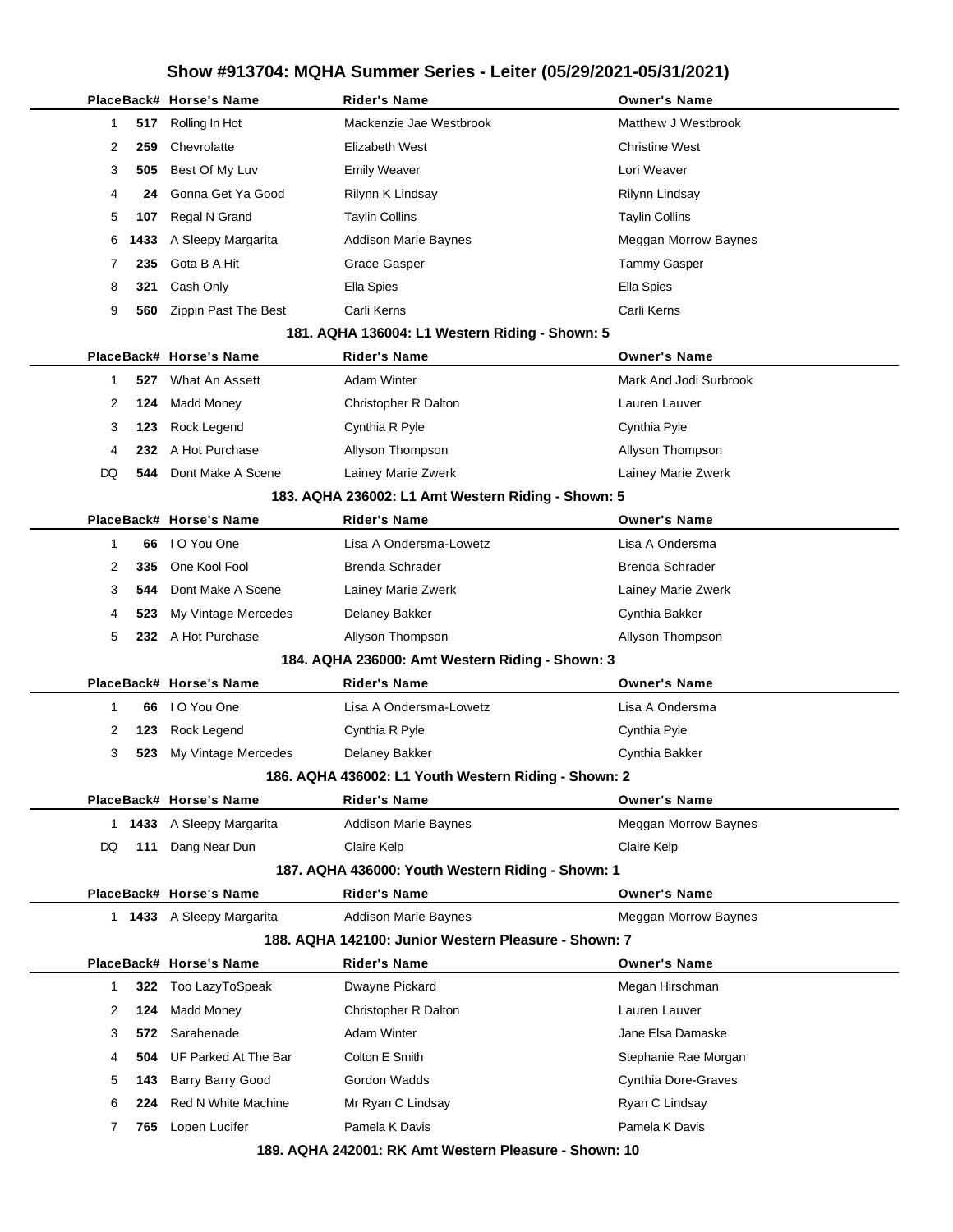# Show #913704: MQHA Summer Series - Leiter (05/29/2021-05/31/2021)

| Place | Back# | Horse's Name | Rider's Name | Owner's Name |
|---|---|---|---|---|
| 1 | 517 | Rolling In Hot | Mackenzie Jae Westbrook | Matthew J Westbrook |
| 2 | 259 | Chevrolatte | Elizabeth West | Christine West |
| 3 | 505 | Best Of My Luv | Emily Weaver | Lori Weaver |
| 4 | 24 | Gonna Get Ya Good | Rilynn K Lindsay | Rilynn Lindsay |
| 5 | 107 | Regal N Grand | Taylin Collins | Taylin Collins |
| 6 | 1433 | A Sleepy Margarita | Addison Marie Baynes | Meggan Morrow Baynes |
| 7 | 235 | Gota B A Hit | Grace Gasper | Tammy Gasper |
| 8 | 321 | Cash Only | Ella Spies | Ella Spies |
| 9 | 560 | Zippin Past The Best | Carli Kerns | Carli Kerns |

### 181. AQHA 136004: L1 Western Riding - Shown: 5

| Place | Back# | Horse's Name | Rider's Name | Owner's Name |
|---|---|---|---|---|
| 1 | 527 | What An Assett | Adam Winter | Mark And Jodi Surbrook |
| 2 | 124 | Madd Money | Christopher R Dalton | Lauren Lauver |
| 3 | 123 | Rock Legend | Cynthia R Pyle | Cynthia Pyle |
| 4 | 232 | A Hot Purchase | Allyson Thompson | Allyson Thompson |
| DQ | 544 | Dont Make A Scene | Lainey Marie Zwerk | Lainey Marie Zwerk |

### 183. AQHA 236002: L1 Amt Western Riding - Shown: 5

| Place | Back# | Horse's Name | Rider's Name | Owner's Name |
|---|---|---|---|---|
| 1 | 66 | I O You One | Lisa A Ondersma-Lowetz | Lisa A Ondersma |
| 2 | 335 | One Kool Fool | Brenda Schrader | Brenda Schrader |
| 3 | 544 | Dont Make A Scene | Lainey Marie Zwerk | Lainey Marie Zwerk |
| 4 | 523 | My Vintage Mercedes | Delaney Bakker | Cynthia Bakker |
| 5 | 232 | A Hot Purchase | Allyson Thompson | Allyson Thompson |

### 184. AQHA 236000: Amt Western Riding - Shown: 3

| Place | Back# | Horse's Name | Rider's Name | Owner's Name |
|---|---|---|---|---|
| 1 | 66 | I O You One | Lisa A Ondersma-Lowetz | Lisa A Ondersma |
| 2 | 123 | Rock Legend | Cynthia R Pyle | Cynthia Pyle |
| 3 | 523 | My Vintage Mercedes | Delaney Bakker | Cynthia Bakker |

### 186. AQHA 436002: L1 Youth Western Riding - Shown: 2

| Place | Back# | Horse's Name | Rider's Name | Owner's Name |
|---|---|---|---|---|
| 1 | 1433 | A Sleepy Margarita | Addison Marie Baynes | Meggan Morrow Baynes |
| DQ | 111 | Dang Near Dun | Claire Kelp | Claire Kelp |

### 187. AQHA 436000: Youth Western Riding - Shown: 1

| Place | Back# | Horse's Name | Rider's Name | Owner's Name |
|---|---|---|---|---|
| 1 | 1433 | A Sleepy Margarita | Addison Marie Baynes | Meggan Morrow Baynes |

### 188. AQHA 142100: Junior Western Pleasure - Shown: 7

| Place | Back# | Horse's Name | Rider's Name | Owner's Name |
|---|---|---|---|---|
| 1 | 322 | Too LazyToSpeak | Dwayne Pickard | Megan Hirschman |
| 2 | 124 | Madd Money | Christopher R Dalton | Lauren Lauver |
| 3 | 572 | Sarahenade | Adam Winter | Jane Elsa Damaske |
| 4 | 504 | UF Parked At The Bar | Colton E Smith | Stephanie Rae Morgan |
| 5 | 143 | Barry Barry Good | Gordon Wadds | Cynthia Dore-Graves |
| 6 | 224 | Red N White Machine | Mr Ryan C Lindsay | Ryan C Lindsay |
| 7 | 765 | Lopen Lucifer | Pamela K Davis | Pamela K Davis |

### 189. AQHA 242001: RK Amt Western Pleasure - Shown: 10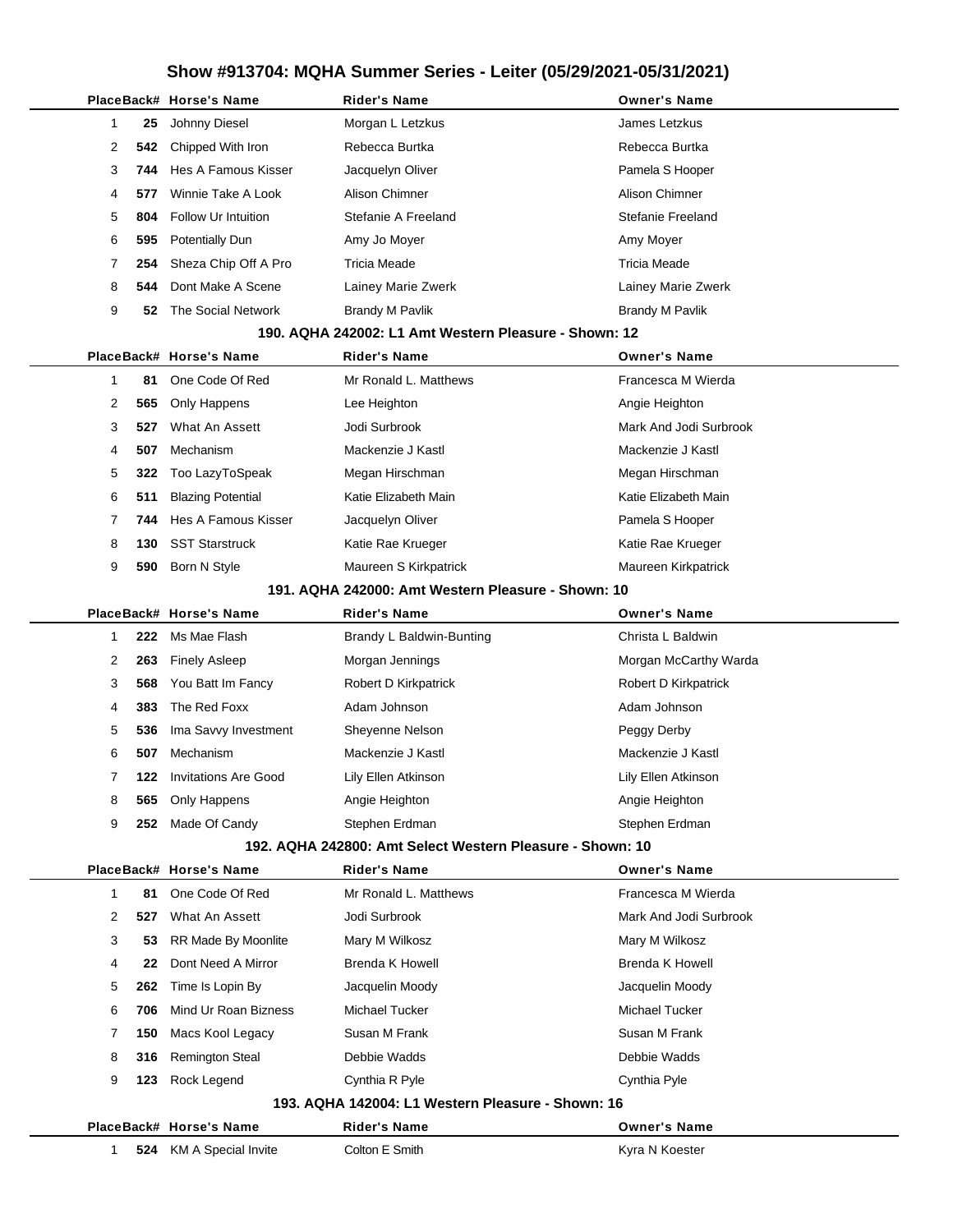# Show #913704: MQHA Summer Series - Leiter (05/29/2021-05/31/2021)

| Place | Back# | Horse's Name | Rider's Name | Owner's Name |
|---|---|---|---|---|
| 1 | 25 | Johnny Diesel | Morgan L Letzkus | James Letzkus |
| 2 | 542 | Chipped With Iron | Rebecca Burtka | Rebecca Burtka |
| 3 | 744 | Hes A Famous Kisser | Jacquelyn Oliver | Pamela S Hooper |
| 4 | 577 | Winnie Take A Look | Alison Chimner | Alison Chimner |
| 5 | 804 | Follow Ur Intuition | Stefanie A Freeland | Stefanie Freeland |
| 6 | 595 | Potentially Dun | Amy Jo Moyer | Amy Moyer |
| 7 | 254 | Sheza Chip Off A Pro | Tricia Meade | Tricia Meade |
| 8 | 544 | Dont Make A Scene | Lainey Marie Zwerk | Lainey Marie Zwerk |
| 9 | 52 | The Social Network | Brandy M Pavlik | Brandy M Pavlik |

### 190. AQHA 242002: L1 Amt Western Pleasure - Shown: 12

| Place | Back# | Horse's Name | Rider's Name | Owner's Name |
|---|---|---|---|---|
| 1 | 81 | One Code Of Red | Mr Ronald L. Matthews | Francesca M Wierda |
| 2 | 565 | Only Happens | Lee Heighton | Angie Heighton |
| 3 | 527 | What An Assett | Jodi Surbrook | Mark And Jodi Surbrook |
| 4 | 507 | Mechanism | Mackenzie J Kastl | Mackenzie J Kastl |
| 5 | 322 | Too LazyToSpeak | Megan Hirschman | Megan Hirschman |
| 6 | 511 | Blazing Potential | Katie Elizabeth Main | Katie Elizabeth Main |
| 7 | 744 | Hes A Famous Kisser | Jacquelyn Oliver | Pamela S Hooper |
| 8 | 130 | SST Starstruck | Katie Rae Krueger | Katie Rae Krueger |
| 9 | 590 | Born N Style | Maureen S Kirkpatrick | Maureen Kirkpatrick |

### 191. AQHA 242000: Amt Western Pleasure - Shown: 10

| Place | Back# | Horse's Name | Rider's Name | Owner's Name |
|---|---|---|---|---|
| 1 | 222 | Ms Mae Flash | Brandy L Baldwin-Bunting | Christa L Baldwin |
| 2 | 263 | Finely Asleep | Morgan Jennings | Morgan McCarthy Warda |
| 3 | 568 | You Batt Im Fancy | Robert D Kirkpatrick | Robert D Kirkpatrick |
| 4 | 383 | The Red Foxx | Adam Johnson | Adam Johnson |
| 5 | 536 | Ima Savvy Investment | Sheyenne Nelson | Peggy Derby |
| 6 | 507 | Mechanism | Mackenzie J Kastl | Mackenzie J Kastl |
| 7 | 122 | Invitations Are Good | Lily Ellen Atkinson | Lily Ellen Atkinson |
| 8 | 565 | Only Happens | Angie Heighton | Angie Heighton |
| 9 | 252 | Made Of Candy | Stephen Erdman | Stephen Erdman |

### 192. AQHA 242800: Amt Select Western Pleasure - Shown: 10

| Place | Back# | Horse's Name | Rider's Name | Owner's Name |
|---|---|---|---|---|
| 1 | 81 | One Code Of Red | Mr Ronald L. Matthews | Francesca M Wierda |
| 2 | 527 | What An Assett | Jodi Surbrook | Mark And Jodi Surbrook |
| 3 | 53 | RR Made By Moonlite | Mary M Wilkosz | Mary M Wilkosz |
| 4 | 22 | Dont Need A Mirror | Brenda K Howell | Brenda K Howell |
| 5 | 262 | Time Is Lopin By | Jacquelin Moody | Jacquelin Moody |
| 6 | 706 | Mind Ur Roan Bizness | Michael Tucker | Michael Tucker |
| 7 | 150 | Macs Kool Legacy | Susan M Frank | Susan M Frank |
| 8 | 316 | Remington Steal | Debbie Wadds | Debbie Wadds |
| 9 | 123 | Rock Legend | Cynthia R Pyle | Cynthia Pyle |

### 193. AQHA 142004: L1 Western Pleasure - Shown: 16

| Place | Back# | Horse's Name | Rider's Name | Owner's Name |
|---|---|---|---|---|
| 1 | 524 | KM A Special Invite | Colton E Smith | Kyra N Koester |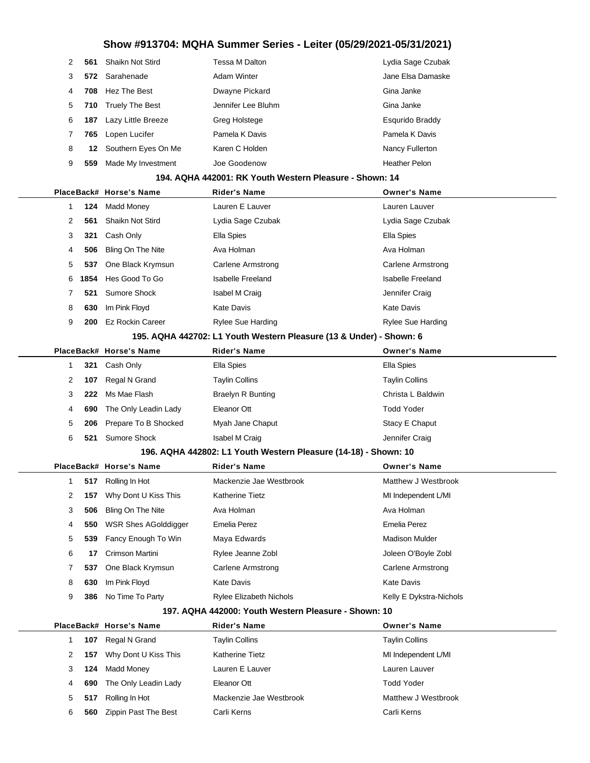| Place | Back# | Horse's Name | Rider's Name | Owner's Name |
|---|---|---|---|---|
| 2 | 561 | Shaikn Not Stird | Tessa M Dalton | Lydia Sage Czubak |
| 3 | 572 | Sarahenade | Adam Winter | Jane Elsa Damaske |
| 4 | 708 | Hez The Best | Dwayne Pickard | Gina Janke |
| 5 | 710 | Truely The Best | Jennifer Lee Bluhm | Gina Janke |
| 6 | 187 | Lazy Little Breeze | Greg Holstege | Esqurido Braddy |
| 7 | 765 | Lopen Lucifer | Pamela K Davis | Pamela K Davis |
| 8 | 12 | Southern Eyes On Me | Karen C Holden | Nancy Fullerton |
| 9 | 559 | Made My Investment | Joe Goodenow | Heather Pelon |

### 194. AQHA 442001: RK Youth Western Pleasure - Shown: 14

| Place | Back# | Horse's Name | Rider's Name | Owner's Name |
|---|---|---|---|---|
| 1 | 124 | Madd Money | Lauren E Lauver | Lauren Lauver |
| 2 | 561 | Shaikn Not Stird | Lydia Sage Czubak | Lydia Sage Czubak |
| 3 | 321 | Cash Only | Ella Spies | Ella Spies |
| 4 | 506 | Bling On The Nite | Ava Holman | Ava Holman |
| 5 | 537 | One Black Krymsun | Carlene Armstrong | Carlene Armstrong |
| 6 | 1854 | Hes Good To Go | Isabelle Freeland | Isabelle Freeland |
| 7 | 521 | Sumore Shock | Isabel M Craig | Jennifer Craig |
| 8 | 630 | Im Pink Floyd | Kate Davis | Kate Davis |
| 9 | 200 | Ez Rockin Career | Rylee Sue Harding | Rylee Sue Harding |

### 195. AQHA 442702: L1 Youth Western Pleasure (13 & Under) - Shown: 6

| Place | Back# | Horse's Name | Rider's Name | Owner's Name |
|---|---|---|---|---|
| 1 | 321 | Cash Only | Ella Spies | Ella Spies |
| 2 | 107 | Regal N Grand | Taylin Collins | Taylin Collins |
| 3 | 222 | Ms Mae Flash | Braelyn R Bunting | Christa L Baldwin |
| 4 | 690 | The Only Leadin Lady | Eleanor Ott | Todd Yoder |
| 5 | 206 | Prepare To B Shocked | Myah Jane Chaput | Stacy E Chaput |
| 6 | 521 | Sumore Shock | Isabel M Craig | Jennifer Craig |

### 196. AQHA 442802: L1 Youth Western Pleasure (14-18) - Shown: 10

| Place | Back# | Horse's Name | Rider's Name | Owner's Name |
|---|---|---|---|---|
| 1 | 517 | Rolling In Hot | Mackenzie Jae Westbrook | Matthew J Westbrook |
| 2 | 157 | Why Dont U Kiss This | Katherine Tietz | MI Independent L/MI |
| 3 | 506 | Bling On The Nite | Ava Holman | Ava Holman |
| 4 | 550 | WSR Shes AGolddigger | Emelia Perez | Emelia Perez |
| 5 | 539 | Fancy Enough To Win | Maya Edwards | Madison Mulder |
| 6 | 17 | Crimson Martini | Rylee Jeanne Zobl | Joleen O'Boyle Zobl |
| 7 | 537 | One Black Krymsun | Carlene Armstrong | Carlene Armstrong |
| 8 | 630 | Im Pink Floyd | Kate Davis | Kate Davis |
| 9 | 386 | No Time To Party | Rylee Elizabeth Nichols | Kelly E Dykstra-Nichols |

### 197. AQHA 442000: Youth Western Pleasure - Shown: 10

| Place | Back# | Horse's Name | Rider's Name | Owner's Name |
|---|---|---|---|---|
| 1 | 107 | Regal N Grand | Taylin Collins | Taylin Collins |
| 2 | 157 | Why Dont U Kiss This | Katherine Tietz | MI Independent L/MI |
| 3 | 124 | Madd Money | Lauren E Lauver | Lauren Lauver |
| 4 | 690 | The Only Leadin Lady | Eleanor Ott | Todd Yoder |
| 5 | 517 | Rolling In Hot | Mackenzie Jae Westbrook | Matthew J Westbrook |
| 6 | 560 | Zippin Past The Best | Carli Kerns | Carli Kerns |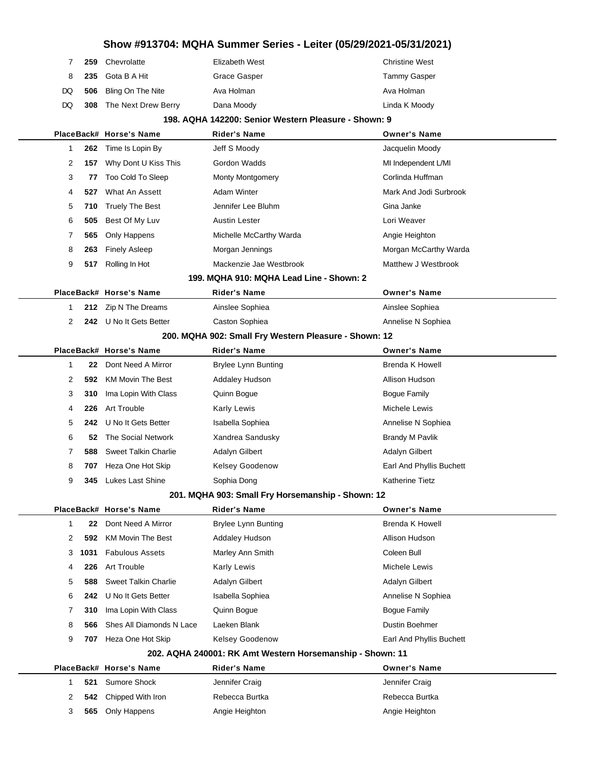## Show #913704: MQHA Summer Series - Leiter (05/29/2021-05/31/2021)

| Place | Back# | Horse's Name | Rider's Name | Owner's Name |
|---|---|---|---|---|
| 7 | 259 | Chevrolatte | Elizabeth West | Christine West |
| 8 | 235 | Gota B A Hit | Grace Gasper | Tammy Gasper |
| DQ | 506 | Bling On The Nite | Ava Holman | Ava Holman |
| DQ | 308 | The Next Drew Berry | Dana Moody | Linda K Moody |

### 198. AQHA 142200: Senior Western Pleasure - Shown: 9

| Place | Back# | Horse's Name | Rider's Name | Owner's Name |
|---|---|---|---|---|
| 1 | 262 | Time Is Lopin By | Jeff S Moody | Jacquelin Moody |
| 2 | 157 | Why Dont U Kiss This | Gordon Wadds | MI Independent L/MI |
| 3 | 77 | Too Cold To Sleep | Monty Montgomery | Corlinda Huffman |
| 4 | 527 | What An Assett | Adam Winter | Mark And Jodi Surbrook |
| 5 | 710 | Truely The Best | Jennifer Lee Bluhm | Gina Janke |
| 6 | 505 | Best Of My Luv | Austin Lester | Lori Weaver |
| 7 | 565 | Only Happens | Michelle McCarthy Warda | Angie Heighton |
| 8 | 263 | Finely Asleep | Morgan Jennings | Morgan McCarthy Warda |
| 9 | 517 | Rolling In Hot | Mackenzie Jae Westbrook | Matthew J Westbrook |

### 199. MQHA 910: MQHA Lead Line - Shown: 2

| Place | Back# | Horse's Name | Rider's Name | Owner's Name |
|---|---|---|---|---|
| 1 | 212 | Zip N The Dreams | Ainslee Sophiea | Ainslee Sophiea |
| 2 | 242 | U No It Gets Better | Caston Sophiea | Annelise N Sophiea |

### 200. MQHA 902: Small Fry Western Pleasure - Shown: 12

| Place | Back# | Horse's Name | Rider's Name | Owner's Name |
|---|---|---|---|---|
| 1 | 22 | Dont Need A Mirror | Brylee Lynn Bunting | Brenda K Howell |
| 2 | 592 | KM Movin The Best | Addaley Hudson | Allison Hudson |
| 3 | 310 | Ima Lopin With Class | Quinn Bogue | Bogue Family |
| 4 | 226 | Art Trouble | Karly Lewis | Michele Lewis |
| 5 | 242 | U No It Gets Better | Isabella Sophiea | Annelise N Sophiea |
| 6 | 52 | The Social Network | Xandrea Sandusky | Brandy M Pavlik |
| 7 | 588 | Sweet Talkin Charlie | Adalyn Gilbert | Adalyn Gilbert |
| 8 | 707 | Heza One Hot Skip | Kelsey Goodenow | Earl And Phyllis Buchett |
| 9 | 345 | Lukes Last Shine | Sophia Dong | Katherine Tietz |

### 201. MQHA 903: Small Fry Horsemanship - Shown: 12

| Place | Back# | Horse's Name | Rider's Name | Owner's Name |
|---|---|---|---|---|
| 1 | 22 | Dont Need A Mirror | Brylee Lynn Bunting | Brenda K Howell |
| 2 | 592 | KM Movin The Best | Addaley Hudson | Allison Hudson |
| 3 | 1031 | Fabulous Assets | Marley Ann Smith | Coleen Bull |
| 4 | 226 | Art Trouble | Karly Lewis | Michele Lewis |
| 5 | 588 | Sweet Talkin Charlie | Adalyn Gilbert | Adalyn Gilbert |
| 6 | 242 | U No It Gets Better | Isabella Sophiea | Annelise N Sophiea |
| 7 | 310 | Ima Lopin With Class | Quinn Bogue | Bogue Family |
| 8 | 566 | Shes All Diamonds N Lace | Laeken Blank | Dustin Boehmer |
| 9 | 707 | Heza One Hot Skip | Kelsey Goodenow | Earl And Phyllis Buchett |

### 202. AQHA 240001: RK Amt Western Horsemanship - Shown: 11

| Place | Back# | Horse's Name | Rider's Name | Owner's Name |
|---|---|---|---|---|
| 1 | 521 | Sumore Shock | Jennifer Craig | Jennifer Craig |
| 2 | 542 | Chipped With Iron | Rebecca Burtka | Rebecca Burtka |
| 3 | 565 | Only Happens | Angie Heighton | Angie Heighton |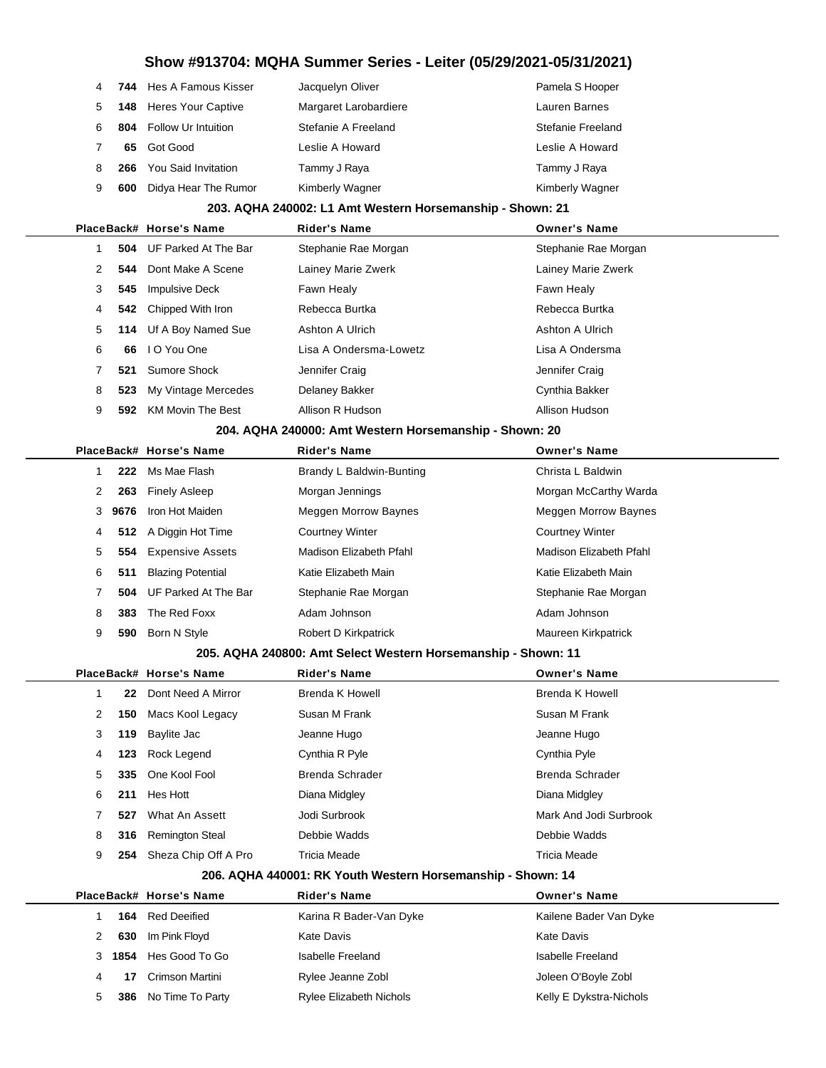# Show #913704: MQHA Summer Series - Leiter (05/29/2021-05/31/2021)

| Place | Back# | Horse's Name | Rider's Name | Owner's Name |
|---|---|---|---|---|
| 4 | 744 | Hes A Famous Kisser | Jacquelyn Oliver | Pamela S Hooper |
| 5 | 148 | Heres Your Captive | Margaret Larobardiere | Lauren Barnes |
| 6 | 804 | Follow Ur Intuition | Stefanie A Freeland | Stefanie Freeland |
| 7 | 65 | Got Good | Leslie A Howard | Leslie A Howard |
| 8 | 266 | You Said Invitation | Tammy J Raya | Tammy J Raya |
| 9 | 600 | Didya Hear The Rumor | Kimberly Wagner | Kimberly Wagner |

### 203. AQHA 240002: L1 Amt Western Horsemanship - Shown: 21

| Place | Back# | Horse's Name | Rider's Name | Owner's Name |
|---|---|---|---|---|
| 1 | 504 | UF Parked At The Bar | Stephanie Rae Morgan | Stephanie Rae Morgan |
| 2 | 544 | Dont Make A Scene | Lainey Marie Zwerk | Lainey Marie Zwerk |
| 3 | 545 | Impulsive Deck | Fawn Healy | Fawn Healy |
| 4 | 542 | Chipped With Iron | Rebecca Burtka | Rebecca Burtka |
| 5 | 114 | Uf A Boy Named Sue | Ashton A Ulrich | Ashton A Ulrich |
| 6 | 66 | I O You One | Lisa A Ondersma-Lowetz | Lisa A Ondersma |
| 7 | 521 | Sumore Shock | Jennifer Craig | Jennifer Craig |
| 8 | 523 | My Vintage Mercedes | Delaney Bakker | Cynthia Bakker |
| 9 | 592 | KM Movin The Best | Allison R Hudson | Allison Hudson |

### 204. AQHA 240000: Amt Western Horsemanship - Shown: 20

| Place | Back# | Horse's Name | Rider's Name | Owner's Name |
|---|---|---|---|---|
| 1 | 222 | Ms Mae Flash | Brandy L Baldwin-Bunting | Christa L Baldwin |
| 2 | 263 | Finely Asleep | Morgan Jennings | Morgan McCarthy Warda |
| 3 | 9676 | Iron Hot Maiden | Meggen Morrow Baynes | Meggen Morrow Baynes |
| 4 | 512 | A Diggin Hot Time | Courtney Winter | Courtney Winter |
| 5 | 554 | Expensive Assets | Madison Elizabeth Pfahl | Madison Elizabeth Pfahl |
| 6 | 511 | Blazing Potential | Katie Elizabeth Main | Katie Elizabeth Main |
| 7 | 504 | UF Parked At The Bar | Stephanie Rae Morgan | Stephanie Rae Morgan |
| 8 | 383 | The Red Foxx | Adam Johnson | Adam Johnson |
| 9 | 590 | Born N Style | Robert D Kirkpatrick | Maureen Kirkpatrick |

### 205. AQHA 240800: Amt Select Western Horsemanship - Shown: 11

| Place | Back# | Horse's Name | Rider's Name | Owner's Name |
|---|---|---|---|---|
| 1 | 22 | Dont Need A Mirror | Brenda K Howell | Brenda K Howell |
| 2 | 150 | Macs Kool Legacy | Susan M Frank | Susan M Frank |
| 3 | 119 | Baylite Jac | Jeanne Hugo | Jeanne Hugo |
| 4 | 123 | Rock Legend | Cynthia R Pyle | Cynthia Pyle |
| 5 | 335 | One Kool Fool | Brenda Schrader | Brenda Schrader |
| 6 | 211 | Hes Hott | Diana Midgley | Diana Midgley |
| 7 | 527 | What An Assett | Jodi Surbrook | Mark And Jodi Surbrook |
| 8 | 316 | Remington Steal | Debbie Wadds | Debbie Wadds |
| 9 | 254 | Sheza Chip Off A Pro | Tricia Meade | Tricia Meade |

### 206. AQHA 440001: RK Youth Western Horsemanship - Shown: 14

| Place | Back# | Horse's Name | Rider's Name | Owner's Name |
|---|---|---|---|---|
| 1 | 164 | Red Deeified | Karina R Bader-Van Dyke | Kailene Bader Van Dyke |
| 2 | 630 | Im Pink Floyd | Kate Davis | Kate Davis |
| 3 | 1854 | Hes Good To Go | Isabelle Freeland | Isabelle Freeland |
| 4 | 17 | Crimson Martini | Rylee Jeanne Zobl | Joleen O'Boyle Zobl |
| 5 | 386 | No Time To Party | Rylee Elizabeth Nichols | Kelly E Dykstra-Nichols |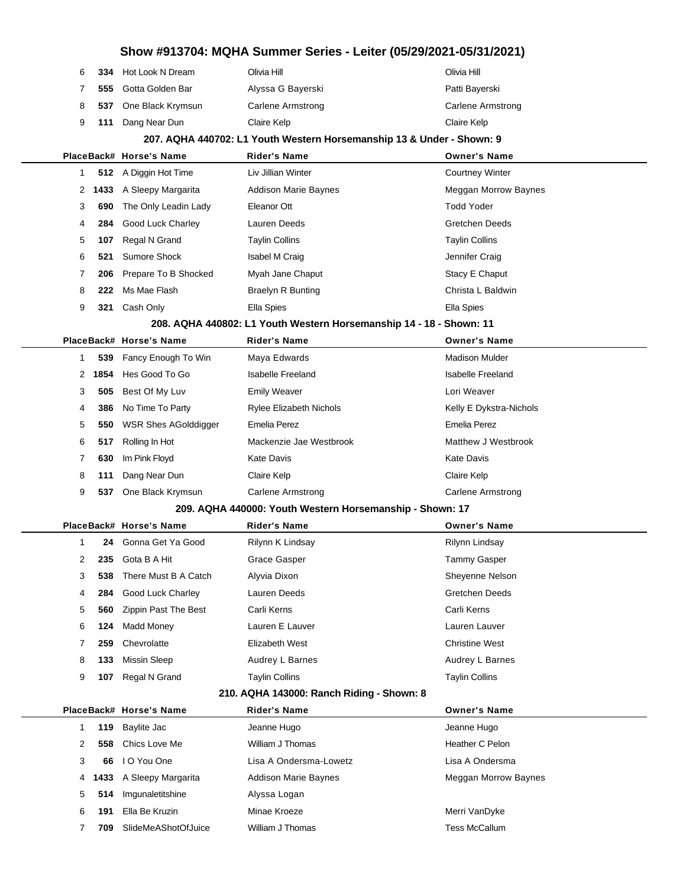| Place | Back# | Horse's Name | Rider's Name | Owner's Name |
|---|---|---|---|---|
| 6 | **334** | Hot Look N Dream | Olivia Hill | Olivia Hill |
| 7 | **555** | Gotta Golden Bar | Alyssa G Bayerski | Patti Bayerski |
| 8 | **537** | One Black Krymsun | Carlene Armstrong | Carlene Armstrong |
| 9 | **111** | Dang Near Dun | Claire Kelp | Claire Kelp |

### 207. AQHA 440702: L1 Youth Western Horsemanship 13 & Under - Shown: 9

| Place | Back# | Horse's Name | Rider's Name | Owner's Name |
|---|---|---|---|---|
| 1 | **512** | A Diggin Hot Time | Liv Jillian Winter | Courtney Winter |
| 2 | **1433** | A Sleepy Margarita | Addison Marie Baynes | Meggan Morrow Baynes |
| 3 | **690** | The Only Leadin Lady | Eleanor Ott | Todd Yoder |
| 4 | **284** | Good Luck Charley | Lauren Deeds | Gretchen Deeds |
| 5 | **107** | Regal N Grand | Taylin Collins | Taylin Collins |
| 6 | **521** | Sumore Shock | Isabel M Craig | Jennifer Craig |
| 7 | **206** | Prepare To B Shocked | Myah Jane Chaput | Stacy E Chaput |
| 8 | **222** | Ms Mae Flash | Braelyn R Bunting | Christa L Baldwin |
| 9 | **321** | Cash Only | Ella Spies | Ella Spies |

### 208. AQHA 440802: L1 Youth Western Horsemanship 14 - 18 - Shown: 11

| Place | Back# | Horse's Name | Rider's Name | Owner's Name |
|---|---|---|---|---|
| 1 | **539** | Fancy Enough To Win | Maya Edwards | Madison Mulder |
| 2 | **1854** | Hes Good To Go | Isabelle Freeland | Isabelle Freeland |
| 3 | **505** | Best Of My Luv | Emily Weaver | Lori Weaver |
| 4 | **386** | No Time To Party | Rylee Elizabeth Nichols | Kelly E Dykstra-Nichols |
| 5 | **550** | WSR Shes AGolddigger | Emelia Perez | Emelia Perez |
| 6 | **517** | Rolling In Hot | Mackenzie Jae Westbrook | Matthew J Westbrook |
| 7 | **630** | Im Pink Floyd | Kate Davis | Kate Davis |
| 8 | **111** | Dang Near Dun | Claire Kelp | Claire Kelp |
| 9 | **537** | One Black Krymsun | Carlene Armstrong | Carlene Armstrong |

### 209. AQHA 440000: Youth Western Horsemanship - Shown: 17

| Place | Back# | Horse's Name | Rider's Name | Owner's Name |
|---|---|---|---|---|
| 1 | **24** | Gonna Get Ya Good | Rilynn K Lindsay | Rilynn Lindsay |
| 2 | **235** | Gota B A Hit | Grace Gasper | Tammy Gasper |
| 3 | **538** | There Must B A Catch | Alyvia Dixon | Sheyenne Nelson |
| 4 | **284** | Good Luck Charley | Lauren Deeds | Gretchen Deeds |
| 5 | **560** | Zippin Past The Best | Carli Kerns | Carli Kerns |
| 6 | **124** | Madd Money | Lauren E Lauver | Lauren Lauver |
| 7 | **259** | Chevrolatte | Elizabeth West | Christine West |
| 8 | **133** | Missin Sleep | Audrey L Barnes | Audrey L Barnes |
| 9 | **107** | Regal N Grand | Taylin Collins | Taylin Collins |

### 210. AQHA 143000: Ranch Riding - Shown: 8

| Place | Back# | Horse's Name | Rider's Name | Owner's Name |
|---|---|---|---|---|
| 1 | **119** | Baylite Jac | Jeanne Hugo | Jeanne Hugo |
| 2 | **558** | Chics Love Me | William J Thomas | Heather C Pelon |
| 3 | **66** | I O You One | Lisa A Ondersma-Lowetz | Lisa A Ondersma |
| 4 | **1433** | A Sleepy Margarita | Addison Marie Baynes | Meggan Morrow Baynes |
| 5 | **514** | Imgunaletitshine | Alyssa Logan | |
| 6 | **191** | Ella Be Kruzin | Minae Kroeze | Merri VanDyke |
| 7 | **709** | SlideMeAShotOfJuice | William J Thomas | Tess McCallum |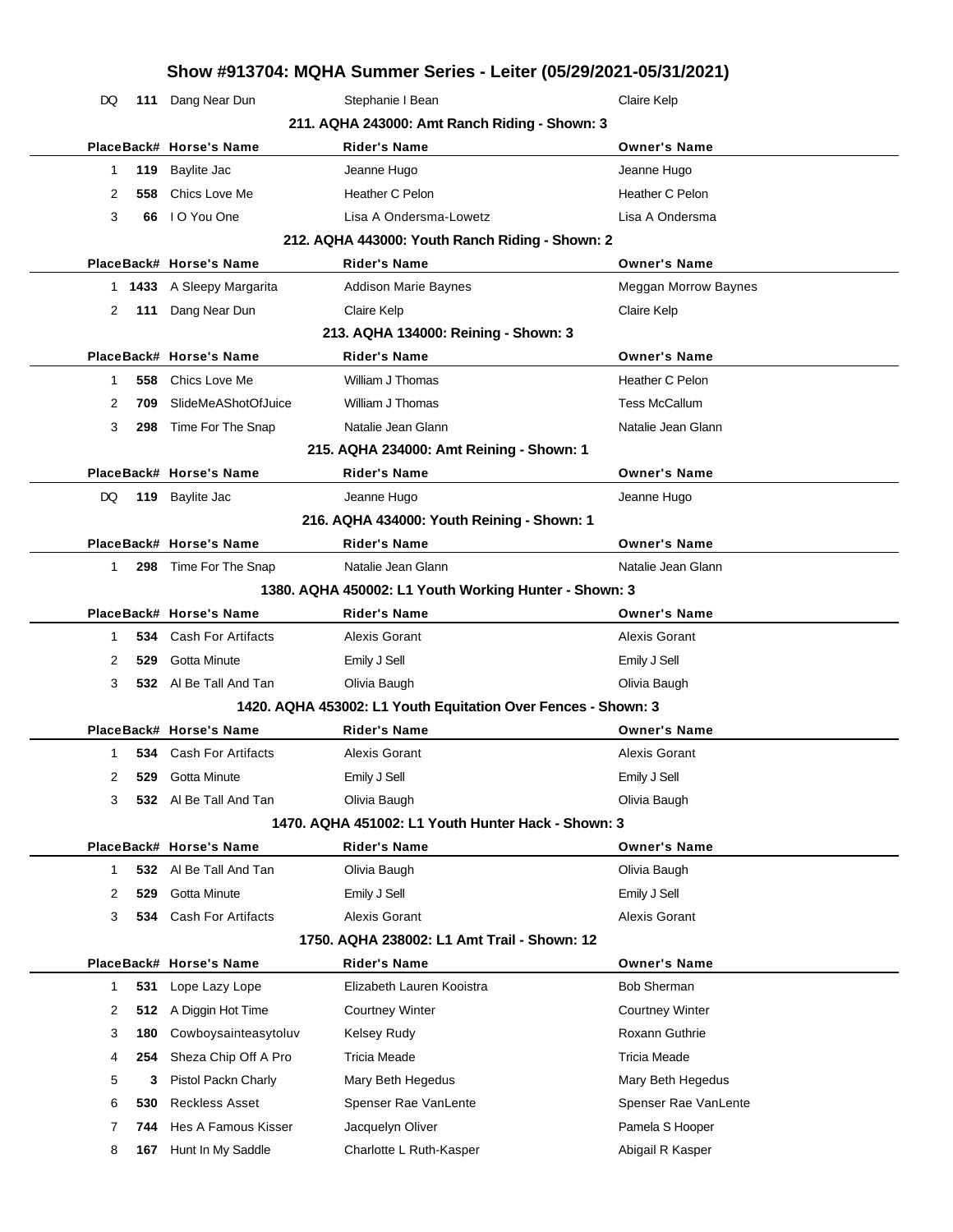# Show #913704: MQHA Summer Series - Leiter (05/29/2021-05/31/2021)

| Place | Back# | Horse's Name | Rider's Name | Owner's Name |
|---|---|---|---|---|
| DQ | 111 | Dang Near Dun | Stephanie I Bean | Claire Kelp |

### 211. AQHA 243000: Amt Ranch Riding - Shown: 3

| Place | Back# | Horse's Name | Rider's Name | Owner's Name |
|---|---|---|---|---|
| 1 | 119 | Baylite Jac | Jeanne Hugo | Jeanne Hugo |
| 2 | 558 | Chics Love Me | Heather C Pelon | Heather C Pelon |
| 3 | 66 | I O You One | Lisa A Ondersma-Lowetz | Lisa A Ondersma |

### 212. AQHA 443000: Youth Ranch Riding - Shown: 2

| Place | Back# | Horse's Name | Rider's Name | Owner's Name |
|---|---|---|---|---|
| 1 | 1433 | A Sleepy Margarita | Addison Marie Baynes | Meggan Morrow Baynes |
| 2 | 111 | Dang Near Dun | Claire Kelp | Claire Kelp |

### 213. AQHA 134000: Reining - Shown: 3

| Place | Back# | Horse's Name | Rider's Name | Owner's Name |
|---|---|---|---|---|
| 1 | 558 | Chics Love Me | William J Thomas | Heather C Pelon |
| 2 | 709 | SlideMeAShotOfJuice | William J Thomas | Tess McCallum |
| 3 | 298 | Time For The Snap | Natalie Jean Glann | Natalie Jean Glann |

### 215. AQHA 234000: Amt Reining - Shown: 1

| Place | Back# | Horse's Name | Rider's Name | Owner's Name |
|---|---|---|---|---|
| DQ | 119 | Baylite Jac | Jeanne Hugo | Jeanne Hugo |

### 216. AQHA 434000: Youth Reining - Shown: 1

| Place | Back# | Horse's Name | Rider's Name | Owner's Name |
|---|---|---|---|---|
| 1 | 298 | Time For The Snap | Natalie Jean Glann | Natalie Jean Glann |

### 1380. AQHA 450002: L1 Youth Working Hunter - Shown: 3

| Place | Back# | Horse's Name | Rider's Name | Owner's Name |
|---|---|---|---|---|
| 1 | 534 | Cash For Artifacts | Alexis Gorant | Alexis Gorant |
| 2 | 529 | Gotta Minute | Emily J Sell | Emily J Sell |
| 3 | 532 | Al Be Tall And Tan | Olivia Baugh | Olivia Baugh |

### 1420. AQHA 453002: L1 Youth Equitation Over Fences - Shown: 3

| Place | Back# | Horse's Name | Rider's Name | Owner's Name |
|---|---|---|---|---|
| 1 | 534 | Cash For Artifacts | Alexis Gorant | Alexis Gorant |
| 2 | 529 | Gotta Minute | Emily J Sell | Emily J Sell |
| 3 | 532 | Al Be Tall And Tan | Olivia Baugh | Olivia Baugh |

### 1470. AQHA 451002: L1 Youth Hunter Hack - Shown: 3

| Place | Back# | Horse's Name | Rider's Name | Owner's Name |
|---|---|---|---|---|
| 1 | 532 | Al Be Tall And Tan | Olivia Baugh | Olivia Baugh |
| 2 | 529 | Gotta Minute | Emily J Sell | Emily J Sell |
| 3 | 534 | Cash For Artifacts | Alexis Gorant | Alexis Gorant |

### 1750. AQHA 238002: L1 Amt Trail - Shown: 12

| Place | Back# | Horse's Name | Rider's Name | Owner's Name |
|---|---|---|---|---|
| 1 | 531 | Lope Lazy Lope | Elizabeth Lauren Kooistra | Bob Sherman |
| 2 | 512 | A Diggin Hot Time | Courtney Winter | Courtney Winter |
| 3 | 180 | Cowboysainteasytoluv | Kelsey Rudy | Roxann Guthrie |
| 4 | 254 | Sheza Chip Off A Pro | Tricia Meade | Tricia Meade |
| 5 | 3 | Pistol Packn Charly | Mary Beth Hegedus | Mary Beth Hegedus |
| 6 | 530 | Reckless Asset | Spenser Rae VanLente | Spenser Rae VanLente |
| 7 | 744 | Hes A Famous Kisser | Jacquelyn Oliver | Pamela S Hooper |
| 8 | 167 | Hunt In My Saddle | Charlotte L Ruth-Kasper | Abigail R Kasper |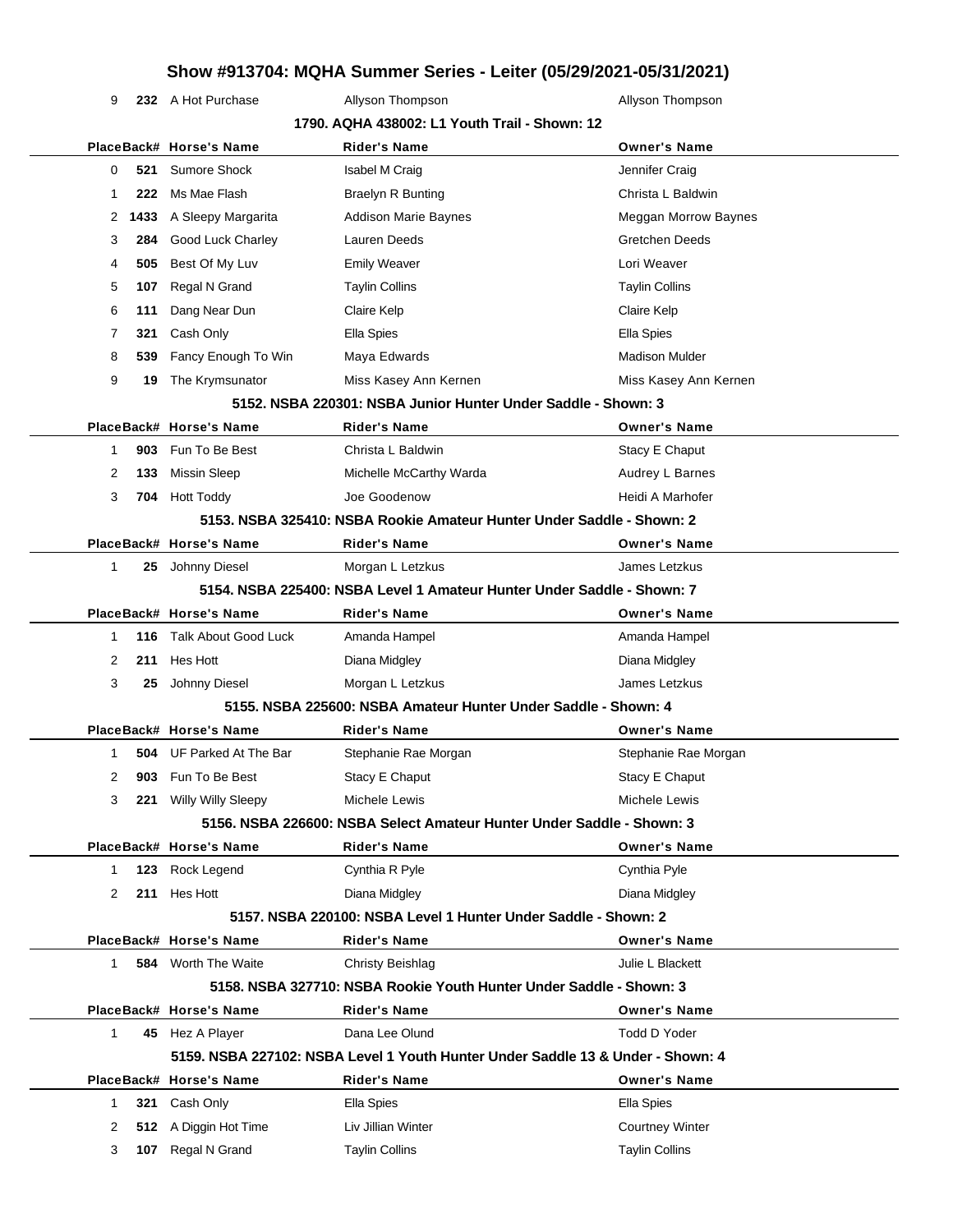# Show #913704: MQHA Summer Series - Leiter (05/29/2021-05/31/2021)

| Place | Back# | Horse's Name | Rider's Name | Owner's Name |
|---|---|---|---|---|
| 9 | 232 | A Hot Purchase | Allyson Thompson | Allyson Thompson |

### 1790. AQHA 438002: L1 Youth Trail - Shown: 12

| Place | Back# | Horse's Name | Rider's Name | Owner's Name |
|---|---|---|---|---|
| 0 | 521 | Sumore Shock | Isabel M Craig | Jennifer Craig |
| 1 | 222 | Ms Mae Flash | Braelyn R Bunting | Christa L Baldwin |
| 2 | 1433 | A Sleepy Margarita | Addison Marie Baynes | Meggan Morrow Baynes |
| 3 | 284 | Good Luck Charley | Lauren Deeds | Gretchen Deeds |
| 4 | 505 | Best Of My Luv | Emily Weaver | Lori Weaver |
| 5 | 107 | Regal N Grand | Taylin Collins | Taylin Collins |
| 6 | 111 | Dang Near Dun | Claire Kelp | Claire Kelp |
| 7 | 321 | Cash Only | Ella Spies | Ella Spies |
| 8 | 539 | Fancy Enough To Win | Maya Edwards | Madison Mulder |
| 9 | 19 | The Krymsunator | Miss Kasey Ann Kernen | Miss Kasey Ann Kernen |

### 5152. NSBA 220301: NSBA Junior Hunter Under Saddle - Shown: 3

| Place | Back# | Horse's Name | Rider's Name | Owner's Name |
|---|---|---|---|---|
| 1 | 903 | Fun To Be Best | Christa L Baldwin | Stacy E Chaput |
| 2 | 133 | Missin Sleep | Michelle McCarthy Warda | Audrey L Barnes |
| 3 | 704 | Hott Toddy | Joe Goodenow | Heidi A Marhofer |

### 5153. NSBA 325410: NSBA Rookie Amateur Hunter Under Saddle - Shown: 2

| Place | Back# | Horse's Name | Rider's Name | Owner's Name |
|---|---|---|---|---|
| 1 | 25 | Johnny Diesel | Morgan L Letzkus | James Letzkus |

### 5154. NSBA 225400: NSBA Level 1 Amateur Hunter Under Saddle - Shown: 7

| Place | Back# | Horse's Name | Rider's Name | Owner's Name |
|---|---|---|---|---|
| 1 | 116 | Talk About Good Luck | Amanda Hampel | Amanda Hampel |
| 2 | 211 | Hes Hott | Diana Midgley | Diana Midgley |
| 3 | 25 | Johnny Diesel | Morgan L Letzkus | James Letzkus |

### 5155. NSBA 225600: NSBA Amateur Hunter Under Saddle - Shown: 4

| Place | Back# | Horse's Name | Rider's Name | Owner's Name |
|---|---|---|---|---|
| 1 | 504 | UF Parked At The Bar | Stephanie Rae Morgan | Stephanie Rae Morgan |
| 2 | 903 | Fun To Be Best | Stacy E Chaput | Stacy E Chaput |
| 3 | 221 | Willy Willy Sleepy | Michele Lewis | Michele Lewis |

### 5156. NSBA 226600: NSBA Select Amateur Hunter Under Saddle - Shown: 3

| Place | Back# | Horse's Name | Rider's Name | Owner's Name |
|---|---|---|---|---|
| 1 | 123 | Rock Legend | Cynthia R Pyle | Cynthia Pyle |
| 2 | 211 | Hes Hott | Diana Midgley | Diana Midgley |

### 5157. NSBA 220100: NSBA Level 1 Hunter Under Saddle - Shown: 2

| Place | Back# | Horse's Name | Rider's Name | Owner's Name |
|---|---|---|---|---|
| 1 | 584 | Worth The Waite | Christy Beishlag | Julie L Blackett |

### 5158. NSBA 327710: NSBA Rookie Youth Hunter Under Saddle - Shown: 3

| Place | Back# | Horse's Name | Rider's Name | Owner's Name |
|---|---|---|---|---|
| 1 | 45 | Hez A Player | Dana Lee Olund | Todd D Yoder |

### 5159. NSBA 227102: NSBA Level 1 Youth Hunter Under Saddle 13 & Under - Shown: 4

| Place | Back# | Horse's Name | Rider's Name | Owner's Name |
|---|---|---|---|---|
| 1 | 321 | Cash Only | Ella Spies | Ella Spies |
| 2 | 512 | A Diggin Hot Time | Liv Jillian Winter | Courtney Winter |
| 3 | 107 | Regal N Grand | Taylin Collins | Taylin Collins |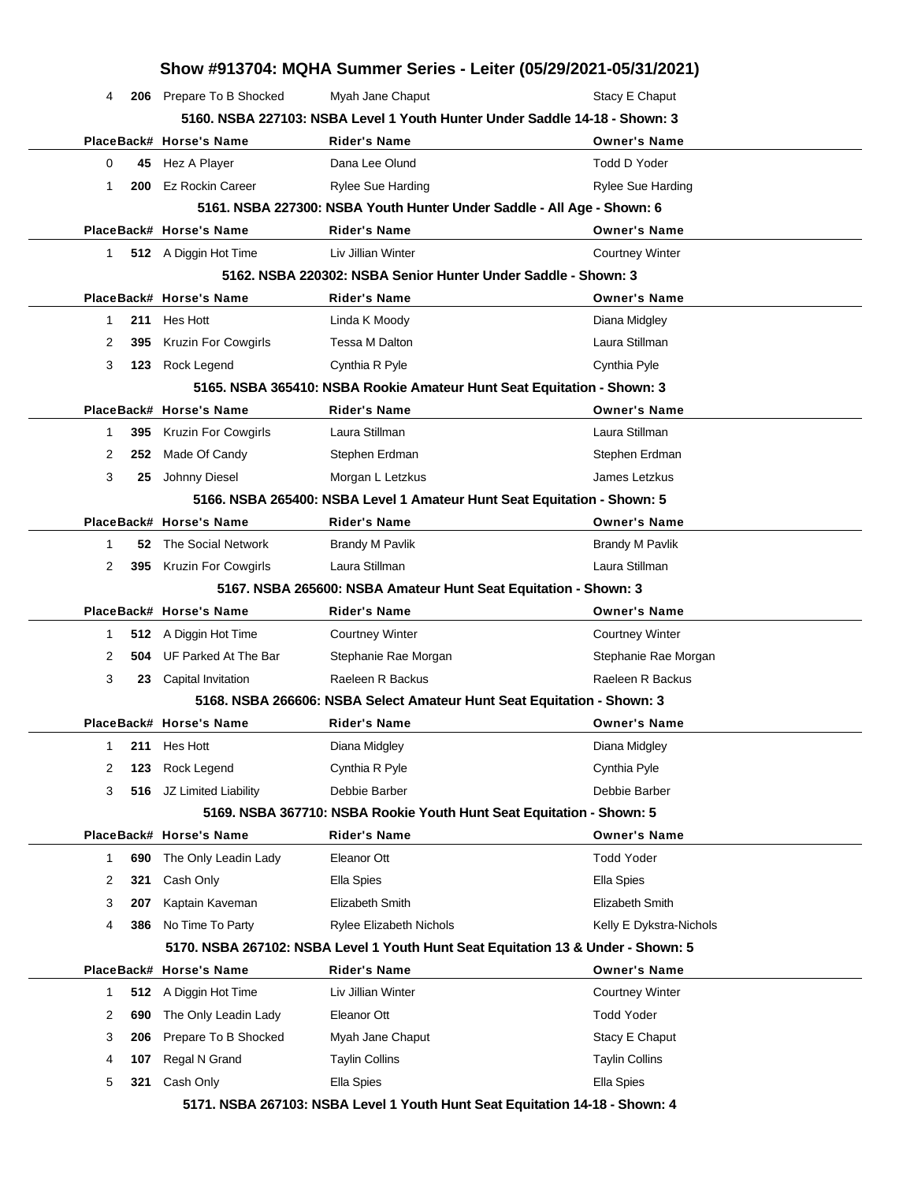# Show #913704: MQHA Summer Series - Leiter (05/29/2021-05/31/2021)

| Place | Back# | Horse's Name | Rider's Name | Owner's Name |
|---|---|---|---|---|
| 4 | 206 | Prepare To B Shocked | Myah Jane Chaput | Stacy E Chaput |

### 5160. NSBA 227103: NSBA Level 1 Youth Hunter Under Saddle 14-18 - Shown: 3

| Place | Back# | Horse's Name | Rider's Name | Owner's Name |
|---|---|---|---|---|
| 0 | 45 | Hez A Player | Dana Lee Olund | Todd D Yoder |
| 1 | 200 | Ez Rockin Career | Rylee Sue Harding | Rylee Sue Harding |

### 5161. NSBA 227300: NSBA Youth Hunter Under Saddle - All Age - Shown: 6

| Place | Back# | Horse's Name | Rider's Name | Owner's Name |
|---|---|---|---|---|
| 1 | 512 | A Diggin Hot Time | Liv Jillian Winter | Courtney Winter |

### 5162. NSBA 220302: NSBA Senior Hunter Under Saddle - Shown: 3

| Place | Back# | Horse's Name | Rider's Name | Owner's Name |
|---|---|---|---|---|
| 1 | 211 | Hes Hott | Linda K Moody | Diana Midgley |
| 2 | 395 | Kruzin For Cowgirls | Tessa M Dalton | Laura Stillman |
| 3 | 123 | Rock Legend | Cynthia R Pyle | Cynthia Pyle |

### 5165. NSBA 365410: NSBA Rookie Amateur Hunt Seat Equitation - Shown: 3

| Place | Back# | Horse's Name | Rider's Name | Owner's Name |
|---|---|---|---|---|
| 1 | 395 | Kruzin For Cowgirls | Laura Stillman | Laura Stillman |
| 2 | 252 | Made Of Candy | Stephen Erdman | Stephen Erdman |
| 3 | 25 | Johnny Diesel | Morgan L Letzkus | James Letzkus |

### 5166. NSBA 265400: NSBA Level 1 Amateur Hunt Seat Equitation - Shown: 5

| Place | Back# | Horse's Name | Rider's Name | Owner's Name |
|---|---|---|---|---|
| 1 | 52 | The Social Network | Brandy M Pavlik | Brandy M Pavlik |
| 2 | 395 | Kruzin For Cowgirls | Laura Stillman | Laura Stillman |

### 5167. NSBA 265600: NSBA Amateur Hunt Seat Equitation - Shown: 3

| Place | Back# | Horse's Name | Rider's Name | Owner's Name |
|---|---|---|---|---|
| 1 | 512 | A Diggin Hot Time | Courtney Winter | Courtney Winter |
| 2 | 504 | UF Parked At The Bar | Stephanie Rae Morgan | Stephanie Rae Morgan |
| 3 | 23 | Capital Invitation | Raeleen R Backus | Raeleen R Backus |

### 5168. NSBA 266606: NSBA Select Amateur Hunt Seat Equitation - Shown: 3

| Place | Back# | Horse's Name | Rider's Name | Owner's Name |
|---|---|---|---|---|
| 1 | 211 | Hes Hott | Diana Midgley | Diana Midgley |
| 2 | 123 | Rock Legend | Cynthia R Pyle | Cynthia Pyle |
| 3 | 516 | JZ Limited Liability | Debbie Barber | Debbie Barber |

### 5169. NSBA 367710: NSBA Rookie Youth Hunt Seat Equitation - Shown: 5

| Place | Back# | Horse's Name | Rider's Name | Owner's Name |
|---|---|---|---|---|
| 1 | 690 | The Only Leadin Lady | Eleanor Ott | Todd Yoder |
| 2 | 321 | Cash Only | Ella Spies | Ella Spies |
| 3 | 207 | Kaptain Kaveman | Elizabeth Smith | Elizabeth Smith |
| 4 | 386 | No Time To Party | Rylee Elizabeth Nichols | Kelly E Dykstra-Nichols |

### 5170. NSBA 267102: NSBA Level 1 Youth Hunt Seat Equitation 13 & Under - Shown: 5

| Place | Back# | Horse's Name | Rider's Name | Owner's Name |
|---|---|---|---|---|
| 1 | 512 | A Diggin Hot Time | Liv Jillian Winter | Courtney Winter |
| 2 | 690 | The Only Leadin Lady | Eleanor Ott | Todd Yoder |
| 3 | 206 | Prepare To B Shocked | Myah Jane Chaput | Stacy E Chaput |
| 4 | 107 | Regal N Grand | Taylin Collins | Taylin Collins |
| 5 | 321 | Cash Only | Ella Spies | Ella Spies |

### 5171. NSBA 267103: NSBA Level 1 Youth Hunt Seat Equitation 14-18 - Shown: 4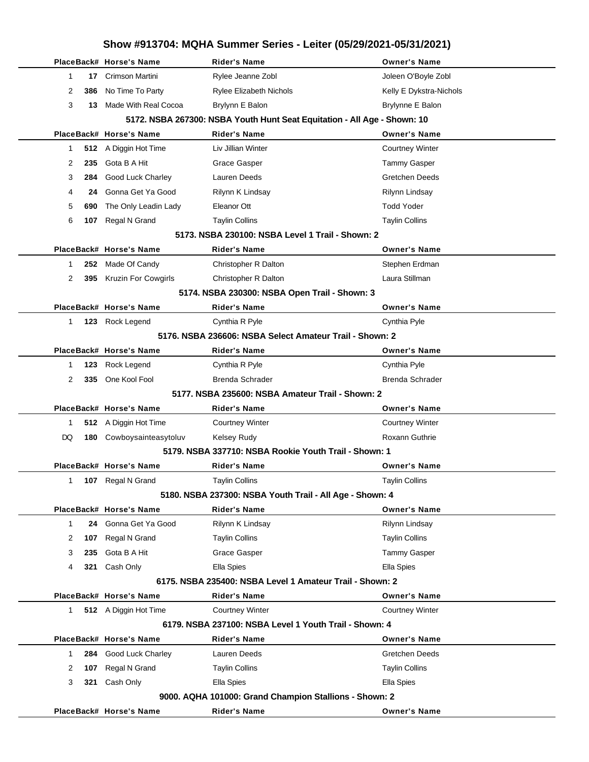# Show #913704: MQHA Summer Series - Leiter (05/29/2021-05/31/2021)

| Place | Back# | Horse's Name | Rider's Name | Owner's Name |
|---|---|---|---|---|
| 1 | 17 | Crimson Martini | Rylee Jeanne Zobl | Joleen O'Boyle Zobl |
| 2 | 386 | No Time To Party | Rylee Elizabeth Nichols | Kelly E Dykstra-Nichols |
| 3 | 13 | Made With Real Cocoa | Brylynn E Balon | Brylynne E Balon |

### 5172. NSBA 267300: NSBA Youth Hunt Seat Equitation - All Age - Shown: 10

| Place | Back# | Horse's Name | Rider's Name | Owner's Name |
|---|---|---|---|---|
| 1 | 512 | A Diggin Hot Time | Liv Jillian Winter | Courtney Winter |
| 2 | 235 | Gota B A Hit | Grace Gasper | Tammy Gasper |
| 3 | 284 | Good Luck Charley | Lauren Deeds | Gretchen Deeds |
| 4 | 24 | Gonna Get Ya Good | Rilynn K Lindsay | Rilynn Lindsay |
| 5 | 690 | The Only Leadin Lady | Eleanor Ott | Todd Yoder |
| 6 | 107 | Regal N Grand | Taylin Collins | Taylin Collins |

### 5173. NSBA 230100: NSBA Level 1 Trail - Shown: 2

| Place | Back# | Horse's Name | Rider's Name | Owner's Name |
|---|---|---|---|---|
| 1 | 252 | Made Of Candy | Christopher R Dalton | Stephen Erdman |
| 2 | 395 | Kruzin For Cowgirls | Christopher R Dalton | Laura Stillman |

### 5174. NSBA 230300: NSBA Open Trail - Shown: 3

| Place | Back# | Horse's Name | Rider's Name | Owner's Name |
|---|---|---|---|---|
| 1 | 123 | Rock Legend | Cynthia R Pyle | Cynthia Pyle |

### 5176. NSBA 236606: NSBA Select Amateur Trail - Shown: 2

| Place | Back# | Horse's Name | Rider's Name | Owner's Name |
|---|---|---|---|---|
| 1 | 123 | Rock Legend | Cynthia R Pyle | Cynthia Pyle |
| 2 | 335 | One Kool Fool | Brenda Schrader | Brenda Schrader |

### 5177. NSBA 235600: NSBA Amateur Trail - Shown: 2

| Place | Back# | Horse's Name | Rider's Name | Owner's Name |
|---|---|---|---|---|
| 1 | 512 | A Diggin Hot Time | Courtney Winter | Courtney Winter |
| DQ | 180 | Cowboysainteasytoluv | Kelsey Rudy | Roxann Guthrie |

### 5179. NSBA 337710: NSBA Rookie Youth Trail - Shown: 1

| Place | Back# | Horse's Name | Rider's Name | Owner's Name |
|---|---|---|---|---|
| 1 | 107 | Regal N Grand | Taylin Collins | Taylin Collins |

### 5180. NSBA 237300: NSBA Youth Trail - All Age - Shown: 4

| Place | Back# | Horse's Name | Rider's Name | Owner's Name |
|---|---|---|---|---|
| 1 | 24 | Gonna Get Ya Good | Rilynn K Lindsay | Rilynn Lindsay |
| 2 | 107 | Regal N Grand | Taylin Collins | Taylin Collins |
| 3 | 235 | Gota B A Hit | Grace Gasper | Tammy Gasper |
| 4 | 321 | Cash Only | Ella Spies | Ella Spies |

### 6175. NSBA 235400: NSBA Level 1 Amateur Trail - Shown: 2

| Place | Back# | Horse's Name | Rider's Name | Owner's Name |
|---|---|---|---|---|
| 1 | 512 | A Diggin Hot Time | Courtney Winter | Courtney Winter |

### 6179. NSBA 237100: NSBA Level 1 Youth Trail - Shown: 4

| Place | Back# | Horse's Name | Rider's Name | Owner's Name |
|---|---|---|---|---|
| 1 | 284 | Good Luck Charley | Lauren Deeds | Gretchen Deeds |
| 2 | 107 | Regal N Grand | Taylin Collins | Taylin Collins |
| 3 | 321 | Cash Only | Ella Spies | Ella Spies |

### 9000. AQHA 101000: Grand Champion Stallions - Shown: 2

| Place | Back# | Horse's Name | Rider's Name | Owner's Name |
|---|---|---|---|---|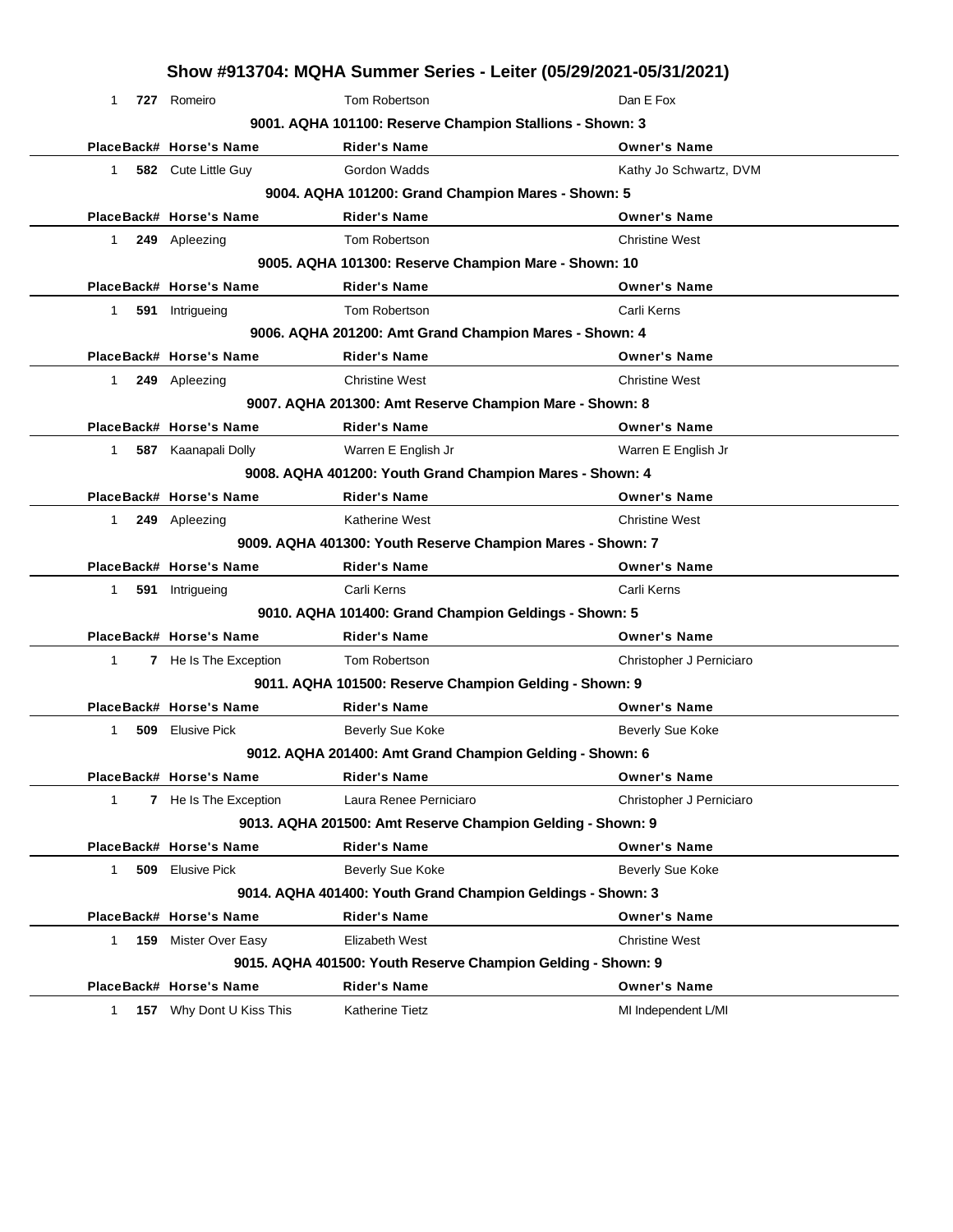# Show #913704: MQHA Summer Series - Leiter (05/29/2021-05/31/2021)

| Place | Back# | Horse's Name | Rider's Name | Owner's Name |
|---|---|---|---|---|
| 1 | 727 | Romeiro | Tom Robertson | Dan E Fox |

### 9001. AQHA 101100: Reserve Champion Stallions - Shown: 3

| Place | Back# | Horse's Name | Rider's Name | Owner's Name |
|---|---|---|---|---|
| 1 | 582 | Cute Little Guy | Gordon Wadds | Kathy Jo Schwartz, DVM |

### 9004. AQHA 101200: Grand Champion Mares - Shown: 5

| Place | Back# | Horse's Name | Rider's Name | Owner's Name |
|---|---|---|---|---|
| 1 | 249 | Apleezing | Tom Robertson | Christine West |

### 9005. AQHA 101300: Reserve Champion Mare - Shown: 10

| Place | Back# | Horse's Name | Rider's Name | Owner's Name |
|---|---|---|---|---|
| 1 | 591 | Intrigueing | Tom Robertson | Carli Kerns |

### 9006. AQHA 201200: Amt Grand Champion Mares - Shown: 4

| Place | Back# | Horse's Name | Rider's Name | Owner's Name |
|---|---|---|---|---|
| 1 | 249 | Apleezing | Christine West | Christine West |

### 9007. AQHA 201300: Amt Reserve Champion Mare - Shown: 8

| Place | Back# | Horse's Name | Rider's Name | Owner's Name |
|---|---|---|---|---|
| 1 | 587 | Kaanapali Dolly | Warren E English Jr | Warren E English Jr |

### 9008. AQHA 401200: Youth Grand Champion Mares - Shown: 4

| Place | Back# | Horse's Name | Rider's Name | Owner's Name |
|---|---|---|---|---|
| 1 | 249 | Apleezing | Katherine West | Christine West |

### 9009. AQHA 401300: Youth Reserve Champion Mares - Shown: 7

| Place | Back# | Horse's Name | Rider's Name | Owner's Name |
|---|---|---|---|---|
| 1 | 591 | Intrigueing | Carli Kerns | Carli Kerns |

### 9010. AQHA 101400: Grand Champion Geldings - Shown: 5

| Place | Back# | Horse's Name | Rider's Name | Owner's Name |
|---|---|---|---|---|
| 1 | 7 | He Is The Exception | Tom Robertson | Christopher J Perniciaro |

### 9011. AQHA 101500: Reserve Champion Gelding - Shown: 9

| Place | Back# | Horse's Name | Rider's Name | Owner's Name |
|---|---|---|---|---|
| 1 | 509 | Elusive Pick | Beverly Sue Koke | Beverly Sue Koke |

### 9012. AQHA 201400: Amt Grand Champion Gelding - Shown: 6

| Place | Back# | Horse's Name | Rider's Name | Owner's Name |
|---|---|---|---|---|
| 1 | 7 | He Is The Exception | Laura Renee Perniciaro | Christopher J Perniciaro |

### 9013. AQHA 201500: Amt Reserve Champion Gelding - Shown: 9

| Place | Back# | Horse's Name | Rider's Name | Owner's Name |
|---|---|---|---|---|
| 1 | 509 | Elusive Pick | Beverly Sue Koke | Beverly Sue Koke |

### 9014. AQHA 401400: Youth Grand Champion Geldings - Shown: 3

| Place | Back# | Horse's Name | Rider's Name | Owner's Name |
|---|---|---|---|---|
| 1 | 159 | Mister Over Easy | Elizabeth West | Christine West |

### 9015. AQHA 401500: Youth Reserve Champion Gelding - Shown: 9

| Place | Back# | Horse's Name | Rider's Name | Owner's Name |
|---|---|---|---|---|
| 1 | 157 | Why Dont U Kiss This | Katherine Tietz | MI Independent L/MI |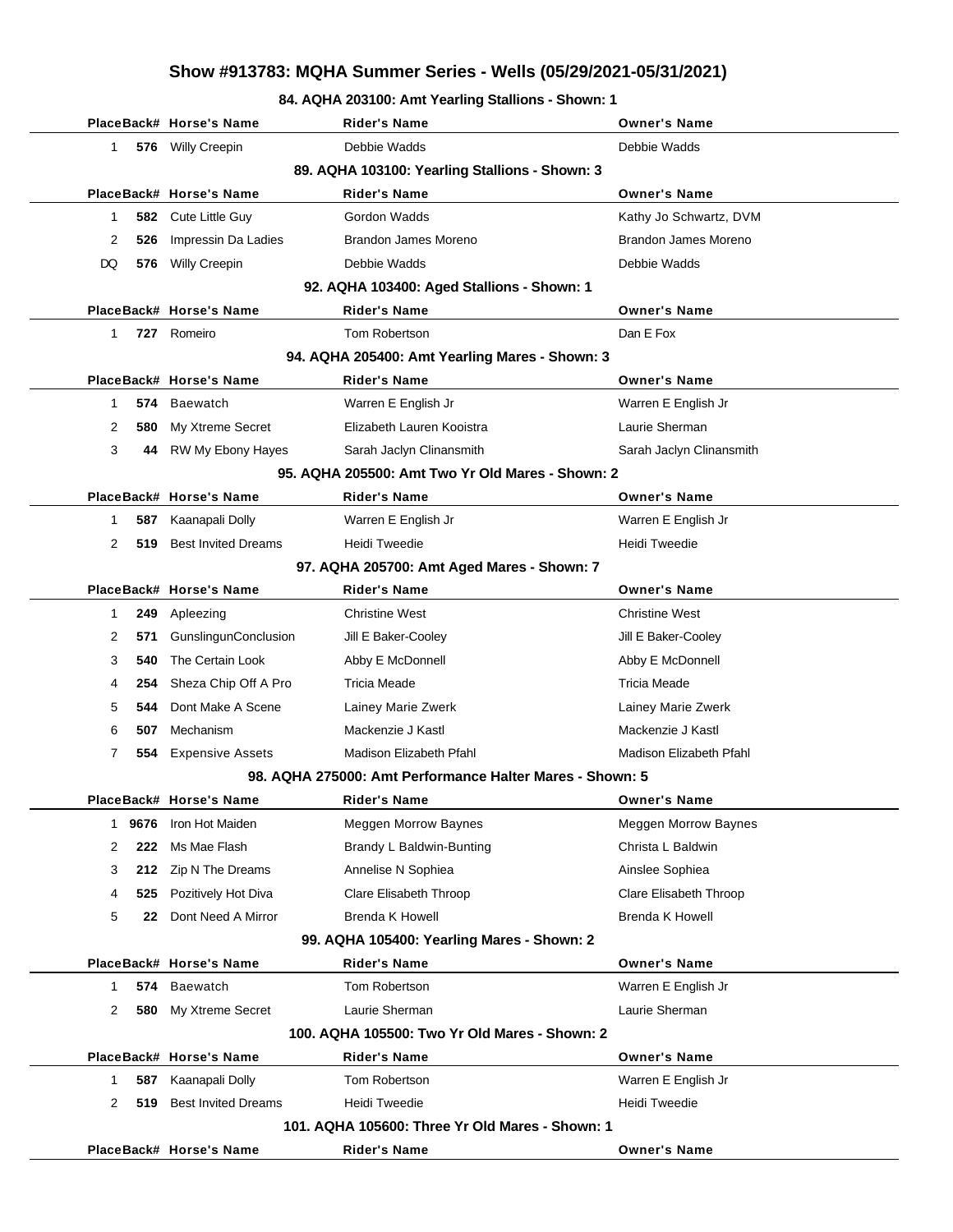# Show #913783: MQHA Summer Series - Wells (05/29/2021-05/31/2021)

## 84. AQHA 203100: Amt Yearling Stallions - Shown: 1

| Place | Back# | Horse's Name | Rider's Name | Owner's Name |
|---|---|---|---|---|
| 1 | 576 | Willy Creepin | Debbie Wadds | Debbie Wadds |

## 89. AQHA 103100: Yearling Stallions - Shown: 3

| Place | Back# | Horse's Name | Rider's Name | Owner's Name |
|---|---|---|---|---|
| 1 | 582 | Cute Little Guy | Gordon Wadds | Kathy Jo Schwartz, DVM |
| 2 | 526 | Impressin Da Ladies | Brandon James Moreno | Brandon James Moreno |
| DQ | 576 | Willy Creepin | Debbie Wadds | Debbie Wadds |

## 92. AQHA 103400: Aged Stallions - Shown: 1

| Place | Back# | Horse's Name | Rider's Name | Owner's Name |
|---|---|---|---|---|
| 1 | 727 | Romeiro | Tom Robertson | Dan E Fox |

## 94. AQHA 205400: Amt Yearling Mares - Shown: 3

| Place | Back# | Horse's Name | Rider's Name | Owner's Name |
|---|---|---|---|---|
| 1 | 574 | Baewatch | Warren E English Jr | Warren E English Jr |
| 2 | 580 | My Xtreme Secret | Elizabeth Lauren Kooistra | Laurie Sherman |
| 3 | 44 | RW My Ebony Hayes | Sarah Jaclyn Clinansmith | Sarah Jaclyn Clinansmith |

## 95. AQHA 205500: Amt Two Yr Old Mares - Shown: 2

| Place | Back# | Horse's Name | Rider's Name | Owner's Name |
|---|---|---|---|---|
| 1 | 587 | Kaanapali Dolly | Warren E English Jr | Warren E English Jr |
| 2 | 519 | Best Invited Dreams | Heidi Tweedie | Heidi Tweedie |

## 97. AQHA 205700: Amt Aged Mares - Shown: 7

| Place | Back# | Horse's Name | Rider's Name | Owner's Name |
|---|---|---|---|---|
| 1 | 249 | Apleezing | Christine West | Christine West |
| 2 | 571 | GunslingunConclusion | Jill E Baker-Cooley | Jill E Baker-Cooley |
| 3 | 540 | The Certain Look | Abby E McDonnell | Abby E McDonnell |
| 4 | 254 | Sheza Chip Off A Pro | Tricia Meade | Tricia Meade |
| 5 | 544 | Dont Make A Scene | Lainey Marie Zwerk | Lainey Marie Zwerk |
| 6 | 507 | Mechanism | Mackenzie J Kastl | Mackenzie J Kastl |
| 7 | 554 | Expensive Assets | Madison Elizabeth Pfahl | Madison Elizabeth Pfahl |

## 98. AQHA 275000: Amt Performance Halter Mares - Shown: 5

| Place | Back# | Horse's Name | Rider's Name | Owner's Name |
|---|---|---|---|---|
| 1 | 9676 | Iron Hot Maiden | Meggen Morrow Baynes | Meggen Morrow Baynes |
| 2 | 222 | Ms Mae Flash | Brandy L Baldwin-Bunting | Christa L Baldwin |
| 3 | 212 | Zip N The Dreams | Annelise N Sophiea | Ainslee Sophiea |
| 4 | 525 | Pozitively Hot Diva | Clare Elisabeth Throop | Clare Elisabeth Throop |
| 5 | 22 | Dont Need A Mirror | Brenda K Howell | Brenda K Howell |

## 99. AQHA 105400: Yearling Mares - Shown: 2

| Place | Back# | Horse's Name | Rider's Name | Owner's Name |
|---|---|---|---|---|
| 1 | 574 | Baewatch | Tom Robertson | Warren E English Jr |
| 2 | 580 | My Xtreme Secret | Laurie Sherman | Laurie Sherman |

## 100. AQHA 105500: Two Yr Old Mares - Shown: 2

| Place | Back# | Horse's Name | Rider's Name | Owner's Name |
|---|---|---|---|---|
| 1 | 587 | Kaanapali Dolly | Tom Robertson | Warren E English Jr |
| 2 | 519 | Best Invited Dreams | Heidi Tweedie | Heidi Tweedie |

## 101. AQHA 105600: Three Yr Old Mares - Shown: 1

| Place | Back# | Horse's Name | Rider's Name | Owner's Name |
|---|---|---|---|---|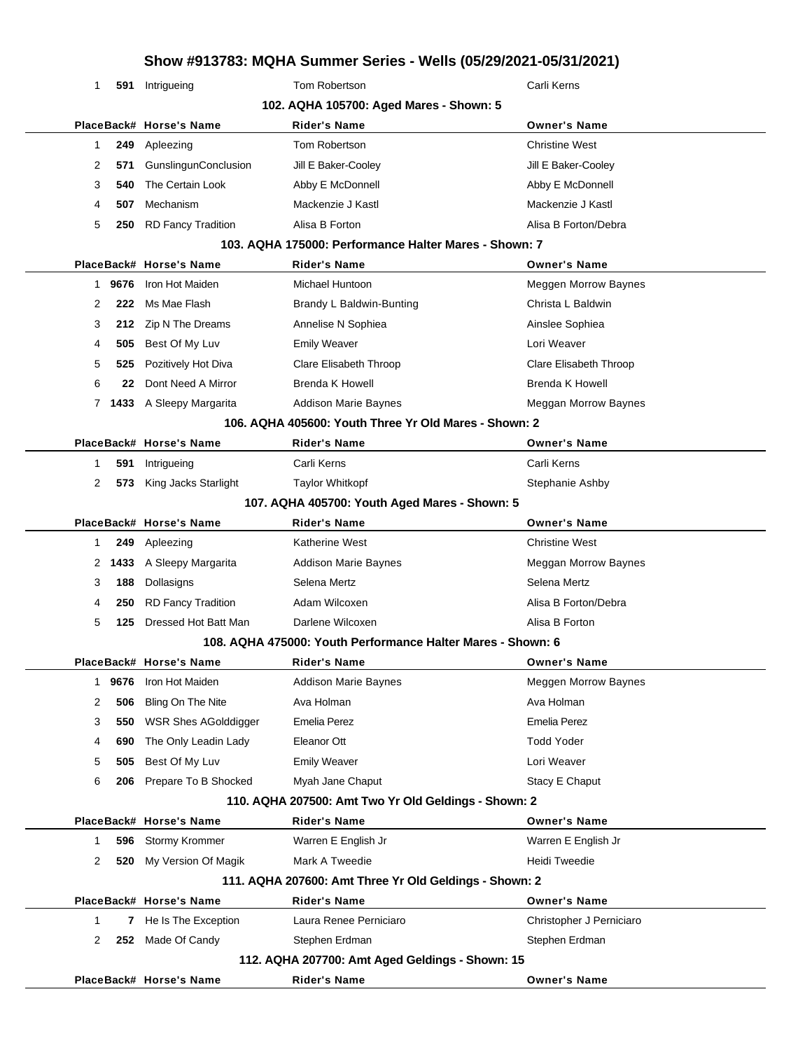# Show #913783: MQHA Summer Series - Wells (05/29/2021-05/31/2021)

| Place | Back# | Horse's Name | Rider's Name | Owner's Name |
|---|---|---|---|---|
| 1 | 591 | Intrigueing | Tom Robertson | Carli Kerns |

### 102. AQHA 105700: Aged Mares - Shown: 5

| Place | Back# | Horse's Name | Rider's Name | Owner's Name |
|---|---|---|---|---|
| 1 | 249 | Apleezing | Tom Robertson | Christine West |
| 2 | 571 | GunslingunConclusion | Jill E Baker-Cooley | Jill E Baker-Cooley |
| 3 | 540 | The Certain Look | Abby E McDonnell | Abby E McDonnell |
| 4 | 507 | Mechanism | Mackenzie J Kastl | Mackenzie J Kastl |
| 5 | 250 | RD Fancy Tradition | Alisa B Forton | Alisa B Forton/Debra |

### 103. AQHA 175000: Performance Halter Mares - Shown: 7

| Place | Back# | Horse's Name | Rider's Name | Owner's Name |
|---|---|---|---|---|
| 1 | 9676 | Iron Hot Maiden | Michael Huntoon | Meggen Morrow Baynes |
| 2 | 222 | Ms Mae Flash | Brandy L Baldwin-Bunting | Christa L Baldwin |
| 3 | 212 | Zip N The Dreams | Annelise N Sophiea | Ainslee Sophiea |
| 4 | 505 | Best Of My Luv | Emily Weaver | Lori Weaver |
| 5 | 525 | Pozitively Hot Diva | Clare Elisabeth Throop | Clare Elisabeth Throop |
| 6 | 22 | Dont Need A Mirror | Brenda K Howell | Brenda K Howell |
| 7 | 1433 | A Sleepy Margarita | Addison Marie Baynes | Meggan Morrow Baynes |

### 106. AQHA 405600: Youth Three Yr Old Mares - Shown: 2

| Place | Back# | Horse's Name | Rider's Name | Owner's Name |
|---|---|---|---|---|
| 1 | 591 | Intrigueing | Carli Kerns | Carli Kerns |
| 2 | 573 | King Jacks Starlight | Taylor Whitkopf | Stephanie Ashby |

### 107. AQHA 405700: Youth Aged Mares - Shown: 5

| Place | Back# | Horse's Name | Rider's Name | Owner's Name |
|---|---|---|---|---|
| 1 | 249 | Apleezing | Katherine West | Christine West |
| 2 | 1433 | A Sleepy Margarita | Addison Marie Baynes | Meggan Morrow Baynes |
| 3 | 188 | Dollasigns | Selena Mertz | Selena Mertz |
| 4 | 250 | RD Fancy Tradition | Adam Wilcoxen | Alisa B Forton/Debra |
| 5 | 125 | Dressed Hot Batt Man | Darlene Wilcoxen | Alisa B Forton |

### 108. AQHA 475000: Youth Performance Halter Mares - Shown: 6

| Place | Back# | Horse's Name | Rider's Name | Owner's Name |
|---|---|---|---|---|
| 1 | 9676 | Iron Hot Maiden | Addison Marie Baynes | Meggen Morrow Baynes |
| 2 | 506 | Bling On The Nite | Ava Holman | Ava Holman |
| 3 | 550 | WSR Shes AGolddigger | Emelia Perez | Emelia Perez |
| 4 | 690 | The Only Leadin Lady | Eleanor Ott | Todd Yoder |
| 5 | 505 | Best Of My Luv | Emily Weaver | Lori Weaver |
| 6 | 206 | Prepare To B Shocked | Myah Jane Chaput | Stacy E Chaput |

### 110. AQHA 207500: Amt Two Yr Old Geldings - Shown: 2

| Place | Back# | Horse's Name | Rider's Name | Owner's Name |
|---|---|---|---|---|
| 1 | 596 | Stormy Krommer | Warren E English Jr | Warren E English Jr |
| 2 | 520 | My Version Of Magik | Mark A Tweedie | Heidi Tweedie |

### 111. AQHA 207600: Amt Three Yr Old Geldings - Shown: 2

| Place | Back# | Horse's Name | Rider's Name | Owner's Name |
|---|---|---|---|---|
| 1 | 7 | He Is The Exception | Laura Renee Perniciaro | Christopher J Perniciaro |
| 2 | 252 | Made Of Candy | Stephen Erdman | Stephen Erdman |

### 112. AQHA 207700: Amt Aged Geldings - Shown: 15

| Place | Back# | Horse's Name | Rider's Name | Owner's Name |
|---|---|---|---|---|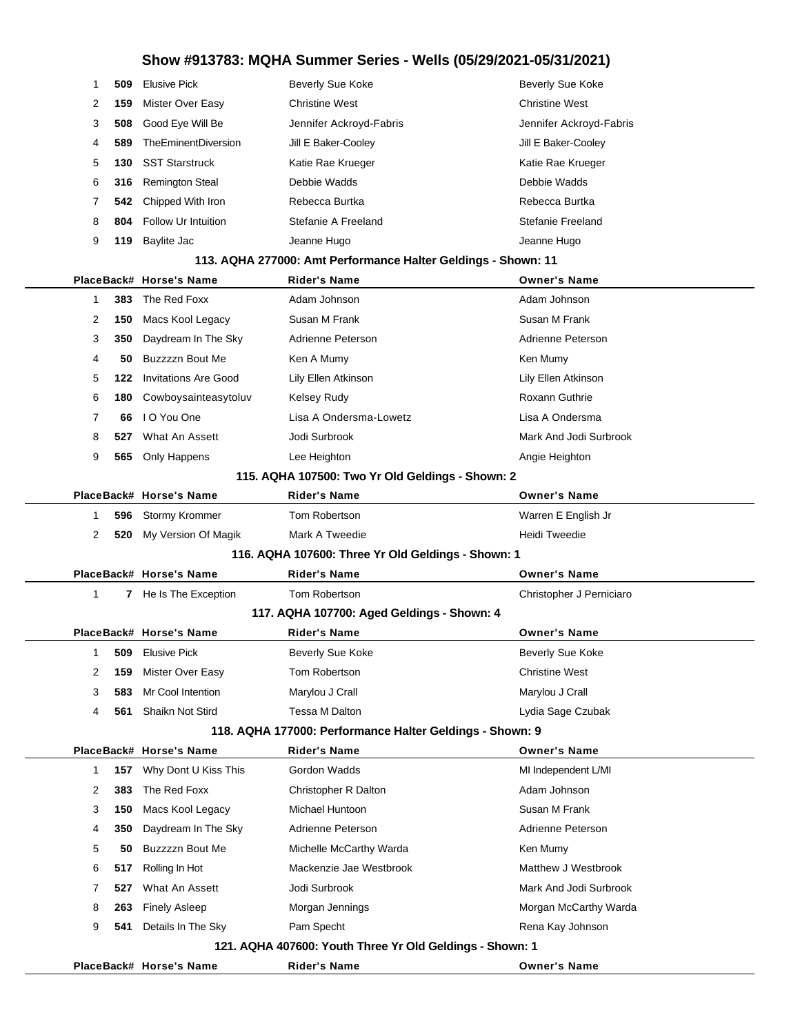## Show #913783: MQHA Summer Series - Wells (05/29/2021-05/31/2021)

| Place | Back# | Horse's Name | Rider's Name | Owner's Name |
|---|---|---|---|---|
| 1 | 509 | Elusive Pick | Beverly Sue Koke | Beverly Sue Koke |
| 2 | 159 | Mister Over Easy | Christine West | Christine West |
| 3 | 508 | Good Eye Will Be | Jennifer Ackroyd-Fabris | Jennifer Ackroyd-Fabris |
| 4 | 589 | TheEminentDiversion | Jill E Baker-Cooley | Jill E Baker-Cooley |
| 5 | 130 | SST Starstruck | Katie Rae Krueger | Katie Rae Krueger |
| 6 | 316 | Remington Steal | Debbie Wadds | Debbie Wadds |
| 7 | 542 | Chipped With Iron | Rebecca Burtka | Rebecca Burtka |
| 8 | 804 | Follow Ur Intuition | Stefanie A Freeland | Stefanie Freeland |
| 9 | 119 | Baylite Jac | Jeanne Hugo | Jeanne Hugo |

### 113. AQHA 277000: Amt Performance Halter Geldings - Shown: 11

| Place | Back# | Horse's Name | Rider's Name | Owner's Name |
|---|---|---|---|---|
| 1 | 383 | The Red Foxx | Adam Johnson | Adam Johnson |
| 2 | 150 | Macs Kool Legacy | Susan M Frank | Susan M Frank |
| 3 | 350 | Daydream In The Sky | Adrienne Peterson | Adrienne Peterson |
| 4 | 50 | Buzzzzn Bout Me | Ken A Mumy | Ken Mumy |
| 5 | 122 | Invitations Are Good | Lily Ellen Atkinson | Lily Ellen Atkinson |
| 6 | 180 | Cowboysainteasytoluv | Kelsey Rudy | Roxann Guthrie |
| 7 | 66 | I O You One | Lisa A Ondersma-Lowetz | Lisa A Ondersma |
| 8 | 527 | What An Assett | Jodi Surbrook | Mark And Jodi Surbrook |
| 9 | 565 | Only Happens | Lee Heighton | Angie Heighton |

### 115. AQHA 107500: Two Yr Old Geldings - Shown: 2

| Place | Back# | Horse's Name | Rider's Name | Owner's Name |
|---|---|---|---|---|
| 1 | 596 | Stormy Krommer | Tom Robertson | Warren E English Jr |
| 2 | 520 | My Version Of Magik | Mark A Tweedie | Heidi Tweedie |

### 116. AQHA 107600: Three Yr Old Geldings - Shown: 1

| Place | Back# | Horse's Name | Rider's Name | Owner's Name |
|---|---|---|---|---|
| 1 | 7 | He Is The Exception | Tom Robertson | Christopher J Perniciaro |

### 117. AQHA 107700: Aged Geldings - Shown: 4

| Place | Back# | Horse's Name | Rider's Name | Owner's Name |
|---|---|---|---|---|
| 1 | 509 | Elusive Pick | Beverly Sue Koke | Beverly Sue Koke |
| 2 | 159 | Mister Over Easy | Tom Robertson | Christine West |
| 3 | 583 | Mr Cool Intention | Marylou J Crall | Marylou J Crall |
| 4 | 561 | Shaikn Not Stird | Tessa M Dalton | Lydia Sage Czubak |

### 118. AQHA 177000: Performance Halter Geldings - Shown: 9

| Place | Back# | Horse's Name | Rider's Name | Owner's Name |
|---|---|---|---|---|
| 1 | 157 | Why Dont U Kiss This | Gordon Wadds | MI Independent L/MI |
| 2 | 383 | The Red Foxx | Christopher R Dalton | Adam Johnson |
| 3 | 150 | Macs Kool Legacy | Michael Huntoon | Susan M Frank |
| 4 | 350 | Daydream In The Sky | Adrienne Peterson | Adrienne Peterson |
| 5 | 50 | Buzzzzn Bout Me | Michelle McCarthy Warda | Ken Mumy |
| 6 | 517 | Rolling In Hot | Mackenzie Jae Westbrook | Matthew J Westbrook |
| 7 | 527 | What An Assett | Jodi Surbrook | Mark And Jodi Surbrook |
| 8 | 263 | Finely Asleep | Morgan Jennings | Morgan McCarthy Warda |
| 9 | 541 | Details In The Sky | Pam Specht | Rena Kay Johnson |

### 121. AQHA 407600: Youth Three Yr Old Geldings - Shown: 1

| Place | Back# | Horse's Name | Rider's Name | Owner's Name |
|---|---|---|---|---|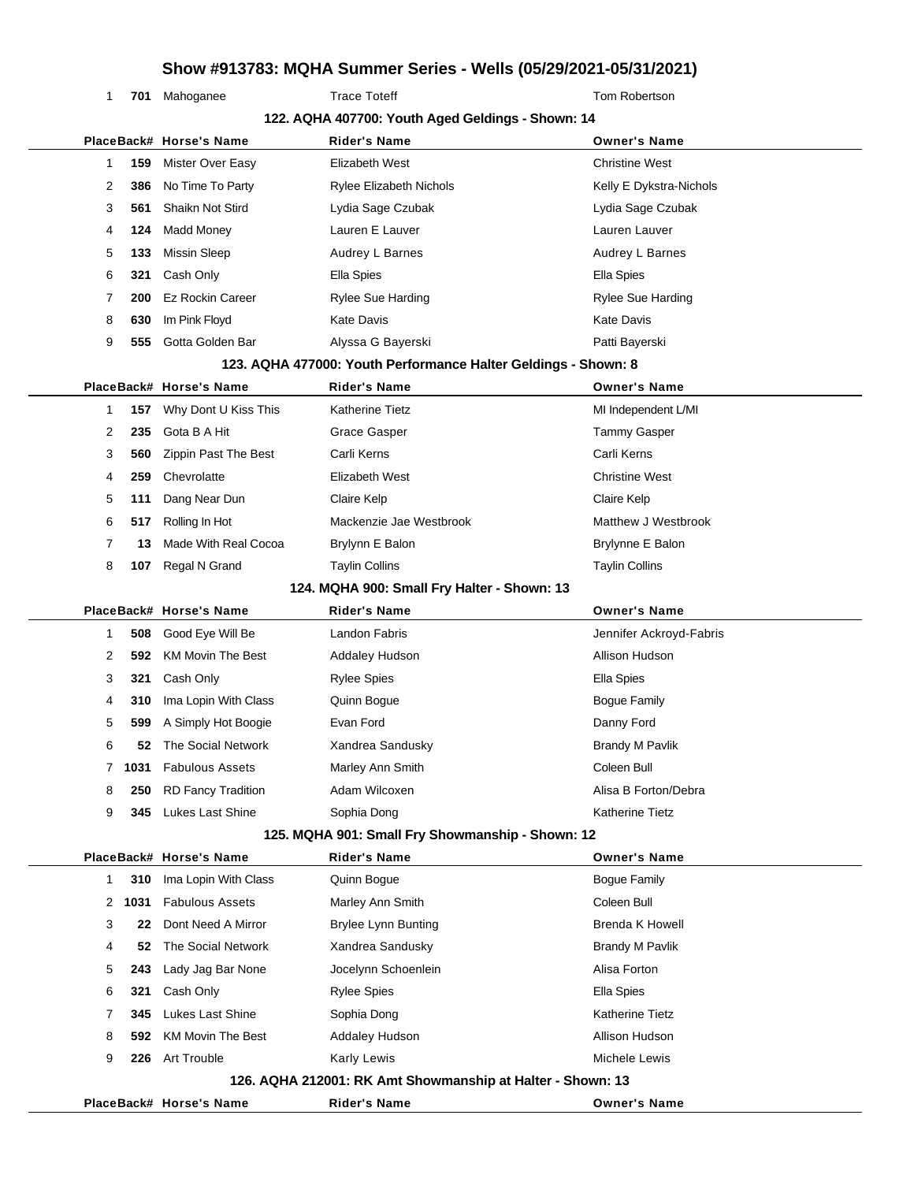# Show #913783: MQHA Summer Series - Wells (05/29/2021-05/31/2021)

| Place | Back# | Horse's Name | Rider's Name | Owner's Name |
|---|---|---|---|---|
| 1 | 701 | Mahoganee | Trace Toteff | Tom Robertson |

### 122. AQHA 407700: Youth Aged Geldings - Shown: 14

| Place | Back# | Horse's Name | Rider's Name | Owner's Name |
|---|---|---|---|---|
| 1 | 159 | Mister Over Easy | Elizabeth West | Christine West |
| 2 | 386 | No Time To Party | Rylee Elizabeth Nichols | Kelly E Dykstra-Nichols |
| 3 | 561 | Shaikn Not Stird | Lydia Sage Czubak | Lydia Sage Czubak |
| 4 | 124 | Madd Money | Lauren E Lauver | Lauren Lauver |
| 5 | 133 | Missin Sleep | Audrey L Barnes | Audrey L Barnes |
| 6 | 321 | Cash Only | Ella Spies | Ella Spies |
| 7 | 200 | Ez Rockin Career | Rylee Sue Harding | Rylee Sue Harding |
| 8 | 630 | Im Pink Floyd | Kate Davis | Kate Davis |
| 9 | 555 | Gotta Golden Bar | Alyssa G Bayerski | Patti Bayerski |

### 123. AQHA 477000: Youth Performance Halter Geldings - Shown: 8

| Place | Back# | Horse's Name | Rider's Name | Owner's Name |
|---|---|---|---|---|
| 1 | 157 | Why Dont U Kiss This | Katherine Tietz | MI Independent L/MI |
| 2 | 235 | Gota B A Hit | Grace Gasper | Tammy Gasper |
| 3 | 560 | Zippin Past The Best | Carli Kerns | Carli Kerns |
| 4 | 259 | Chevrolatte | Elizabeth West | Christine West |
| 5 | 111 | Dang Near Dun | Claire Kelp | Claire Kelp |
| 6 | 517 | Rolling In Hot | Mackenzie Jae Westbrook | Matthew J Westbrook |
| 7 | 13 | Made With Real Cocoa | Brylynn E Balon | Brylynne E Balon |
| 8 | 107 | Regal N Grand | Taylin Collins | Taylin Collins |

### 124. MQHA 900: Small Fry Halter - Shown: 13

| Place | Back# | Horse's Name | Rider's Name | Owner's Name |
|---|---|---|---|---|
| 1 | 508 | Good Eye Will Be | Landon Fabris | Jennifer Ackroyd-Fabris |
| 2 | 592 | KM Movin The Best | Addaley Hudson | Allison Hudson |
| 3 | 321 | Cash Only | Rylee Spies | Ella Spies |
| 4 | 310 | Ima Lopin With Class | Quinn Bogue | Bogue Family |
| 5 | 599 | A Simply Hot Boogie | Evan Ford | Danny Ford |
| 6 | 52 | The Social Network | Xandrea Sandusky | Brandy M Pavlik |
| 7 | 1031 | Fabulous Assets | Marley Ann Smith | Coleen Bull |
| 8 | 250 | RD Fancy Tradition | Adam Wilcoxen | Alisa B Forton/Debra |
| 9 | 345 | Lukes Last Shine | Sophia Dong | Katherine Tietz |

### 125. MQHA 901: Small Fry Showmanship - Shown: 12

| Place | Back# | Horse's Name | Rider's Name | Owner's Name |
|---|---|---|---|---|
| 1 | 310 | Ima Lopin With Class | Quinn Bogue | Bogue Family |
| 2 | 1031 | Fabulous Assets | Marley Ann Smith | Coleen Bull |
| 3 | 22 | Dont Need A Mirror | Brylee Lynn Bunting | Brenda K Howell |
| 4 | 52 | The Social Network | Xandrea Sandusky | Brandy M Pavlik |
| 5 | 243 | Lady Jag Bar None | Jocelynn Schoenlein | Alisa Forton |
| 6 | 321 | Cash Only | Rylee Spies | Ella Spies |
| 7 | 345 | Lukes Last Shine | Sophia Dong | Katherine Tietz |
| 8 | 592 | KM Movin The Best | Addaley Hudson | Allison Hudson |
| 9 | 226 | Art Trouble | Karly Lewis | Michele Lewis |

### 126. AQHA 212001: RK Amt Showmanship at Halter - Shown: 13

| Place | Back# | Horse's Name | Rider's Name | Owner's Name |
|---|---|---|---|---|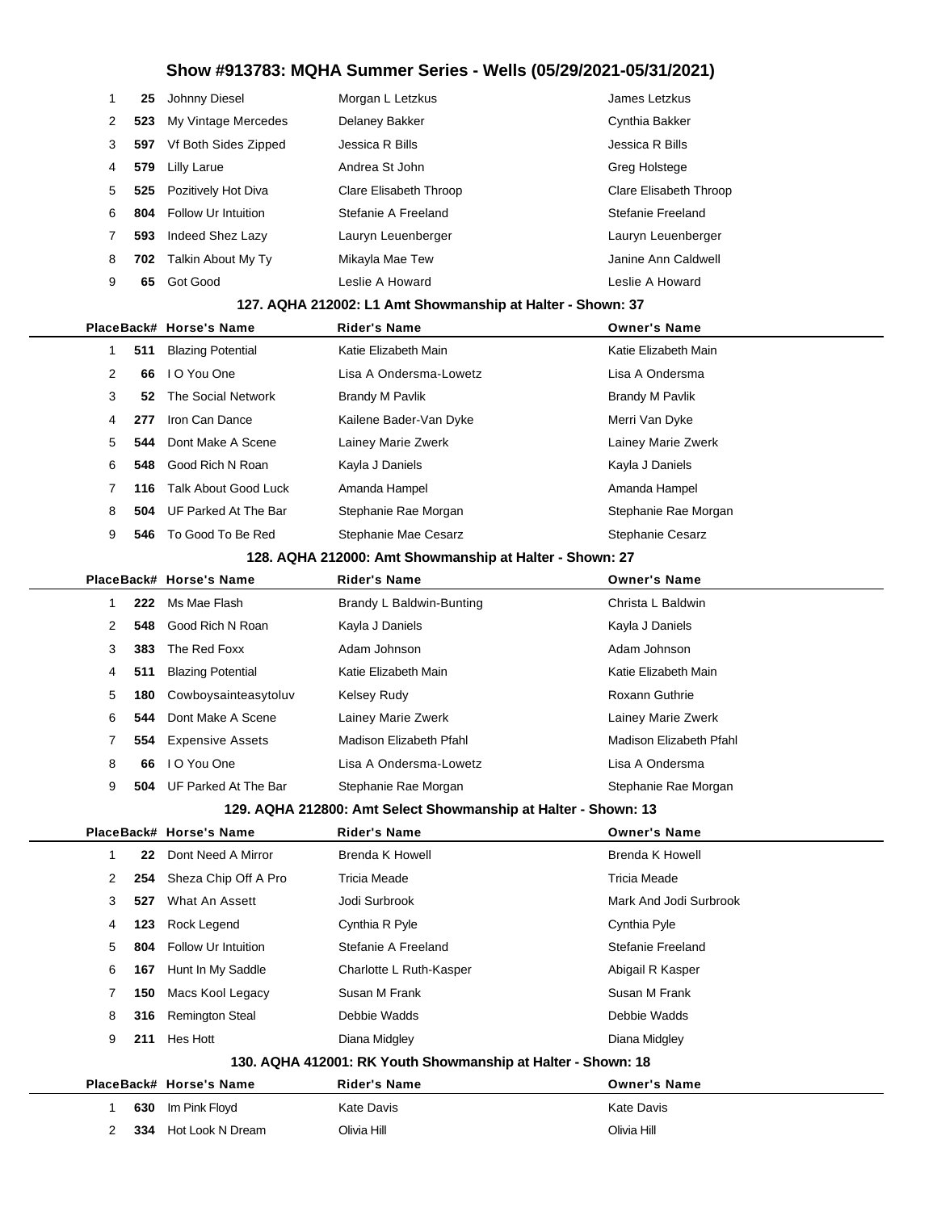| Place | Back# | Horse's Name | Rider's Name | Owner's Name |
|---|---|---|---|---|
| 1 | 25 | Johnny Diesel | Morgan L Letzkus | James Letzkus |
| 2 | 523 | My Vintage Mercedes | Delaney Bakker | Cynthia Bakker |
| 3 | 597 | Vf Both Sides Zipped | Jessica R Bills | Jessica R Bills |
| 4 | 579 | Lilly Larue | Andrea St John | Greg Holstege |
| 5 | 525 | Pozitively Hot Diva | Clare Elisabeth Throop | Clare Elisabeth Throop |
| 6 | 804 | Follow Ur Intuition | Stefanie A Freeland | Stefanie Freeland |
| 7 | 593 | Indeed Shez Lazy | Lauryn Leuenberger | Lauryn Leuenberger |
| 8 | 702 | Talkin About My Ty | Mikayla Mae Tew | Janine Ann Caldwell |
| 9 | 65 | Got Good | Leslie A Howard | Leslie A Howard |

### 127. AQHA 212002: L1 Amt Showmanship at Halter - Shown: 37

| Place | Back# | Horse's Name | Rider's Name | Owner's Name |
|---|---|---|---|---|
| 1 | 511 | Blazing Potential | Katie Elizabeth Main | Katie Elizabeth Main |
| 2 | 66 | I O You One | Lisa A Ondersma-Lowetz | Lisa A Ondersma |
| 3 | 52 | The Social Network | Brandy M Pavlik | Brandy M Pavlik |
| 4 | 277 | Iron Can Dance | Kailene Bader-Van Dyke | Merri Van Dyke |
| 5 | 544 | Dont Make A Scene | Lainey Marie Zwerk | Lainey Marie Zwerk |
| 6 | 548 | Good Rich N Roan | Kayla J Daniels | Kayla J Daniels |
| 7 | 116 | Talk About Good Luck | Amanda Hampel | Amanda Hampel |
| 8 | 504 | UF Parked At The Bar | Stephanie Rae Morgan | Stephanie Rae Morgan |
| 9 | 546 | To Good To Be Red | Stephanie Mae Cesarz | Stephanie Cesarz |

### 128. AQHA 212000: Amt Showmanship at Halter - Shown: 27

| Place | Back# | Horse's Name | Rider's Name | Owner's Name |
|---|---|---|---|---|
| 1 | 222 | Ms Mae Flash | Brandy L Baldwin-Bunting | Christa L Baldwin |
| 2 | 548 | Good Rich N Roan | Kayla J Daniels | Kayla J Daniels |
| 3 | 383 | The Red Foxx | Adam Johnson | Adam Johnson |
| 4 | 511 | Blazing Potential | Katie Elizabeth Main | Katie Elizabeth Main |
| 5 | 180 | Cowboysainteasytoluv | Kelsey Rudy | Roxann Guthrie |
| 6 | 544 | Dont Make A Scene | Lainey Marie Zwerk | Lainey Marie Zwerk |
| 7 | 554 | Expensive Assets | Madison Elizabeth Pfahl | Madison Elizabeth Pfahl |
| 8 | 66 | I O You One | Lisa A Ondersma-Lowetz | Lisa A Ondersma |
| 9 | 504 | UF Parked At The Bar | Stephanie Rae Morgan | Stephanie Rae Morgan |

### 129. AQHA 212800: Amt Select Showmanship at Halter - Shown: 13

| Place | Back# | Horse's Name | Rider's Name | Owner's Name |
|---|---|---|---|---|
| 1 | 22 | Dont Need A Mirror | Brenda K Howell | Brenda K Howell |
| 2 | 254 | Sheza Chip Off A Pro | Tricia Meade | Tricia Meade |
| 3 | 527 | What An Assett | Jodi Surbrook | Mark And Jodi Surbrook |
| 4 | 123 | Rock Legend | Cynthia R Pyle | Cynthia Pyle |
| 5 | 804 | Follow Ur Intuition | Stefanie A Freeland | Stefanie Freeland |
| 6 | 167 | Hunt In My Saddle | Charlotte L Ruth-Kasper | Abigail R Kasper |
| 7 | 150 | Macs Kool Legacy | Susan M Frank | Susan M Frank |
| 8 | 316 | Remington Steal | Debbie Wadds | Debbie Wadds |
| 9 | 211 | Hes Hott | Diana Midgley | Diana Midgley |

### 130. AQHA 412001: RK Youth Showmanship at Halter - Shown: 18

| Place | Back# | Horse's Name | Rider's Name | Owner's Name |
|---|---|---|---|---|
| 1 | 630 | Im Pink Floyd | Kate Davis | Kate Davis |
| 2 | 334 | Hot Look N Dream | Olivia Hill | Olivia Hill |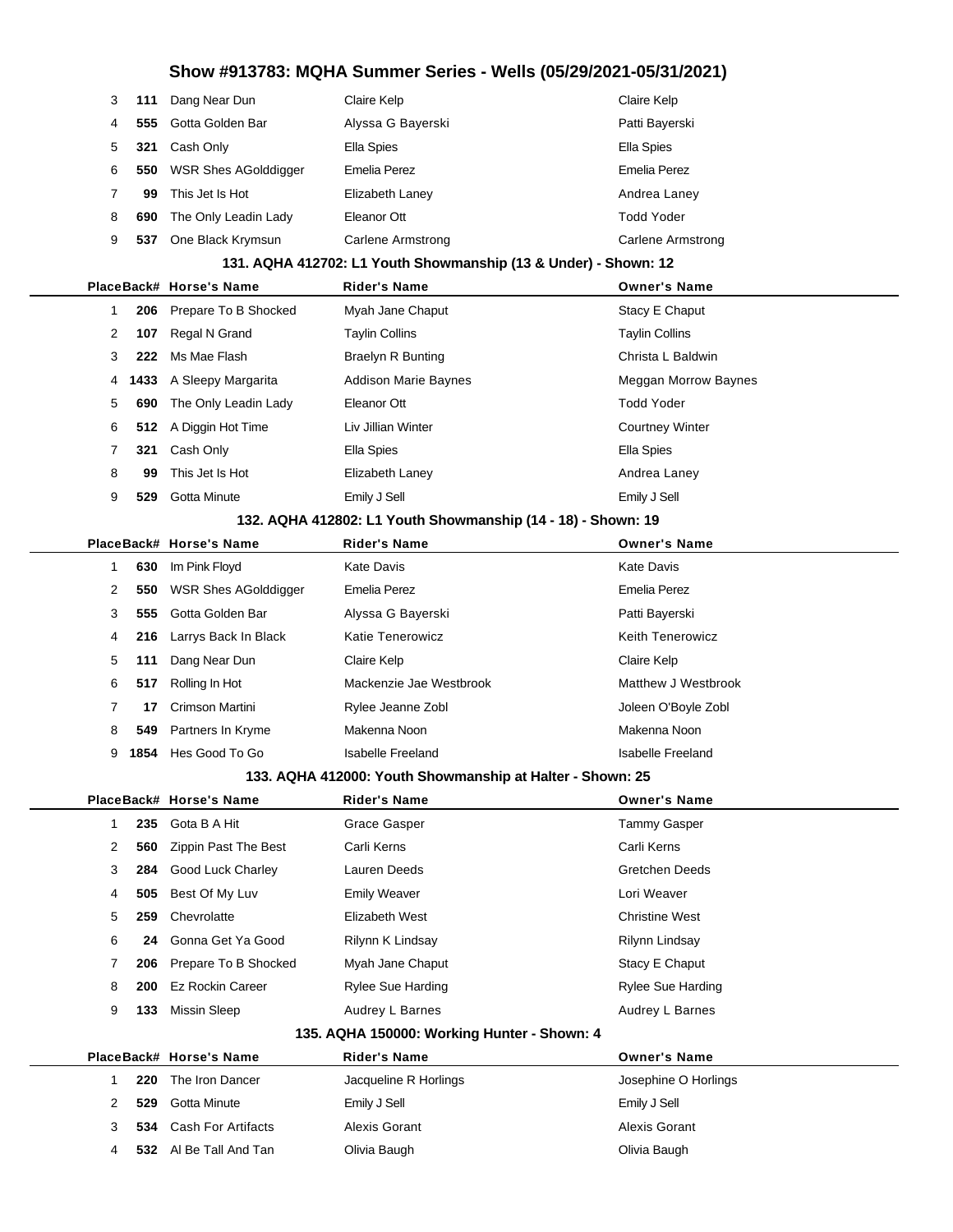| Place | Back# | Horse's Name | Rider's Name | Owner's Name |
|---|---|---|---|---|
| 3 | 111 | Dang Near Dun | Claire Kelp | Claire Kelp |
| 4 | 555 | Gotta Golden Bar | Alyssa G Bayerski | Patti Bayerski |
| 5 | 321 | Cash Only | Ella Spies | Ella Spies |
| 6 | 550 | WSR Shes AGolddigger | Emelia Perez | Emelia Perez |
| 7 | 99 | This Jet Is Hot | Elizabeth Laney | Andrea Laney |
| 8 | 690 | The Only Leadin Lady | Eleanor Ott | Todd Yoder |
| 9 | 537 | One Black Krymsun | Carlene Armstrong | Carlene Armstrong |

### 131. AQHA 412702: L1 Youth Showmanship (13 & Under) - Shown: 12

| Place | Back# | Horse's Name | Rider's Name | Owner's Name |
|---|---|---|---|---|
| 1 | 206 | Prepare To B Shocked | Myah Jane Chaput | Stacy E Chaput |
| 2 | 107 | Regal N Grand | Taylin Collins | Taylin Collins |
| 3 | 222 | Ms Mae Flash | Braelyn R Bunting | Christa L Baldwin |
| 4 | 1433 | A Sleepy Margarita | Addison Marie Baynes | Meggan Morrow Baynes |
| 5 | 690 | The Only Leadin Lady | Eleanor Ott | Todd Yoder |
| 6 | 512 | A Diggin Hot Time | Liv Jillian Winter | Courtney Winter |
| 7 | 321 | Cash Only | Ella Spies | Ella Spies |
| 8 | 99 | This Jet Is Hot | Elizabeth Laney | Andrea Laney |
| 9 | 529 | Gotta Minute | Emily J Sell | Emily J Sell |

### 132. AQHA 412802: L1 Youth Showmanship (14 - 18) - Shown: 19

| Place | Back# | Horse's Name | Rider's Name | Owner's Name |
|---|---|---|---|---|
| 1 | 630 | Im Pink Floyd | Kate Davis | Kate Davis |
| 2 | 550 | WSR Shes AGolddigger | Emelia Perez | Emelia Perez |
| 3 | 555 | Gotta Golden Bar | Alyssa G Bayerski | Patti Bayerski |
| 4 | 216 | Larrys Back In Black | Katie Tenerowicz | Keith Tenerowicz |
| 5 | 111 | Dang Near Dun | Claire Kelp | Claire Kelp |
| 6 | 517 | Rolling In Hot | Mackenzie Jae Westbrook | Matthew J Westbrook |
| 7 | 17 | Crimson Martini | Rylee Jeanne Zobl | Joleen O'Boyle Zobl |
| 8 | 549 | Partners In Kryme | Makenna Noon | Makenna Noon |
| 9 | 1854 | Hes Good To Go | Isabelle Freeland | Isabelle Freeland |

### 133. AQHA 412000: Youth Showmanship at Halter - Shown: 25

| Place | Back# | Horse's Name | Rider's Name | Owner's Name |
|---|---|---|---|---|
| 1 | 235 | Gota B A Hit | Grace Gasper | Tammy Gasper |
| 2 | 560 | Zippin Past The Best | Carli Kerns | Carli Kerns |
| 3 | 284 | Good Luck Charley | Lauren Deeds | Gretchen Deeds |
| 4 | 505 | Best Of My Luv | Emily Weaver | Lori Weaver |
| 5 | 259 | Chevrolatte | Elizabeth West | Christine West |
| 6 | 24 | Gonna Get Ya Good | Rilynn K Lindsay | Rilynn Lindsay |
| 7 | 206 | Prepare To B Shocked | Myah Jane Chaput | Stacy E Chaput |
| 8 | 200 | Ez Rockin Career | Rylee Sue Harding | Rylee Sue Harding |
| 9 | 133 | Missin Sleep | Audrey L Barnes | Audrey L Barnes |

### 135. AQHA 150000: Working Hunter - Shown: 4

| Place | Back# | Horse's Name | Rider's Name | Owner's Name |
|---|---|---|---|---|
| 1 | 220 | The Iron Dancer | Jacqueline R Horlings | Josephine O Horlings |
| 2 | 529 | Gotta Minute | Emily J Sell | Emily J Sell |
| 3 | 534 | Cash For Artifacts | Alexis Gorant | Alexis Gorant |
| 4 | 532 | Al Be Tall And Tan | Olivia Baugh | Olivia Baugh |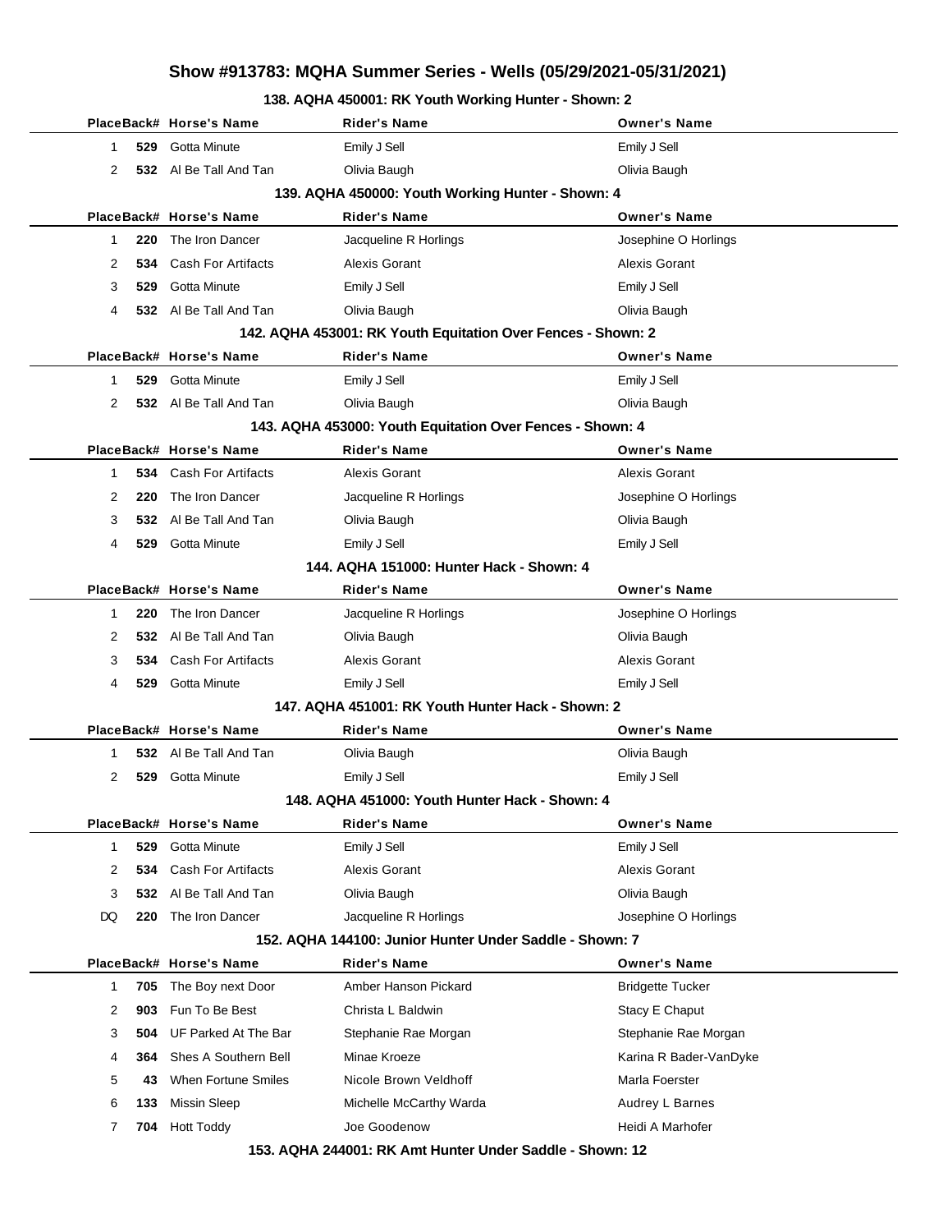# Show #913783: MQHA Summer Series - Wells (05/29/2021-05/31/2021)

## 138. AQHA 450001: RK Youth Working Hunter - Shown: 2

| Place | Back# | Horse's Name | Rider's Name | Owner's Name |
|---|---|---|---|---|
| 1 | 529 | Gotta Minute | Emily J Sell | Emily J Sell |
| 2 | 532 | Al Be Tall And Tan | Olivia Baugh | Olivia Baugh |

## 139. AQHA 450000: Youth Working Hunter - Shown: 4

| Place | Back# | Horse's Name | Rider's Name | Owner's Name |
|---|---|---|---|---|
| 1 | 220 | The Iron Dancer | Jacqueline R Horlings | Josephine O Horlings |
| 2 | 534 | Cash For Artifacts | Alexis Gorant | Alexis Gorant |
| 3 | 529 | Gotta Minute | Emily J Sell | Emily J Sell |
| 4 | 532 | Al Be Tall And Tan | Olivia Baugh | Olivia Baugh |

## 142. AQHA 453001: RK Youth Equitation Over Fences - Shown: 2

| Place | Back# | Horse's Name | Rider's Name | Owner's Name |
|---|---|---|---|---|
| 1 | 529 | Gotta Minute | Emily J Sell | Emily J Sell |
| 2 | 532 | Al Be Tall And Tan | Olivia Baugh | Olivia Baugh |

## 143. AQHA 453000: Youth Equitation Over Fences - Shown: 4

| Place | Back# | Horse's Name | Rider's Name | Owner's Name |
|---|---|---|---|---|
| 1 | 534 | Cash For Artifacts | Alexis Gorant | Alexis Gorant |
| 2 | 220 | The Iron Dancer | Jacqueline R Horlings | Josephine O Horlings |
| 3 | 532 | Al Be Tall And Tan | Olivia Baugh | Olivia Baugh |
| 4 | 529 | Gotta Minute | Emily J Sell | Emily J Sell |

## 144. AQHA 151000: Hunter Hack - Shown: 4

| Place | Back# | Horse's Name | Rider's Name | Owner's Name |
|---|---|---|---|---|
| 1 | 220 | The Iron Dancer | Jacqueline R Horlings | Josephine O Horlings |
| 2 | 532 | Al Be Tall And Tan | Olivia Baugh | Olivia Baugh |
| 3 | 534 | Cash For Artifacts | Alexis Gorant | Alexis Gorant |
| 4 | 529 | Gotta Minute | Emily J Sell | Emily J Sell |

## 147. AQHA 451001: RK Youth Hunter Hack - Shown: 2

| Place | Back# | Horse's Name | Rider's Name | Owner's Name |
|---|---|---|---|---|
| 1 | 532 | Al Be Tall And Tan | Olivia Baugh | Olivia Baugh |
| 2 | 529 | Gotta Minute | Emily J Sell | Emily J Sell |

## 148. AQHA 451000: Youth Hunter Hack - Shown: 4

| Place | Back# | Horse's Name | Rider's Name | Owner's Name |
|---|---|---|---|---|
| 1 | 529 | Gotta Minute | Emily J Sell | Emily J Sell |
| 2 | 534 | Cash For Artifacts | Alexis Gorant | Alexis Gorant |
| 3 | 532 | Al Be Tall And Tan | Olivia Baugh | Olivia Baugh |
| DQ | 220 | The Iron Dancer | Jacqueline R Horlings | Josephine O Horlings |

## 152. AQHA 144100: Junior Hunter Under Saddle - Shown: 7

| Place | Back# | Horse's Name | Rider's Name | Owner's Name |
|---|---|---|---|---|
| 1 | 705 | The Boy next Door | Amber Hanson Pickard | Bridgette Tucker |
| 2 | 903 | Fun To Be Best | Christa L Baldwin | Stacy E Chaput |
| 3 | 504 | UF Parked At The Bar | Stephanie Rae Morgan | Stephanie Rae Morgan |
| 4 | 364 | Shes A Southern Bell | Minae Kroeze | Karina R Bader-VanDyke |
| 5 | 43 | When Fortune Smiles | Nicole Brown Veldhoff | Marla Foerster |
| 6 | 133 | Missin Sleep | Michelle McCarthy Warda | Audrey L Barnes |
| 7 | 704 | Hott Toddy | Joe Goodenow | Heidi A Marhofer |

## 153. AQHA 244001: RK Amt Hunter Under Saddle - Shown: 12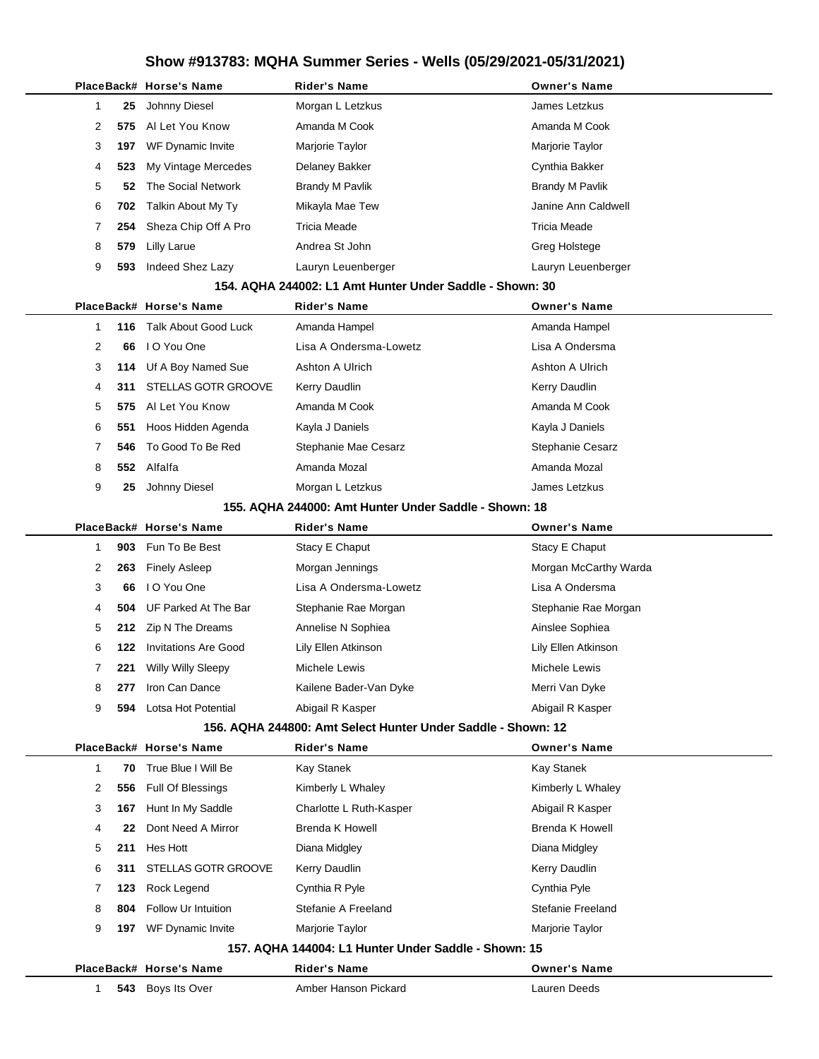# Show #913783: MQHA Summer Series - Wells (05/29/2021-05/31/2021)

| Place | Back# | Horse's Name | Rider's Name | Owner's Name |
|---|---|---|---|---|
| 1 | 25 | Johnny Diesel | Morgan L Letzkus | James Letzkus |
| 2 | 575 | Al Let You Know | Amanda M Cook | Amanda M Cook |
| 3 | 197 | WF Dynamic Invite | Marjorie Taylor | Marjorie Taylor |
| 4 | 523 | My Vintage Mercedes | Delaney Bakker | Cynthia Bakker |
| 5 | 52 | The Social Network | Brandy M Pavlik | Brandy M Pavlik |
| 6 | 702 | Talkin About My Ty | Mikayla Mae Tew | Janine Ann Caldwell |
| 7 | 254 | Sheza Chip Off A Pro | Tricia Meade | Tricia Meade |
| 8 | 579 | Lilly Larue | Andrea St John | Greg Holstege |
| 9 | 593 | Indeed Shez Lazy | Lauryn Leuenberger | Lauryn Leuenberger |

## 154. AQHA 244002: L1 Amt Hunter Under Saddle - Shown: 30

| Place | Back# | Horse's Name | Rider's Name | Owner's Name |
|---|---|---|---|---|
| 1 | 116 | Talk About Good Luck | Amanda Hampel | Amanda Hampel |
| 2 | 66 | I O You One | Lisa A Ondersma-Lowetz | Lisa A Ondersma |
| 3 | 114 | Uf A Boy Named Sue | Ashton A Ulrich | Ashton A Ulrich |
| 4 | 311 | STELLAS GOTR GROOVE | Kerry Daudlin | Kerry Daudlin |
| 5 | 575 | Al Let You Know | Amanda M Cook | Amanda M Cook |
| 6 | 551 | Hoos Hidden Agenda | Kayla J Daniels | Kayla J Daniels |
| 7 | 546 | To Good To Be Red | Stephanie Mae Cesarz | Stephanie Cesarz |
| 8 | 552 | Alfalfa | Amanda Mozal | Amanda Mozal |
| 9 | 25 | Johnny Diesel | Morgan L Letzkus | James Letzkus |

## 155. AQHA 244000: Amt Hunter Under Saddle - Shown: 18

| Place | Back# | Horse's Name | Rider's Name | Owner's Name |
|---|---|---|---|---|
| 1 | 903 | Fun To Be Best | Stacy E Chaput | Stacy E Chaput |
| 2 | 263 | Finely Asleep | Morgan Jennings | Morgan McCarthy Warda |
| 3 | 66 | I O You One | Lisa A Ondersma-Lowetz | Lisa A Ondersma |
| 4 | 504 | UF Parked At The Bar | Stephanie Rae Morgan | Stephanie Rae Morgan |
| 5 | 212 | Zip N The Dreams | Annelise N Sophiea | Ainslee Sophiea |
| 6 | 122 | Invitations Are Good | Lily Ellen Atkinson | Lily Ellen Atkinson |
| 7 | 221 | Willy Willy Sleepy | Michele Lewis | Michele Lewis |
| 8 | 277 | Iron Can Dance | Kailene Bader-Van Dyke | Merri Van Dyke |
| 9 | 594 | Lotsa Hot Potential | Abigail R Kasper | Abigail R Kasper |

## 156. AQHA 244800: Amt Select Hunter Under Saddle - Shown: 12

| Place | Back# | Horse's Name | Rider's Name | Owner's Name |
|---|---|---|---|---|
| 1 | 70 | True Blue I Will Be | Kay Stanek | Kay Stanek |
| 2 | 556 | Full Of Blessings | Kimberly L Whaley | Kimberly L Whaley |
| 3 | 167 | Hunt In My Saddle | Charlotte L Ruth-Kasper | Abigail R Kasper |
| 4 | 22 | Dont Need A Mirror | Brenda K Howell | Brenda K Howell |
| 5 | 211 | Hes Hott | Diana Midgley | Diana Midgley |
| 6 | 311 | STELLAS GOTR GROOVE | Kerry Daudlin | Kerry Daudlin |
| 7 | 123 | Rock Legend | Cynthia R Pyle | Cynthia Pyle |
| 8 | 804 | Follow Ur Intuition | Stefanie A Freeland | Stefanie Freeland |
| 9 | 197 | WF Dynamic Invite | Marjorie Taylor | Marjorie Taylor |

## 157. AQHA 144004: L1 Hunter Under Saddle - Shown: 15

| Place | Back# | Horse's Name | Rider's Name | Owner's Name |
|---|---|---|---|---|
| 1 | 543 | Boys Its Over | Amber Hanson Pickard | Lauren Deeds |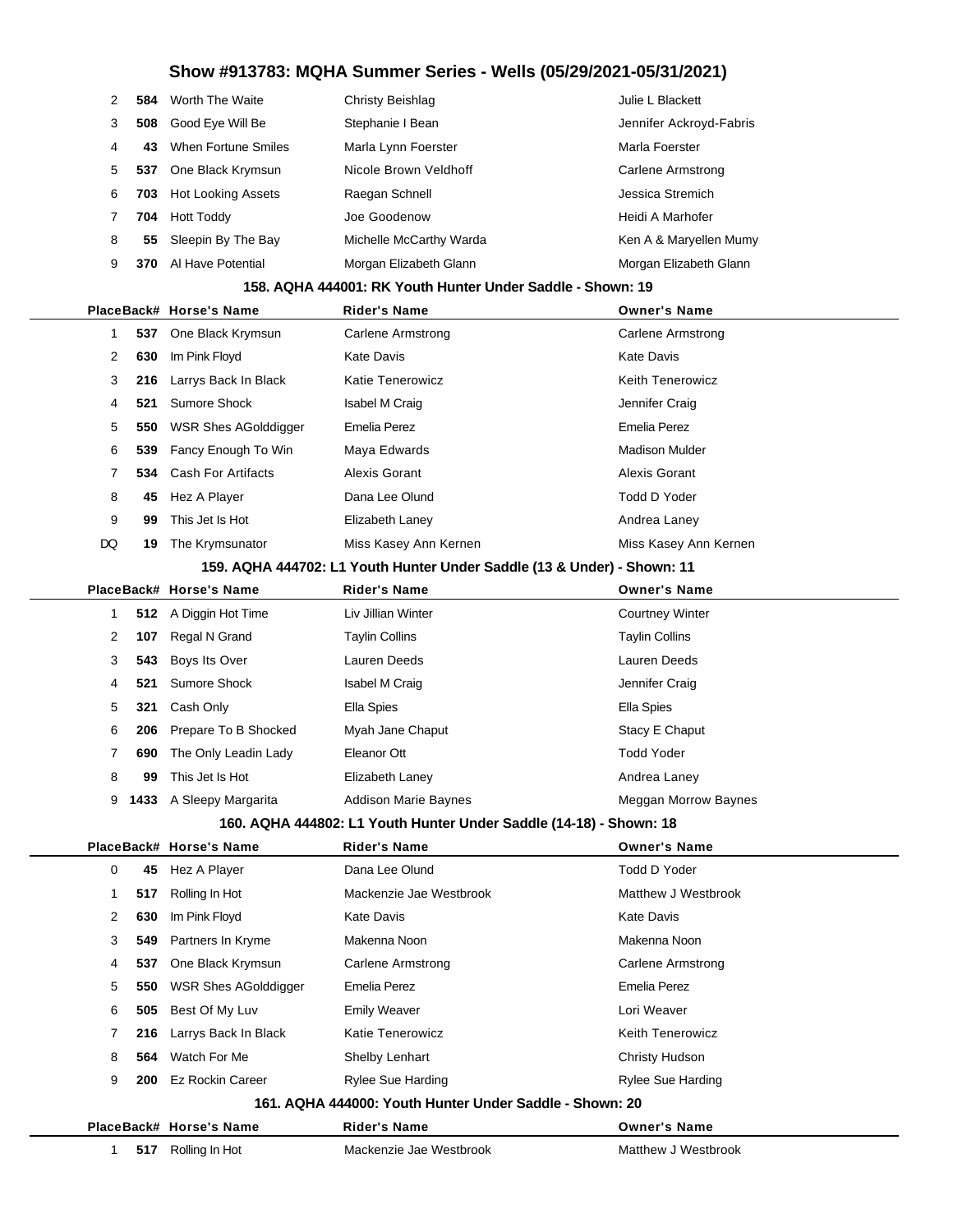# Show #913783: MQHA Summer Series - Wells (05/29/2021-05/31/2021)

| Place | Back# | Horse's Name | Rider's Name | Owner's Name |
|---|---|---|---|---|
| 2 | 584 | Worth The Waite | Christy Beishlag | Julie L Blackett |
| 3 | 508 | Good Eye Will Be | Stephanie I Bean | Jennifer Ackroyd-Fabris |
| 4 | 43 | When Fortune Smiles | Marla Lynn Foerster | Marla Foerster |
| 5 | 537 | One Black Krymsun | Nicole Brown Veldhoff | Carlene Armstrong |
| 6 | 703 | Hot Looking Assets | Raegan Schnell | Jessica Stremich |
| 7 | 704 | Hott Toddy | Joe Goodenow | Heidi A Marhofer |
| 8 | 55 | Sleepin By The Bay | Michelle McCarthy Warda | Ken A & Maryellen Mumy |
| 9 | 370 | Al Have Potential | Morgan Elizabeth Glann | Morgan Elizabeth Glann |

### 158. AQHA 444001: RK Youth Hunter Under Saddle - Shown: 19

| Place | Back# | Horse's Name | Rider's Name | Owner's Name |
|---|---|---|---|---|
| 1 | 537 | One Black Krymsun | Carlene Armstrong | Carlene Armstrong |
| 2 | 630 | Im Pink Floyd | Kate Davis | Kate Davis |
| 3 | 216 | Larrys Back In Black | Katie Tenerowicz | Keith Tenerowicz |
| 4 | 521 | Sumore Shock | Isabel M Craig | Jennifer Craig |
| 5 | 550 | WSR Shes AGolddigger | Emelia Perez | Emelia Perez |
| 6 | 539 | Fancy Enough To Win | Maya Edwards | Madison Mulder |
| 7 | 534 | Cash For Artifacts | Alexis Gorant | Alexis Gorant |
| 8 | 45 | Hez A Player | Dana Lee Olund | Todd D Yoder |
| 9 | 99 | This Jet Is Hot | Elizabeth Laney | Andrea Laney |
| DQ | 19 | The Krymsunator | Miss Kasey Ann Kernen | Miss Kasey Ann Kernen |

### 159. AQHA 444702: L1 Youth Hunter Under Saddle (13 & Under) - Shown: 11

| Place | Back# | Horse's Name | Rider's Name | Owner's Name |
|---|---|---|---|---|
| 1 | 512 | A Diggin Hot Time | Liv Jillian Winter | Courtney Winter |
| 2 | 107 | Regal N Grand | Taylin Collins | Taylin Collins |
| 3 | 543 | Boys Its Over | Lauren Deeds | Lauren Deeds |
| 4 | 521 | Sumore Shock | Isabel M Craig | Jennifer Craig |
| 5 | 321 | Cash Only | Ella Spies | Ella Spies |
| 6 | 206 | Prepare To B Shocked | Myah Jane Chaput | Stacy E Chaput |
| 7 | 690 | The Only Leadin Lady | Eleanor Ott | Todd Yoder |
| 8 | 99 | This Jet Is Hot | Elizabeth Laney | Andrea Laney |
| 9 | 1433 | A Sleepy Margarita | Addison Marie Baynes | Meggan Morrow Baynes |

### 160. AQHA 444802: L1 Youth Hunter Under Saddle (14-18) - Shown: 18

| Place | Back# | Horse's Name | Rider's Name | Owner's Name |
|---|---|---|---|---|
| 0 | 45 | Hez A Player | Dana Lee Olund | Todd D Yoder |
| 1 | 517 | Rolling In Hot | Mackenzie Jae Westbrook | Matthew J Westbrook |
| 2 | 630 | Im Pink Floyd | Kate Davis | Kate Davis |
| 3 | 549 | Partners In Kryme | Makenna Noon | Makenna Noon |
| 4 | 537 | One Black Krymsun | Carlene Armstrong | Carlene Armstrong |
| 5 | 550 | WSR Shes AGolddigger | Emelia Perez | Emelia Perez |
| 6 | 505 | Best Of My Luv | Emily Weaver | Lori Weaver |
| 7 | 216 | Larrys Back In Black | Katie Tenerowicz | Keith Tenerowicz |
| 8 | 564 | Watch For Me | Shelby Lenhart | Christy Hudson |
| 9 | 200 | Ez Rockin Career | Rylee Sue Harding | Rylee Sue Harding |

### 161. AQHA 444000: Youth Hunter Under Saddle - Shown: 20

| Place | Back# | Horse's Name | Rider's Name | Owner's Name |
|---|---|---|---|---|
| 1 | 517 | Rolling In Hot | Mackenzie Jae Westbrook | Matthew J Westbrook |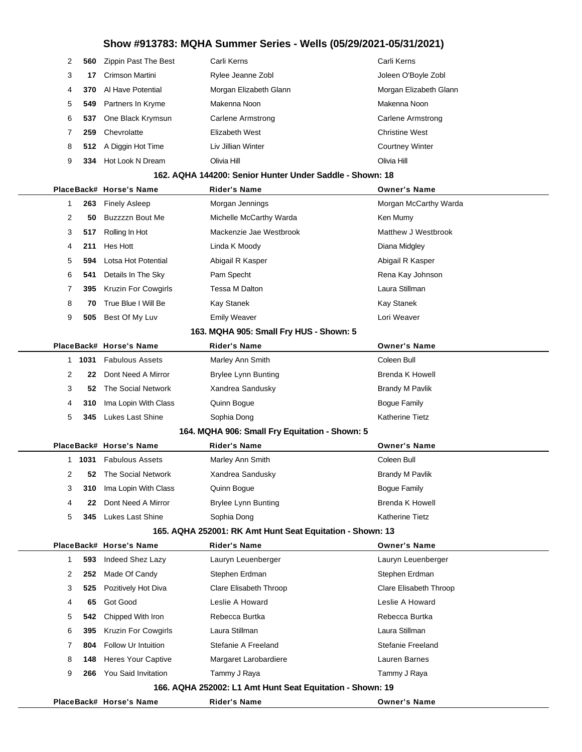| Place | Back# | Horse's Name | Rider's Name | Owner's Name |
|---|---|---|---|---|
| 2 | 560 | Zippin Past The Best | Carli Kerns | Carli Kerns |
| 3 | 17 | Crimson Martini | Rylee Jeanne Zobl | Joleen O'Boyle Zobl |
| 4 | 370 | Al Have Potential | Morgan Elizabeth Glann | Morgan Elizabeth Glann |
| 5 | 549 | Partners In Kryme | Makenna Noon | Makenna Noon |
| 6 | 537 | One Black Krymsun | Carlene Armstrong | Carlene Armstrong |
| 7 | 259 | Chevrolatte | Elizabeth West | Christine West |
| 8 | 512 | A Diggin Hot Time | Liv Jillian Winter | Courtney Winter |
| 9 | 334 | Hot Look N Dream | Olivia Hill | Olivia Hill |

### 162. AQHA 144200: Senior Hunter Under Saddle - Shown: 18

| Place | Back# | Horse's Name | Rider's Name | Owner's Name |
|---|---|---|---|---|
| 1 | 263 | Finely Asleep | Morgan Jennings | Morgan McCarthy Warda |
| 2 | 50 | Buzzzzn Bout Me | Michelle McCarthy Warda | Ken Mumy |
| 3 | 517 | Rolling In Hot | Mackenzie Jae Westbrook | Matthew J Westbrook |
| 4 | 211 | Hes Hott | Linda K Moody | Diana Midgley |
| 5 | 594 | Lotsa Hot Potential | Abigail R Kasper | Abigail R Kasper |
| 6 | 541 | Details In The Sky | Pam Specht | Rena Kay Johnson |
| 7 | 395 | Kruzin For Cowgirls | Tessa M Dalton | Laura Stillman |
| 8 | 70 | True Blue I Will Be | Kay Stanek | Kay Stanek |
| 9 | 505 | Best Of My Luv | Emily Weaver | Lori Weaver |

### 163. MQHA 905: Small Fry HUS - Shown: 5

| Place | Back# | Horse's Name | Rider's Name | Owner's Name |
|---|---|---|---|---|
| 1 | 1031 | Fabulous Assets | Marley Ann Smith | Coleen Bull |
| 2 | 22 | Dont Need A Mirror | Brylee Lynn Bunting | Brenda K Howell |
| 3 | 52 | The Social Network | Xandrea Sandusky | Brandy M Pavlik |
| 4 | 310 | Ima Lopin With Class | Quinn Bogue | Bogue Family |
| 5 | 345 | Lukes Last Shine | Sophia Dong | Katherine Tietz |

### 164. MQHA 906: Small Fry Equitation - Shown: 5

| Place | Back# | Horse's Name | Rider's Name | Owner's Name |
|---|---|---|---|---|
| 1 | 1031 | Fabulous Assets | Marley Ann Smith | Coleen Bull |
| 2 | 52 | The Social Network | Xandrea Sandusky | Brandy M Pavlik |
| 3 | 310 | Ima Lopin With Class | Quinn Bogue | Bogue Family |
| 4 | 22 | Dont Need A Mirror | Brylee Lynn Bunting | Brenda K Howell |
| 5 | 345 | Lukes Last Shine | Sophia Dong | Katherine Tietz |

### 165. AQHA 252001: RK Amt Hunt Seat Equitation - Shown: 13

| Place | Back# | Horse's Name | Rider's Name | Owner's Name |
|---|---|---|---|---|
| 1 | 593 | Indeed Shez Lazy | Lauryn Leuenberger | Lauryn Leuenberger |
| 2 | 252 | Made Of Candy | Stephen Erdman | Stephen Erdman |
| 3 | 525 | Pozitively Hot Diva | Clare Elisabeth Throop | Clare Elisabeth Throop |
| 4 | 65 | Got Good | Leslie A Howard | Leslie A Howard |
| 5 | 542 | Chipped With Iron | Rebecca Burtka | Rebecca Burtka |
| 6 | 395 | Kruzin For Cowgirls | Laura Stillman | Laura Stillman |
| 7 | 804 | Follow Ur Intuition | Stefanie A Freeland | Stefanie Freeland |
| 8 | 148 | Heres Your Captive | Margaret Larobardiere | Lauren Barnes |
| 9 | 266 | You Said Invitation | Tammy J Raya | Tammy J Raya |

### 166. AQHA 252002: L1 Amt Hunt Seat Equitation - Shown: 19

| Place | Back# | Horse's Name | Rider's Name | Owner's Name |
|---|---|---|---|---|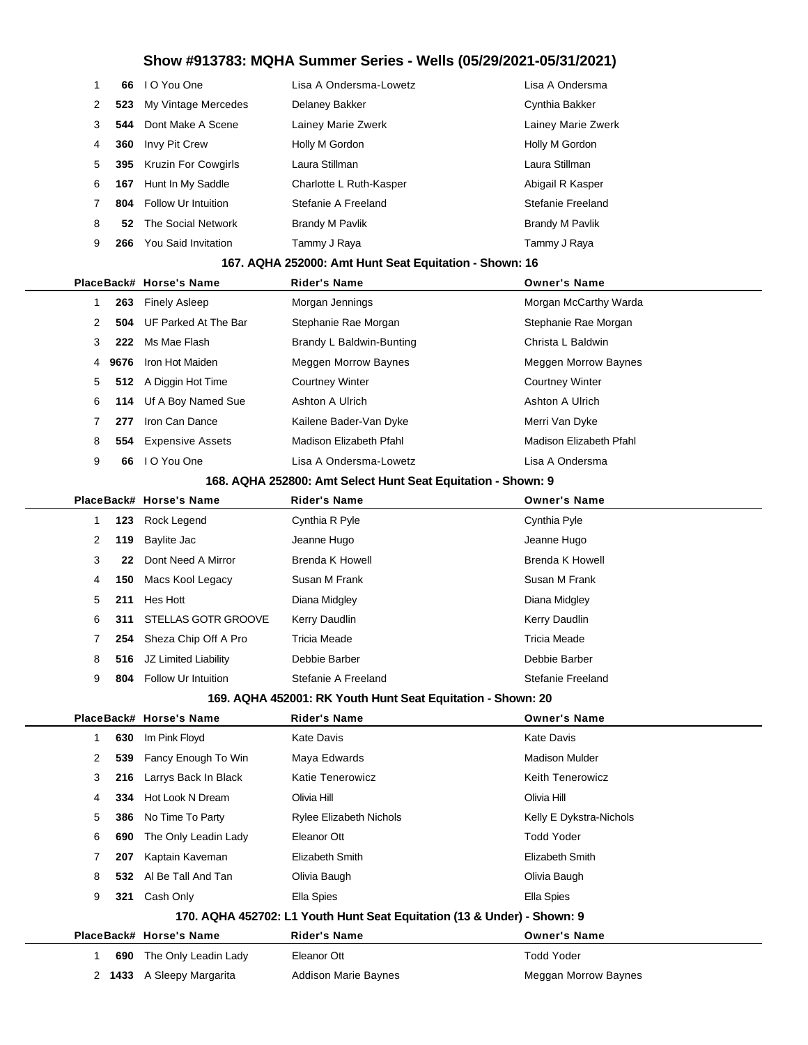# Show #913783: MQHA Summer Series - Wells (05/29/2021-05/31/2021)

| Place | Back# | Horse's Name | Rider's Name | Owner's Name |
|---|---|---|---|---|
| 1 | 66 | I O You One | Lisa A Ondersma-Lowetz | Lisa A Ondersma |
| 2 | 523 | My Vintage Mercedes | Delaney Bakker | Cynthia Bakker |
| 3 | 544 | Dont Make A Scene | Lainey Marie Zwerk | Lainey Marie Zwerk |
| 4 | 360 | Invy Pit Crew | Holly M Gordon | Holly M Gordon |
| 5 | 395 | Kruzin For Cowgirls | Laura Stillman | Laura Stillman |
| 6 | 167 | Hunt In My Saddle | Charlotte L Ruth-Kasper | Abigail R Kasper |
| 7 | 804 | Follow Ur Intuition | Stefanie A Freeland | Stefanie Freeland |
| 8 | 52 | The Social Network | Brandy M Pavlik | Brandy M Pavlik |
| 9 | 266 | You Said Invitation | Tammy J Raya | Tammy J Raya |

## 167. AQHA 252000: Amt Hunt Seat Equitation - Shown: 16

| Place | Back# | Horse's Name | Rider's Name | Owner's Name |
|---|---|---|---|---|
| 1 | 263 | Finely Asleep | Morgan Jennings | Morgan McCarthy Warda |
| 2 | 504 | UF Parked At The Bar | Stephanie Rae Morgan | Stephanie Rae Morgan |
| 3 | 222 | Ms Mae Flash | Brandy L Baldwin-Bunting | Christa L Baldwin |
| 4 | 9676 | Iron Hot Maiden | Meggen Morrow Baynes | Meggen Morrow Baynes |
| 5 | 512 | A Diggin Hot Time | Courtney Winter | Courtney Winter |
| 6 | 114 | Uf A Boy Named Sue | Ashton A Ulrich | Ashton A Ulrich |
| 7 | 277 | Iron Can Dance | Kailene Bader-Van Dyke | Merri Van Dyke |
| 8 | 554 | Expensive Assets | Madison Elizabeth Pfahl | Madison Elizabeth Pfahl |
| 9 | 66 | I O You One | Lisa A Ondersma-Lowetz | Lisa A Ondersma |

## 168. AQHA 252800: Amt Select Hunt Seat Equitation - Shown: 9

| Place | Back# | Horse's Name | Rider's Name | Owner's Name |
|---|---|---|---|---|
| 1 | 123 | Rock Legend | Cynthia R Pyle | Cynthia Pyle |
| 2 | 119 | Baylite Jac | Jeanne Hugo | Jeanne Hugo |
| 3 | 22 | Dont Need A Mirror | Brenda K Howell | Brenda K Howell |
| 4 | 150 | Macs Kool Legacy | Susan M Frank | Susan M Frank |
| 5 | 211 | Hes Hott | Diana Midgley | Diana Midgley |
| 6 | 311 | STELLAS GOTR GROOVE | Kerry Daudlin | Kerry Daudlin |
| 7 | 254 | Sheza Chip Off A Pro | Tricia Meade | Tricia Meade |
| 8 | 516 | JZ Limited Liability | Debbie Barber | Debbie Barber |
| 9 | 804 | Follow Ur Intuition | Stefanie A Freeland | Stefanie Freeland |

## 169. AQHA 452001: RK Youth Hunt Seat Equitation - Shown: 20

| Place | Back# | Horse's Name | Rider's Name | Owner's Name |
|---|---|---|---|---|
| 1 | 630 | Im Pink Floyd | Kate Davis | Kate Davis |
| 2 | 539 | Fancy Enough To Win | Maya Edwards | Madison Mulder |
| 3 | 216 | Larrys Back In Black | Katie Tenerowicz | Keith Tenerowicz |
| 4 | 334 | Hot Look N Dream | Olivia Hill | Olivia Hill |
| 5 | 386 | No Time To Party | Rylee Elizabeth Nichols | Kelly E Dykstra-Nichols |
| 6 | 690 | The Only Leadin Lady | Eleanor Ott | Todd Yoder |
| 7 | 207 | Kaptain Kaveman | Elizabeth Smith | Elizabeth Smith |
| 8 | 532 | Al Be Tall And Tan | Olivia Baugh | Olivia Baugh |
| 9 | 321 | Cash Only | Ella Spies | Ella Spies |

## 170. AQHA 452702: L1 Youth Hunt Seat Equitation (13 & Under) - Shown: 9

| Place | Back# | Horse's Name | Rider's Name | Owner's Name |
|---|---|---|---|---|
| 1 | 690 | The Only Leadin Lady | Eleanor Ott | Todd Yoder |
| 2 | 1433 | A Sleepy Margarita | Addison Marie Baynes | Meggan Morrow Baynes |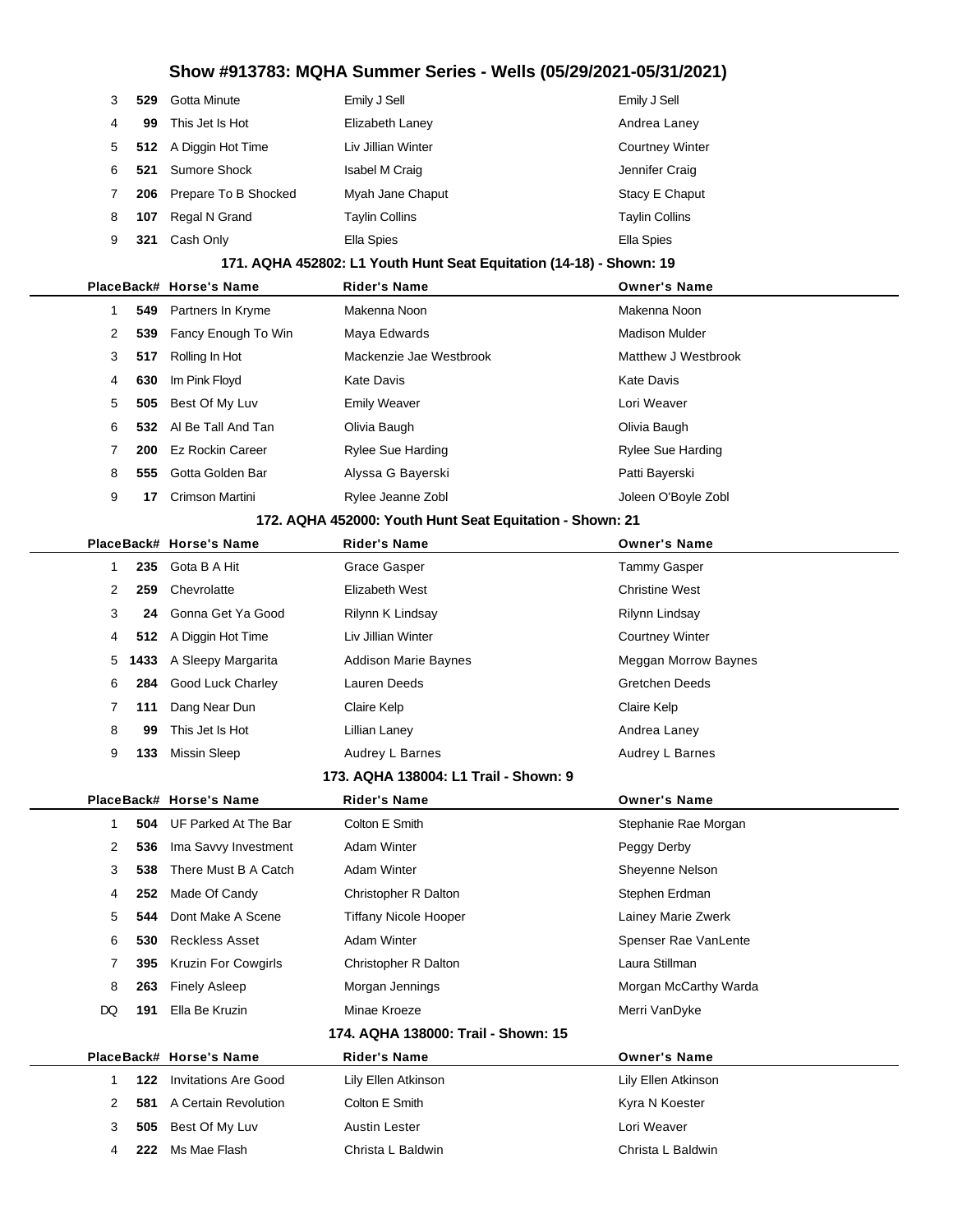# Show #913783: MQHA Summer Series - Wells (05/29/2021-05/31/2021)

| Place | Back# | Horse's Name | Rider's Name | Owner's Name |
|---|---|---|---|---|
| 3 | 529 | Gotta Minute | Emily J Sell | Emily J Sell |
| 4 | 99 | This Jet Is Hot | Elizabeth Laney | Andrea Laney |
| 5 | 512 | A Diggin Hot Time | Liv Jillian Winter | Courtney Winter |
| 6 | 521 | Sumore Shock | Isabel M Craig | Jennifer Craig |
| 7 | 206 | Prepare To B Shocked | Myah Jane Chaput | Stacy E Chaput |
| 8 | 107 | Regal N Grand | Taylin Collins | Taylin Collins |
| 9 | 321 | Cash Only | Ella Spies | Ella Spies |

### 171. AQHA 452802: L1 Youth Hunt Seat Equitation (14-18) - Shown: 19

| Place | Back# | Horse's Name | Rider's Name | Owner's Name |
|---|---|---|---|---|
| 1 | 549 | Partners In Kryme | Makenna Noon | Makenna Noon |
| 2 | 539 | Fancy Enough To Win | Maya Edwards | Madison Mulder |
| 3 | 517 | Rolling In Hot | Mackenzie Jae Westbrook | Matthew J Westbrook |
| 4 | 630 | Im Pink Floyd | Kate Davis | Kate Davis |
| 5 | 505 | Best Of My Luv | Emily Weaver | Lori Weaver |
| 6 | 532 | Al Be Tall And Tan | Olivia Baugh | Olivia Baugh |
| 7 | 200 | Ez Rockin Career | Rylee Sue Harding | Rylee Sue Harding |
| 8 | 555 | Gotta Golden Bar | Alyssa G Bayerski | Patti Bayerski |
| 9 | 17 | Crimson Martini | Rylee Jeanne Zobl | Joleen O'Boyle Zobl |

### 172. AQHA 452000: Youth Hunt Seat Equitation - Shown: 21

| Place | Back# | Horse's Name | Rider's Name | Owner's Name |
|---|---|---|---|---|
| 1 | 235 | Gota B A Hit | Grace Gasper | Tammy Gasper |
| 2 | 259 | Chevrolatte | Elizabeth West | Christine West |
| 3 | 24 | Gonna Get Ya Good | Rilynn K Lindsay | Rilynn Lindsay |
| 4 | 512 | A Diggin Hot Time | Liv Jillian Winter | Courtney Winter |
| 5 | 1433 | A Sleepy Margarita | Addison Marie Baynes | Meggan Morrow Baynes |
| 6 | 284 | Good Luck Charley | Lauren Deeds | Gretchen Deeds |
| 7 | 111 | Dang Near Dun | Claire Kelp | Claire Kelp |
| 8 | 99 | This Jet Is Hot | Lillian Laney | Andrea Laney |
| 9 | 133 | Missin Sleep | Audrey L Barnes | Audrey L Barnes |

### 173. AQHA 138004: L1 Trail - Shown: 9

| Place | Back# | Horse's Name | Rider's Name | Owner's Name |
|---|---|---|---|---|
| 1 | 504 | UF Parked At The Bar | Colton E Smith | Stephanie Rae Morgan |
| 2 | 536 | Ima Savvy Investment | Adam Winter | Peggy Derby |
| 3 | 538 | There Must B A Catch | Adam Winter | Sheyenne Nelson |
| 4 | 252 | Made Of Candy | Christopher R Dalton | Stephen Erdman |
| 5 | 544 | Dont Make A Scene | Tiffany Nicole Hooper | Lainey Marie Zwerk |
| 6 | 530 | Reckless Asset | Adam Winter | Spenser Rae VanLente |
| 7 | 395 | Kruzin For Cowgirls | Christopher R Dalton | Laura Stillman |
| 8 | 263 | Finely Asleep | Morgan Jennings | Morgan McCarthy Warda |
| DQ | 191 | Ella Be Kruzin | Minae Kroeze | Merri VanDyke |

### 174. AQHA 138000: Trail - Shown: 15

| Place | Back# | Horse's Name | Rider's Name | Owner's Name |
|---|---|---|---|---|
| 1 | 122 | Invitations Are Good | Lily Ellen Atkinson | Lily Ellen Atkinson |
| 2 | 581 | A Certain Revolution | Colton E Smith | Kyra N Koester |
| 3 | 505 | Best Of My Luv | Austin Lester | Lori Weaver |
| 4 | 222 | Ms Mae Flash | Christa L Baldwin | Christa L Baldwin |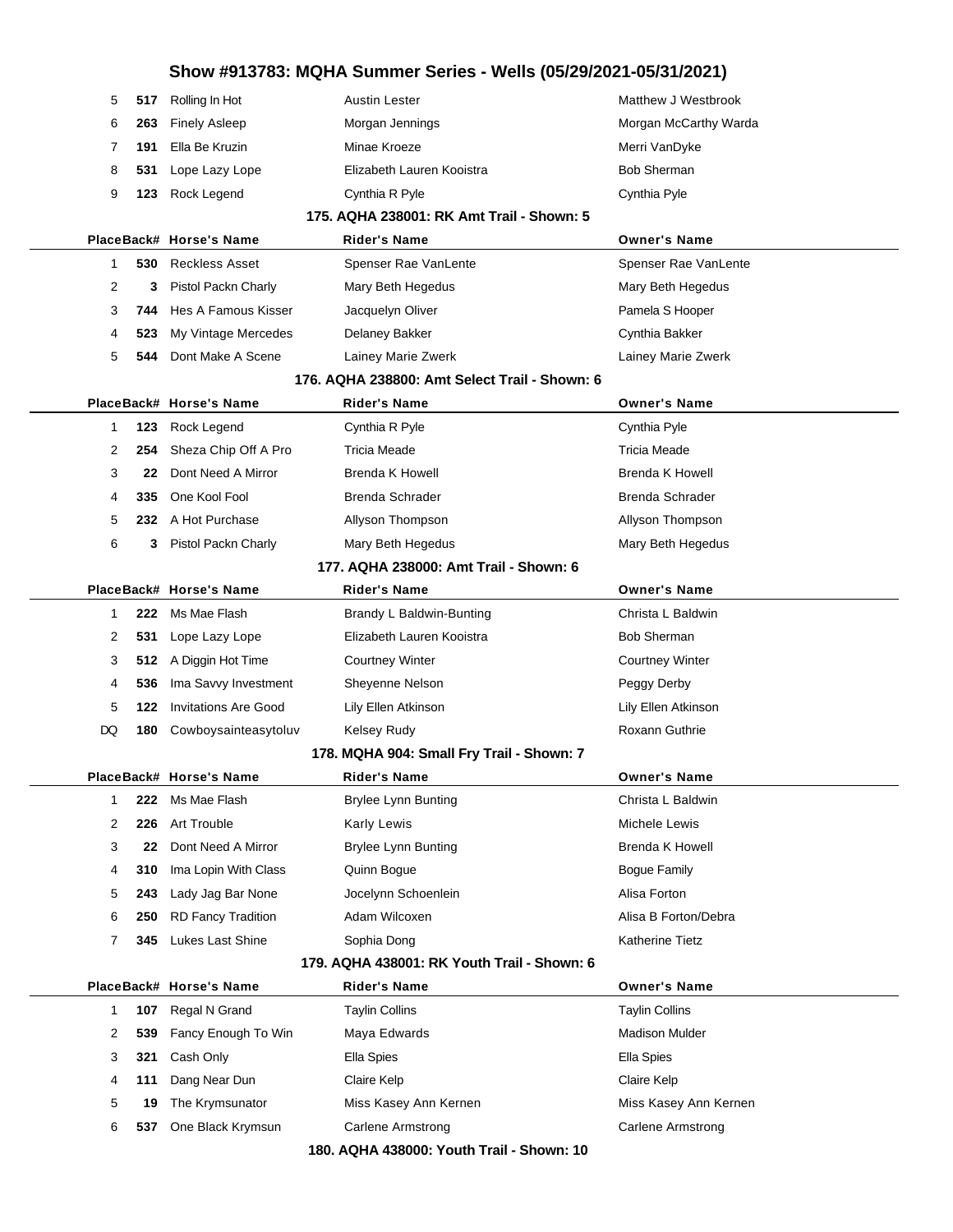| Place | Back# | Horse's Name | Rider's Name | Owner's Name |
|---|---|---|---|---|
| 5 | 517 | Rolling In Hot | Austin Lester | Matthew J Westbrook |
| 6 | 263 | Finely Asleep | Morgan Jennings | Morgan McCarthy Warda |
| 7 | 191 | Ella Be Kruzin | Minae Kroeze | Merri VanDyke |
| 8 | 531 | Lope Lazy Lope | Elizabeth Lauren Kooistra | Bob Sherman |
| 9 | 123 | Rock Legend | Cynthia R Pyle | Cynthia Pyle |

### 175. AQHA 238001: RK Amt Trail - Shown: 5

| Place | Back# | Horse's Name | Rider's Name | Owner's Name |
|---|---|---|---|---|
| 1 | 530 | Reckless Asset | Spenser Rae VanLente | Spenser Rae VanLente |
| 2 | 3 | Pistol Packn Charly | Mary Beth Hegedus | Mary Beth Hegedus |
| 3 | 744 | Hes A Famous Kisser | Jacquelyn Oliver | Pamela S Hooper |
| 4 | 523 | My Vintage Mercedes | Delaney Bakker | Cynthia Bakker |
| 5 | 544 | Dont Make A Scene | Lainey Marie Zwerk | Lainey Marie Zwerk |

### 176. AQHA 238800: Amt Select Trail - Shown: 6

| Place | Back# | Horse's Name | Rider's Name | Owner's Name |
|---|---|---|---|---|
| 1 | 123 | Rock Legend | Cynthia R Pyle | Cynthia Pyle |
| 2 | 254 | Sheza Chip Off A Pro | Tricia Meade | Tricia Meade |
| 3 | 22 | Dont Need A Mirror | Brenda K Howell | Brenda K Howell |
| 4 | 335 | One Kool Fool | Brenda Schrader | Brenda Schrader |
| 5 | 232 | A Hot Purchase | Allyson Thompson | Allyson Thompson |
| 6 | 3 | Pistol Packn Charly | Mary Beth Hegedus | Mary Beth Hegedus |

### 177. AQHA 238000: Amt Trail - Shown: 6

| Place | Back# | Horse's Name | Rider's Name | Owner's Name |
|---|---|---|---|---|
| 1 | 222 | Ms Mae Flash | Brandy L Baldwin-Bunting | Christa L Baldwin |
| 2 | 531 | Lope Lazy Lope | Elizabeth Lauren Kooistra | Bob Sherman |
| 3 | 512 | A Diggin Hot Time | Courtney Winter | Courtney Winter |
| 4 | 536 | Ima Savvy Investment | Sheyenne Nelson | Peggy Derby |
| 5 | 122 | Invitations Are Good | Lily Ellen Atkinson | Lily Ellen Atkinson |
| DQ | 180 | Cowboysainteasytoluv | Kelsey Rudy | Roxann Guthrie |

### 178. MQHA 904: Small Fry Trail - Shown: 7

| Place | Back# | Horse's Name | Rider's Name | Owner's Name |
|---|---|---|---|---|
| 1 | 222 | Ms Mae Flash | Brylee Lynn Bunting | Christa L Baldwin |
| 2 | 226 | Art Trouble | Karly Lewis | Michele Lewis |
| 3 | 22 | Dont Need A Mirror | Brylee Lynn Bunting | Brenda K Howell |
| 4 | 310 | Ima Lopin With Class | Quinn Bogue | Bogue Family |
| 5 | 243 | Lady Jag Bar None | Jocelynn Schoenlein | Alisa Forton |
| 6 | 250 | RD Fancy Tradition | Adam Wilcoxen | Alisa B Forton/Debra |
| 7 | 345 | Lukes Last Shine | Sophia Dong | Katherine Tietz |

### 179. AQHA 438001: RK Youth Trail - Shown: 6

| Place | Back# | Horse's Name | Rider's Name | Owner's Name |
|---|---|---|---|---|
| 1 | 107 | Regal N Grand | Taylin Collins | Taylin Collins |
| 2 | 539 | Fancy Enough To Win | Maya Edwards | Madison Mulder |
| 3 | 321 | Cash Only | Ella Spies | Ella Spies |
| 4 | 111 | Dang Near Dun | Claire Kelp | Claire Kelp |
| 5 | 19 | The Krymsunator | Miss Kasey Ann Kernen | Miss Kasey Ann Kernen |
| 6 | 537 | One Black Krymsun | Carlene Armstrong | Carlene Armstrong |

### 180. AQHA 438000: Youth Trail - Shown: 10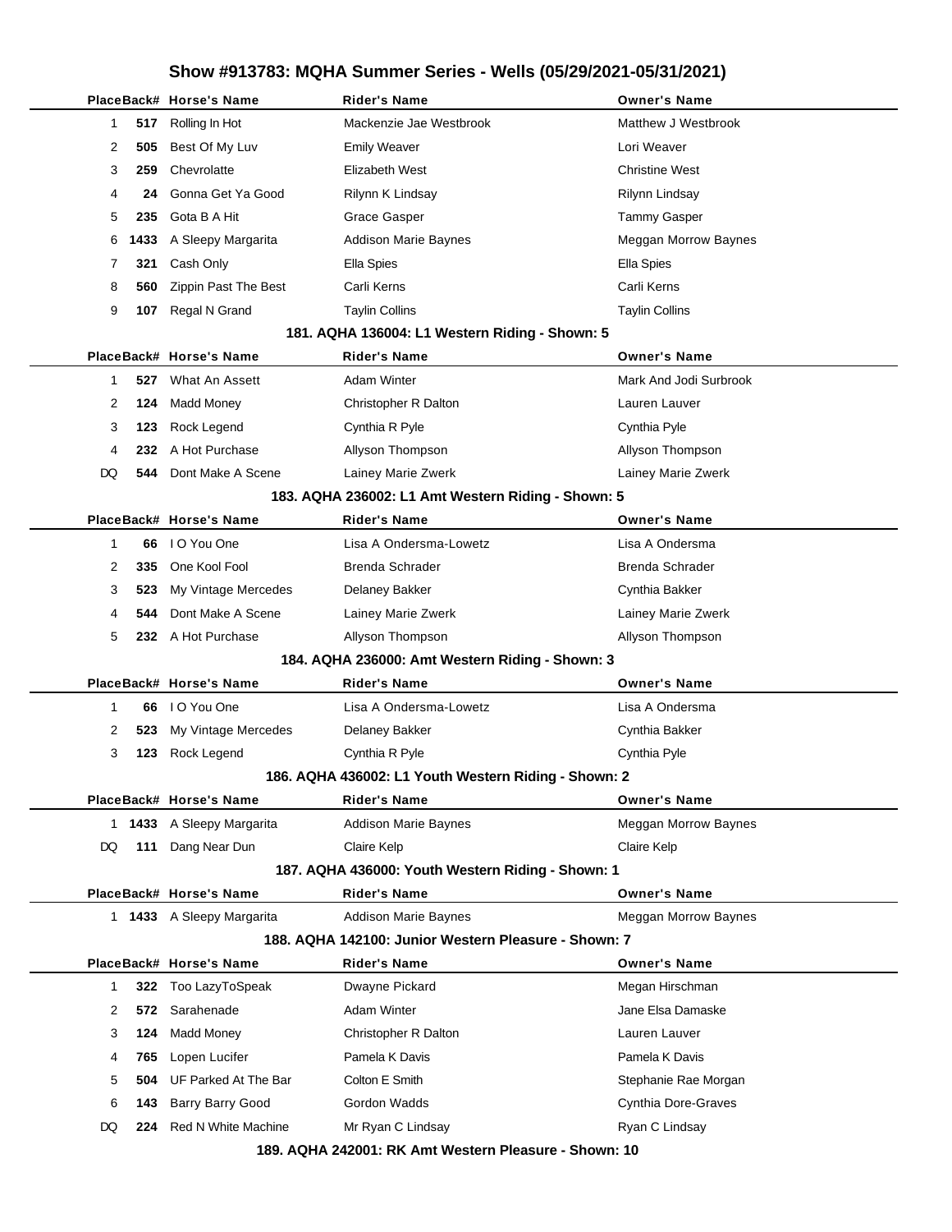# Show #913783: MQHA Summer Series - Wells (05/29/2021-05/31/2021)

| Place | Back# | Horse's Name | Rider's Name | Owner's Name |
|---|---|---|---|---|
| 1 | 517 | Rolling In Hot | Mackenzie Jae Westbrook | Matthew J Westbrook |
| 2 | 505 | Best Of My Luv | Emily Weaver | Lori Weaver |
| 3 | 259 | Chevrolatte | Elizabeth West | Christine West |
| 4 | 24 | Gonna Get Ya Good | Rilynn K Lindsay | Rilynn Lindsay |
| 5 | 235 | Gota B A Hit | Grace Gasper | Tammy Gasper |
| 6 | 1433 | A Sleepy Margarita | Addison Marie Baynes | Meggan Morrow Baynes |
| 7 | 321 | Cash Only | Ella Spies | Ella Spies |
| 8 | 560 | Zippin Past The Best | Carli Kerns | Carli Kerns |
| 9 | 107 | Regal N Grand | Taylin Collins | Taylin Collins |

### 181. AQHA 136004: L1 Western Riding - Shown: 5

| Place | Back# | Horse's Name | Rider's Name | Owner's Name |
|---|---|---|---|---|
| 1 | 527 | What An Assett | Adam Winter | Mark And Jodi Surbrook |
| 2 | 124 | Madd Money | Christopher R Dalton | Lauren Lauver |
| 3 | 123 | Rock Legend | Cynthia R Pyle | Cynthia Pyle |
| 4 | 232 | A Hot Purchase | Allyson Thompson | Allyson Thompson |
| DQ | 544 | Dont Make A Scene | Lainey Marie Zwerk | Lainey Marie Zwerk |

### 183. AQHA 236002: L1 Amt Western Riding - Shown: 5

| Place | Back# | Horse's Name | Rider's Name | Owner's Name |
|---|---|---|---|---|
| 1 | 66 | I O You One | Lisa A Ondersma-Lowetz | Lisa A Ondersma |
| 2 | 335 | One Kool Fool | Brenda Schrader | Brenda Schrader |
| 3 | 523 | My Vintage Mercedes | Delaney Bakker | Cynthia Bakker |
| 4 | 544 | Dont Make A Scene | Lainey Marie Zwerk | Lainey Marie Zwerk |
| 5 | 232 | A Hot Purchase | Allyson Thompson | Allyson Thompson |

### 184. AQHA 236000: Amt Western Riding - Shown: 3

| Place | Back# | Horse's Name | Rider's Name | Owner's Name |
|---|---|---|---|---|
| 1 | 66 | I O You One | Lisa A Ondersma-Lowetz | Lisa A Ondersma |
| 2 | 523 | My Vintage Mercedes | Delaney Bakker | Cynthia Bakker |
| 3 | 123 | Rock Legend | Cynthia R Pyle | Cynthia Pyle |

### 186. AQHA 436002: L1 Youth Western Riding - Shown: 2

| Place | Back# | Horse's Name | Rider's Name | Owner's Name |
|---|---|---|---|---|
| 1 | 1433 | A Sleepy Margarita | Addison Marie Baynes | Meggan Morrow Baynes |
| DQ | 111 | Dang Near Dun | Claire Kelp | Claire Kelp |

### 187. AQHA 436000: Youth Western Riding - Shown: 1

| Place | Back# | Horse's Name | Rider's Name | Owner's Name |
|---|---|---|---|---|
| 1 | 1433 | A Sleepy Margarita | Addison Marie Baynes | Meggan Morrow Baynes |

### 188. AQHA 142100: Junior Western Pleasure - Shown: 7

| Place | Back# | Horse's Name | Rider's Name | Owner's Name |
|---|---|---|---|---|
| 1 | 322 | Too LazyToSpeak | Dwayne Pickard | Megan Hirschman |
| 2 | 572 | Sarahenade | Adam Winter | Jane Elsa Damaske |
| 3 | 124 | Madd Money | Christopher R Dalton | Lauren Lauver |
| 4 | 765 | Lopen Lucifer | Pamela K Davis | Pamela K Davis |
| 5 | 504 | UF Parked At The Bar | Colton E Smith | Stephanie Rae Morgan |
| 6 | 143 | Barry Barry Good | Gordon Wadds | Cynthia Dore-Graves |
| DQ | 224 | Red N White Machine | Mr Ryan C Lindsay | Ryan C Lindsay |

### 189. AQHA 242001: RK Amt Western Pleasure - Shown: 10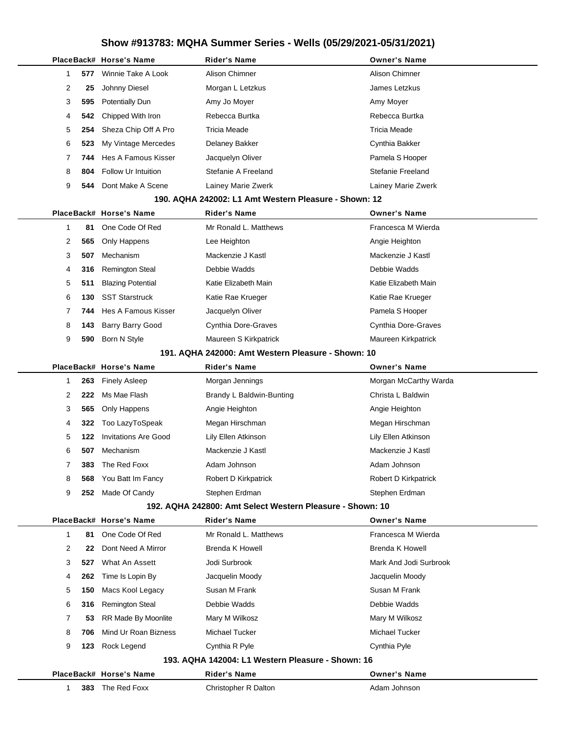# Show #913783: MQHA Summer Series - Wells (05/29/2021-05/31/2021)

| Place | Back# | Horse's Name | Rider's Name | Owner's Name |
|---|---|---|---|---|
| 1 | **577** | Winnie Take A Look | Alison Chimner | Alison Chimner |
| 2 | **25** | Johnny Diesel | Morgan L Letzkus | James Letzkus |
| 3 | **595** | Potentially Dun | Amy Jo Moyer | Amy Moyer |
| 4 | **542** | Chipped With Iron | Rebecca Burtka | Rebecca Burtka |
| 5 | **254** | Sheza Chip Off A Pro | Tricia Meade | Tricia Meade |
| 6 | **523** | My Vintage Mercedes | Delaney Bakker | Cynthia Bakker |
| 7 | **744** | Hes A Famous Kisser | Jacquelyn Oliver | Pamela S Hooper |
| 8 | **804** | Follow Ur Intuition | Stefanie A Freeland | Stefanie Freeland |
| 9 | **544** | Dont Make A Scene | Lainey Marie Zwerk | Lainey Marie Zwerk |

## 190. AQHA 242002: L1 Amt Western Pleasure - Shown: 12

| Place | Back# | Horse's Name | Rider's Name | Owner's Name |
|---|---|---|---|---|
| 1 | **81** | One Code Of Red | Mr Ronald L. Matthews | Francesca M Wierda |
| 2 | **565** | Only Happens | Lee Heighton | Angie Heighton |
| 3 | **507** | Mechanism | Mackenzie J Kastl | Mackenzie J Kastl |
| 4 | **316** | Remington Steal | Debbie Wadds | Debbie Wadds |
| 5 | **511** | Blazing Potential | Katie Elizabeth Main | Katie Elizabeth Main |
| 6 | **130** | SST Starstruck | Katie Rae Krueger | Katie Rae Krueger |
| 7 | **744** | Hes A Famous Kisser | Jacquelyn Oliver | Pamela S Hooper |
| 8 | **143** | Barry Barry Good | Cynthia Dore-Graves | Cynthia Dore-Graves |
| 9 | **590** | Born N Style | Maureen S Kirkpatrick | Maureen Kirkpatrick |

## 191. AQHA 242000: Amt Western Pleasure - Shown: 10

| Place | Back# | Horse's Name | Rider's Name | Owner's Name |
|---|---|---|---|---|
| 1 | **263** | Finely Asleep | Morgan Jennings | Morgan McCarthy Warda |
| 2 | **222** | Ms Mae Flash | Brandy L Baldwin-Bunting | Christa L Baldwin |
| 3 | **565** | Only Happens | Angie Heighton | Angie Heighton |
| 4 | **322** | Too LazyToSpeak | Megan Hirschman | Megan Hirschman |
| 5 | **122** | Invitations Are Good | Lily Ellen Atkinson | Lily Ellen Atkinson |
| 6 | **507** | Mechanism | Mackenzie J Kastl | Mackenzie J Kastl |
| 7 | **383** | The Red Foxx | Adam Johnson | Adam Johnson |
| 8 | **568** | You Batt Im Fancy | Robert D Kirkpatrick | Robert D Kirkpatrick |
| 9 | **252** | Made Of Candy | Stephen Erdman | Stephen Erdman |

## 192. AQHA 242800: Amt Select Western Pleasure - Shown: 10

| Place | Back# | Horse's Name | Rider's Name | Owner's Name |
|---|---|---|---|---|
| 1 | **81** | One Code Of Red | Mr Ronald L. Matthews | Francesca M Wierda |
| 2 | **22** | Dont Need A Mirror | Brenda K Howell | Brenda K Howell |
| 3 | **527** | What An Assett | Jodi Surbrook | Mark And Jodi Surbrook |
| 4 | **262** | Time Is Lopin By | Jacquelin Moody | Jacquelin Moody |
| 5 | **150** | Macs Kool Legacy | Susan M Frank | Susan M Frank |
| 6 | **316** | Remington Steal | Debbie Wadds | Debbie Wadds |
| 7 | **53** | RR Made By Moonlite | Mary M Wilkosz | Mary M Wilkosz |
| 8 | **706** | Mind Ur Roan Bizness | Michael Tucker | Michael Tucker |
| 9 | **123** | Rock Legend | Cynthia R Pyle | Cynthia Pyle |

## 193. AQHA 142004: L1 Western Pleasure - Shown: 16

| Place | Back# | Horse's Name | Rider's Name | Owner's Name |
|---|---|---|---|---|
| 1 | **383** | The Red Foxx | Christopher R Dalton | Adam Johnson |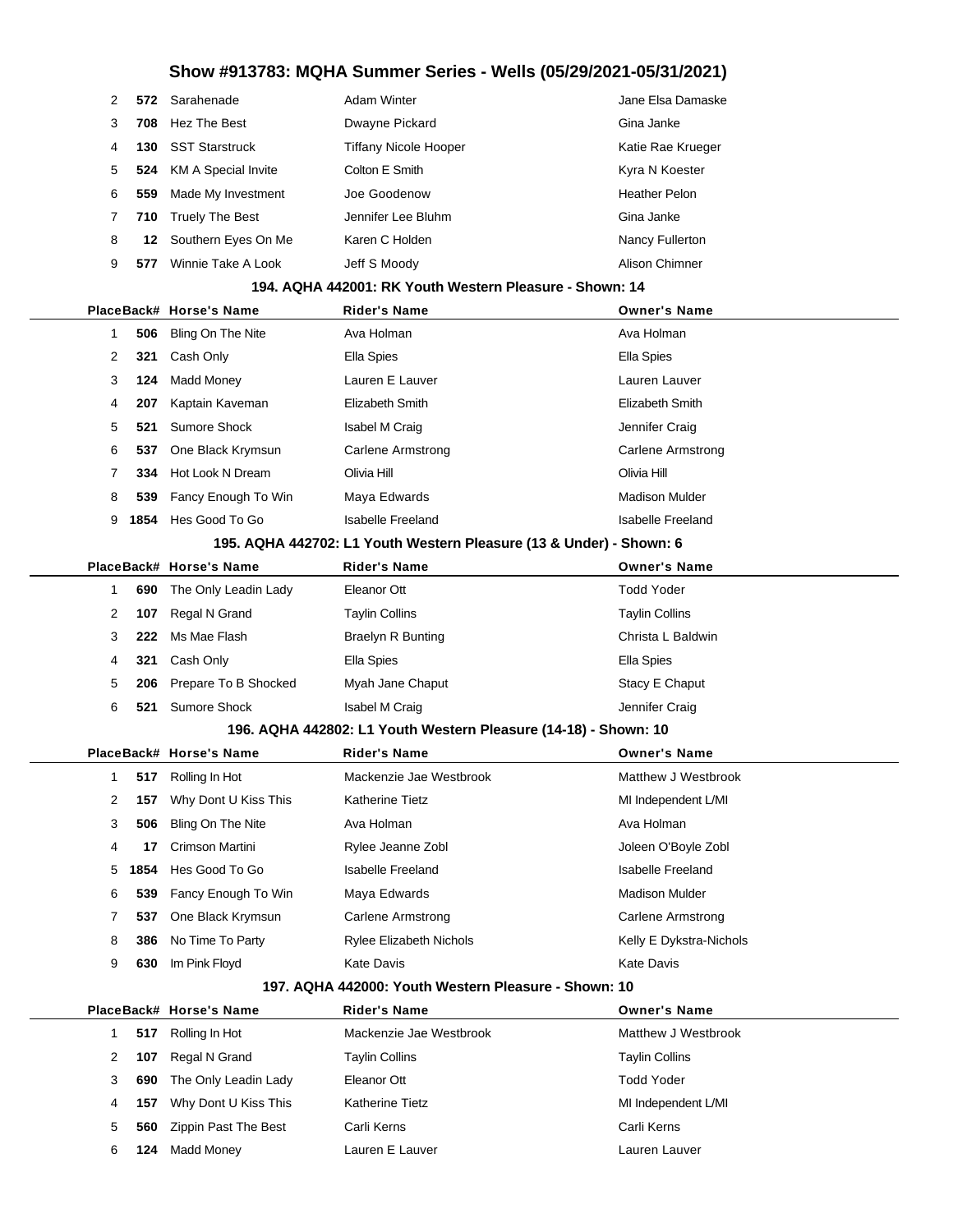| Place | Back# | Horse's Name | Rider's Name | Owner's Name |
|---|---|---|---|---|
| 2 | 572 | Sarahenade | Adam Winter | Jane Elsa Damaske |
| 3 | 708 | Hez The Best | Dwayne Pickard | Gina Janke |
| 4 | 130 | SST Starstruck | Tiffany Nicole Hooper | Katie Rae Krueger |
| 5 | 524 | KM A Special Invite | Colton E Smith | Kyra N Koester |
| 6 | 559 | Made My Investment | Joe Goodenow | Heather Pelon |
| 7 | 710 | Truely The Best | Jennifer Lee Bluhm | Gina Janke |
| 8 | 12 | Southern Eyes On Me | Karen C Holden | Nancy Fullerton |
| 9 | 577 | Winnie Take A Look | Jeff S Moody | Alison Chimner |

### 194. AQHA 442001: RK Youth Western Pleasure - Shown: 14

| Place | Back# | Horse's Name | Rider's Name | Owner's Name |
|---|---|---|---|---|
| 1 | 506 | Bling On The Nite | Ava Holman | Ava Holman |
| 2 | 321 | Cash Only | Ella Spies | Ella Spies |
| 3 | 124 | Madd Money | Lauren E Lauver | Lauren Lauver |
| 4 | 207 | Kaptain Kaveman | Elizabeth Smith | Elizabeth Smith |
| 5 | 521 | Sumore Shock | Isabel M Craig | Jennifer Craig |
| 6 | 537 | One Black Krymsun | Carlene Armstrong | Carlene Armstrong |
| 7 | 334 | Hot Look N Dream | Olivia Hill | Olivia Hill |
| 8 | 539 | Fancy Enough To Win | Maya Edwards | Madison Mulder |
| 9 | 1854 | Hes Good To Go | Isabelle Freeland | Isabelle Freeland |

### 195. AQHA 442702: L1 Youth Western Pleasure (13 & Under) - Shown: 6

| Place | Back# | Horse's Name | Rider's Name | Owner's Name |
|---|---|---|---|---|
| 1 | 690 | The Only Leadin Lady | Eleanor Ott | Todd Yoder |
| 2 | 107 | Regal N Grand | Taylin Collins | Taylin Collins |
| 3 | 222 | Ms Mae Flash | Braelyn R Bunting | Christa L Baldwin |
| 4 | 321 | Cash Only | Ella Spies | Ella Spies |
| 5 | 206 | Prepare To B Shocked | Myah Jane Chaput | Stacy E Chaput |
| 6 | 521 | Sumore Shock | Isabel M Craig | Jennifer Craig |

### 196. AQHA 442802: L1 Youth Western Pleasure (14-18) - Shown: 10

| Place | Back# | Horse's Name | Rider's Name | Owner's Name |
|---|---|---|---|---|
| 1 | 517 | Rolling In Hot | Mackenzie Jae Westbrook | Matthew J Westbrook |
| 2 | 157 | Why Dont U Kiss This | Katherine Tietz | MI Independent L/MI |
| 3 | 506 | Bling On The Nite | Ava Holman | Ava Holman |
| 4 | 17 | Crimson Martini | Rylee Jeanne Zobl | Joleen O'Boyle Zobl |
| 5 | 1854 | Hes Good To Go | Isabelle Freeland | Isabelle Freeland |
| 6 | 539 | Fancy Enough To Win | Maya Edwards | Madison Mulder |
| 7 | 537 | One Black Krymsun | Carlene Armstrong | Carlene Armstrong |
| 8 | 386 | No Time To Party | Rylee Elizabeth Nichols | Kelly E Dykstra-Nichols |
| 9 | 630 | Im Pink Floyd | Kate Davis | Kate Davis |

### 197. AQHA 442000: Youth Western Pleasure - Shown: 10

| Place | Back# | Horse's Name | Rider's Name | Owner's Name |
|---|---|---|---|---|
| 1 | 517 | Rolling In Hot | Mackenzie Jae Westbrook | Matthew J Westbrook |
| 2 | 107 | Regal N Grand | Taylin Collins | Taylin Collins |
| 3 | 690 | The Only Leadin Lady | Eleanor Ott | Todd Yoder |
| 4 | 157 | Why Dont U Kiss This | Katherine Tietz | MI Independent L/MI |
| 5 | 560 | Zippin Past The Best | Carli Kerns | Carli Kerns |
| 6 | 124 | Madd Money | Lauren E Lauver | Lauren Lauver |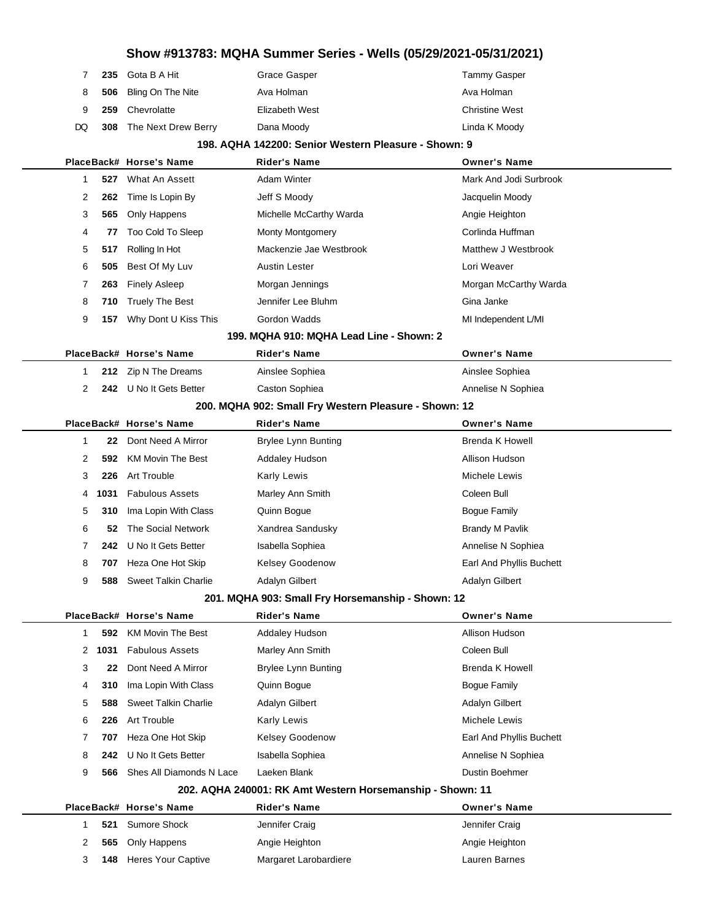# Show #913783: MQHA Summer Series - Wells (05/29/2021-05/31/2021)

| Place | Back# | Horse's Name | Rider's Name | Owner's Name |
|---|---|---|---|---|
| 7 | 235 | Gota B A Hit | Grace Gasper | Tammy Gasper |
| 8 | 506 | Bling On The Nite | Ava Holman | Ava Holman |
| 9 | 259 | Chevrolatte | Elizabeth West | Christine West |
| DQ | 308 | The Next Drew Berry | Dana Moody | Linda K Moody |

### 198. AQHA 142200: Senior Western Pleasure - Shown: 9

| Place | Back# | Horse's Name | Rider's Name | Owner's Name |
|---|---|---|---|---|
| 1 | 527 | What An Assett | Adam Winter | Mark And Jodi Surbrook |
| 2 | 262 | Time Is Lopin By | Jeff S Moody | Jacquelin Moody |
| 3 | 565 | Only Happens | Michelle McCarthy Warda | Angie Heighton |
| 4 | 77 | Too Cold To Sleep | Monty Montgomery | Corlinda Huffman |
| 5 | 517 | Rolling In Hot | Mackenzie Jae Westbrook | Matthew J Westbrook |
| 6 | 505 | Best Of My Luv | Austin Lester | Lori Weaver |
| 7 | 263 | Finely Asleep | Morgan Jennings | Morgan McCarthy Warda |
| 8 | 710 | Truely The Best | Jennifer Lee Bluhm | Gina Janke |
| 9 | 157 | Why Dont U Kiss This | Gordon Wadds | MI Independent L/MI |

### 199. MQHA 910: MQHA Lead Line - Shown: 2

| Place | Back# | Horse's Name | Rider's Name | Owner's Name |
|---|---|---|---|---|
| 1 | 212 | Zip N The Dreams | Ainslee Sophiea | Ainslee Sophiea |
| 2 | 242 | U No It Gets Better | Caston Sophiea | Annelise N Sophiea |

### 200. MQHA 902: Small Fry Western Pleasure - Shown: 12

| Place | Back# | Horse's Name | Rider's Name | Owner's Name |
|---|---|---|---|---|
| 1 | 22 | Dont Need A Mirror | Brylee Lynn Bunting | Brenda K Howell |
| 2 | 592 | KM Movin The Best | Addaley Hudson | Allison Hudson |
| 3 | 226 | Art Trouble | Karly Lewis | Michele Lewis |
| 4 | 1031 | Fabulous Assets | Marley Ann Smith | Coleen Bull |
| 5 | 310 | Ima Lopin With Class | Quinn Bogue | Bogue Family |
| 6 | 52 | The Social Network | Xandrea Sandusky | Brandy M Pavlik |
| 7 | 242 | U No It Gets Better | Isabella Sophiea | Annelise N Sophiea |
| 8 | 707 | Heza One Hot Skip | Kelsey Goodenow | Earl And Phyllis Buchett |
| 9 | 588 | Sweet Talkin Charlie | Adalyn Gilbert | Adalyn Gilbert |

### 201. MQHA 903: Small Fry Horsemanship - Shown: 12

| Place | Back# | Horse's Name | Rider's Name | Owner's Name |
|---|---|---|---|---|
| 1 | 592 | KM Movin The Best | Addaley Hudson | Allison Hudson |
| 2 | 1031 | Fabulous Assets | Marley Ann Smith | Coleen Bull |
| 3 | 22 | Dont Need A Mirror | Brylee Lynn Bunting | Brenda K Howell |
| 4 | 310 | Ima Lopin With Class | Quinn Bogue | Bogue Family |
| 5 | 588 | Sweet Talkin Charlie | Adalyn Gilbert | Adalyn Gilbert |
| 6 | 226 | Art Trouble | Karly Lewis | Michele Lewis |
| 7 | 707 | Heza One Hot Skip | Kelsey Goodenow | Earl And Phyllis Buchett |
| 8 | 242 | U No It Gets Better | Isabella Sophiea | Annelise N Sophiea |
| 9 | 566 | Shes All Diamonds N Lace | Laeken Blank | Dustin Boehmer |

### 202. AQHA 240001: RK Amt Western Horsemanship - Shown: 11

| Place | Back# | Horse's Name | Rider's Name | Owner's Name |
|---|---|---|---|---|
| 1 | 521 | Sumore Shock | Jennifer Craig | Jennifer Craig |
| 2 | 565 | Only Happens | Angie Heighton | Angie Heighton |
| 3 | 148 | Heres Your Captive | Margaret Larobardiere | Lauren Barnes |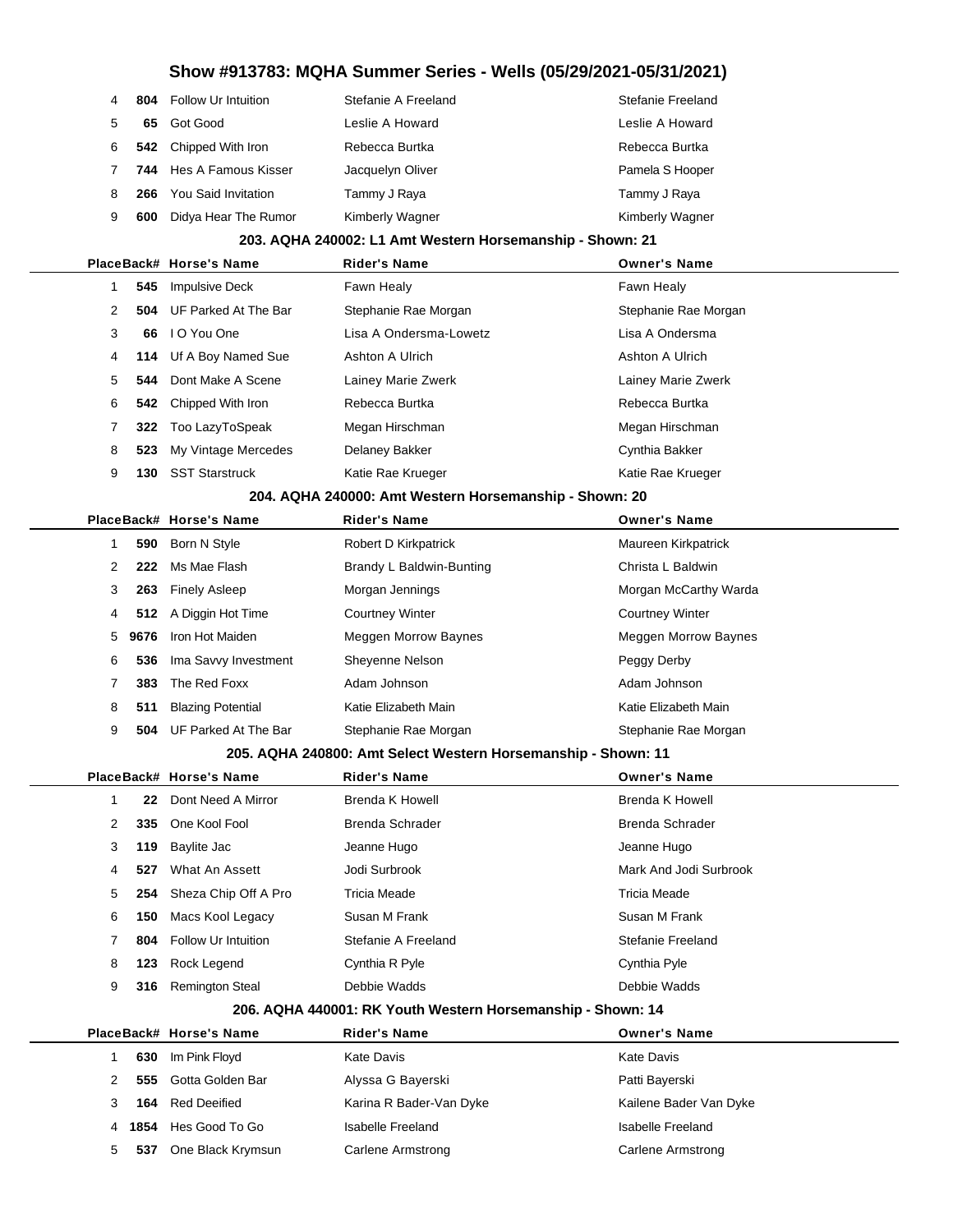# Show #913783: MQHA Summer Series - Wells (05/29/2021-05/31/2021)

| Place | Back# | Horse's Name | Rider's Name | Owner's Name |
|---|---|---|---|---|
| 4 | 804 | Follow Ur Intuition | Stefanie A Freeland | Stefanie Freeland |
| 5 | 65 | Got Good | Leslie A Howard | Leslie A Howard |
| 6 | 542 | Chipped With Iron | Rebecca Burtka | Rebecca Burtka |
| 7 | 744 | Hes A Famous Kisser | Jacquelyn Oliver | Pamela S Hooper |
| 8 | 266 | You Said Invitation | Tammy J Raya | Tammy J Raya |
| 9 | 600 | Didya Hear The Rumor | Kimberly Wagner | Kimberly Wagner |

### 203. AQHA 240002: L1 Amt Western Horsemanship - Shown: 21

| Place | Back# | Horse's Name | Rider's Name | Owner's Name |
|---|---|---|---|---|
| 1 | 545 | Impulsive Deck | Fawn Healy | Fawn Healy |
| 2 | 504 | UF Parked At The Bar | Stephanie Rae Morgan | Stephanie Rae Morgan |
| 3 | 66 | I O You One | Lisa A Ondersma-Lowetz | Lisa A Ondersma |
| 4 | 114 | Uf A Boy Named Sue | Ashton A Ulrich | Ashton A Ulrich |
| 5 | 544 | Dont Make A Scene | Lainey Marie Zwerk | Lainey Marie Zwerk |
| 6 | 542 | Chipped With Iron | Rebecca Burtka | Rebecca Burtka |
| 7 | 322 | Too LazyToSpeak | Megan Hirschman | Megan Hirschman |
| 8 | 523 | My Vintage Mercedes | Delaney Bakker | Cynthia Bakker |
| 9 | 130 | SST Starstruck | Katie Rae Krueger | Katie Rae Krueger |

### 204. AQHA 240000: Amt Western Horsemanship - Shown: 20

| Place | Back# | Horse's Name | Rider's Name | Owner's Name |
|---|---|---|---|---|
| 1 | 590 | Born N Style | Robert D Kirkpatrick | Maureen Kirkpatrick |
| 2 | 222 | Ms Mae Flash | Brandy L Baldwin-Bunting | Christa L Baldwin |
| 3 | 263 | Finely Asleep | Morgan Jennings | Morgan McCarthy Warda |
| 4 | 512 | A Diggin Hot Time | Courtney Winter | Courtney Winter |
| 5 | 9676 | Iron Hot Maiden | Meggen Morrow Baynes | Meggen Morrow Baynes |
| 6 | 536 | Ima Savvy Investment | Sheyenne Nelson | Peggy Derby |
| 7 | 383 | The Red Foxx | Adam Johnson | Adam Johnson |
| 8 | 511 | Blazing Potential | Katie Elizabeth Main | Katie Elizabeth Main |
| 9 | 504 | UF Parked At The Bar | Stephanie Rae Morgan | Stephanie Rae Morgan |

### 205. AQHA 240800: Amt Select Western Horsemanship - Shown: 11

| Place | Back# | Horse's Name | Rider's Name | Owner's Name |
|---|---|---|---|---|
| 1 | 22 | Dont Need A Mirror | Brenda K Howell | Brenda K Howell |
| 2 | 335 | One Kool Fool | Brenda Schrader | Brenda Schrader |
| 3 | 119 | Baylite Jac | Jeanne Hugo | Jeanne Hugo |
| 4 | 527 | What An Assett | Jodi Surbrook | Mark And Jodi Surbrook |
| 5 | 254 | Sheza Chip Off A Pro | Tricia Meade | Tricia Meade |
| 6 | 150 | Macs Kool Legacy | Susan M Frank | Susan M Frank |
| 7 | 804 | Follow Ur Intuition | Stefanie A Freeland | Stefanie Freeland |
| 8 | 123 | Rock Legend | Cynthia R Pyle | Cynthia Pyle |
| 9 | 316 | Remington Steal | Debbie Wadds | Debbie Wadds |

### 206. AQHA 440001: RK Youth Western Horsemanship - Shown: 14

| Place | Back# | Horse's Name | Rider's Name | Owner's Name |
|---|---|---|---|---|
| 1 | 630 | Im Pink Floyd | Kate Davis | Kate Davis |
| 2 | 555 | Gotta Golden Bar | Alyssa G Bayerski | Patti Bayerski |
| 3 | 164 | Red Deeified | Karina R Bader-Van Dyke | Kailene Bader Van Dyke |
| 4 | 1854 | Hes Good To Go | Isabelle Freeland | Isabelle Freeland |
| 5 | 537 | One Black Krymsun | Carlene Armstrong | Carlene Armstrong |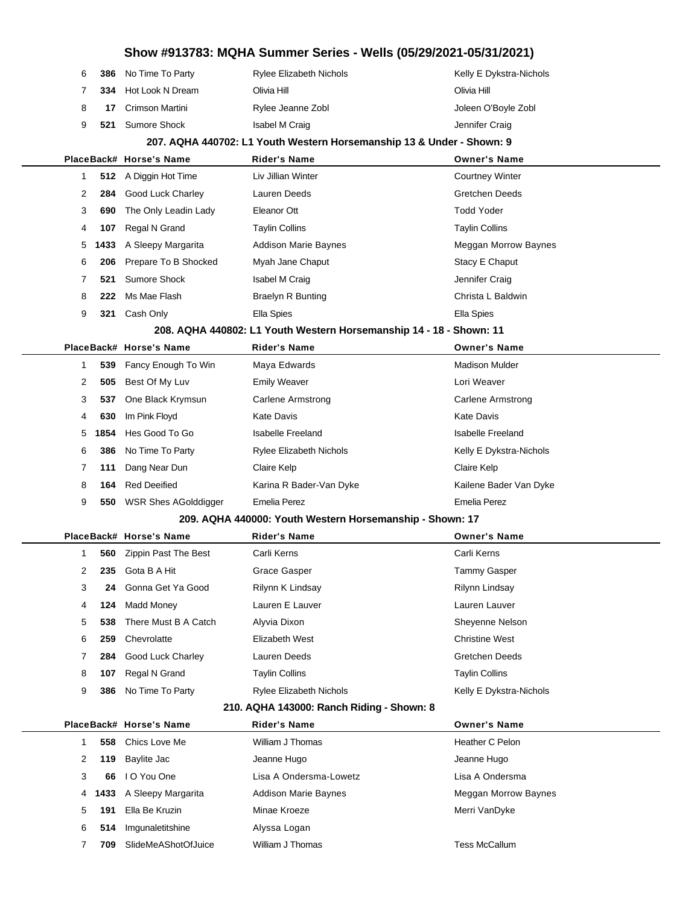| Place | Back# | Horse's Name | Rider's Name | Owner's Name |
|---|---|---|---|---|
| 6 | 386 | No Time To Party | Rylee Elizabeth Nichols | Kelly E Dykstra-Nichols |
| 7 | 334 | Hot Look N Dream | Olivia Hill | Olivia Hill |
| 8 | 17 | Crimson Martini | Rylee Jeanne Zobl | Joleen O'Boyle Zobl |
| 9 | 521 | Sumore Shock | Isabel M Craig | Jennifer Craig |

### 207. AQHA 440702: L1 Youth Western Horsemanship 13 & Under - Shown: 9

| Place | Back# | Horse's Name | Rider's Name | Owner's Name |
|---|---|---|---|---|
| 1 | 512 | A Diggin Hot Time | Liv Jillian Winter | Courtney Winter |
| 2 | 284 | Good Luck Charley | Lauren Deeds | Gretchen Deeds |
| 3 | 690 | The Only Leadin Lady | Eleanor Ott | Todd Yoder |
| 4 | 107 | Regal N Grand | Taylin Collins | Taylin Collins |
| 5 | 1433 | A Sleepy Margarita | Addison Marie Baynes | Meggan Morrow Baynes |
| 6 | 206 | Prepare To B Shocked | Myah Jane Chaput | Stacy E Chaput |
| 7 | 521 | Sumore Shock | Isabel M Craig | Jennifer Craig |
| 8 | 222 | Ms Mae Flash | Braelyn R Bunting | Christa L Baldwin |
| 9 | 321 | Cash Only | Ella Spies | Ella Spies |

### 208. AQHA 440802: L1 Youth Western Horsemanship 14 - 18 - Shown: 11

| Place | Back# | Horse's Name | Rider's Name | Owner's Name |
|---|---|---|---|---|
| 1 | 539 | Fancy Enough To Win | Maya Edwards | Madison Mulder |
| 2 | 505 | Best Of My Luv | Emily Weaver | Lori Weaver |
| 3 | 537 | One Black Krymsun | Carlene Armstrong | Carlene Armstrong |
| 4 | 630 | Im Pink Floyd | Kate Davis | Kate Davis |
| 5 | 1854 | Hes Good To Go | Isabelle Freeland | Isabelle Freeland |
| 6 | 386 | No Time To Party | Rylee Elizabeth Nichols | Kelly E Dykstra-Nichols |
| 7 | 111 | Dang Near Dun | Claire Kelp | Claire Kelp |
| 8 | 164 | Red Deeified | Karina R Bader-Van Dyke | Kailene Bader Van Dyke |
| 9 | 550 | WSR Shes AGolddigger | Emelia Perez | Emelia Perez |

### 209. AQHA 440000: Youth Western Horsemanship - Shown: 17

| Place | Back# | Horse's Name | Rider's Name | Owner's Name |
|---|---|---|---|---|
| 1 | 560 | Zippin Past The Best | Carli Kerns | Carli Kerns |
| 2 | 235 | Gota B A Hit | Grace Gasper | Tammy Gasper |
| 3 | 24 | Gonna Get Ya Good | Rilynn K Lindsay | Rilynn Lindsay |
| 4 | 124 | Madd Money | Lauren E Lauver | Lauren Lauver |
| 5 | 538 | There Must B A Catch | Alyvia Dixon | Sheyenne Nelson |
| 6 | 259 | Chevrolatte | Elizabeth West | Christine West |
| 7 | 284 | Good Luck Charley | Lauren Deeds | Gretchen Deeds |
| 8 | 107 | Regal N Grand | Taylin Collins | Taylin Collins |
| 9 | 386 | No Time To Party | Rylee Elizabeth Nichols | Kelly E Dykstra-Nichols |

### 210. AQHA 143000: Ranch Riding - Shown: 8

| Place | Back# | Horse's Name | Rider's Name | Owner's Name |
|---|---|---|---|---|
| 1 | 558 | Chics Love Me | William J Thomas | Heather C Pelon |
| 2 | 119 | Baylite Jac | Jeanne Hugo | Jeanne Hugo |
| 3 | 66 | I O You One | Lisa A Ondersma-Lowetz | Lisa A Ondersma |
| 4 | 1433 | A Sleepy Margarita | Addison Marie Baynes | Meggan Morrow Baynes |
| 5 | 191 | Ella Be Kruzin | Minae Kroeze | Merri VanDyke |
| 6 | 514 | Imgunaletitshine | Alyssa Logan | |
| 7 | 709 | SlideMeAShotOfJuice | William J Thomas | Tess McCallum |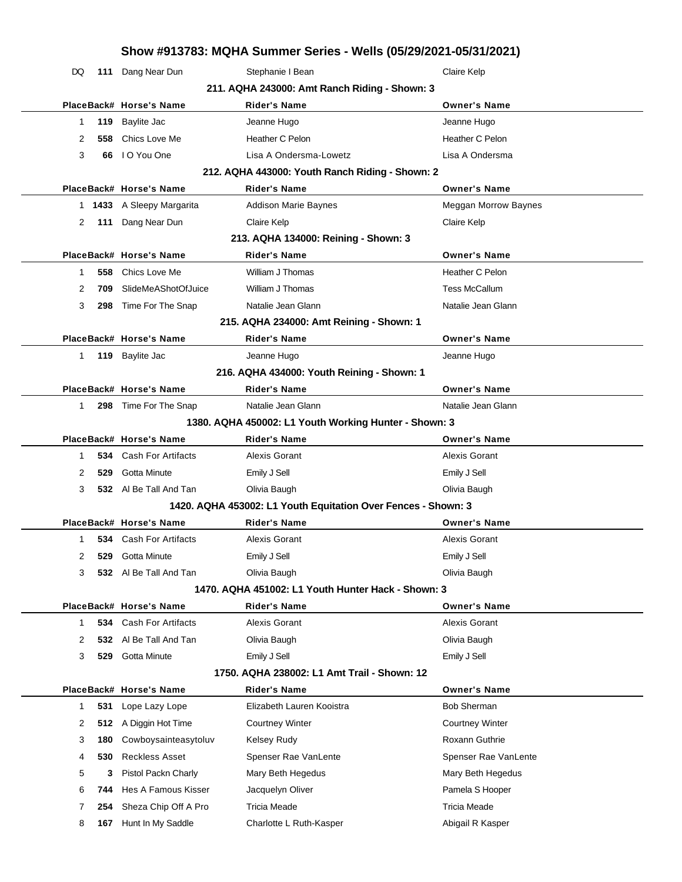# Show #913783: MQHA Summer Series - Wells (05/29/2021-05/31/2021)

| DQ | 111 | Dang Near Dun | Stephanie I Bean | Claire Kelp |
|---|---|---|---|---|

### 211. AQHA 243000: Amt Ranch Riding - Shown: 3

| Place | Back# | Horse's Name | Rider's Name | Owner's Name |
|---|---|---|---|---|
| 1 | 119 | Baylite Jac | Jeanne Hugo | Jeanne Hugo |
| 2 | 558 | Chics Love Me | Heather C Pelon | Heather C Pelon |
| 3 | 66 | I O You One | Lisa A Ondersma-Lowetz | Lisa A Ondersma |

### 212. AQHA 443000: Youth Ranch Riding - Shown: 2

| Place | Back# | Horse's Name | Rider's Name | Owner's Name |
|---|---|---|---|---|
| 1 | 1433 | A Sleepy Margarita | Addison Marie Baynes | Meggan Morrow Baynes |
| 2 | 111 | Dang Near Dun | Claire Kelp | Claire Kelp |

### 213. AQHA 134000: Reining - Shown: 3

| Place | Back# | Horse's Name | Rider's Name | Owner's Name |
|---|---|---|---|---|
| 1 | 558 | Chics Love Me | William J Thomas | Heather C Pelon |
| 2 | 709 | SlideMeAShotOfJuice | William J Thomas | Tess McCallum |
| 3 | 298 | Time For The Snap | Natalie Jean Glann | Natalie Jean Glann |

### 215. AQHA 234000: Amt Reining - Shown: 1

| Place | Back# | Horse's Name | Rider's Name | Owner's Name |
|---|---|---|---|---|
| 1 | 119 | Baylite Jac | Jeanne Hugo | Jeanne Hugo |

### 216. AQHA 434000: Youth Reining - Shown: 1

| Place | Back# | Horse's Name | Rider's Name | Owner's Name |
|---|---|---|---|---|
| 1 | 298 | Time For The Snap | Natalie Jean Glann | Natalie Jean Glann |

### 1380. AQHA 450002: L1 Youth Working Hunter - Shown: 3

| Place | Back# | Horse's Name | Rider's Name | Owner's Name |
|---|---|---|---|---|
| 1 | 534 | Cash For Artifacts | Alexis Gorant | Alexis Gorant |
| 2 | 529 | Gotta Minute | Emily J Sell | Emily J Sell |
| 3 | 532 | Al Be Tall And Tan | Olivia Baugh | Olivia Baugh |

### 1420. AQHA 453002: L1 Youth Equitation Over Fences - Shown: 3

| Place | Back# | Horse's Name | Rider's Name | Owner's Name |
|---|---|---|---|---|
| 1 | 534 | Cash For Artifacts | Alexis Gorant | Alexis Gorant |
| 2 | 529 | Gotta Minute | Emily J Sell | Emily J Sell |
| 3 | 532 | Al Be Tall And Tan | Olivia Baugh | Olivia Baugh |

### 1470. AQHA 451002: L1 Youth Hunter Hack - Shown: 3

| Place | Back# | Horse's Name | Rider's Name | Owner's Name |
|---|---|---|---|---|
| 1 | 534 | Cash For Artifacts | Alexis Gorant | Alexis Gorant |
| 2 | 532 | Al Be Tall And Tan | Olivia Baugh | Olivia Baugh |
| 3 | 529 | Gotta Minute | Emily J Sell | Emily J Sell |

### 1750. AQHA 238002: L1 Amt Trail - Shown: 12

| Place | Back# | Horse's Name | Rider's Name | Owner's Name |
|---|---|---|---|---|
| 1 | 531 | Lope Lazy Lope | Elizabeth Lauren Kooistra | Bob Sherman |
| 2 | 512 | A Diggin Hot Time | Courtney Winter | Courtney Winter |
| 3 | 180 | Cowboysainteasytoluv | Kelsey Rudy | Roxann Guthrie |
| 4 | 530 | Reckless Asset | Spenser Rae VanLente | Spenser Rae VanLente |
| 5 | 3 | Pistol Packn Charly | Mary Beth Hegedus | Mary Beth Hegedus |
| 6 | 744 | Hes A Famous Kisser | Jacquelyn Oliver | Pamela S Hooper |
| 7 | 254 | Sheza Chip Off A Pro | Tricia Meade | Tricia Meade |
| 8 | 167 | Hunt In My Saddle | Charlotte L Ruth-Kasper | Abigail R Kasper |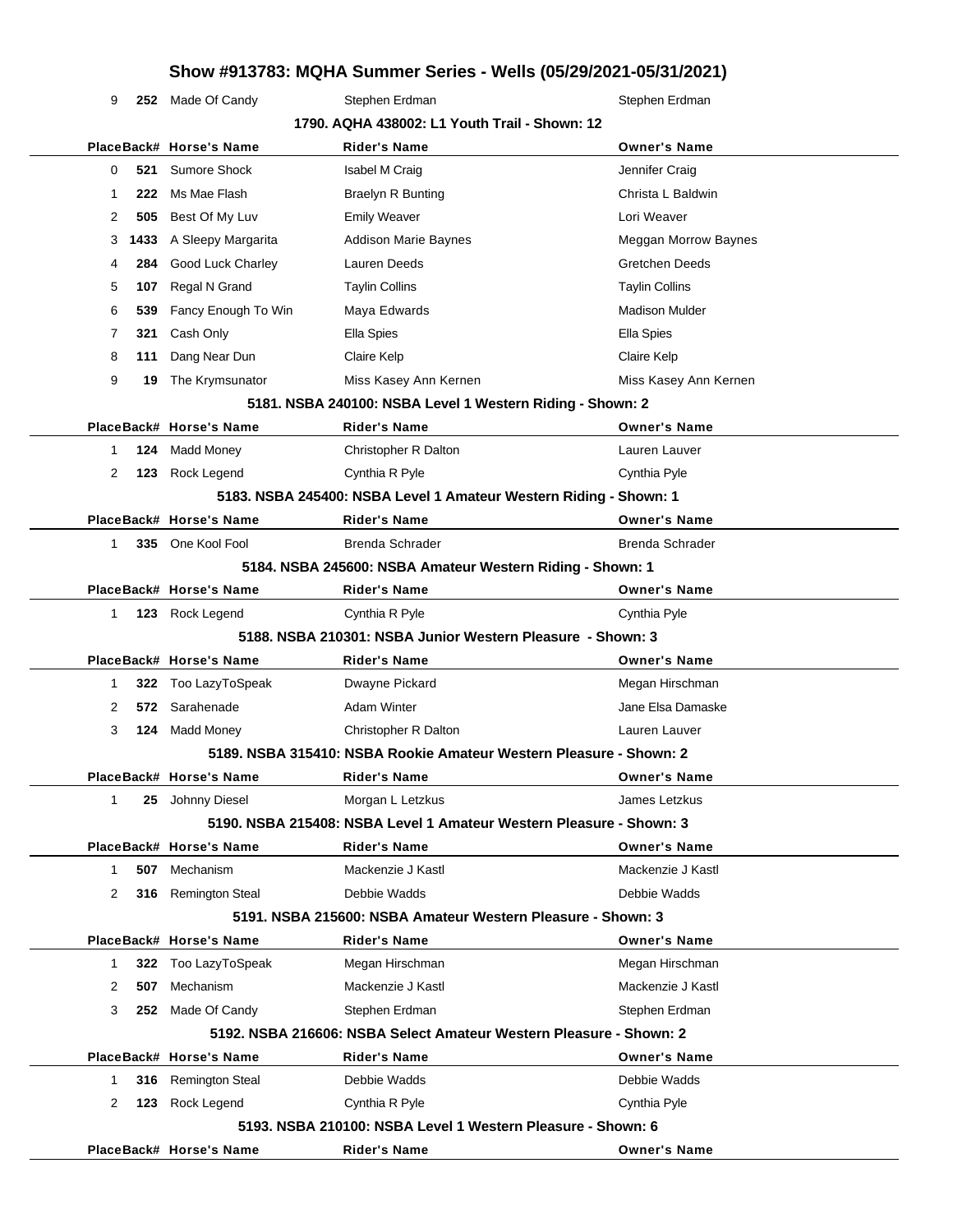## Show #913783: MQHA Summer Series - Wells (05/29/2021-05/31/2021)

| Place | Back# | Horse's Name | Rider's Name | Owner's Name |
|---|---|---|---|---|
| 9 | 252 | Made Of Candy | Stephen Erdman | Stephen Erdman |

### 1790. AQHA 438002: L1 Youth Trail - Shown: 12

| Place | Back# | Horse's Name | Rider's Name | Owner's Name |
|---|---|---|---|---|
| 0 | 521 | Sumore Shock | Isabel M Craig | Jennifer Craig |
| 1 | 222 | Ms Mae Flash | Braelyn R Bunting | Christa L Baldwin |
| 2 | 505 | Best Of My Luv | Emily Weaver | Lori Weaver |
| 3 | 1433 | A Sleepy Margarita | Addison Marie Baynes | Meggan Morrow Baynes |
| 4 | 284 | Good Luck Charley | Lauren Deeds | Gretchen Deeds |
| 5 | 107 | Regal N Grand | Taylin Collins | Taylin Collins |
| 6 | 539 | Fancy Enough To Win | Maya Edwards | Madison Mulder |
| 7 | 321 | Cash Only | Ella Spies | Ella Spies |
| 8 | 111 | Dang Near Dun | Claire Kelp | Claire Kelp |
| 9 | 19 | The Krymsunator | Miss Kasey Ann Kernen | Miss Kasey Ann Kernen |

### 5181. NSBA 240100: NSBA Level 1 Western Riding - Shown: 2

| Place | Back# | Horse's Name | Rider's Name | Owner's Name |
|---|---|---|---|---|
| 1 | 124 | Madd Money | Christopher R Dalton | Lauren Lauver |
| 2 | 123 | Rock Legend | Cynthia R Pyle | Cynthia Pyle |

### 5183. NSBA 245400: NSBA Level 1 Amateur Western Riding - Shown: 1

| Place | Back# | Horse's Name | Rider's Name | Owner's Name |
|---|---|---|---|---|
| 1 | 335 | One Kool Fool | Brenda Schrader | Brenda Schrader |

### 5184. NSBA 245600: NSBA Amateur Western Riding - Shown: 1

| Place | Back# | Horse's Name | Rider's Name | Owner's Name |
|---|---|---|---|---|
| 1 | 123 | Rock Legend | Cynthia R Pyle | Cynthia Pyle |

### 5188. NSBA 210301: NSBA Junior Western Pleasure - Shown: 3

| Place | Back# | Horse's Name | Rider's Name | Owner's Name |
|---|---|---|---|---|
| 1 | 322 | Too LazyToSpeak | Dwayne Pickard | Megan Hirschman |
| 2 | 572 | Sarahenade | Adam Winter | Jane Elsa Damaske |
| 3 | 124 | Madd Money | Christopher R Dalton | Lauren Lauver |

### 5189. NSBA 315410: NSBA Rookie Amateur Western Pleasure - Shown: 2

| Place | Back# | Horse's Name | Rider's Name | Owner's Name |
|---|---|---|---|---|
| 1 | 25 | Johnny Diesel | Morgan L Letzkus | James Letzkus |

### 5190. NSBA 215408: NSBA Level 1 Amateur Western Pleasure - Shown: 3

| Place | Back# | Horse's Name | Rider's Name | Owner's Name |
|---|---|---|---|---|
| 1 | 507 | Mechanism | Mackenzie J Kastl | Mackenzie J Kastl |
| 2 | 316 | Remington Steal | Debbie Wadds | Debbie Wadds |

### 5191. NSBA 215600: NSBA Amateur Western Pleasure - Shown: 3

| Place | Back# | Horse's Name | Rider's Name | Owner's Name |
|---|---|---|---|---|
| 1 | 322 | Too LazyToSpeak | Megan Hirschman | Megan Hirschman |
| 2 | 507 | Mechanism | Mackenzie J Kastl | Mackenzie J Kastl |
| 3 | 252 | Made Of Candy | Stephen Erdman | Stephen Erdman |

### 5192. NSBA 216606: NSBA Select Amateur Western Pleasure - Shown: 2

| Place | Back# | Horse's Name | Rider's Name | Owner's Name |
|---|---|---|---|---|
| 1 | 316 | Remington Steal | Debbie Wadds | Debbie Wadds |
| 2 | 123 | Rock Legend | Cynthia R Pyle | Cynthia Pyle |

### 5193. NSBA 210100: NSBA Level 1 Western Pleasure - Shown: 6

| Place | Back# | Horse's Name | Rider's Name | Owner's Name |
|---|---|---|---|---|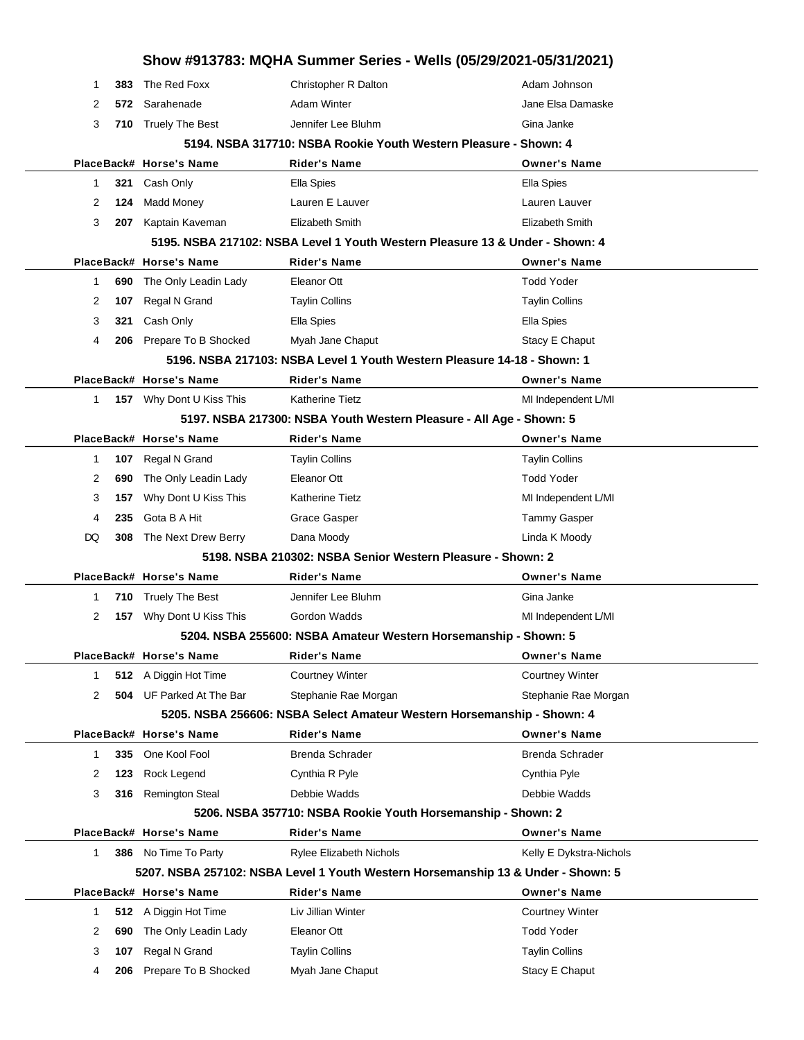# Show #913783: MQHA Summer Series - Wells (05/29/2021-05/31/2021)

| Place | Back# | Horse's Name | Rider's Name | Owner's Name |
|---|---|---|---|---|
| 1 | 383 | The Red Foxx | Christopher R Dalton | Adam Johnson |
| 2 | 572 | Sarahenade | Adam Winter | Jane Elsa Damaske |
| 3 | 710 | Truely The Best | Jennifer Lee Bluhm | Gina Janke |

### 5194. NSBA 317710: NSBA Rookie Youth Western Pleasure - Shown: 4

| Place | Back# | Horse's Name | Rider's Name | Owner's Name |
|---|---|---|---|---|
| 1 | 321 | Cash Only | Ella Spies | Ella Spies |
| 2 | 124 | Madd Money | Lauren E Lauver | Lauren Lauver |
| 3 | 207 | Kaptain Kaveman | Elizabeth Smith | Elizabeth Smith |

### 5195. NSBA 217102: NSBA Level 1 Youth Western Pleasure 13 & Under - Shown: 4

| Place | Back# | Horse's Name | Rider's Name | Owner's Name |
|---|---|---|---|---|
| 1 | 690 | The Only Leadin Lady | Eleanor Ott | Todd Yoder |
| 2 | 107 | Regal N Grand | Taylin Collins | Taylin Collins |
| 3 | 321 | Cash Only | Ella Spies | Ella Spies |
| 4 | 206 | Prepare To B Shocked | Myah Jane Chaput | Stacy E Chaput |

### 5196. NSBA 217103: NSBA Level 1 Youth Western Pleasure 14-18 - Shown: 1

| Place | Back# | Horse's Name | Rider's Name | Owner's Name |
|---|---|---|---|---|
| 1 | 157 | Why Dont U Kiss This | Katherine Tietz | MI Independent L/MI |

### 5197. NSBA 217300: NSBA Youth Western Pleasure - All Age - Shown: 5

| Place | Back# | Horse's Name | Rider's Name | Owner's Name |
|---|---|---|---|---|
| 1 | 107 | Regal N Grand | Taylin Collins | Taylin Collins |
| 2 | 690 | The Only Leadin Lady | Eleanor Ott | Todd Yoder |
| 3 | 157 | Why Dont U Kiss This | Katherine Tietz | MI Independent L/MI |
| 4 | 235 | Gota B A Hit | Grace Gasper | Tammy Gasper |
| DQ | 308 | The Next Drew Berry | Dana Moody | Linda K Moody |

### 5198. NSBA 210302: NSBA Senior Western Pleasure - Shown: 2

| Place | Back# | Horse's Name | Rider's Name | Owner's Name |
|---|---|---|---|---|
| 1 | 710 | Truely The Best | Jennifer Lee Bluhm | Gina Janke |
| 2 | 157 | Why Dont U Kiss This | Gordon Wadds | MI Independent L/MI |

### 5204. NSBA 255600: NSBA Amateur Western Horsemanship - Shown: 5

| Place | Back# | Horse's Name | Rider's Name | Owner's Name |
|---|---|---|---|---|
| 1 | 512 | A Diggin Hot Time | Courtney Winter | Courtney Winter |
| 2 | 504 | UF Parked At The Bar | Stephanie Rae Morgan | Stephanie Rae Morgan |

### 5205. NSBA 256606: NSBA Select Amateur Western Horsemanship - Shown: 4

| Place | Back# | Horse's Name | Rider's Name | Owner's Name |
|---|---|---|---|---|
| 1 | 335 | One Kool Fool | Brenda Schrader | Brenda Schrader |
| 2 | 123 | Rock Legend | Cynthia R Pyle | Cynthia Pyle |
| 3 | 316 | Remington Steal | Debbie Wadds | Debbie Wadds |

### 5206. NSBA 357710: NSBA Rookie Youth Horsemanship - Shown: 2

| Place | Back# | Horse's Name | Rider's Name | Owner's Name |
|---|---|---|---|---|
| 1 | 386 | No Time To Party | Rylee Elizabeth Nichols | Kelly E Dykstra-Nichols |

### 5207. NSBA 257102: NSBA Level 1 Youth Western Horsemanship 13 & Under - Shown: 5

| Place | Back# | Horse's Name | Rider's Name | Owner's Name |
|---|---|---|---|---|
| 1 | 512 | A Diggin Hot Time | Liv Jillian Winter | Courtney Winter |
| 2 | 690 | The Only Leadin Lady | Eleanor Ott | Todd Yoder |
| 3 | 107 | Regal N Grand | Taylin Collins | Taylin Collins |
| 4 | 206 | Prepare To B Shocked | Myah Jane Chaput | Stacy E Chaput |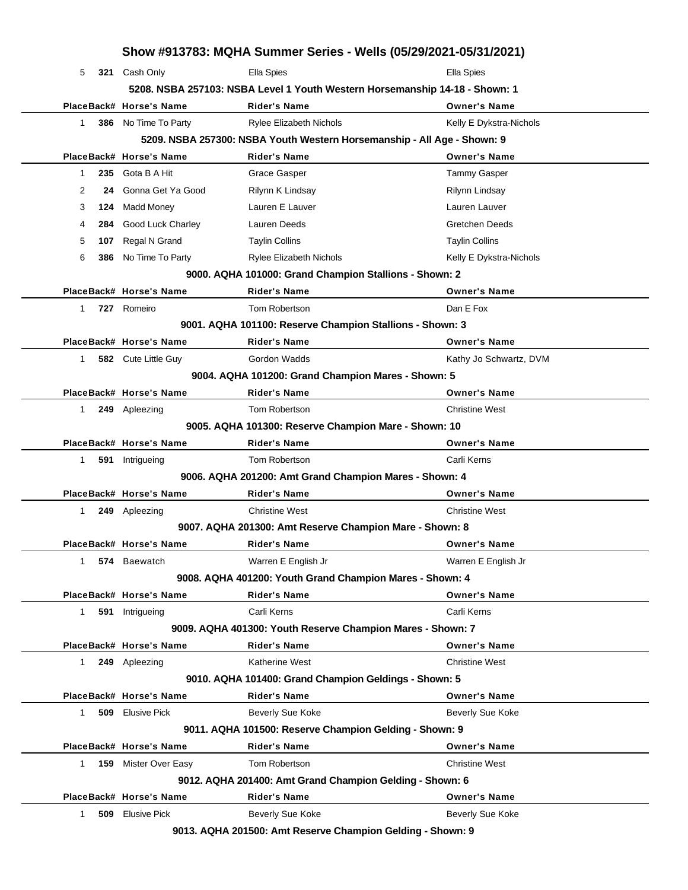## Show #913783: MQHA Summer Series - Wells (05/29/2021-05/31/2021)

| 5 | 321 | Cash Only | Ella Spies | Ella Spies |
|---|---|---|---|---|

### 5208. NSBA 257103: NSBA Level 1 Youth Western Horsemanship 14-18 - Shown: 1

| Place | Back# | Horse's Name | Rider's Name | Owner's Name |
|---|---|---|---|---|
| 1 | 386 | No Time To Party | Rylee Elizabeth Nichols | Kelly E Dykstra-Nichols |

### 5209. NSBA 257300: NSBA Youth Western Horsemanship - All Age - Shown: 9

| Place | Back# | Horse's Name | Rider's Name | Owner's Name |
|---|---|---|---|---|
| 1 | 235 | Gota B A Hit | Grace Gasper | Tammy Gasper |
| 2 | 24 | Gonna Get Ya Good | Rilynn K Lindsay | Rilynn Lindsay |
| 3 | 124 | Madd Money | Lauren E Lauver | Lauren Lauver |
| 4 | 284 | Good Luck Charley | Lauren Deeds | Gretchen Deeds |
| 5 | 107 | Regal N Grand | Taylin Collins | Taylin Collins |
| 6 | 386 | No Time To Party | Rylee Elizabeth Nichols | Kelly E Dykstra-Nichols |

### 9000. AQHA 101000: Grand Champion Stallions - Shown: 2

| Place | Back# | Horse's Name | Rider's Name | Owner's Name |
|---|---|---|---|---|
| 1 | 727 | Romeiro | Tom Robertson | Dan E Fox |

### 9001. AQHA 101100: Reserve Champion Stallions - Shown: 3

| Place | Back# | Horse's Name | Rider's Name | Owner's Name |
|---|---|---|---|---|
| 1 | 582 | Cute Little Guy | Gordon Wadds | Kathy Jo Schwartz, DVM |

### 9004. AQHA 101200: Grand Champion Mares - Shown: 5

| Place | Back# | Horse's Name | Rider's Name | Owner's Name |
|---|---|---|---|---|
| 1 | 249 | Apleezing | Tom Robertson | Christine West |

### 9005. AQHA 101300: Reserve Champion Mare - Shown: 10

| Place | Back# | Horse's Name | Rider's Name | Owner's Name |
|---|---|---|---|---|
| 1 | 591 | Intrigueing | Tom Robertson | Carli Kerns |

### 9006. AQHA 201200: Amt Grand Champion Mares - Shown: 4

| Place | Back# | Horse's Name | Rider's Name | Owner's Name |
|---|---|---|---|---|
| 1 | 249 | Apleezing | Christine West | Christine West |

### 9007. AQHA 201300: Amt Reserve Champion Mare - Shown: 8

| Place | Back# | Horse's Name | Rider's Name | Owner's Name |
|---|---|---|---|---|
| 1 | 574 | Baewatch | Warren E English Jr | Warren E English Jr |

### 9008. AQHA 401200: Youth Grand Champion Mares - Shown: 4

| Place | Back# | Horse's Name | Rider's Name | Owner's Name |
|---|---|---|---|---|
| 1 | 591 | Intrigueing | Carli Kerns | Carli Kerns |

### 9009. AQHA 401300: Youth Reserve Champion Mares - Shown: 7

| Place | Back# | Horse's Name | Rider's Name | Owner's Name |
|---|---|---|---|---|
| 1 | 249 | Apleezing | Katherine West | Christine West |

### 9010. AQHA 101400: Grand Champion Geldings - Shown: 5

| Place | Back# | Horse's Name | Rider's Name | Owner's Name |
|---|---|---|---|---|
| 1 | 509 | Elusive Pick | Beverly Sue Koke | Beverly Sue Koke |

### 9011. AQHA 101500: Reserve Champion Gelding - Shown: 9

| Place | Back# | Horse's Name | Rider's Name | Owner's Name |
|---|---|---|---|---|
| 1 | 159 | Mister Over Easy | Tom Robertson | Christine West |

### 9012. AQHA 201400: Amt Grand Champion Gelding - Shown: 6

| Place | Back# | Horse's Name | Rider's Name | Owner's Name |
|---|---|---|---|---|
| 1 | 509 | Elusive Pick | Beverly Sue Koke | Beverly Sue Koke |

### 9013. AQHA 201500: Amt Reserve Champion Gelding - Shown: 9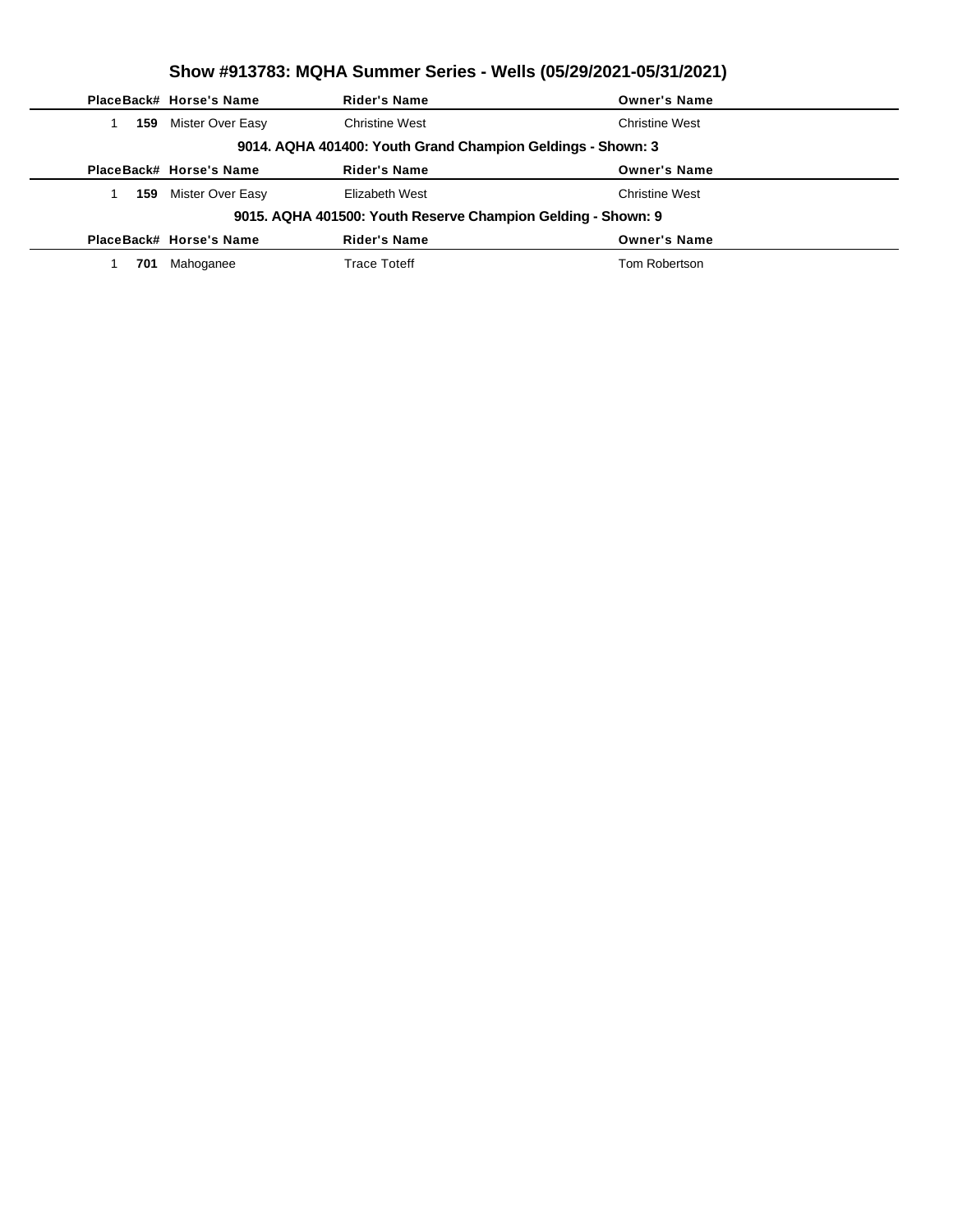# Show #913783: MQHA Summer Series - Wells (05/29/2021-05/31/2021)

| Place | Back# | Horse's Name | Rider's Name | Owner's Name |
|---|---|---|---|---|
| 1 | **159** | Mister Over Easy | Christine West | Christine West |

### 9014. AQHA 401400: Youth Grand Champion Geldings - Shown: 3

| Place | Back# | Horse's Name | Rider's Name | Owner's Name |
|---|---|---|---|---|
| 1 | **159** | Mister Over Easy | Elizabeth West | Christine West |

### 9015. AQHA 401500: Youth Reserve Champion Gelding - Shown: 9

| Place | Back# | Horse's Name | Rider's Name | Owner's Name |
|---|---|---|---|---|
| 1 | **701** | Mahoganee | Trace Toteff | Tom Robertson |